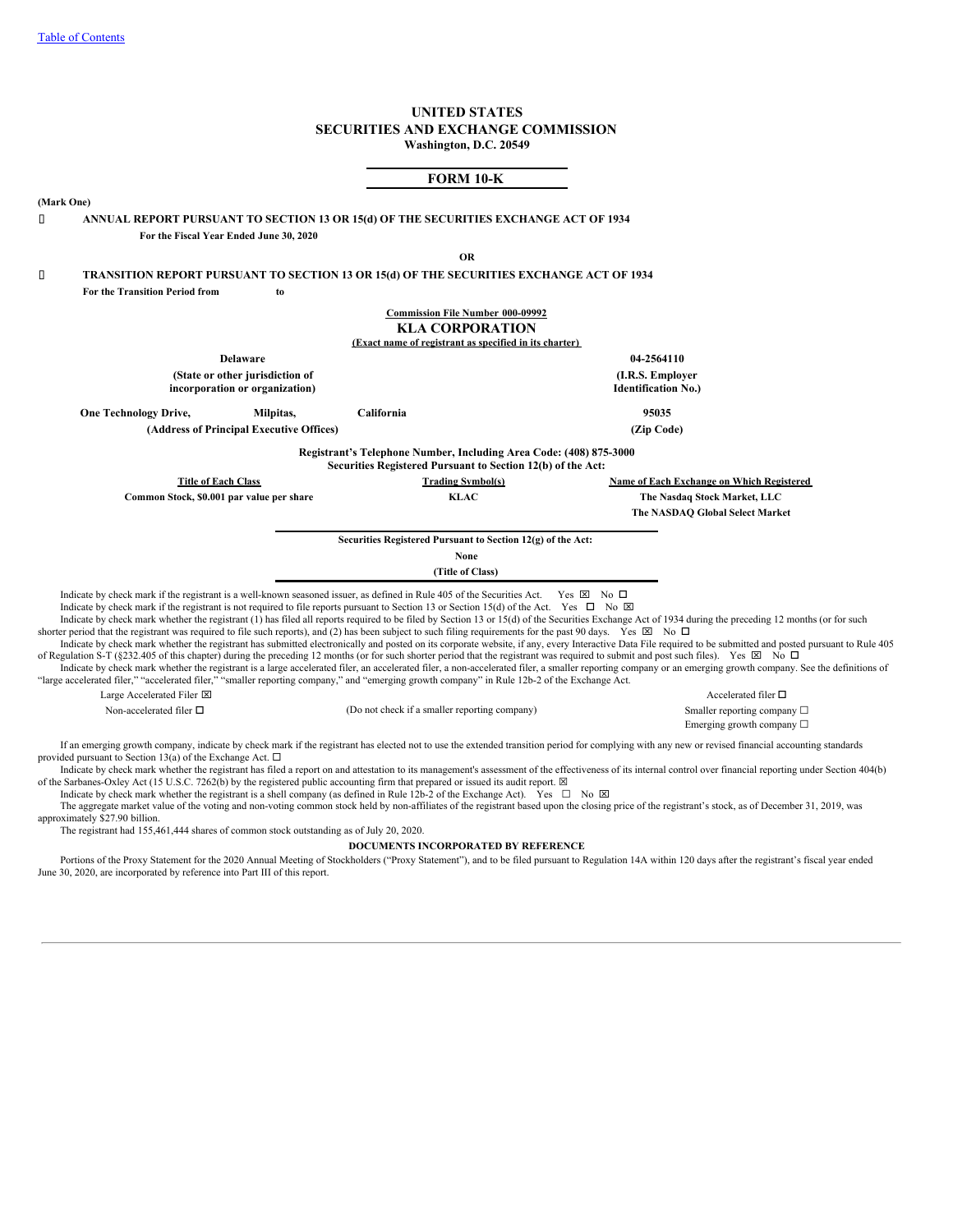[Table of Contents](#)

# UNITED STATES
# SECURITIES AND EXCHANGE COMMISSION
**Washington, D.C. 20549**

## FORM 10-K

**(Mark One)**

☒ **ANNUAL REPORT PURSUANT TO SECTION 13 OR 15(d) OF THE SECURITIES EXCHANGE ACT OF 1934**
**For the Fiscal Year Ended June 30, 2020**

**OR**

☐ **TRANSITION REPORT PURSUANT TO SECTION 13 OR 15(d) OF THE SECURITIES EXCHANGE ACT OF 1934**
**For the Transition Period from to**

**Commission File Number 000-09992**

**KLA CORPORATION**
**(Exact name of registrant as specified in its charter)**

| **Delaware** | **04-2564110** |
|---|---|
| **(State or other jurisdiction of incorporation or organization)** | **(I.R.S. Employer Identification No.)** |
| **One Technology Drive, Milpitas, California** | **95035** |
| **(Address of Principal Executive Offices)** | **(Zip Code)** |

**Registrant's Telephone Number, Including Area Code: (408) 875-3000**
**Securities Registered Pursuant to Section 12(b) of the Act:**

| Title of Each Class | Trading Symbol(s) | Name of Each Exchange on Which Registered |
|---|---|---|
| Common Stock, $0.001 par value per share | KLAC | The Nasdaq Stock Market, LLC |
| | | The NASDAQ Global Select Market |

**Securities Registered Pursuant to Section 12(g) of the Act:**
**None**
**(Title of Class)**

Indicate by check mark if the registrant is a well-known seasoned issuer, as defined in Rule 405 of the Securities Act. Yes ☒ No ☐

Indicate by check mark if the registrant is not required to file reports pursuant to Section 13 or Section 15(d) of the Act. Yes ☐ No ☒

Indicate by check mark whether the registrant (1) has filed all reports required to be filed by Section 13 or 15(d) of the Securities Exchange Act of 1934 during the preceding 12 months (or for such shorter period that the registrant was required to file such reports), and (2) has been subject to such filing requirements for the past 90 days. Yes ☒ No ☐

Indicate by check mark whether the registrant has submitted electronically and posted on its corporate website, if any, every Interactive Data File required to be submitted and posted pursuant to Rule 405 of Regulation S-T (§232.405 of this chapter) during the preceding 12 months (or for such shorter period that the registrant was required to submit and post such files). Yes ☒ No ☐

Indicate by check mark whether the registrant is a large accelerated filer, an accelerated filer, a non-accelerated filer, a smaller reporting company or an emerging growth company. See the definitions of "large accelerated filer," "accelerated filer," "smaller reporting company," and "emerging growth company" in Rule 12b-2 of the Exchange Act.

| | | |
|---|---|---|
| Large Accelerated Filer ☒ | | Accelerated filer ☐ |
| Non-accelerated filer ☐ | (Do not check if a smaller reporting company) | Smaller reporting company ☐ |
| | | Emerging growth company ☐ |

If an emerging growth company, indicate by check mark if the registrant has elected not to use the extended transition period for complying with any new or revised financial accounting standards provided pursuant to Section 13(a) of the Exchange Act. ☐

Indicate by check mark whether the registrant has filed a report on and attestation to its management's assessment of the effectiveness of its internal control over financial reporting under Section 404(b) of the Sarbanes-Oxley Act (15 U.S.C. 7262(b) by the registered public accounting firm that prepared or issued its audit report. ☒

Indicate by check mark whether the registrant is a shell company (as defined in Rule 12b-2 of the Exchange Act). Yes ☐ No ☒

The aggregate market value of the voting and non-voting common stock held by non-affiliates of the registrant based upon the closing price of the registrant's stock, as of December 31, 2019, was approximately $27.90 billion.

The registrant had 155,461,444 shares of common stock outstanding as of July 20, 2020.

**DOCUMENTS INCORPORATED BY REFERENCE**

Portions of the Proxy Statement for the 2020 Annual Meeting of Stockholders ("Proxy Statement"), and to be filed pursuant to Regulation 14A within 120 days after the registrant's fiscal year ended June 30, 2020, are incorporated by reference into Part III of this report.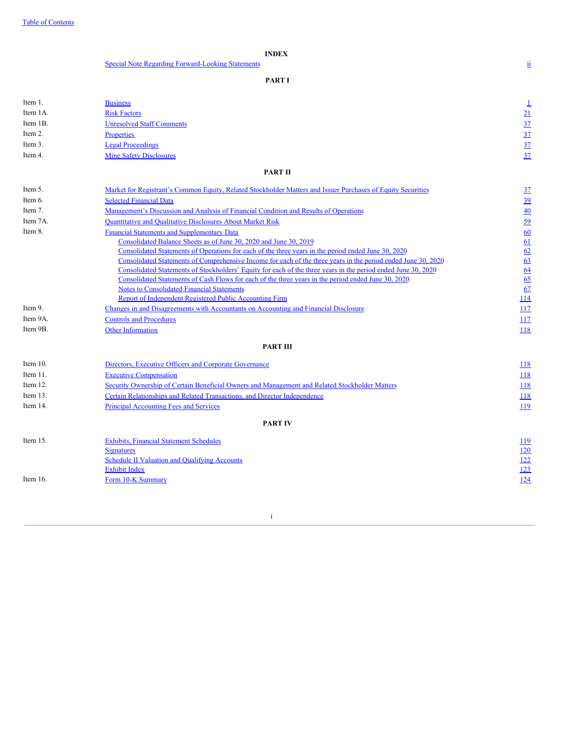# INDEX

| | | |
|---|---|---|
| | Special Note Regarding Forward-Looking Statements | ii |

## PART I

| | | |
|---|---|---|
| Item 1. | Business | 1 |
| Item 1A. | Risk Factors | 21 |
| Item 1B. | Unresolved Staff Comments | 37 |
| Item 2. | Properties | 37 |
| Item 3. | Legal Proceedings | 37 |
| Item 4. | Mine Safety Disclosures | 37 |

## PART II

| | | |
|---|---|---|
| Item 5. | Market for Registrant's Common Equity, Related Stockholder Matters and Issuer Purchases of Equity Securities | 37 |
| Item 6. | Selected Financial Data | 39 |
| Item 7. | Management's Discussion and Analysis of Financial Condition and Results of Operations | 40 |
| Item 7A. | Quantitative and Qualitative Disclosures About Market Risk | 59 |
| Item 8. | Financial Statements and Supplementary Data | 60 |
| | Consolidated Balance Sheets as of June 30, 2020 and June 30, 2019 | 61 |
| | Consolidated Statements of Operations for each of the three years in the period ended June 30, 2020 | 62 |
| | Consolidated Statements of Comprehensive Income for each of the three years in the period ended June 30, 2020 | 63 |
| | Consolidated Statements of Stockholders' Equity for each of the three years in the period ended June 30, 2020 | 64 |
| | Consolidated Statements of Cash Flows for each of the three years in the period ended June 30, 2020 | 65 |
| | Notes to Consolidated Financial Statements | 67 |
| | Report of Independent Registered Public Accounting Firm | 114 |
| Item 9. | Changes in and Disagreements with Accountants on Accounting and Financial Disclosure | 117 |
| Item 9A. | Controls and Procedures | 117 |
| Item 9B. | Other Information | 118 |

## PART III

| | | |
|---|---|---|
| Item 10. | Directors, Executive Officers and Corporate Governance | 118 |
| Item 11. | Executive Compensation | 118 |
| Item 12. | Security Ownership of Certain Beneficial Owners and Management and Related Stockholder Matters | 118 |
| Item 13. | Certain Relationships and Related Transactions, and Director Independence | 118 |
| Item 14. | Principal Accounting Fees and Services | 119 |

## PART IV

| | | |
|---|---|---|
| Item 15. | Exhibits, Financial Statement Schedules | 119 |
| | Signatures | 120 |
| | Schedule II Valuation and Qualifying Accounts | 122 |
| | Exhibit Index | 123 |
| Item 16. | Form 10-K Summary | 124 |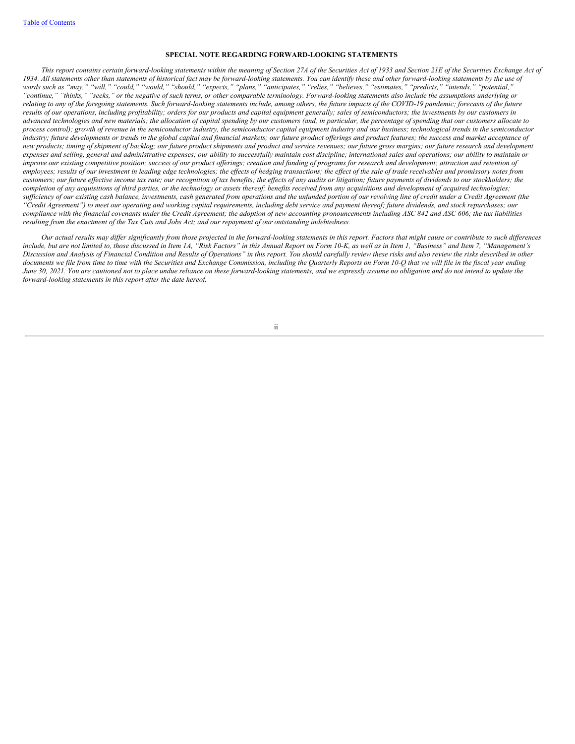[Table of Contents](#)

## SPECIAL NOTE REGARDING FORWARD-LOOKING STATEMENTS

*This report contains certain forward-looking statements within the meaning of Section 27A of the Securities Act of 1933 and Section 21E of the Securities Exchange Act of 1934. All statements other than statements of historical fact may be forward-looking statements. You can identify these and other forward-looking statements by the use of words such as "may," "will," "could," "would," "should," "expects," "plans," "anticipates," "relies," "believes," "estimates," "predicts," "intends," "potential," "continue," "thinks," "seeks," or the negative of such terms, or other comparable terminology. Forward-looking statements also include the assumptions underlying or relating to any of the foregoing statements. Such forward-looking statements include, among others, the future impacts of the COVID-19 pandemic; forecasts of the future results of our operations, including profitability; orders for our products and capital equipment generally; sales of semiconductors; the investments by our customers in advanced technologies and new materials; the allocation of capital spending by our customers (and, in particular, the percentage of spending that our customers allocate to process control); growth of revenue in the semiconductor industry, the semiconductor capital equipment industry and our business; technological trends in the semiconductor industry; future developments or trends in the global capital and financial markets; our future product offerings and product features; the success and market acceptance of new products; timing of shipment of backlog; our future product shipments and product and service revenues; our future gross margins; our future research and development expenses and selling, general and administrative expenses; our ability to successfully maintain cost discipline; international sales and operations; our ability to maintain or improve our existing competitive position; success of our product offerings; creation and funding of programs for research and development; attraction and retention of employees; results of our investment in leading edge technologies; the effects of hedging transactions; the effect of the sale of trade receivables and promissory notes from customers; our future effective income tax rate; our recognition of tax benefits; the effects of any audits or litigation; future payments of dividends to our stockholders; the completion of any acquisitions of third parties, or the technology or assets thereof; benefits received from any acquisitions and development of acquired technologies; sufficiency of our existing cash balance, investments, cash generated from operations and the unfunded portion of our revolving line of credit under a Credit Agreement (the "Credit Agreement") to meet our operating and working capital requirements, including debt service and payment thereof; future dividends, and stock repurchases; our compliance with the financial covenants under the Credit Agreement; the adoption of new accounting pronouncements including ASC 842 and ASC 606; the tax liabilities resulting from the enactment of the Tax Cuts and Jobs Act; and our repayment of our outstanding indebtedness.*

*Our actual results may differ significantly from those projected in the forward-looking statements in this report. Factors that might cause or contribute to such differences include, but are not limited to, those discussed in Item 1A, "Risk Factors" in this Annual Report on Form 10-K, as well as in Item 1, "Business" and Item 7, "Management's Discussion and Analysis of Financial Condition and Results of Operations" in this report. You should carefully review these risks and also review the risks described in other documents we file from time to time with the Securities and Exchange Commission, including the Quarterly Reports on Form 10-Q that we will file in the fiscal year ending June 30, 2021. You are cautioned not to place undue reliance on these forward-looking statements, and we expressly assume no obligation and do not intend to update the forward-looking statements in this report after the date hereof.*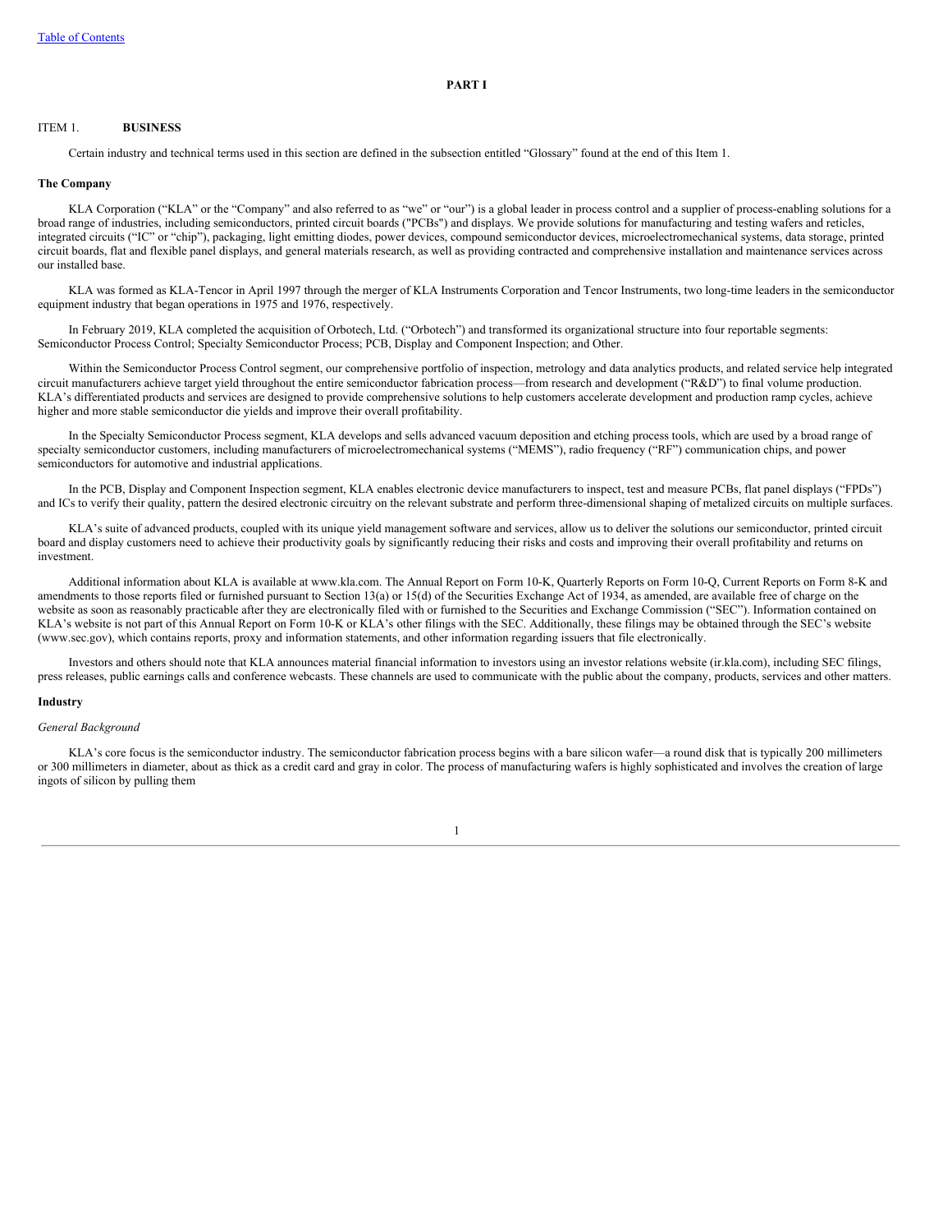**PART I**

## ITEM 1. BUSINESS

Certain industry and technical terms used in this section are defined in the subsection entitled “Glossary” found at the end of this Item 1.

### The Company

KLA Corporation (“KLA” or the “Company” and also referred to as “we” or “our”) is a global leader in process control and a supplier of process-enabling solutions for a broad range of industries, including semiconductors, printed circuit boards ("PCBs") and displays. We provide solutions for manufacturing and testing wafers and reticles, integrated circuits (“IC” or “chip”), packaging, light emitting diodes, power devices, compound semiconductor devices, microelectromechanical systems, data storage, printed circuit boards, flat and flexible panel displays, and general materials research, as well as providing contracted and comprehensive installation and maintenance services across our installed base.

KLA was formed as KLA-Tencor in April 1997 through the merger of KLA Instruments Corporation and Tencor Instruments, two long-time leaders in the semiconductor equipment industry that began operations in 1975 and 1976, respectively.

In February 2019, KLA completed the acquisition of Orbotech, Ltd. (“Orbotech”) and transformed its organizational structure into four reportable segments: Semiconductor Process Control; Specialty Semiconductor Process; PCB, Display and Component Inspection; and Other.

Within the Semiconductor Process Control segment, our comprehensive portfolio of inspection, metrology and data analytics products, and related service help integrated circuit manufacturers achieve target yield throughout the entire semiconductor fabrication process—from research and development (“R&D”) to final volume production. KLA’s differentiated products and services are designed to provide comprehensive solutions to help customers accelerate development and production ramp cycles, achieve higher and more stable semiconductor die yields and improve their overall profitability.

In the Specialty Semiconductor Process segment, KLA develops and sells advanced vacuum deposition and etching process tools, which are used by a broad range of specialty semiconductor customers, including manufacturers of microelectromechanical systems (“MEMS”), radio frequency (“RF”) communication chips, and power semiconductors for automotive and industrial applications.

In the PCB, Display and Component Inspection segment, KLA enables electronic device manufacturers to inspect, test and measure PCBs, flat panel displays (“FPDs”) and ICs to verify their quality, pattern the desired electronic circuitry on the relevant substrate and perform three-dimensional shaping of metalized circuits on multiple surfaces.

KLA’s suite of advanced products, coupled with its unique yield management software and services, allow us to deliver the solutions our semiconductor, printed circuit board and display customers need to achieve their productivity goals by significantly reducing their risks and costs and improving their overall profitability and returns on investment.

Additional information about KLA is available at www.kla.com. The Annual Report on Form 10-K, Quarterly Reports on Form 10-Q, Current Reports on Form 8-K and amendments to those reports filed or furnished pursuant to Section 13(a) or 15(d) of the Securities Exchange Act of 1934, as amended, are available free of charge on the website as soon as reasonably practicable after they are electronically filed with or furnished to the Securities and Exchange Commission (“SEC”). Information contained on KLA’s website is not part of this Annual Report on Form 10-K or KLA’s other filings with the SEC. Additionally, these filings may be obtained through the SEC’s website (www.sec.gov), which contains reports, proxy and information statements, and other information regarding issuers that file electronically.

Investors and others should note that KLA announces material financial information to investors using an investor relations website (ir.kla.com), including SEC filings, press releases, public earnings calls and conference webcasts. These channels are used to communicate with the public about the company, products, services and other matters.

### Industry

*General Background*

KLA’s core focus is the semiconductor industry. The semiconductor fabrication process begins with a bare silicon wafer—a round disk that is typically 200 millimeters or 300 millimeters in diameter, about as thick as a credit card and gray in color. The process of manufacturing wafers is highly sophisticated and involves the creation of large ingots of silicon by pulling them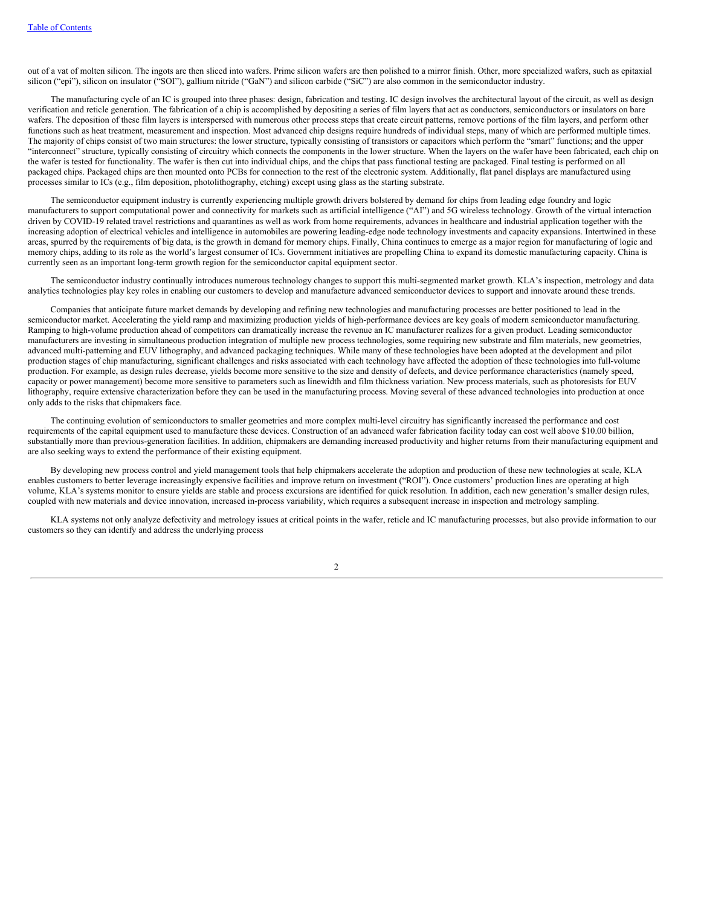out of a vat of molten silicon. The ingots are then sliced into wafers. Prime silicon wafers are then polished to a mirror finish. Other, more specialized wafers, such as epitaxial silicon ("epi"), silicon on insulator ("SOI"), gallium nitride ("GaN") and silicon carbide ("SiC") are also common in the semiconductor industry.

The manufacturing cycle of an IC is grouped into three phases: design, fabrication and testing. IC design involves the architectural layout of the circuit, as well as design verification and reticle generation. The fabrication of a chip is accomplished by depositing a series of film layers that act as conductors, semiconductors or insulators on bare wafers. The deposition of these film layers is interspersed with numerous other process steps that create circuit patterns, remove portions of the film layers, and perform other functions such as heat treatment, measurement and inspection. Most advanced chip designs require hundreds of individual steps, many of which are performed multiple times. The majority of chips consist of two main structures: the lower structure, typically consisting of transistors or capacitors which perform the "smart" functions; and the upper "interconnect" structure, typically consisting of circuitry which connects the components in the lower structure. When the layers on the wafer have been fabricated, each chip on the wafer is tested for functionality. The wafer is then cut into individual chips, and the chips that pass functional testing are packaged. Final testing is performed on all packaged chips. Packaged chips are then mounted onto PCBs for connection to the rest of the electronic system. Additionally, flat panel displays are manufactured using processes similar to ICs (e.g., film deposition, photolithography, etching) except using glass as the starting substrate.

The semiconductor equipment industry is currently experiencing multiple growth drivers bolstered by demand for chips from leading edge foundry and logic manufacturers to support computational power and connectivity for markets such as artificial intelligence ("AI") and 5G wireless technology. Growth of the virtual interaction driven by COVID-19 related travel restrictions and quarantines as well as work from home requirements, advances in healthcare and industrial application together with the increasing adoption of electrical vehicles and intelligence in automobiles are powering leading-edge node technology investments and capacity expansions. Intertwined in these areas, spurred by the requirements of big data, is the growth in demand for memory chips. Finally, China continues to emerge as a major region for manufacturing of logic and memory chips, adding to its role as the world's largest consumer of ICs. Government initiatives are propelling China to expand its domestic manufacturing capacity. China is currently seen as an important long-term growth region for the semiconductor capital equipment sector.

The semiconductor industry continually introduces numerous technology changes to support this multi-segmented market growth. KLA's inspection, metrology and data analytics technologies play key roles in enabling our customers to develop and manufacture advanced semiconductor devices to support and innovate around these trends.

Companies that anticipate future market demands by developing and refining new technologies and manufacturing processes are better positioned to lead in the semiconductor market. Accelerating the yield ramp and maximizing production yields of high-performance devices are key goals of modern semiconductor manufacturing. Ramping to high-volume production ahead of competitors can dramatically increase the revenue an IC manufacturer realizes for a given product. Leading semiconductor manufacturers are investing in simultaneous production integration of multiple new process technologies, some requiring new substrate and film materials, new geometries, advanced multi-patterning and EUV lithography, and advanced packaging techniques. While many of these technologies have been adopted at the development and pilot production stages of chip manufacturing, significant challenges and risks associated with each technology have affected the adoption of these technologies into full-volume production. For example, as design rules decrease, yields become more sensitive to the size and density of defects, and device performance characteristics (namely speed, capacity or power management) become more sensitive to parameters such as linewidth and film thickness variation. New process materials, such as photoresists for EUV lithography, require extensive characterization before they can be used in the manufacturing process. Moving several of these advanced technologies into production at once only adds to the risks that chipmakers face.

The continuing evolution of semiconductors to smaller geometries and more complex multi-level circuitry has significantly increased the performance and cost requirements of the capital equipment used to manufacture these devices. Construction of an advanced wafer fabrication facility today can cost well above $10.00 billion, substantially more than previous-generation facilities. In addition, chipmakers are demanding increased productivity and higher returns from their manufacturing equipment and are also seeking ways to extend the performance of their existing equipment.

By developing new process control and yield management tools that help chipmakers accelerate the adoption and production of these new technologies at scale, KLA enables customers to better leverage increasingly expensive facilities and improve return on investment ("ROI"). Once customers' production lines are operating at high volume, KLA's systems monitor to ensure yields are stable and process excursions are identified for quick resolution. In addition, each new generation's smaller design rules, coupled with new materials and device innovation, increased in-process variability, which requires a subsequent increase in inspection and metrology sampling.

KLA systems not only analyze defectivity and metrology issues at critical points in the wafer, reticle and IC manufacturing processes, but also provide information to our customers so they can identify and address the underlying process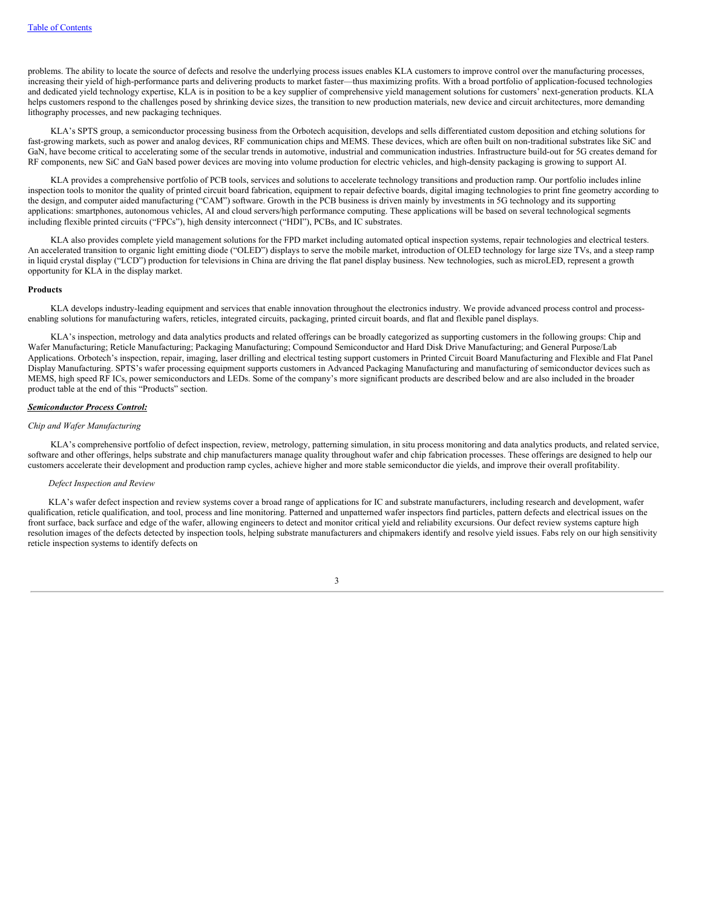problems. The ability to locate the source of defects and resolve the underlying process issues enables KLA customers to improve control over the manufacturing processes, increasing their yield of high-performance parts and delivering products to market faster—thus maximizing profits. With a broad portfolio of application-focused technologies and dedicated yield technology expertise, KLA is in position to be a key supplier of comprehensive yield management solutions for customers' next-generation products. KLA helps customers respond to the challenges posed by shrinking device sizes, the transition to new production materials, new device and circuit architectures, more demanding lithography processes, and new packaging techniques.

KLA's SPTS group, a semiconductor processing business from the Orbotech acquisition, develops and sells differentiated custom deposition and etching solutions for fast-growing markets, such as power and analog devices, RF communication chips and MEMS. These devices, which are often built on non-traditional substrates like SiC and GaN, have become critical to accelerating some of the secular trends in automotive, industrial and communication industries. Infrastructure build-out for 5G creates demand for RF components, new SiC and GaN based power devices are moving into volume production for electric vehicles, and high-density packaging is growing to support AI.

KLA provides a comprehensive portfolio of PCB tools, services and solutions to accelerate technology transitions and production ramp. Our portfolio includes inline inspection tools to monitor the quality of printed circuit board fabrication, equipment to repair defective boards, digital imaging technologies to print fine geometry according to the design, and computer aided manufacturing ("CAM") software. Growth in the PCB business is driven mainly by investments in 5G technology and its supporting applications: smartphones, autonomous vehicles, AI and cloud servers/high performance computing. These applications will be based on several technological segments including flexible printed circuits ("FPCs"), high density interconnect ("HDI"), PCBs, and IC substrates.

KLA also provides complete yield management solutions for the FPD market including automated optical inspection systems, repair technologies and electrical testers. An accelerated transition to organic light emitting diode ("OLED") displays to serve the mobile market, introduction of OLED technology for large size TVs, and a steep ramp in liquid crystal display ("LCD") production for televisions in China are driving the flat panel display business. New technologies, such as microLED, represent a growth opportunity for KLA in the display market.

**Products**

KLA develops industry-leading equipment and services that enable innovation throughout the electronics industry. We provide advanced process control and process-enabling solutions for manufacturing wafers, reticles, integrated circuits, packaging, printed circuit boards, and flat and flexible panel displays.

KLA's inspection, metrology and data analytics products and related offerings can be broadly categorized as supporting customers in the following groups: Chip and Wafer Manufacturing; Reticle Manufacturing; Packaging Manufacturing; Compound Semiconductor and Hard Disk Drive Manufacturing; and General Purpose/Lab Applications. Orbotech's inspection, repair, imaging, laser drilling and electrical testing support customers in Printed Circuit Board Manufacturing and Flexible and Flat Panel Display Manufacturing. SPTS's wafer processing equipment supports customers in Advanced Packaging Manufacturing and manufacturing of semiconductor devices such as MEMS, high speed RF ICs, power semiconductors and LEDs. Some of the company's more significant products are described below and are also included in the broader product table at the end of this "Products" section.

***Semiconductor Process Control:***

*Chip and Wafer Manufacturing*

KLA's comprehensive portfolio of defect inspection, review, metrology, patterning simulation, in situ process monitoring and data analytics products, and related service, software and other offerings, helps substrate and chip manufacturers manage quality throughout wafer and chip fabrication processes. These offerings are designed to help our customers accelerate their development and production ramp cycles, achieve higher and more stable semiconductor die yields, and improve their overall profitability.

*Defect Inspection and Review*

KLA's wafer defect inspection and review systems cover a broad range of applications for IC and substrate manufacturers, including research and development, wafer qualification, reticle qualification, and tool, process and line monitoring. Patterned and unpatterned wafer inspectors find particles, pattern defects and electrical issues on the front surface, back surface and edge of the wafer, allowing engineers to detect and monitor critical yield and reliability excursions. Our defect review systems capture high resolution images of the defects detected by inspection tools, helping substrate manufacturers and chipmakers identify and resolve yield issues. Fabs rely on our high sensitivity reticle inspection systems to identify defects on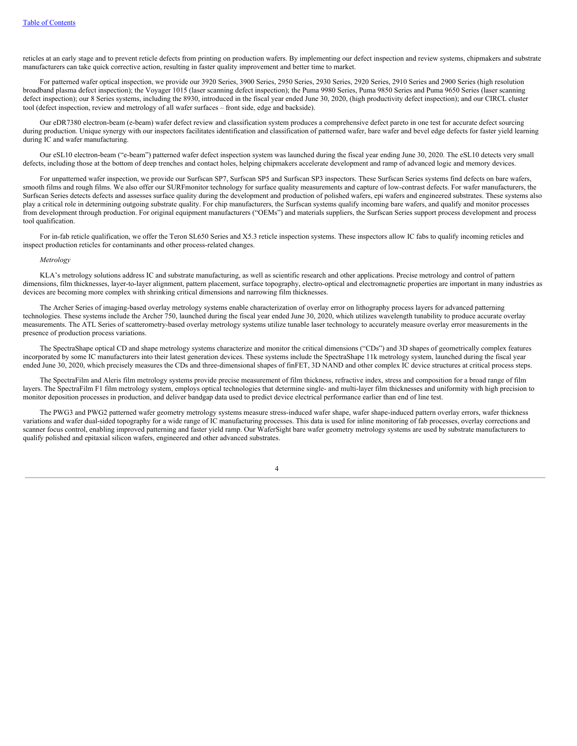reticles at an early stage and to prevent reticle defects from printing on production wafers. By implementing our defect inspection and review systems, chipmakers and substrate manufacturers can take quick corrective action, resulting in faster quality improvement and better time to market.

For patterned wafer optical inspection, we provide our 3920 Series, 3900 Series, 2950 Series, 2930 Series, 2920 Series, 2910 Series and 2900 Series (high resolution broadband plasma defect inspection); the Voyager 1015 (laser scanning defect inspection); the Puma 9980 Series, Puma 9850 Series and Puma 9650 Series (laser scanning defect inspection); our 8 Series systems, including the 8930, introduced in the fiscal year ended June 30, 2020, (high productivity defect inspection); and our CIRCL cluster tool (defect inspection, review and metrology of all wafer surfaces – front side, edge and backside).

Our eDR7380 electron-beam (e-beam) wafer defect review and classification system produces a comprehensive defect pareto in one test for accurate defect sourcing during production. Unique synergy with our inspectors facilitates identification and classification of patterned wafer, bare wafer and bevel edge defects for faster yield learning during IC and wafer manufacturing.

Our eSL10 electron-beam ("e-beam") patterned wafer defect inspection system was launched during the fiscal year ending June 30, 2020. The eSL10 detects very small defects, including those at the bottom of deep trenches and contact holes, helping chipmakers accelerate development and ramp of advanced logic and memory devices.

For unpatterned wafer inspection, we provide our Surfscan SP7, Surfscan SP5 and Surfscan SP3 inspectors. These Surfscan Series systems find defects on bare wafers, smooth films and rough films. We also offer our SURFmonitor technology for surface quality measurements and capture of low-contrast defects. For wafer manufacturers, the Surfscan Series detects defects and assesses surface quality during the development and production of polished wafers, epi wafers and engineered substrates. These systems also play a critical role in determining outgoing substrate quality. For chip manufacturers, the Surfscan systems qualify incoming bare wafers, and qualify and monitor processes from development through production. For original equipment manufacturers ("OEMs") and materials suppliers, the Surfscan Series support process development and process tool qualification.

For in-fab reticle qualification, we offer the Teron SL650 Series and X5.3 reticle inspection systems. These inspectors allow IC fabs to qualify incoming reticles and inspect production reticles for contaminants and other process-related changes.

*Metrology*

KLA's metrology solutions address IC and substrate manufacturing, as well as scientific research and other applications. Precise metrology and control of pattern dimensions, film thicknesses, layer-to-layer alignment, pattern placement, surface topography, electro-optical and electromagnetic properties are important in many industries as devices are becoming more complex with shrinking critical dimensions and narrowing film thicknesses.

The Archer Series of imaging-based overlay metrology systems enable characterization of overlay error on lithography process layers for advanced patterning technologies. These systems include the Archer 750, launched during the fiscal year ended June 30, 2020, which utilizes wavelength tunability to produce accurate overlay measurements. The ATL Series of scatterometry-based overlay metrology systems utilize tunable laser technology to accurately measure overlay error measurements in the presence of production process variations.

The SpectraShape optical CD and shape metrology systems characterize and monitor the critical dimensions ("CDs") and 3D shapes of geometrically complex features incorporated by some IC manufacturers into their latest generation devices. These systems include the SpectraShape 11k metrology system, launched during the fiscal year ended June 30, 2020, which precisely measures the CDs and three-dimensional shapes of finFET, 3D NAND and other complex IC device structures at critical process steps.

The SpectraFilm and Aleris film metrology systems provide precise measurement of film thickness, refractive index, stress and composition for a broad range of film layers. The SpectraFilm F1 film metrology system, employs optical technologies that determine single- and multi-layer film thicknesses and uniformity with high precision to monitor deposition processes in production, and deliver bandgap data used to predict device electrical performance earlier than end of line test.

The PWG3 and PWG2 patterned wafer geometry metrology systems measure stress-induced wafer shape, wafer shape-induced pattern overlay errors, wafer thickness variations and wafer dual-sided topography for a wide range of IC manufacturing processes. This data is used for inline monitoring of fab processes, overlay corrections and scanner focus control, enabling improved patterning and faster yield ramp. Our WaferSight bare wafer geometry metrology systems are used by substrate manufacturers to qualify polished and epitaxial silicon wafers, engineered and other advanced substrates.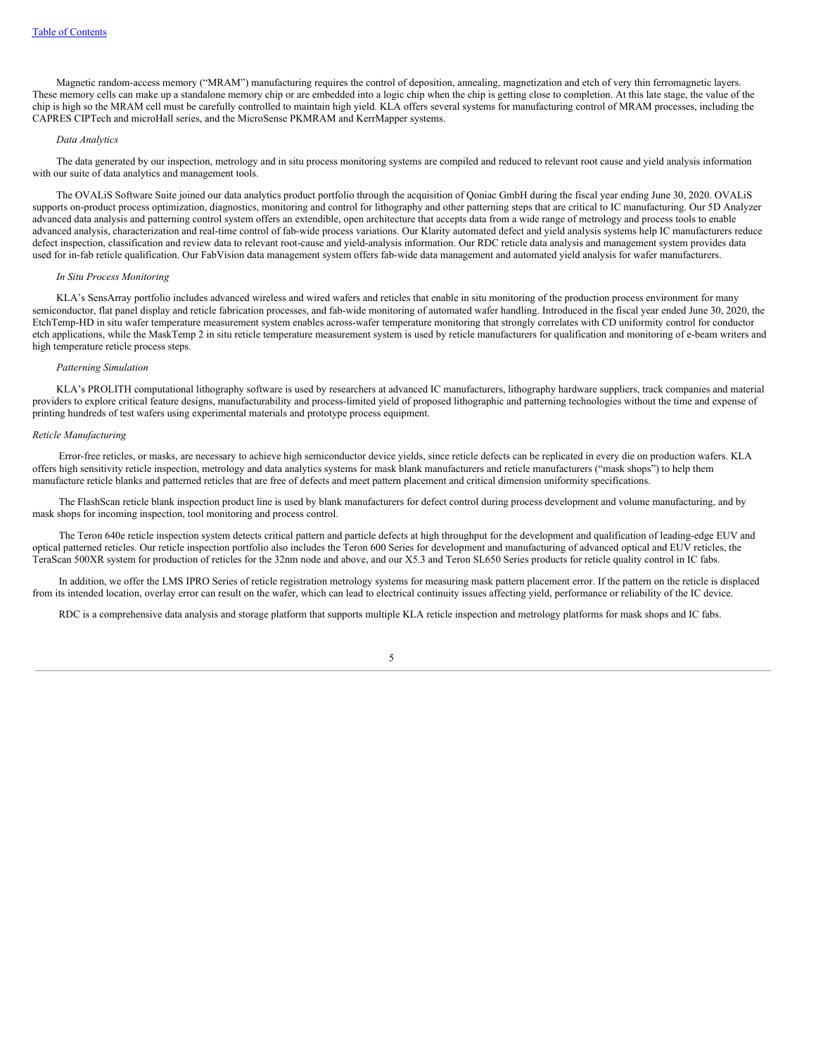Magnetic random-access memory ("MRAM") manufacturing requires the control of deposition, annealing, magnetization and etch of very thin ferromagnetic layers. These memory cells can make up a standalone memory chip or are embedded into a logic chip when the chip is getting close to completion. At this late stage, the value of the chip is high so the MRAM cell must be carefully controlled to maintain high yield. KLA offers several systems for manufacturing control of MRAM processes, including the CAPRES CIPTech and microHall series, and the MicroSense PKMRAM and KerrMapper systems.

*Data Analytics*

The data generated by our inspection, metrology and in situ process monitoring systems are compiled and reduced to relevant root cause and yield analysis information with our suite of data analytics and management tools.

The OVALiS Software Suite joined our data analytics product portfolio through the acquisition of Qoniac GmbH during the fiscal year ending June 30, 2020. OVALiS supports on-product process optimization, diagnostics, monitoring and control for lithography and other patterning steps that are critical to IC manufacturing. Our 5D Analyzer advanced data analysis and patterning control system offers an extendible, open architecture that accepts data from a wide range of metrology and process tools to enable advanced analysis, characterization and real-time control of fab-wide process variations. Our Klarity automated defect and yield analysis systems help IC manufacturers reduce defect inspection, classification and review data to relevant root-cause and yield-analysis information. Our RDC reticle data analysis and management system provides data used for in-fab reticle qualification. Our FabVision data management system offers fab-wide data management and automated yield analysis for wafer manufacturers.

*In Situ Process Monitoring*

KLA's SensArray portfolio includes advanced wireless and wired wafers and reticles that enable in situ monitoring of the production process environment for many semiconductor, flat panel display and reticle fabrication processes, and fab-wide monitoring of automated wafer handling. Introduced in the fiscal year ended June 30, 2020, the EtchTemp-HD in situ wafer temperature measurement system enables across-wafer temperature monitoring that strongly correlates with CD uniformity control for conductor etch applications, while the MaskTemp 2 in situ reticle temperature measurement system is used by reticle manufacturers for qualification and monitoring of e-beam writers and high temperature reticle process steps.

*Patterning Simulation*

KLA's PROLITH computational lithography software is used by researchers at advanced IC manufacturers, lithography hardware suppliers, track companies and material providers to explore critical feature designs, manufacturability and process-limited yield of proposed lithographic and patterning technologies without the time and expense of printing hundreds of test wafers using experimental materials and prototype process equipment.

*Reticle Manufacturing*

Error-free reticles, or masks, are necessary to achieve high semiconductor device yields, since reticle defects can be replicated in every die on production wafers. KLA offers high sensitivity reticle inspection, metrology and data analytics systems for mask blank manufacturers and reticle manufacturers ("mask shops") to help them manufacture reticle blanks and patterned reticles that are free of defects and meet pattern placement and critical dimension uniformity specifications.

The FlashScan reticle blank inspection product line is used by blank manufacturers for defect control during process development and volume manufacturing, and by mask shops for incoming inspection, tool monitoring and process control.

The Teron 640e reticle inspection system detects critical pattern and particle defects at high throughput for the development and qualification of leading-edge EUV and optical patterned reticles. Our reticle inspection portfolio also includes the Teron 600 Series for development and manufacturing of advanced optical and EUV reticles, the TeraScan 500XR system for production of reticles for the 32nm node and above, and our X5.3 and Teron SL650 Series products for reticle quality control in IC fabs.

In addition, we offer the LMS IPRO Series of reticle registration metrology systems for measuring mask pattern placement error. If the pattern on the reticle is displaced from its intended location, overlay error can result on the wafer, which can lead to electrical continuity issues affecting yield, performance or reliability of the IC device.

RDC is a comprehensive data analysis and storage platform that supports multiple KLA reticle inspection and metrology platforms for mask shops and IC fabs.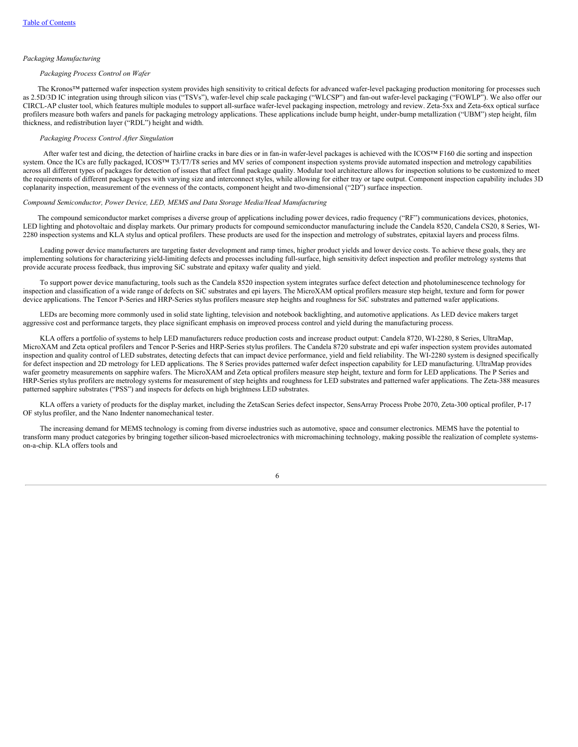*Packaging Manufacturing*

*Packaging Process Control on Wafer*

The Kronos™ patterned wafer inspection system provides high sensitivity to critical defects for advanced wafer-level packaging production monitoring for processes such as 2.5D/3D IC integration using through silicon vias ("TSVs"), wafer-level chip scale packaging ("WLCSP") and fan-out wafer-level packaging ("FOWLP"). We also offer our CIRCL-AP cluster tool, which features multiple modules to support all-surface wafer-level packaging inspection, metrology and review. Zeta-5xx and Zeta-6xx optical surface profilers measure both wafers and panels for packaging metrology applications. These applications include bump height, under-bump metallization ("UBM") step height, film thickness, and redistribution layer ("RDL") height and width.

*Packaging Process Control After Singulation*

After wafer test and dicing, the detection of hairline cracks in bare dies or in fan-in wafer-level packages is achieved with the ICOS™ F160 die sorting and inspection system. Once the ICs are fully packaged, ICOS™ T3/T7/T8 series and MV series of component inspection systems provide automated inspection and metrology capabilities across all different types of packages for detection of issues that affect final package quality. Modular tool architecture allows for inspection solutions to be customized to meet the requirements of different package types with varying size and interconnect styles, while allowing for either tray or tape output. Component inspection capability includes 3D coplanarity inspection, measurement of the evenness of the contacts, component height and two-dimensional ("2D") surface inspection.

*Compound Semiconductor, Power Device, LED, MEMS and Data Storage Media/Head Manufacturing*

The compound semiconductor market comprises a diverse group of applications including power devices, radio frequency ("RF") communications devices, photonics, LED lighting and photovoltaic and display markets. Our primary products for compound semiconductor manufacturing include the Candela 8520, Candela CS20, 8 Series, WI-2280 inspection systems and KLA stylus and optical profilers. These products are used for the inspection and metrology of substrates, epitaxial layers and process films.

Leading power device manufacturers are targeting faster development and ramp times, higher product yields and lower device costs. To achieve these goals, they are implementing solutions for characterizing yield-limiting defects and processes including full-surface, high sensitivity defect inspection and profiler metrology systems that provide accurate process feedback, thus improving SiC substrate and epitaxy wafer quality and yield.

To support power device manufacturing, tools such as the Candela 8520 inspection system integrates surface defect detection and photoluminescence technology for inspection and classification of a wide range of defects on SiC substrates and epi layers. The MicroXAM optical profilers measure step height, texture and form for power device applications. The Tencor P-Series and HRP-Series stylus profilers measure step heights and roughness for SiC substrates and patterned wafer applications.

LEDs are becoming more commonly used in solid state lighting, television and notebook backlighting, and automotive applications. As LED device makers target aggressive cost and performance targets, they place significant emphasis on improved process control and yield during the manufacturing process.

KLA offers a portfolio of systems to help LED manufacturers reduce production costs and increase product output: Candela 8720, WI-2280, 8 Series, UltraMap, MicroXAM and Zeta optical profilers and Tencor P-Series and HRP-Series stylus profilers. The Candela 8720 substrate and epi wafer inspection system provides automated inspection and quality control of LED substrates, detecting defects that can impact device performance, yield and field reliability. The WI-2280 system is designed specifically for defect inspection and 2D metrology for LED applications. The 8 Series provides patterned wafer defect inspection capability for LED manufacturing. UltraMap provides wafer geometry measurements on sapphire wafers. The MicroXAM and Zeta optical profilers measure step height, texture and form for LED applications. The P Series and HRP-Series stylus profilers are metrology systems for measurement of step heights and roughness for LED substrates and patterned wafer applications. The Zeta-388 measures patterned sapphire substrates ("PSS") and inspects for defects on high brightness LED substrates.

KLA offers a variety of products for the display market, including the ZetaScan Series defect inspector, SensArray Process Probe 2070, Zeta-300 optical profiler, P-17 OF stylus profiler, and the Nano Indenter nanomechanical tester.

The increasing demand for MEMS technology is coming from diverse industries such as automotive, space and consumer electronics. MEMS have the potential to transform many product categories by bringing together silicon-based microelectronics with micromachining technology, making possible the realization of complete systems-on-a-chip. KLA offers tools and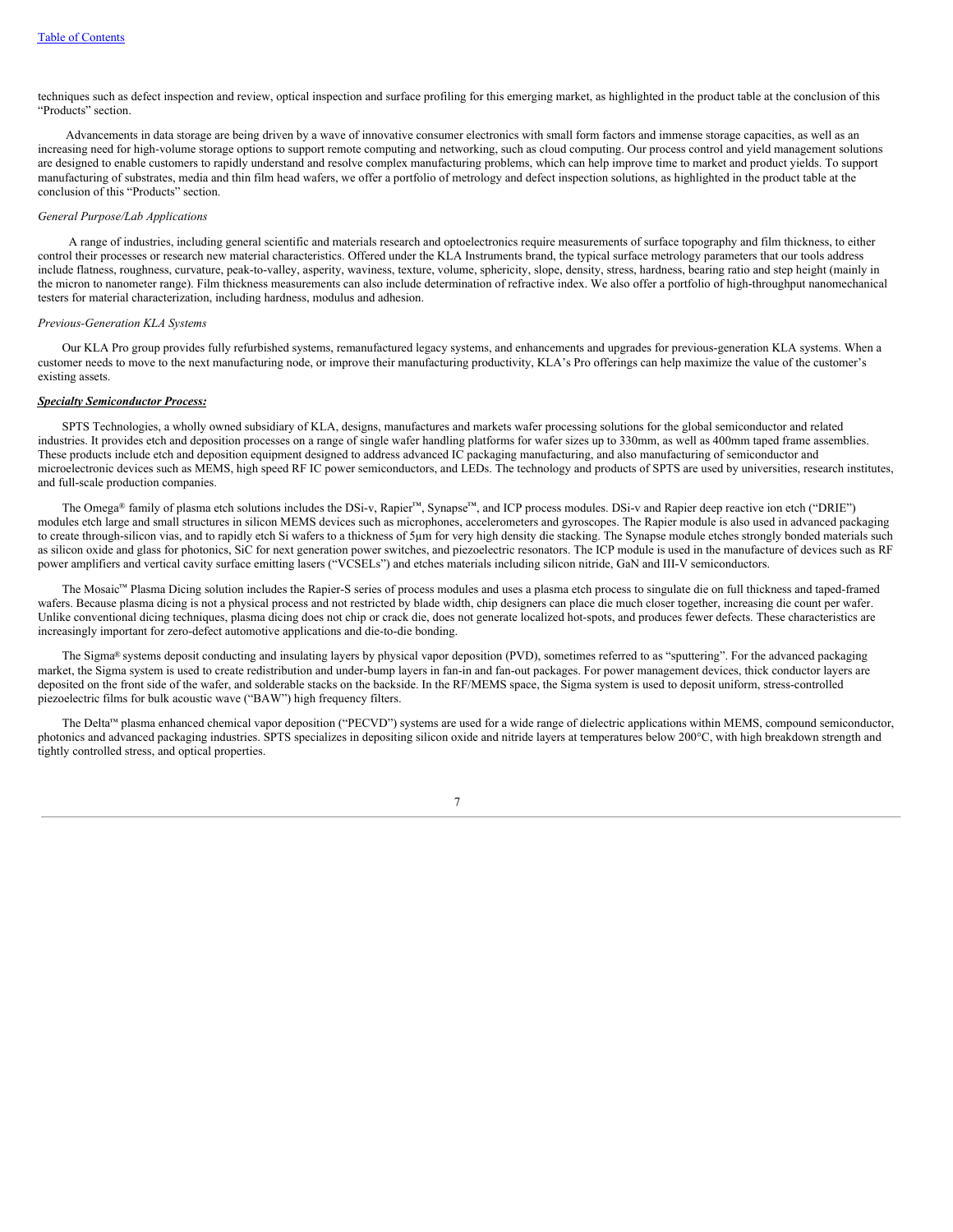techniques such as defect inspection and review, optical inspection and surface profiling for this emerging market, as highlighted in the product table at the conclusion of this "Products" section.

Advancements in data storage are being driven by a wave of innovative consumer electronics with small form factors and immense storage capacities, as well as an increasing need for high-volume storage options to support remote computing and networking, such as cloud computing. Our process control and yield management solutions are designed to enable customers to rapidly understand and resolve complex manufacturing problems, which can help improve time to market and product yields. To support manufacturing of substrates, media and thin film head wafers, we offer a portfolio of metrology and defect inspection solutions, as highlighted in the product table at the conclusion of this "Products" section.

*General Purpose/Lab Applications*

A range of industries, including general scientific and materials research and optoelectronics require measurements of surface topography and film thickness, to either control their processes or research new material characteristics. Offered under the KLA Instruments brand, the typical surface metrology parameters that our tools address include flatness, roughness, curvature, peak-to-valley, asperity, waviness, texture, volume, sphericity, slope, density, stress, hardness, bearing ratio and step height (mainly in the micron to nanometer range). Film thickness measurements can also include determination of refractive index. We also offer a portfolio of high-throughput nanomechanical testers for material characterization, including hardness, modulus and adhesion.

*Previous-Generation KLA Systems*

Our KLA Pro group provides fully refurbished systems, remanufactured legacy systems, and enhancements and upgrades for previous-generation KLA systems. When a customer needs to move to the next manufacturing node, or improve their manufacturing productivity, KLA's Pro offerings can help maximize the value of the customer's existing assets.

***Specialty Semiconductor Process:***

SPTS Technologies, a wholly owned subsidiary of KLA, designs, manufactures and markets wafer processing solutions for the global semiconductor and related industries. It provides etch and deposition processes on a range of single wafer handling platforms for wafer sizes up to 330mm, as well as 400mm taped frame assemblies. These products include etch and deposition equipment designed to address advanced IC packaging manufacturing, and also manufacturing of semiconductor and microelectronic devices such as MEMS, high speed RF IC power semiconductors, and LEDs. The technology and products of SPTS are used by universities, research institutes, and full-scale production companies.

The Omega® family of plasma etch solutions includes the DSi-v, Rapier™, Synapse™, and ICP process modules. DSi-v and Rapier deep reactive ion etch ("DRIE") modules etch large and small structures in silicon MEMS devices such as microphones, accelerometers and gyroscopes. The Rapier module is also used in advanced packaging to create through-silicon vias, and to rapidly etch Si wafers to a thickness of 5µm for very high density die stacking. The Synapse module etches strongly bonded materials such as silicon oxide and glass for photonics, SiC for next generation power switches, and piezoelectric resonators. The ICP module is used in the manufacture of devices such as RF power amplifiers and vertical cavity surface emitting lasers ("VCSELs") and etches materials including silicon nitride, GaN and III-V semiconductors.

The Mosaic™ Plasma Dicing solution includes the Rapier-S series of process modules and uses a plasma etch process to singulate die on full thickness and taped-framed wafers. Because plasma dicing is not a physical process and not restricted by blade width, chip designers can place die much closer together, increasing die count per wafer. Unlike conventional dicing techniques, plasma dicing does not chip or crack die, does not generate localized hot-spots, and produces fewer defects. These characteristics are increasingly important for zero-defect automotive applications and die-to-die bonding.

The Sigma® systems deposit conducting and insulating layers by physical vapor deposition (PVD), sometimes referred to as "sputtering". For the advanced packaging market, the Sigma system is used to create redistribution and under-bump layers in fan-in and fan-out packages. For power management devices, thick conductor layers are deposited on the front side of the wafer, and solderable stacks on the backside. In the RF/MEMS space, the Sigma system is used to deposit uniform, stress-controlled piezoelectric films for bulk acoustic wave ("BAW") high frequency filters.

The Delta™ plasma enhanced chemical vapor deposition ("PECVD") systems are used for a wide range of dielectric applications within MEMS, compound semiconductor, photonics and advanced packaging industries. SPTS specializes in depositing silicon oxide and nitride layers at temperatures below 200°C, with high breakdown strength and tightly controlled stress, and optical properties.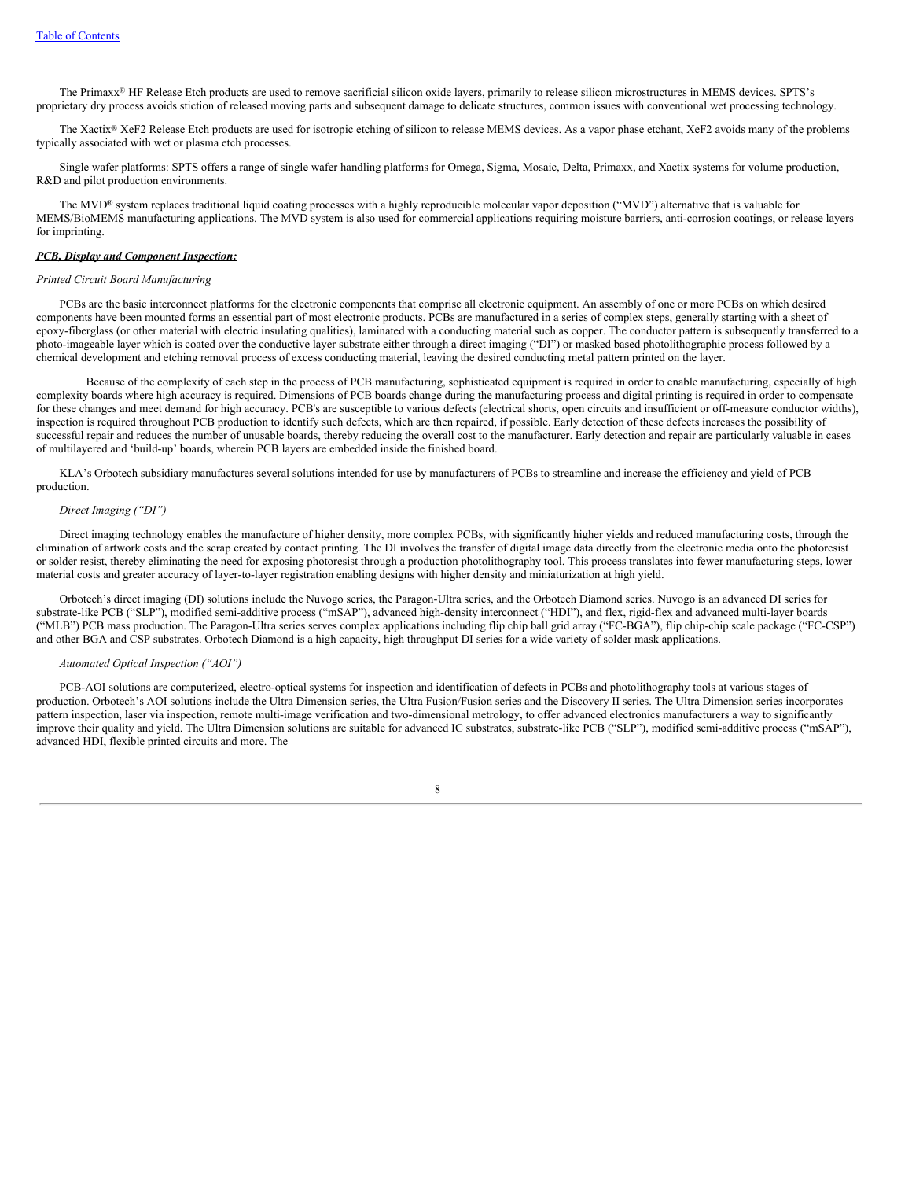The Primaxx® HF Release Etch products are used to remove sacrificial silicon oxide layers, primarily to release silicon microstructures in MEMS devices. SPTS's proprietary dry process avoids stiction of released moving parts and subsequent damage to delicate structures, common issues with conventional wet processing technology.

The Xactix® XeF2 Release Etch products are used for isotropic etching of silicon to release MEMS devices. As a vapor phase etchant, XeF2 avoids many of the problems typically associated with wet or plasma etch processes.

Single wafer platforms: SPTS offers a range of single wafer handling platforms for Omega, Sigma, Mosaic, Delta, Primaxx, and Xactix systems for volume production, R&D and pilot production environments.

The MVD® system replaces traditional liquid coating processes with a highly reproducible molecular vapor deposition ("MVD") alternative that is valuable for MEMS/BioMEMS manufacturing applications. The MVD system is also used for commercial applications requiring moisture barriers, anti-corrosion coatings, or release layers for imprinting.

***PCB, Display and Component Inspection:***

*Printed Circuit Board Manufacturing*

PCBs are the basic interconnect platforms for the electronic components that comprise all electronic equipment. An assembly of one or more PCBs on which desired components have been mounted forms an essential part of most electronic products. PCBs are manufactured in a series of complex steps, generally starting with a sheet of epoxy-fiberglass (or other material with electric insulating qualities), laminated with a conducting material such as copper. The conductor pattern is subsequently transferred to a photo-imageable layer which is coated over the conductive layer substrate either through a direct imaging ("DI") or masked based photolithographic process followed by a chemical development and etching removal process of excess conducting material, leaving the desired conducting metal pattern printed on the layer.

Because of the complexity of each step in the process of PCB manufacturing, sophisticated equipment is required in order to enable manufacturing, especially of high complexity boards where high accuracy is required. Dimensions of PCB boards change during the manufacturing process and digital printing is required in order to compensate for these changes and meet demand for high accuracy. PCB's are susceptible to various defects (electrical shorts, open circuits and insufficient or off-measure conductor widths), inspection is required throughout PCB production to identify such defects, which are then repaired, if possible. Early detection of these defects increases the possibility of successful repair and reduces the number of unusable boards, thereby reducing the overall cost to the manufacturer. Early detection and repair are particularly valuable in cases of multilayered and 'build-up' boards, wherein PCB layers are embedded inside the finished board.

KLA's Orbotech subsidiary manufactures several solutions intended for use by manufacturers of PCBs to streamline and increase the efficiency and yield of PCB production.

*Direct Imaging ("DI")*

Direct imaging technology enables the manufacture of higher density, more complex PCBs, with significantly higher yields and reduced manufacturing costs, through the elimination of artwork costs and the scrap created by contact printing. The DI involves the transfer of digital image data directly from the electronic media onto the photoresist or solder resist, thereby eliminating the need for exposing photoresist through a production photolithography tool. This process translates into fewer manufacturing steps, lower material costs and greater accuracy of layer-to-layer registration enabling designs with higher density and miniaturization at high yield.

Orbotech's direct imaging (DI) solutions include the Nuvogo series, the Paragon-Ultra series, and the Orbotech Diamond series. Nuvogo is an advanced DI series for substrate-like PCB ("SLP"), modified semi-additive process ("mSAP"), advanced high-density interconnect ("HDI"), and flex, rigid-flex and advanced multi-layer boards ("MLB") PCB mass production. The Paragon-Ultra series serves complex applications including flip chip ball grid array ("FC-BGA"), flip chip-chip scale package ("FC-CSP") and other BGA and CSP substrates. Orbotech Diamond is a high capacity, high throughput DI series for a wide variety of solder mask applications.

*Automated Optical Inspection ("AOI")*

PCB-AOI solutions are computerized, electro-optical systems for inspection and identification of defects in PCBs and photolithography tools at various stages of production. Orbotech's AOI solutions include the Ultra Dimension series, the Ultra Fusion/Fusion series and the Discovery II series. The Ultra Dimension series incorporates pattern inspection, laser via inspection, remote multi-image verification and two-dimensional metrology, to offer advanced electronics manufacturers a way to significantly improve their quality and yield. The Ultra Dimension solutions are suitable for advanced IC substrates, substrate-like PCB ("SLP"), modified semi-additive process ("mSAP"), advanced HDI, flexible printed circuits and more. The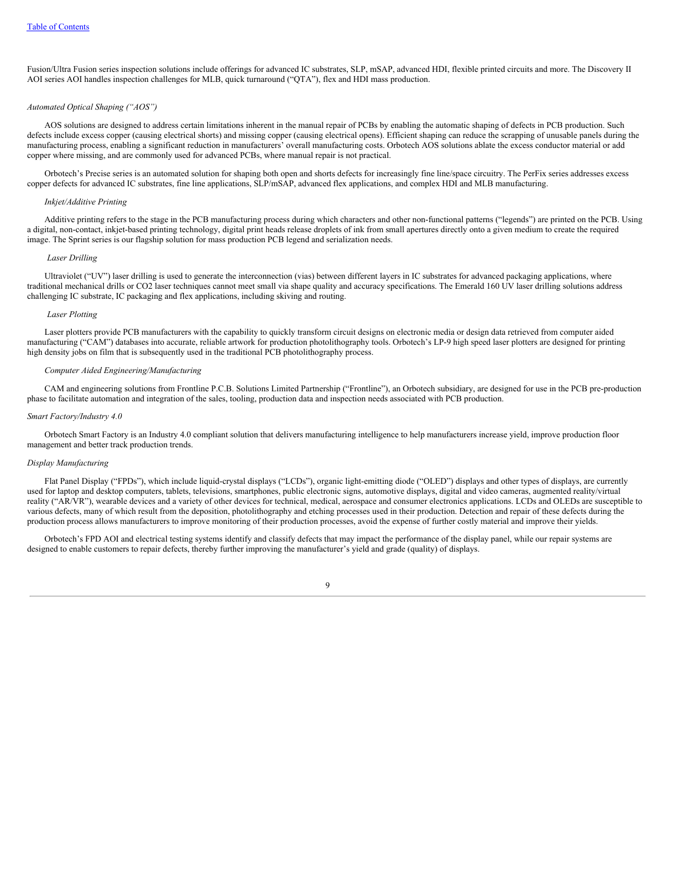Fusion/Ultra Fusion series inspection solutions include offerings for advanced IC substrates, SLP, mSAP, advanced HDI, flexible printed circuits and more. The Discovery II AOI series AOI handles inspection challenges for MLB, quick turnaround (“QTA”), flex and HDI mass production.

*Automated Optical Shaping (“AOS”)*

AOS solutions are designed to address certain limitations inherent in the manual repair of PCBs by enabling the automatic shaping of defects in PCB production. Such defects include excess copper (causing electrical shorts) and missing copper (causing electrical opens). Efficient shaping can reduce the scrapping of unusable panels during the manufacturing process, enabling a significant reduction in manufacturers’ overall manufacturing costs. Orbotech AOS solutions ablate the excess conductor material or add copper where missing, and are commonly used for advanced PCBs, where manual repair is not practical.

Orbotech’s Precise series is an automated solution for shaping both open and shorts defects for increasingly fine line/space circuitry. The PerFix series addresses excess copper defects for advanced IC substrates, fine line applications, SLP/mSAP, advanced flex applications, and complex HDI and MLB manufacturing.

*Inkjet/Additive Printing*

Additive printing refers to the stage in the PCB manufacturing process during which characters and other non-functional patterns (“legends”) are printed on the PCB. Using a digital, non-contact, inkjet-based printing technology, digital print heads release droplets of ink from small apertures directly onto a given medium to create the required image. The Sprint series is our flagship solution for mass production PCB legend and serialization needs.

*Laser Drilling*

Ultraviolet (“UV”) laser drilling is used to generate the interconnection (vias) between different layers in IC substrates for advanced packaging applications, where traditional mechanical drills or CO2 laser techniques cannot meet small via shape quality and accuracy specifications. The Emerald 160 UV laser drilling solutions address challenging IC substrate, IC packaging and flex applications, including skiving and routing.

*Laser Plotting*

Laser plotters provide PCB manufacturers with the capability to quickly transform circuit designs on electronic media or design data retrieved from computer aided manufacturing (“CAM”) databases into accurate, reliable artwork for production photolithography tools. Orbotech’s LP-9 high speed laser plotters are designed for printing high density jobs on film that is subsequently used in the traditional PCB photolithography process.

*Computer Aided Engineering/Manufacturing*

CAM and engineering solutions from Frontline P.C.B. Solutions Limited Partnership (“Frontline”), an Orbotech subsidiary, are designed for use in the PCB pre-production phase to facilitate automation and integration of the sales, tooling, production data and inspection needs associated with PCB production.

*Smart Factory/Industry 4.0*

Orbotech Smart Factory is an Industry 4.0 compliant solution that delivers manufacturing intelligence to help manufacturers increase yield, improve production floor management and better track production trends.

*Display Manufacturing*

Flat Panel Display (“FPDs”), which include liquid-crystal displays (“LCDs”), organic light-emitting diode (“OLED”) displays and other types of displays, are currently used for laptop and desktop computers, tablets, televisions, smartphones, public electronic signs, automotive displays, digital and video cameras, augmented reality/virtual reality (“AR/VR”), wearable devices and a variety of other devices for technical, medical, aerospace and consumer electronics applications. LCDs and OLEDs are susceptible to various defects, many of which result from the deposition, photolithography and etching processes used in their production. Detection and repair of these defects during the production process allows manufacturers to improve monitoring of their production processes, avoid the expense of further costly material and improve their yields.

Orbotech’s FPD AOI and electrical testing systems identify and classify defects that may impact the performance of the display panel, while our repair systems are designed to enable customers to repair defects, thereby further improving the manufacturer’s yield and grade (quality) of displays.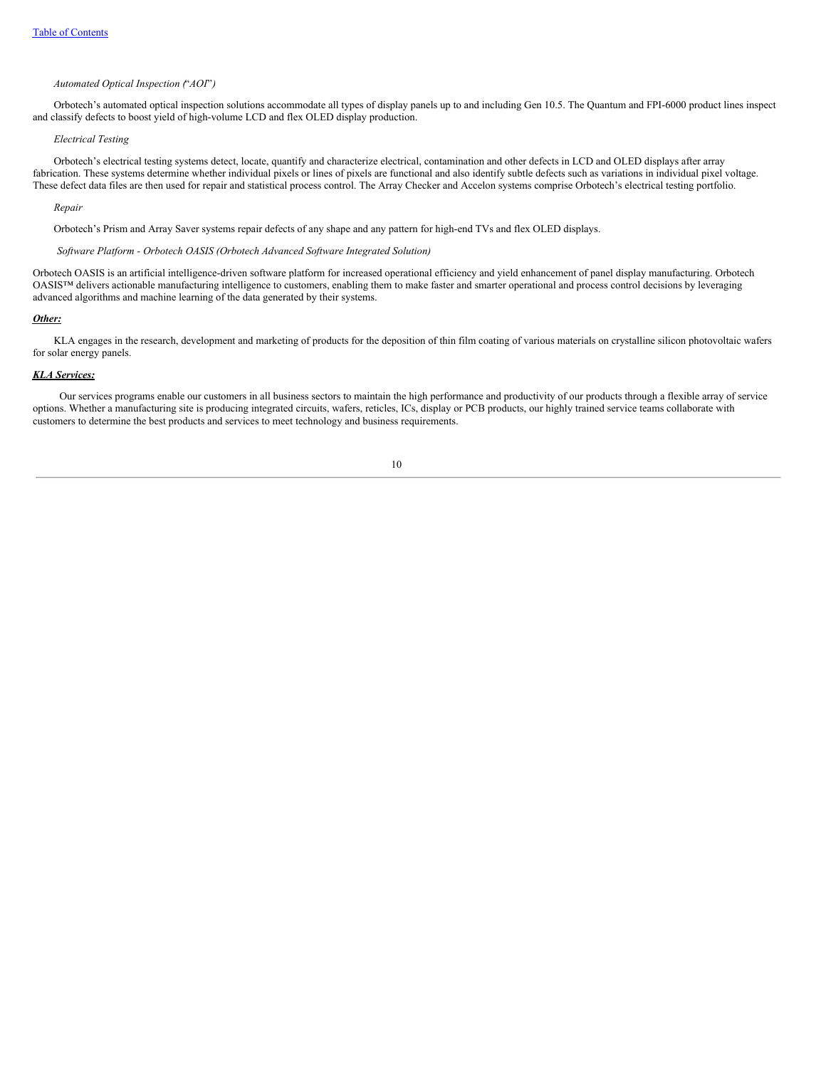*Automated Optical Inspection ("AOI")*

Orbotech's automated optical inspection solutions accommodate all types of display panels up to and including Gen 10.5. The Quantum and FPI-6000 product lines inspect and classify defects to boost yield of high-volume LCD and flex OLED display production.

*Electrical Testing*

Orbotech's electrical testing systems detect, locate, quantify and characterize electrical, contamination and other defects in LCD and OLED displays after array fabrication. These systems determine whether individual pixels or lines of pixels are functional and also identify subtle defects such as variations in individual pixel voltage. These defect data files are then used for repair and statistical process control. The Array Checker and Accelon systems comprise Orbotech's electrical testing portfolio.

*Repair*

Orbotech's Prism and Array Saver systems repair defects of any shape and any pattern for high-end TVs and flex OLED displays.

*Software Platform - Orbotech OASIS (Orbotech Advanced Software Integrated Solution)*

Orbotech OASIS is an artificial intelligence-driven software platform for increased operational efficiency and yield enhancement of panel display manufacturing. Orbotech OASIS™ delivers actionable manufacturing intelligence to customers, enabling them to make faster and smarter operational and process control decisions by leveraging advanced algorithms and machine learning of the data generated by their systems.

***Other:***

KLA engages in the research, development and marketing of products for the deposition of thin film coating of various materials on crystalline silicon photovoltaic wafers for solar energy panels.

***KLA Services:***

Our services programs enable our customers in all business sectors to maintain the high performance and productivity of our products through a flexible array of service options. Whether a manufacturing site is producing integrated circuits, wafers, reticles, ICs, display or PCB products, our highly trained service teams collaborate with customers to determine the best products and services to meet technology and business requirements.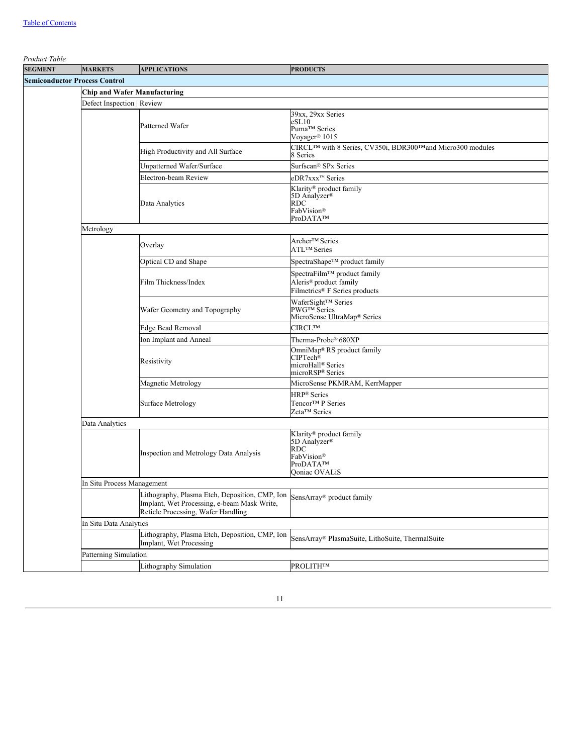*Product Table*

| SEGMENT | MARKETS | APPLICATIONS | PRODUCTS |
|---|---|---|---|
| **Semiconductor Process Control** | | | |
| | **Chip and Wafer Manufacturing** | | |
| | Defect Inspection \| Review | | |
| | | Patterned Wafer | 39xx, 29xx Series<br>eSL10<br>Puma™ Series<br>Voyager® 1015 |
| | | High Productivity and All Surface | CIRCL™ with 8 Series, CV350i, BDR300™and Micro300 modules<br>8 Series |
| | | Unpatterned Wafer/Surface | Surfscan® SPx Series |
| | | Electron-beam Review | eDR7xxx™ Series |
| | | Data Analytics | Klarity® product family<br>5D Analyzer®<br>RDC<br>FabVision®<br>ProDATA™ |
| | Metrology | | |
| | | Overlay | Archer™ Series<br>ATL™ Series |
| | | Optical CD and Shape | SpectraShape™ product family |
| | | Film Thickness/Index | SpectraFilm™ product family<br>Aleris® product family<br>Filmetrics® F Series products |
| | | Wafer Geometry and Topography | WaferSight™ Series<br>PWG™ Series<br>MicroSense UltraMap® Series |
| | | Edge Bead Removal | CIRCL™ |
| | | Ion Implant and Anneal | Therma-Probe® 680XP |
| | | Resistivity | OmniMap® RS product family<br>CIPTech®<br>microHall® Series<br>microRSP® Series |
| | | Magnetic Metrology | MicroSense PKMRAM, KerrMapper |
| | | Surface Metrology | HRP® Series<br>Tencor™ P Series<br>Zeta™ Series |
| | Data Analytics | | |
| | | Inspection and Metrology Data Analysis | Klarity® product family<br>5D Analyzer®<br>RDC<br>FabVision®<br>ProDATA™<br>Qoniac OVALiS |
| | In Situ Process Management | | |
| | | Lithography, Plasma Etch, Deposition, CMP, Ion Implant, Wet Processing, e-beam Mask Write, Reticle Processing, Wafer Handling | SensArray® product family |
| | In Situ Data Analytics | | |
| | | Lithography, Plasma Etch, Deposition, CMP, Ion Implant, Wet Processing | SensArray® PlasmaSuite, LithoSuite, ThermalSuite |
| | Patterning Simulation | | |
| | | Lithography Simulation | PROLITH™ |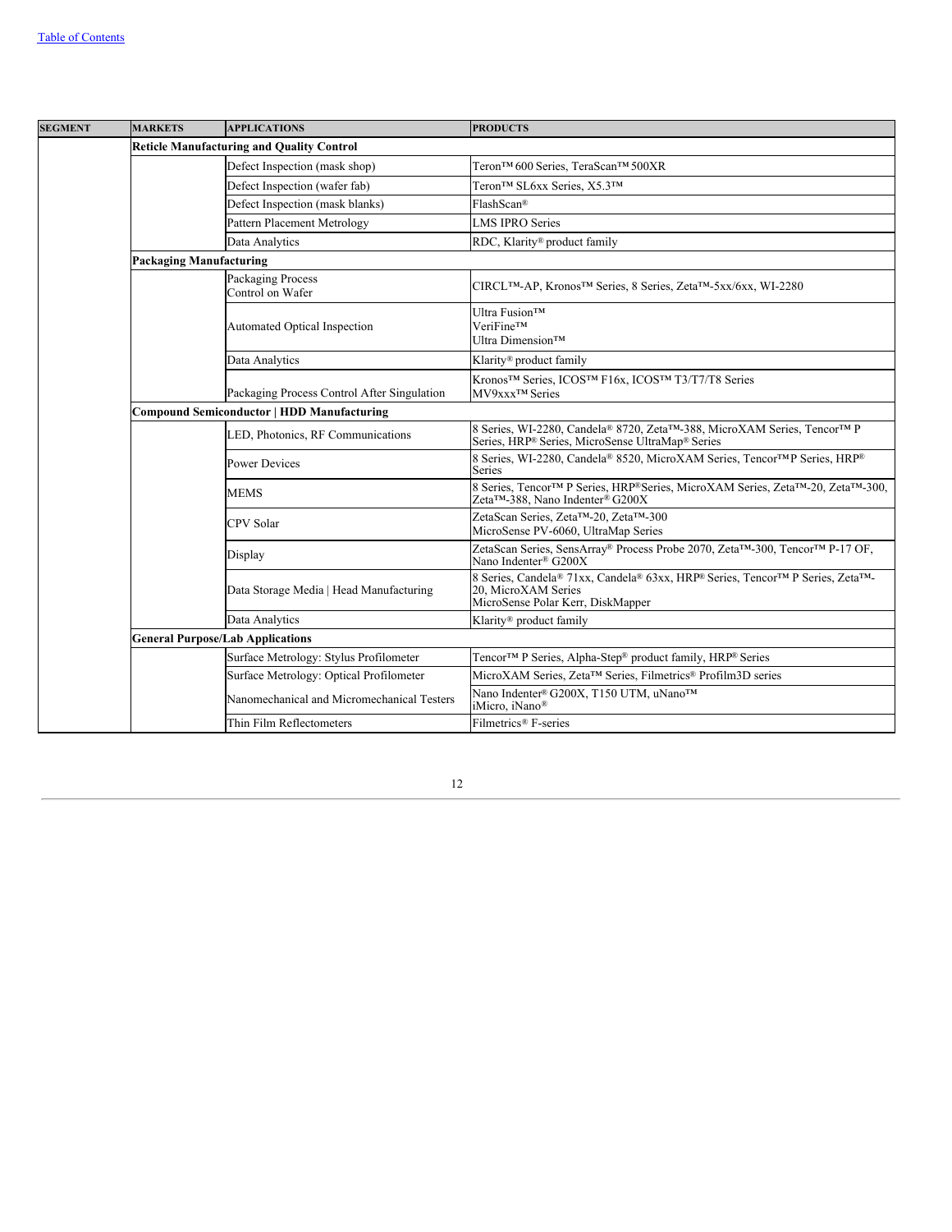| SEGMENT | MARKETS | APPLICATIONS | PRODUCTS |
|---|---|---|---|
| | **Reticle Manufacturing and Quality Control** | | |
| | | Defect Inspection (mask shop) | Teron™ 600 Series, TeraScan™ 500XR |
| | | Defect Inspection (wafer fab) | Teron™ SL6xx Series, X5.3™ |
| | | Defect Inspection (mask blanks) | FlashScan® |
| | | Pattern Placement Metrology | LMS IPRO Series |
| | | Data Analytics | RDC, Klarity® product family |
| | **Packaging Manufacturing** | | |
| | | Packaging Process Control on Wafer | CIRCL™-AP, Kronos™ Series, 8 Series, Zeta™-5xx/6xx, WI-2280 |
| | | Automated Optical Inspection | Ultra Fusion™ VeriFine™ Ultra Dimension™ |
| | | Data Analytics | Klarity® product family |
| | | Packaging Process Control After Singulation | Kronos™ Series, ICOS™ F16x, ICOS™ T3/T7/T8 Series MV9xxx™ Series |
| | **Compound Semiconductor \| HDD Manufacturing** | | |
| | | LED, Photonics, RF Communications | 8 Series, WI-2280, Candela® 8720, Zeta™-388, MicroXAM Series, Tencor™ P Series, HRP® Series, MicroSense UltraMap® Series |
| | | Power Devices | 8 Series, WI-2280, Candela® 8520, MicroXAM Series, Tencor™ P Series, HRP® Series |
| | | MEMS | 8 Series, Tencor™ P Series, HRP® Series, MicroXAM Series, Zeta™-20, Zeta™-300, Zeta™-388, Nano Indenter® G200X |
| | | CPV Solar | ZetaScan Series, Zeta™-20, Zeta™-300 MicroSense PV-6060, UltraMap Series |
| | | Display | ZetaScan Series, SensArray® Process Probe 2070, Zeta™-300, Tencor™ P-17 OF, Nano Indenter® G200X |
| | | Data Storage Media \| Head Manufacturing | 8 Series, Candela® 71xx, Candela® 63xx, HRP® Series, Tencor™ P Series, Zeta™-20, MicroXAM Series MicroSense Polar Kerr, DiskMapper |
| | | Data Analytics | Klarity® product family |
| | **General Purpose/Lab Applications** | | |
| | | Surface Metrology: Stylus Profilometer | Tencor™ P Series, Alpha-Step® product family, HRP® Series |
| | | Surface Metrology: Optical Profilometer | MicroXAM Series, Zeta™ Series, Filmetrics® Profilm3D series |
| | | Nanomechanical and Micromechanical Testers | Nano Indenter® G200X, T150 UTM, uNano™ iMicro, iNano® |
| | | Thin Film Reflectometers | Filmetrics® F-series |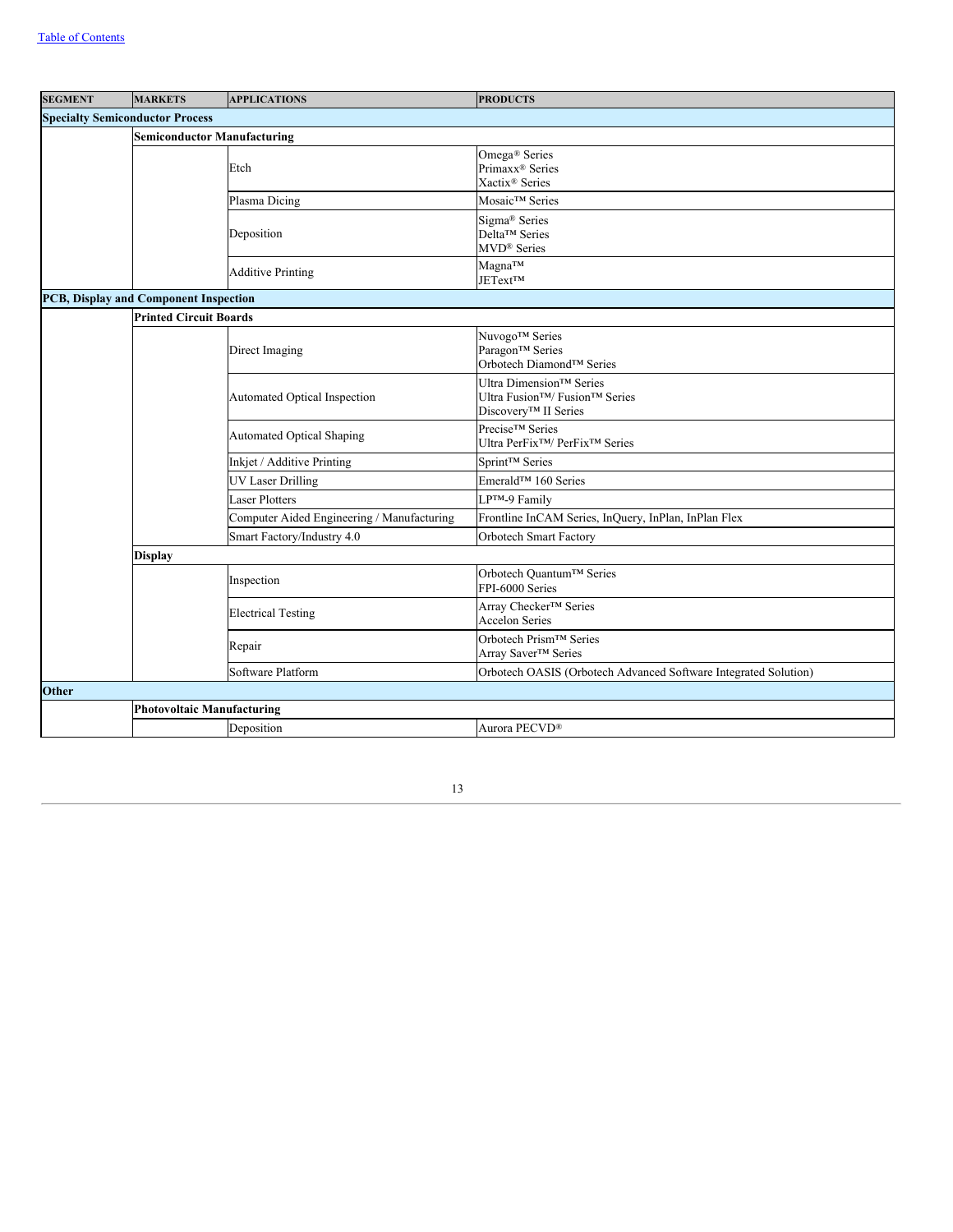| SEGMENT | MARKETS | APPLICATIONS | PRODUCTS |
|---|---|---|---|
| **Specialty Semiconductor Process** | | | |
| | **Semiconductor Manufacturing** | | |
| | | Etch | Omega® Series<br>Primaxx® Series<br>Xactix® Series |
| | | Plasma Dicing | Mosaic™ Series |
| | | Deposition | Sigma® Series<br>Delta™ Series<br>MVD® Series |
| | | Additive Printing | Magna™<br>JEText™ |
| **PCB, Display and Component Inspection** | | | |
| | **Printed Circuit Boards** | | |
| | | Direct Imaging | Nuvogo™ Series<br>Paragon™ Series<br>Orbotech Diamond™ Series |
| | | Automated Optical Inspection | Ultra Dimension™ Series<br>Ultra Fusion™/ Fusion™ Series<br>Discovery™ II Series |
| | | Automated Optical Shaping | Precise™ Series<br>Ultra PerFix™/ PerFix™ Series |
| | | Inkjet / Additive Printing | Sprint™ Series |
| | | UV Laser Drilling | Emerald™ 160 Series |
| | | Laser Plotters | LP™-9 Family |
| | | Computer Aided Engineering / Manufacturing | Frontline InCAM Series, InQuery, InPlan, InPlan Flex |
| | | Smart Factory/Industry 4.0 | Orbotech Smart Factory |
| | **Display** | | |
| | | Inspection | Orbotech Quantum™ Series<br>FPI-6000 Series |
| | | Electrical Testing | Array Checker™ Series<br>Accelon Series |
| | | Repair | Orbotech Prism™ Series<br>Array Saver™ Series |
| | | Software Platform | Orbotech OASIS (Orbotech Advanced Software Integrated Solution) |
| **Other** | | | |
| | **Photovoltaic Manufacturing** | | |
| | | Deposition | Aurora PECVD® |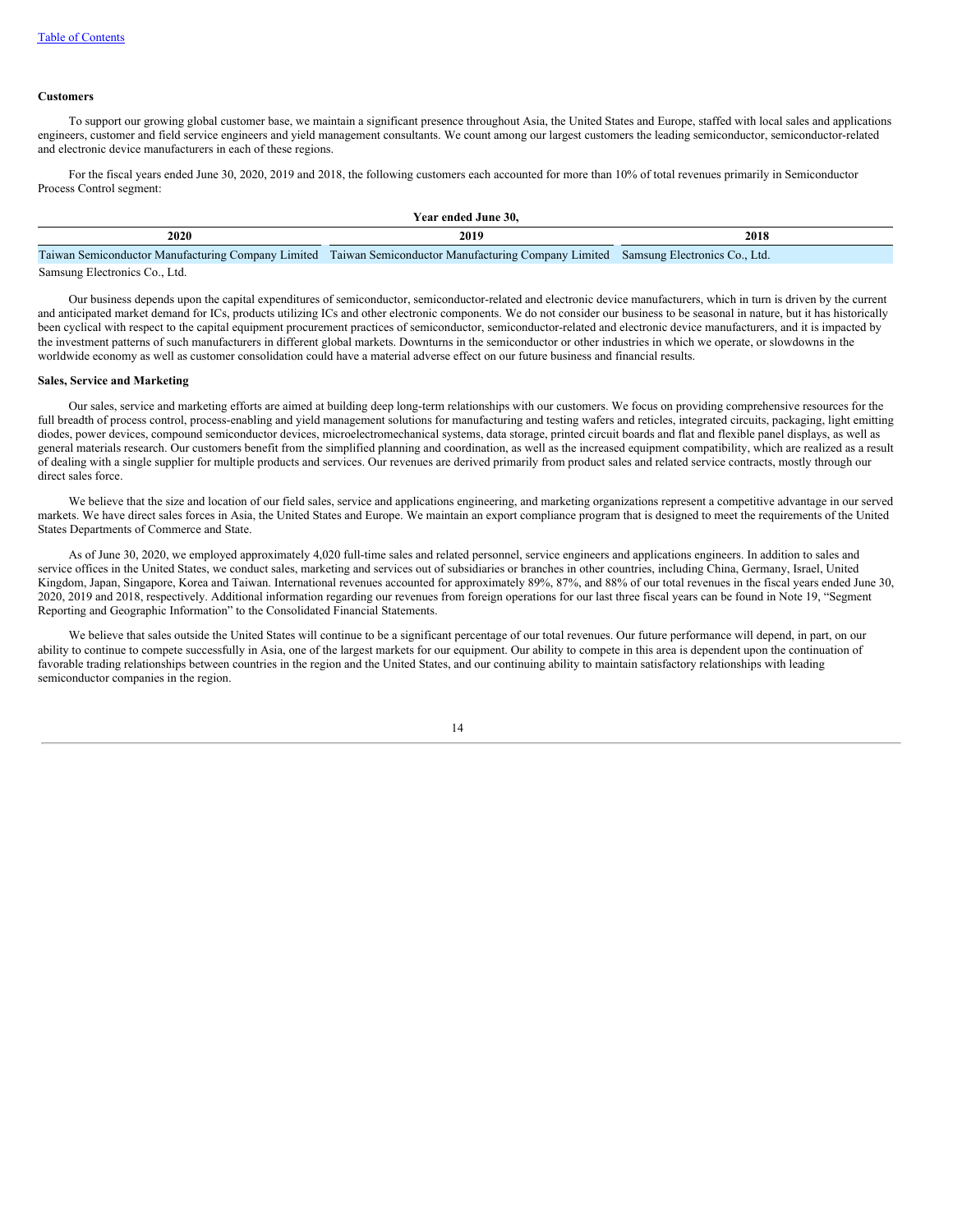**Customers**

To support our growing global customer base, we maintain a significant presence throughout Asia, the United States and Europe, staffed with local sales and applications engineers, customer and field service engineers and yield management consultants. We count among our largest customers the leading semiconductor, semiconductor-related and electronic device manufacturers in each of these regions.

For the fiscal years ended June 30, 2020, 2019 and 2018, the following customers each accounted for more than 10% of total revenues primarily in Semiconductor Process Control segment:

| Year ended June 30, | | |
|---|---|---|
| **2020** | **2019** | **2018** |
| Taiwan Semiconductor Manufacturing Company Limited | Taiwan Semiconductor Manufacturing Company Limited | Samsung Electronics Co., Ltd. |
| Samsung Electronics Co., Ltd. | | |

Our business depends upon the capital expenditures of semiconductor, semiconductor-related and electronic device manufacturers, which in turn is driven by the current and anticipated market demand for ICs, products utilizing ICs and other electronic components. We do not consider our business to be seasonal in nature, but it has historically been cyclical with respect to the capital equipment procurement practices of semiconductor, semiconductor-related and electronic device manufacturers, and it is impacted by the investment patterns of such manufacturers in different global markets. Downturns in the semiconductor or other industries in which we operate, or slowdowns in the worldwide economy as well as customer consolidation could have a material adverse effect on our future business and financial results.

**Sales, Service and Marketing**

Our sales, service and marketing efforts are aimed at building deep long-term relationships with our customers. We focus on providing comprehensive resources for the full breadth of process control, process-enabling and yield management solutions for manufacturing and testing wafers and reticles, integrated circuits, packaging, light emitting diodes, power devices, compound semiconductor devices, microelectromechanical systems, data storage, printed circuit boards and flat and flexible panel displays, as well as general materials research. Our customers benefit from the simplified planning and coordination, as well as the increased equipment compatibility, which are realized as a result of dealing with a single supplier for multiple products and services. Our revenues are derived primarily from product sales and related service contracts, mostly through our direct sales force.

We believe that the size and location of our field sales, service and applications engineering, and marketing organizations represent a competitive advantage in our served markets. We have direct sales forces in Asia, the United States and Europe. We maintain an export compliance program that is designed to meet the requirements of the United States Departments of Commerce and State.

As of June 30, 2020, we employed approximately 4,020 full-time sales and related personnel, service engineers and applications engineers. In addition to sales and service offices in the United States, we conduct sales, marketing and services out of subsidiaries or branches in other countries, including China, Germany, Israel, United Kingdom, Japan, Singapore, Korea and Taiwan. International revenues accounted for approximately 89%, 87%, and 88% of our total revenues in the fiscal years ended June 30, 2020, 2019 and 2018, respectively. Additional information regarding our revenues from foreign operations for our last three fiscal years can be found in Note 19, "Segment Reporting and Geographic Information" to the Consolidated Financial Statements.

We believe that sales outside the United States will continue to be a significant percentage of our total revenues. Our future performance will depend, in part, on our ability to continue to compete successfully in Asia, one of the largest markets for our equipment. Our ability to compete in this area is dependent upon the continuation of favorable trading relationships between countries in the region and the United States, and our continuing ability to maintain satisfactory relationships with leading semiconductor companies in the region.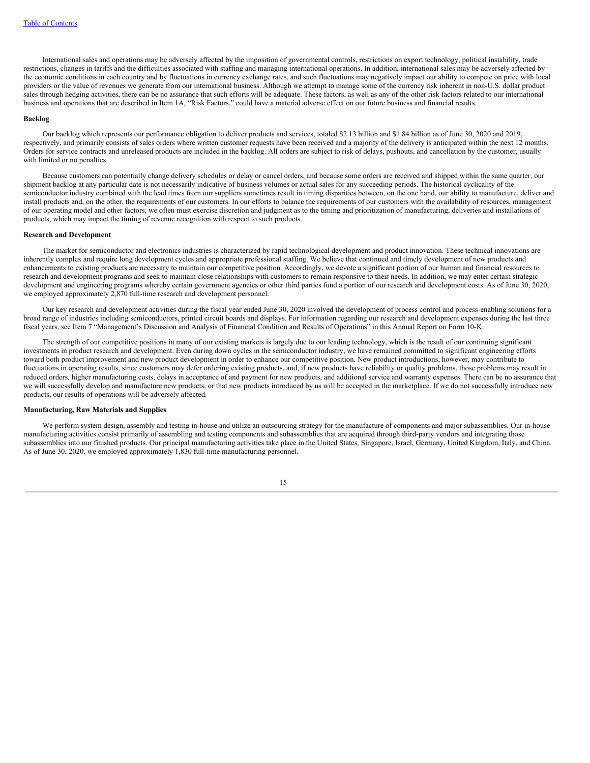International sales and operations may be adversely affected by the imposition of governmental controls, restrictions on export technology, political instability, trade restrictions, changes in tariffs and the difficulties associated with staffing and managing international operations. In addition, international sales may be adversely affected by the economic conditions in each country and by fluctuations in currency exchange rates, and such fluctuations may negatively impact our ability to compete on price with local providers or the value of revenues we generate from our international business. Although we attempt to manage some of the currency risk inherent in non-U.S. dollar product sales through hedging activities, there can be no assurance that such efforts will be adequate. These factors, as well as any of the other risk factors related to our international business and operations that are described in Item 1A, "Risk Factors," could have a material adverse effect on our future business and financial results.

**Backlog**

Our backlog which represents our performance obligation to deliver products and services, totaled $2.13 billion and $1.84 billion as of June 30, 2020 and 2019, respectively, and primarily consists of sales orders where written customer requests have been received and a majority of the delivery is anticipated within the next 12 months. Orders for service contracts and unreleased products are included in the backlog. All orders are subject to risk of delays, pushouts, and cancellation by the customer, usually with limited or no penalties.

Because customers can potentially change delivery schedules or delay or cancel orders, and because some orders are received and shipped within the same quarter, our shipment backlog at any particular date is not necessarily indicative of business volumes or actual sales for any succeeding periods. The historical cyclicality of the semiconductor industry combined with the lead times from our suppliers sometimes result in timing disparities between, on the one hand, our ability to manufacture, deliver and install products and, on the other, the requirements of our customers. In our efforts to balance the requirements of our customers with the availability of resources, management of our operating model and other factors, we often must exercise discretion and judgment as to the timing and prioritization of manufacturing, deliveries and installations of products, which may impact the timing of revenue recognition with respect to such products.

**Research and Development**

The market for semiconductor and electronics industries is characterized by rapid technological development and product innovation. These technical innovations are inherently complex and require long development cycles and appropriate professional staffing. We believe that continued and timely development of new products and enhancements to existing products are necessary to maintain our competitive position. Accordingly, we devote a significant portion of our human and financial resources to research and development programs and seek to maintain close relationships with customers to remain responsive to their needs. In addition, we may enter certain strategic development and engineering programs whereby certain government agencies or other third parties fund a portion of our research and development costs. As of June 30, 2020, we employed approximately 2,870 full-time research and development personnel.

Our key research and development activities during the fiscal year ended June 30, 2020 involved the development of process control and process-enabling solutions for a broad range of industries including semiconductors, printed circuit boards and displays. For information regarding our research and development expenses during the last three fiscal years, see Item 7 "Management's Discussion and Analysis of Financial Condition and Results of Operations" in this Annual Report on Form 10-K.

The strength of our competitive positions in many of our existing markets is largely due to our leading technology, which is the result of our continuing significant investments in product research and development. Even during down cycles in the semiconductor industry, we have remained committed to significant engineering efforts toward both product improvement and new product development in order to enhance our competitive position. New product introductions, however, may contribute to fluctuations in operating results, since customers may defer ordering existing products, and, if new products have reliability or quality problems, those problems may result in reduced orders, higher manufacturing costs, delays in acceptance of and payment for new products, and additional service and warranty expenses. There can be no assurance that we will successfully develop and manufacture new products, or that new products introduced by us will be accepted in the marketplace. If we do not successfully introduce new products, our results of operations will be adversely affected.

**Manufacturing, Raw Materials and Supplies**

We perform system design, assembly and testing in-house and utilize an outsourcing strategy for the manufacture of components and major subassemblies. Our in-house manufacturing activities consist primarily of assembling and testing components and subassemblies that are acquired through third-party vendors and integrating those subassemblies into our finished products. Our principal manufacturing activities take place in the United States, Singapore, Israel, Germany, United Kingdom, Italy, and China. As of June 30, 2020, we employed approximately 1,830 full-time manufacturing personnel.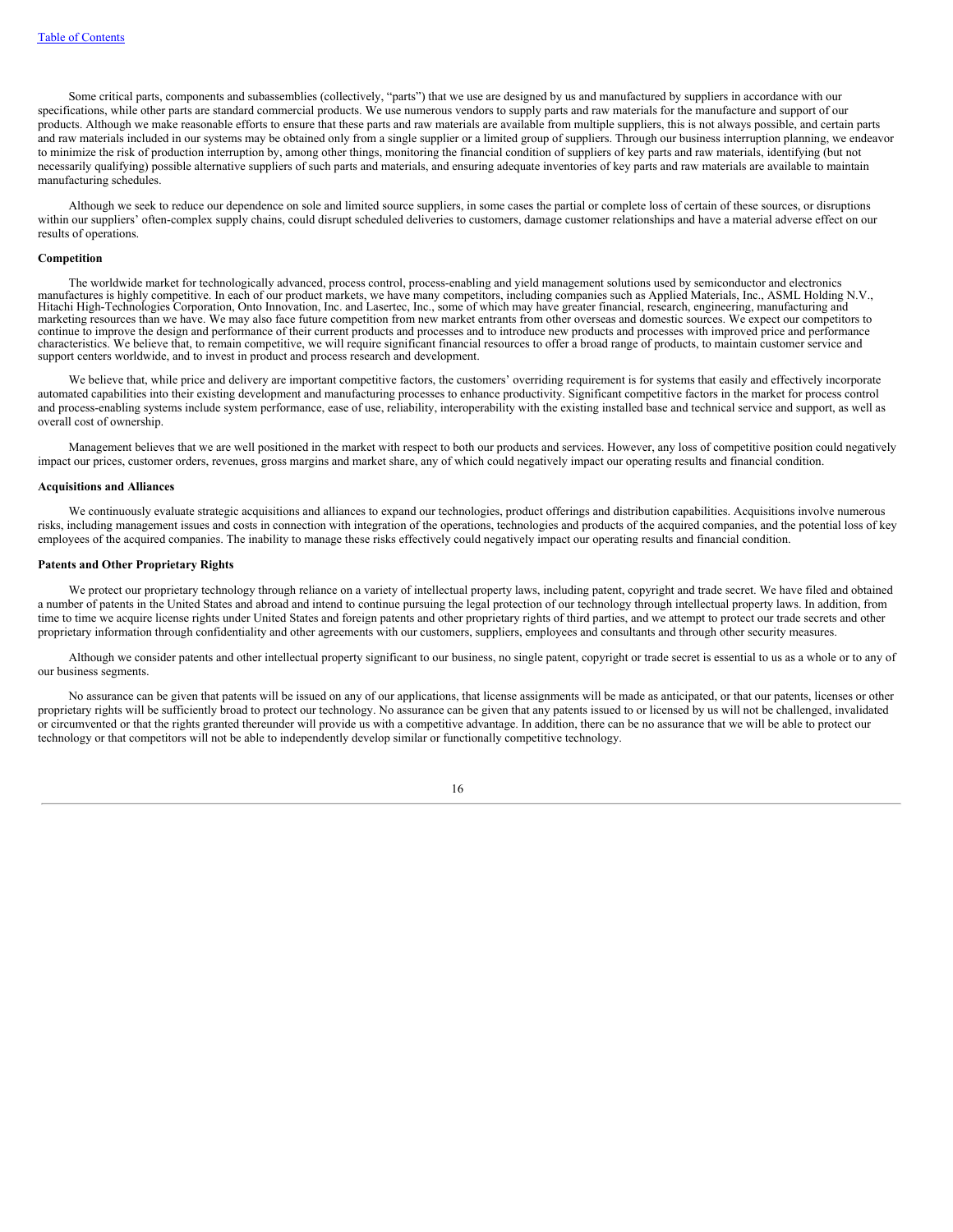Some critical parts, components and subassemblies (collectively, "parts") that we use are designed by us and manufactured by suppliers in accordance with our specifications, while other parts are standard commercial products. We use numerous vendors to supply parts and raw materials for the manufacture and support of our products. Although we make reasonable efforts to ensure that these parts and raw materials are available from multiple suppliers, this is not always possible, and certain parts and raw materials included in our systems may be obtained only from a single supplier or a limited group of suppliers. Through our business interruption planning, we endeavor to minimize the risk of production interruption by, among other things, monitoring the financial condition of suppliers of key parts and raw materials, identifying (but not necessarily qualifying) possible alternative suppliers of such parts and materials, and ensuring adequate inventories of key parts and raw materials are available to maintain manufacturing schedules.

Although we seek to reduce our dependence on sole and limited source suppliers, in some cases the partial or complete loss of certain of these sources, or disruptions within our suppliers' often-complex supply chains, could disrupt scheduled deliveries to customers, damage customer relationships and have a material adverse effect on our results of operations.

**Competition**

The worldwide market for technologically advanced, process control, process-enabling and yield management solutions used by semiconductor and electronics manufactures is highly competitive. In each of our product markets, we have many competitors, including companies such as Applied Materials, Inc., ASML Holding N.V., Hitachi High-Technologies Corporation, Onto Innovation, Inc. and Lasertec, Inc., some of which may have greater financial, research, engineering, manufacturing and marketing resources than we have. We may also face future competition from new market entrants from other overseas and domestic sources. We expect our competitors to continue to improve the design and performance of their current products and processes and to introduce new products and processes with improved price and performance characteristics. We believe that, to remain competitive, we will require significant financial resources to offer a broad range of products, to maintain customer service and support centers worldwide, and to invest in product and process research and development.

We believe that, while price and delivery are important competitive factors, the customers' overriding requirement is for systems that easily and effectively incorporate automated capabilities into their existing development and manufacturing processes to enhance productivity. Significant competitive factors in the market for process control and process-enabling systems include system performance, ease of use, reliability, interoperability with the existing installed base and technical service and support, as well as overall cost of ownership.

Management believes that we are well positioned in the market with respect to both our products and services. However, any loss of competitive position could negatively impact our prices, customer orders, revenues, gross margins and market share, any of which could negatively impact our operating results and financial condition.

**Acquisitions and Alliances**

We continuously evaluate strategic acquisitions and alliances to expand our technologies, product offerings and distribution capabilities. Acquisitions involve numerous risks, including management issues and costs in connection with integration of the operations, technologies and products of the acquired companies, and the potential loss of key employees of the acquired companies. The inability to manage these risks effectively could negatively impact our operating results and financial condition.

**Patents and Other Proprietary Rights**

We protect our proprietary technology through reliance on a variety of intellectual property laws, including patent, copyright and trade secret. We have filed and obtained a number of patents in the United States and abroad and intend to continue pursuing the legal protection of our technology through intellectual property laws. In addition, from time to time we acquire license rights under United States and foreign patents and other proprietary rights of third parties, and we attempt to protect our trade secrets and other proprietary information through confidentiality and other agreements with our customers, suppliers, employees and consultants and through other security measures.

Although we consider patents and other intellectual property significant to our business, no single patent, copyright or trade secret is essential to us as a whole or to any of our business segments.

No assurance can be given that patents will be issued on any of our applications, that license assignments will be made as anticipated, or that our patents, licenses or other proprietary rights will be sufficiently broad to protect our technology. No assurance can be given that any patents issued to or licensed by us will not be challenged, invalidated or circumvented or that the rights granted thereunder will provide us with a competitive advantage. In addition, there can be no assurance that we will be able to protect our technology or that competitors will not be able to independently develop similar or functionally competitive technology.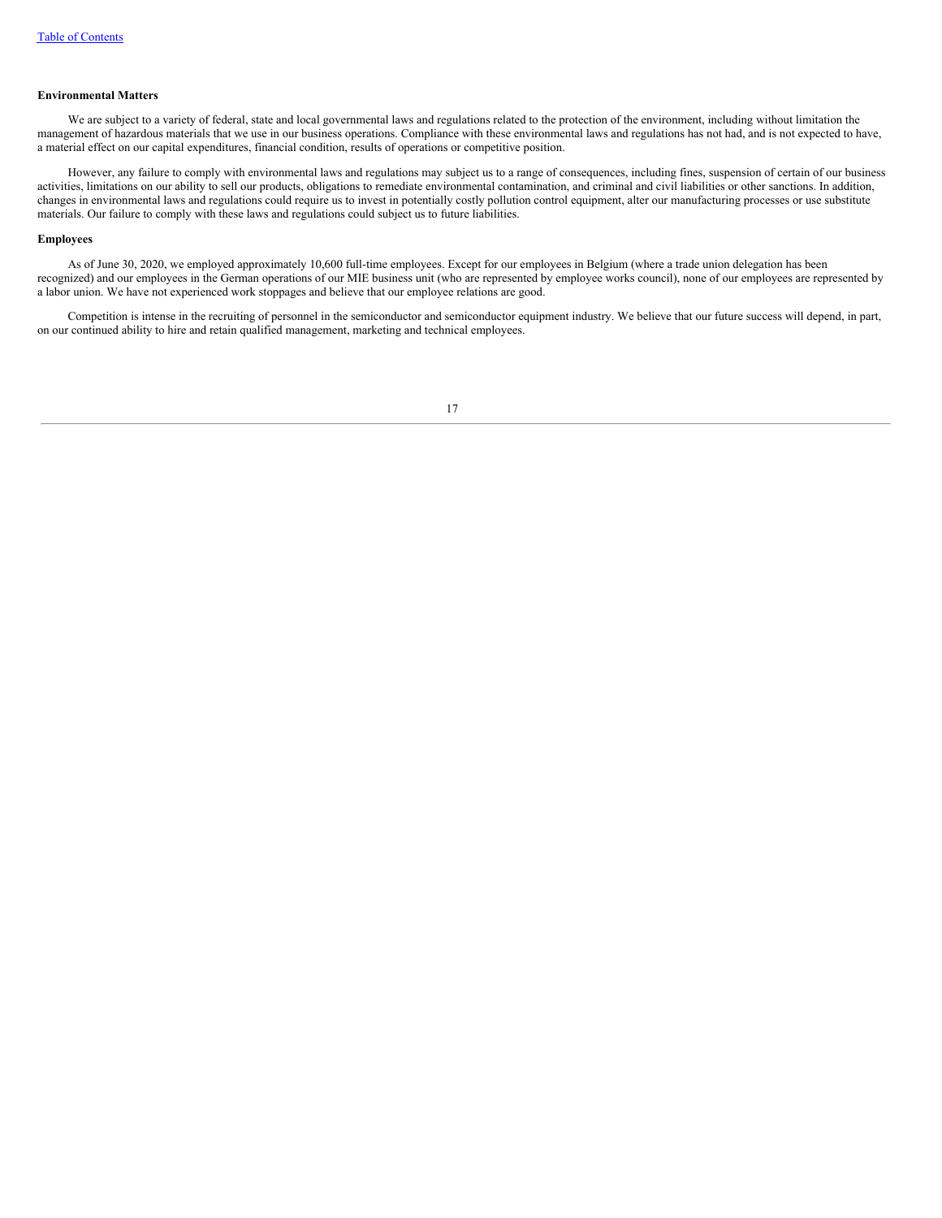**Environmental Matters**

We are subject to a variety of federal, state and local governmental laws and regulations related to the protection of the environment, including without limitation the management of hazardous materials that we use in our business operations. Compliance with these environmental laws and regulations has not had, and is not expected to have, a material effect on our capital expenditures, financial condition, results of operations or competitive position.

However, any failure to comply with environmental laws and regulations may subject us to a range of consequences, including fines, suspension of certain of our business activities, limitations on our ability to sell our products, obligations to remediate environmental contamination, and criminal and civil liabilities or other sanctions. In addition, changes in environmental laws and regulations could require us to invest in potentially costly pollution control equipment, alter our manufacturing processes or use substitute materials. Our failure to comply with these laws and regulations could subject us to future liabilities.

**Employees**

As of June 30, 2020, we employed approximately 10,600 full-time employees. Except for our employees in Belgium (where a trade union delegation has been recognized) and our employees in the German operations of our MIE business unit (who are represented by employee works council), none of our employees are represented by a labor union. We have not experienced work stoppages and believe that our employee relations are good.

Competition is intense in the recruiting of personnel in the semiconductor and semiconductor equipment industry. We believe that our future success will depend, in part, on our continued ability to hire and retain qualified management, marketing and technical employees.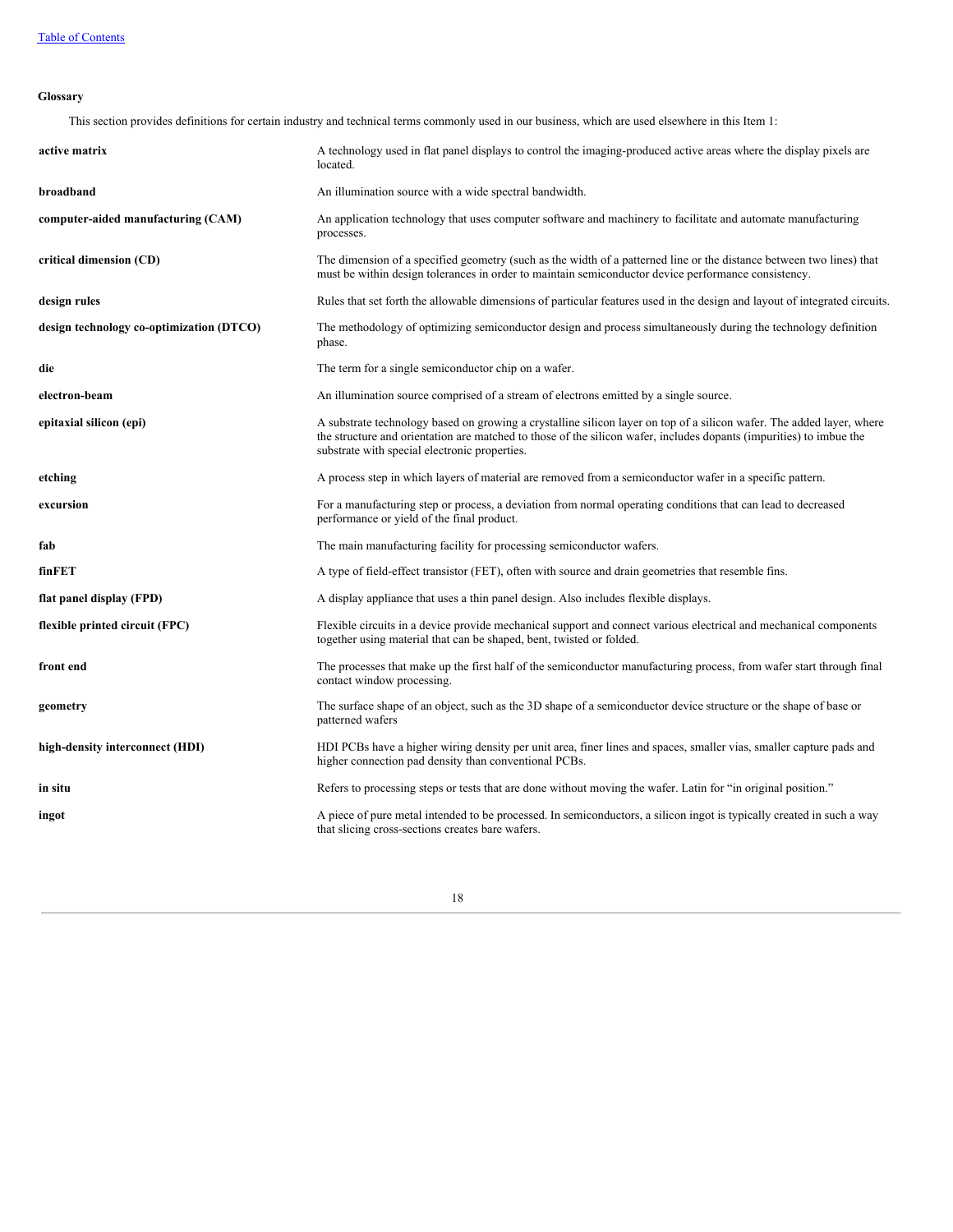**Glossary**

This section provides definitions for certain industry and technical terms commonly used in our business, which are used elsewhere in this Item 1:

| | |
|---|---|
| **active matrix** | A technology used in flat panel displays to control the imaging-produced active areas where the display pixels are located. |
| **broadband** | An illumination source with a wide spectral bandwidth. |
| **computer-aided manufacturing (CAM)** | An application technology that uses computer software and machinery to facilitate and automate manufacturing processes. |
| **critical dimension (CD)** | The dimension of a specified geometry (such as the width of a patterned line or the distance between two lines) that must be within design tolerances in order to maintain semiconductor device performance consistency. |
| **design rules** | Rules that set forth the allowable dimensions of particular features used in the design and layout of integrated circuits. |
| **design technology co-optimization (DTCO)** | The methodology of optimizing semiconductor design and process simultaneously during the technology definition phase. |
| **die** | The term for a single semiconductor chip on a wafer. |
| **electron-beam** | An illumination source comprised of a stream of electrons emitted by a single source. |
| **epitaxial silicon (epi)** | A substrate technology based on growing a crystalline silicon layer on top of a silicon wafer. The added layer, where the structure and orientation are matched to those of the silicon wafer, includes dopants (impurities) to imbue the substrate with special electronic properties. |
| **etching** | A process step in which layers of material are removed from a semiconductor wafer in a specific pattern. |
| **excursion** | For a manufacturing step or process, a deviation from normal operating conditions that can lead to decreased performance or yield of the final product. |
| **fab** | The main manufacturing facility for processing semiconductor wafers. |
| **finFET** | A type of field-effect transistor (FET), often with source and drain geometries that resemble fins. |
| **flat panel display (FPD)** | A display appliance that uses a thin panel design. Also includes flexible displays. |
| **flexible printed circuit (FPC)** | Flexible circuits in a device provide mechanical support and connect various electrical and mechanical components together using material that can be shaped, bent, twisted or folded. |
| **front end** | The processes that make up the first half of the semiconductor manufacturing process, from wafer start through final contact window processing. |
| **geometry** | The surface shape of an object, such as the 3D shape of a semiconductor device structure or the shape of base or patterned wafers |
| **high-density interconnect (HDI)** | HDI PCBs have a higher wiring density per unit area, finer lines and spaces, smaller vias, smaller capture pads and higher connection pad density than conventional PCBs. |
| **in situ** | Refers to processing steps or tests that are done without moving the wafer. Latin for "in original position." |
| **ingot** | A piece of pure metal intended to be processed. In semiconductors, a silicon ingot is typically created in such a way that slicing cross-sections creates bare wafers. |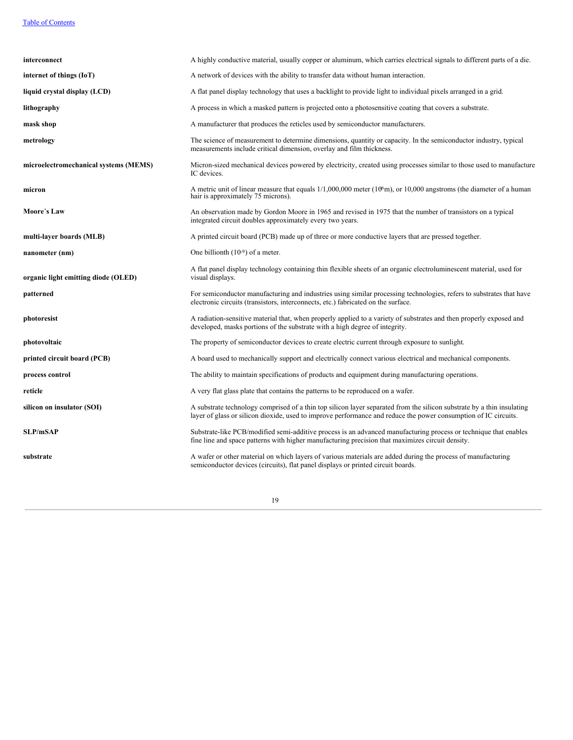| | |
|---|---|
| **interconnect** | A highly conductive material, usually copper or aluminum, which carries electrical signals to different parts of a die. |
| **internet of things (IoT)** | A network of devices with the ability to transfer data without human interaction. |
| **liquid crystal display (LCD)** | A flat panel display technology that uses a backlight to provide light to individual pixels arranged in a grid. |
| **lithography** | A process in which a masked pattern is projected onto a photosensitive coating that covers a substrate. |
| **mask shop** | A manufacturer that produces the reticles used by semiconductor manufacturers. |
| **metrology** | The science of measurement to determine dimensions, quantity or capacity. In the semiconductor industry, typical measurements include critical dimension, overlay and film thickness. |
| **microelectromechanical systems (MEMS)** | Micron-sized mechanical devices powered by electricity, created using processes similar to those used to manufacture IC devices. |
| **micron** | A metric unit of linear measure that equals 1/1,000,000 meter ($10^{6}$m), or 10,000 angstroms (the diameter of a human hair is approximately 75 microns). |
| **Moore's Law** | An observation made by Gordon Moore in 1965 and revised in 1975 that the number of transistors on a typical integrated circuit doubles approximately every two years. |
| **multi-layer boards (MLB)** | A printed circuit board (PCB) made up of three or more conductive layers that are pressed together. |
| **nanometer (nm)** | One billionth ($10^{-9}$) of a meter. |
| **organic light emitting diode (OLED)** | A flat panel display technology containing thin flexible sheets of an organic electroluminescent material, used for visual displays. |
| **patterned** | For semiconductor manufacturing and industries using similar processing technologies, refers to substrates that have electronic circuits (transistors, interconnects, etc.) fabricated on the surface. |
| **photoresist** | A radiation-sensitive material that, when properly applied to a variety of substrates and then properly exposed and developed, masks portions of the substrate with a high degree of integrity. |
| **photovoltaic** | The property of semiconductor devices to create electric current through exposure to sunlight. |
| **printed circuit board (PCB)** | A board used to mechanically support and electrically connect various electrical and mechanical components. |
| **process control** | The ability to maintain specifications of products and equipment during manufacturing operations. |
| **reticle** | A very flat glass plate that contains the patterns to be reproduced on a wafer. |
| **silicon on insulator (SOI)** | A substrate technology comprised of a thin top silicon layer separated from the silicon substrate by a thin insulating layer of glass or silicon dioxide, used to improve performance and reduce the power consumption of IC circuits. |
| **SLP/mSAP** | Substrate-like PCB/modified semi-additive process is an advanced manufacturing process or technique that enables fine line and space patterns with higher manufacturing precision that maximizes circuit density. |
| **substrate** | A wafer or other material on which layers of various materials are added during the process of manufacturing semiconductor devices (circuits), flat panel displays or printed circuit boards. |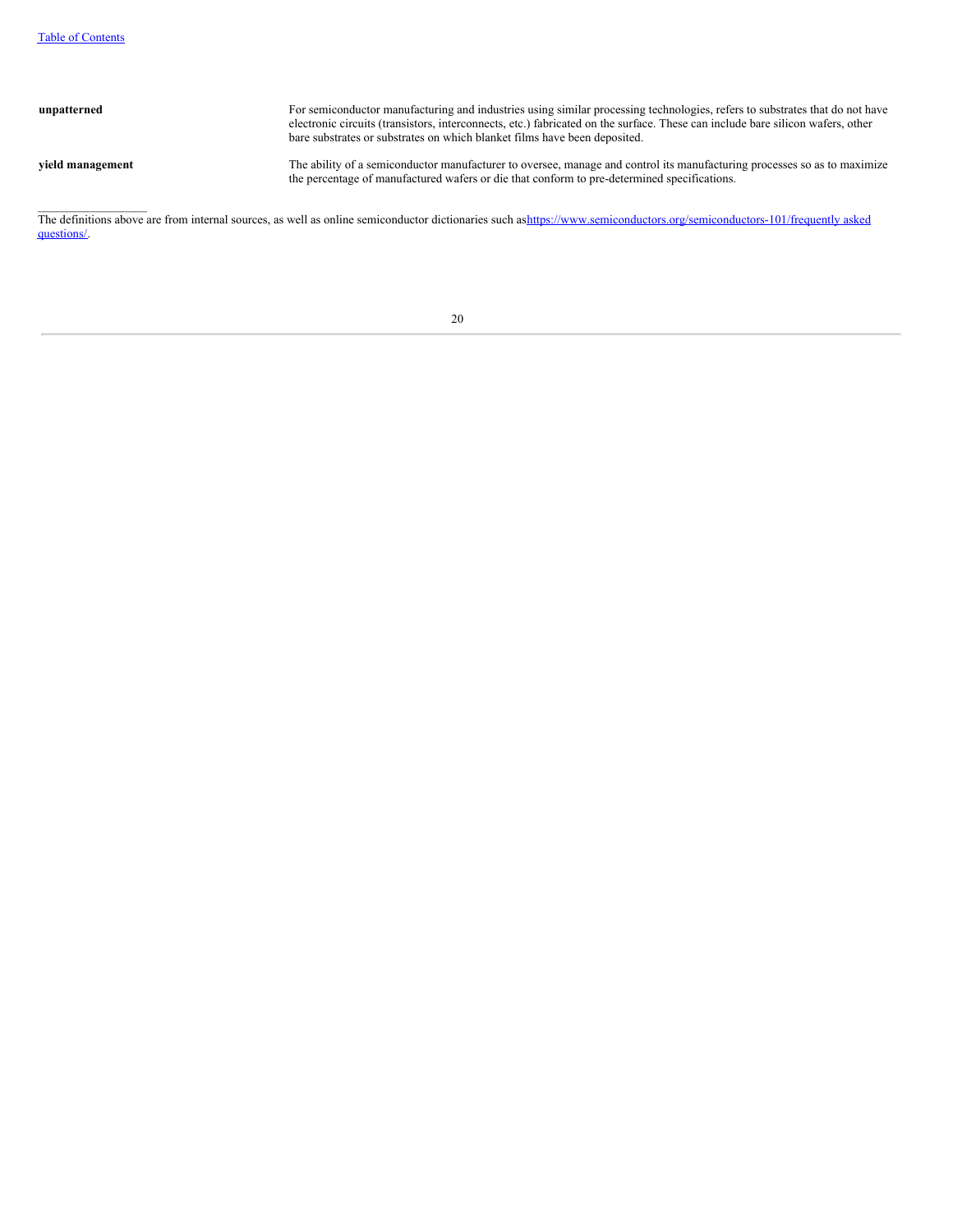| | |
|---|---|
| **unpatterned** | For semiconductor manufacturing and industries using similar processing technologies, refers to substrates that do not have electronic circuits (transistors, interconnects, etc.) fabricated on the surface. These can include bare silicon wafers, other bare substrates or substrates on which blanket films have been deposited. |
| **yield management** | The ability of a semiconductor manufacturer to oversee, manage and control its manufacturing processes so as to maximize the percentage of manufactured wafers or die that conform to pre-determined specifications. |

___

The definitions above are from internal sources, as well as online semiconductor dictionaries such as https://www.semiconductors.org/semiconductors-101/frequently asked questions/.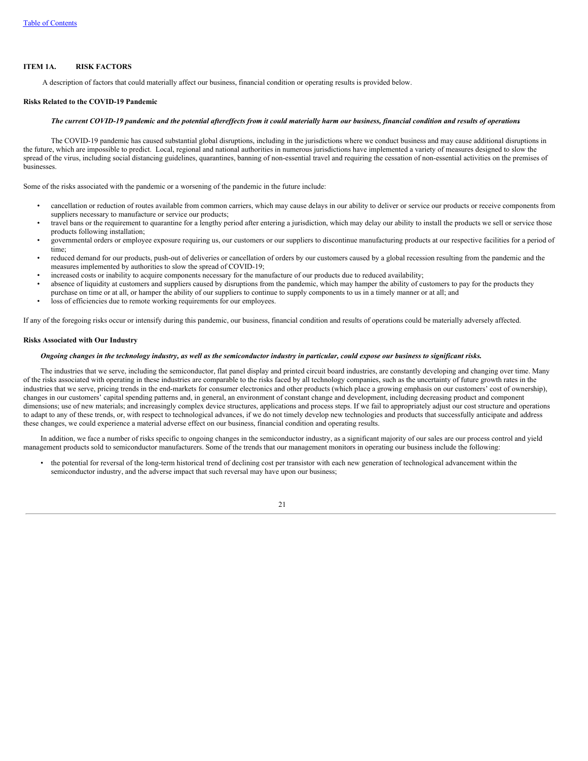## ITEM 1A. RISK FACTORS

A description of factors that could materially affect our business, financial condition or operating results is provided below.

### Risks Related to the COVID-19 Pandemic

***The current COVID-19 pandemic and the potential aftereffects from it could materially harm our business, financial condition and results of operations***

The COVID-19 pandemic has caused substantial global disruptions, including in the jurisdictions where we conduct business and may cause additional disruptions in the future, which are impossible to predict. Local, regional and national authorities in numerous jurisdictions have implemented a variety of measures designed to slow the spread of the virus, including social distancing guidelines, quarantines, banning of non-essential travel and requiring the cessation of non-essential activities on the premises of businesses.

Some of the risks associated with the pandemic or a worsening of the pandemic in the future include:

- cancellation or reduction of routes available from common carriers, which may cause delays in our ability to deliver or service our products or receive components from suppliers necessary to manufacture or service our products;
- travel bans or the requirement to quarantine for a lengthy period after entering a jurisdiction, which may delay our ability to install the products we sell or service those products following installation;
- governmental orders or employee exposure requiring us, our customers or our suppliers to discontinue manufacturing products at our respective facilities for a period of time;
- reduced demand for our products, push-out of deliveries or cancellation of orders by our customers caused by a global recession resulting from the pandemic and the measures implemented by authorities to slow the spread of COVID-19;
- increased costs or inability to acquire components necessary for the manufacture of our products due to reduced availability;
- absence of liquidity at customers and suppliers caused by disruptions from the pandemic, which may hamper the ability of customers to pay for the products they purchase on time or at all, or hamper the ability of our suppliers to continue to supply components to us in a timely manner or at all; and
- loss of efficiencies due to remote working requirements for our employees.

If any of the foregoing risks occur or intensify during this pandemic, our business, financial condition and results of operations could be materially adversely affected.

### Risks Associated with Our Industry

***Ongoing changes in the technology industry, as well as the semiconductor industry in particular, could expose our business to significant risks.***

The industries that we serve, including the semiconductor, flat panel display and printed circuit board industries, are constantly developing and changing over time. Many of the risks associated with operating in these industries are comparable to the risks faced by all technology companies, such as the uncertainty of future growth rates in the industries that we serve, pricing trends in the end-markets for consumer electronics and other products (which place a growing emphasis on our customers' cost of ownership), changes in our customers' capital spending patterns and, in general, an environment of constant change and development, including decreasing product and component dimensions; use of new materials; and increasingly complex device structures, applications and process steps. If we fail to appropriately adjust our cost structure and operations to adapt to any of these trends, or, with respect to technological advances, if we do not timely develop new technologies and products that successfully anticipate and address these changes, we could experience a material adverse effect on our business, financial condition and operating results.

In addition, we face a number of risks specific to ongoing changes in the semiconductor industry, as a significant majority of our sales are our process control and yield management products sold to semiconductor manufacturers. Some of the trends that our management monitors in operating our business include the following:

- the potential for reversal of the long-term historical trend of declining cost per transistor with each new generation of technological advancement within the semiconductor industry, and the adverse impact that such reversal may have upon our business;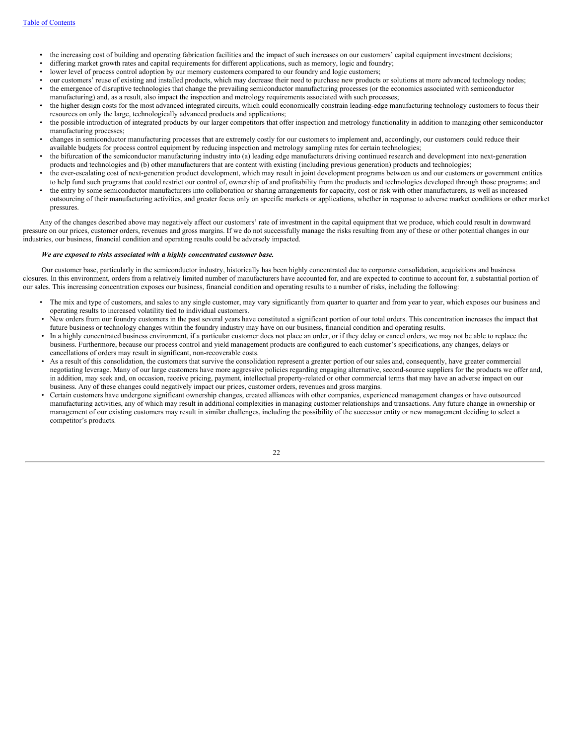- the increasing cost of building and operating fabrication facilities and the impact of such increases on our customers' capital equipment investment decisions;
- differing market growth rates and capital requirements for different applications, such as memory, logic and foundry;
- lower level of process control adoption by our memory customers compared to our foundry and logic customers;
- our customers' reuse of existing and installed products, which may decrease their need to purchase new products or solutions at more advanced technology nodes;
- the emergence of disruptive technologies that change the prevailing semiconductor manufacturing processes (or the economics associated with semiconductor manufacturing) and, as a result, also impact the inspection and metrology requirements associated with such processes;
- the higher design costs for the most advanced integrated circuits, which could economically constrain leading-edge manufacturing technology customers to focus their resources on only the large, technologically advanced products and applications;
- the possible introduction of integrated products by our larger competitors that offer inspection and metrology functionality in addition to managing other semiconductor manufacturing processes;
- changes in semiconductor manufacturing processes that are extremely costly for our customers to implement and, accordingly, our customers could reduce their available budgets for process control equipment by reducing inspection and metrology sampling rates for certain technologies;
- the bifurcation of the semiconductor manufacturing industry into (a) leading edge manufacturers driving continued research and development into next-generation products and technologies and (b) other manufacturers that are content with existing (including previous generation) products and technologies;
- the ever-escalating cost of next-generation product development, which may result in joint development programs between us and our customers or government entities to help fund such programs that could restrict our control of, ownership of and profitability from the products and technologies developed through those programs; and
- the entry by some semiconductor manufacturers into collaboration or sharing arrangements for capacity, cost or risk with other manufacturers, as well as increased outsourcing of their manufacturing activities, and greater focus only on specific markets or applications, whether in response to adverse market conditions or other market pressures.

Any of the changes described above may negatively affect our customers' rate of investment in the capital equipment that we produce, which could result in downward pressure on our prices, customer orders, revenues and gross margins. If we do not successfully manage the risks resulting from any of these or other potential changes in our industries, our business, financial condition and operating results could be adversely impacted.

***We are exposed to risks associated with a highly concentrated customer base.***

Our customer base, particularly in the semiconductor industry, historically has been highly concentrated due to corporate consolidation, acquisitions and business closures. In this environment, orders from a relatively limited number of manufacturers have accounted for, and are expected to continue to account for, a substantial portion of our sales. This increasing concentration exposes our business, financial condition and operating results to a number of risks, including the following:

- The mix and type of customers, and sales to any single customer, may vary significantly from quarter to quarter and from year to year, which exposes our business and operating results to increased volatility tied to individual customers.
- New orders from our foundry customers in the past several years have constituted a significant portion of our total orders. This concentration increases the impact that future business or technology changes within the foundry industry may have on our business, financial condition and operating results.
- In a highly concentrated business environment, if a particular customer does not place an order, or if they delay or cancel orders, we may not be able to replace the business. Furthermore, because our process control and yield management products are configured to each customer's specifications, any changes, delays or cancellations of orders may result in significant, non-recoverable costs.
- As a result of this consolidation, the customers that survive the consolidation represent a greater portion of our sales and, consequently, have greater commercial negotiating leverage. Many of our large customers have more aggressive policies regarding engaging alternative, second-source suppliers for the products we offer and, in addition, may seek and, on occasion, receive pricing, payment, intellectual property-related or other commercial terms that may have an adverse impact on our business. Any of these changes could negatively impact our prices, customer orders, revenues and gross margins.
- Certain customers have undergone significant ownership changes, created alliances with other companies, experienced management changes or have outsourced manufacturing activities, any of which may result in additional complexities in managing customer relationships and transactions. Any future change in ownership or management of our existing customers may result in similar challenges, including the possibility of the successor entity or new management deciding to select a competitor's products.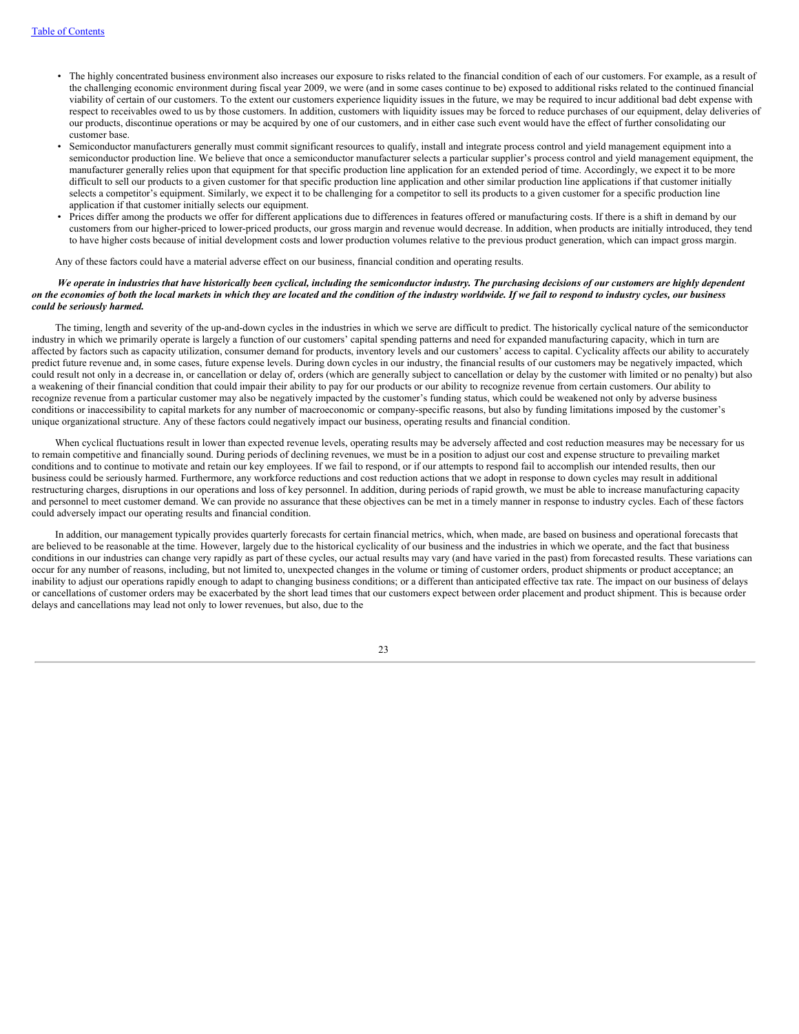- The highly concentrated business environment also increases our exposure to risks related to the financial condition of each of our customers. For example, as a result of the challenging economic environment during fiscal year 2009, we were (and in some cases continue to be) exposed to additional risks related to the continued financial viability of certain of our customers. To the extent our customers experience liquidity issues in the future, we may be required to incur additional bad debt expense with respect to receivables owed to us by those customers. In addition, customers with liquidity issues may be forced to reduce purchases of our equipment, delay deliveries of our products, discontinue operations or may be acquired by one of our customers, and in either case such event would have the effect of further consolidating our customer base.
- Semiconductor manufacturers generally must commit significant resources to qualify, install and integrate process control and yield management equipment into a semiconductor production line. We believe that once a semiconductor manufacturer selects a particular supplier's process control and yield management equipment, the manufacturer generally relies upon that equipment for that specific production line application for an extended period of time. Accordingly, we expect it to be more difficult to sell our products to a given customer for that specific production line application and other similar production line applications if that customer initially selects a competitor's equipment. Similarly, we expect it to be challenging for a competitor to sell its products to a given customer for a specific production line application if that customer initially selects our equipment.
- Prices differ among the products we offer for different applications due to differences in features offered or manufacturing costs. If there is a shift in demand by our customers from our higher-priced to lower-priced products, our gross margin and revenue would decrease. In addition, when products are initially introduced, they tend to have higher costs because of initial development costs and lower production volumes relative to the previous product generation, which can impact gross margin.

Any of these factors could have a material adverse effect on our business, financial condition and operating results.

***We operate in industries that have historically been cyclical, including the semiconductor industry. The purchasing decisions of our customers are highly dependent on the economies of both the local markets in which they are located and the condition of the industry worldwide. If we fail to respond to industry cycles, our business could be seriously harmed.***

The timing, length and severity of the up-and-down cycles in the industries in which we serve are difficult to predict. The historically cyclical nature of the semiconductor industry in which we primarily operate is largely a function of our customers' capital spending patterns and need for expanded manufacturing capacity, which in turn are affected by factors such as capacity utilization, consumer demand for products, inventory levels and our customers' access to capital. Cyclicality affects our ability to accurately predict future revenue and, in some cases, future expense levels. During down cycles in our industry, the financial results of our customers may be negatively impacted, which could result not only in a decrease in, or cancellation or delay of, orders (which are generally subject to cancellation or delay by the customer with limited or no penalty) but also a weakening of their financial condition that could impair their ability to pay for our products or our ability to recognize revenue from certain customers. Our ability to recognize revenue from a particular customer may also be negatively impacted by the customer's funding status, which could be weakened not only by adverse business conditions or inaccessibility to capital markets for any number of macroeconomic or company-specific reasons, but also by funding limitations imposed by the customer's unique organizational structure. Any of these factors could negatively impact our business, operating results and financial condition.

When cyclical fluctuations result in lower than expected revenue levels, operating results may be adversely affected and cost reduction measures may be necessary for us to remain competitive and financially sound. During periods of declining revenues, we must be in a position to adjust our cost and expense structure to prevailing market conditions and to continue to motivate and retain our key employees. If we fail to respond, or if our attempts to respond fail to accomplish our intended results, then our business could be seriously harmed. Furthermore, any workforce reductions and cost reduction actions that we adopt in response to down cycles may result in additional restructuring charges, disruptions in our operations and loss of key personnel. In addition, during periods of rapid growth, we must be able to increase manufacturing capacity and personnel to meet customer demand. We can provide no assurance that these objectives can be met in a timely manner in response to industry cycles. Each of these factors could adversely impact our operating results and financial condition.

In addition, our management typically provides quarterly forecasts for certain financial metrics, which, when made, are based on business and operational forecasts that are believed to be reasonable at the time. However, largely due to the historical cyclicality of our business and the industries in which we operate, and the fact that business conditions in our industries can change very rapidly as part of these cycles, our actual results may vary (and have varied in the past) from forecasted results. These variations can occur for any number of reasons, including, but not limited to, unexpected changes in the volume or timing of customer orders, product shipments or product acceptance; an inability to adjust our operations rapidly enough to adapt to changing business conditions; or a different than anticipated effective tax rate. The impact on our business of delays or cancellations of customer orders may be exacerbated by the short lead times that our customers expect between order placement and product shipment. This is because order delays and cancellations may lead not only to lower revenues, but also, due to the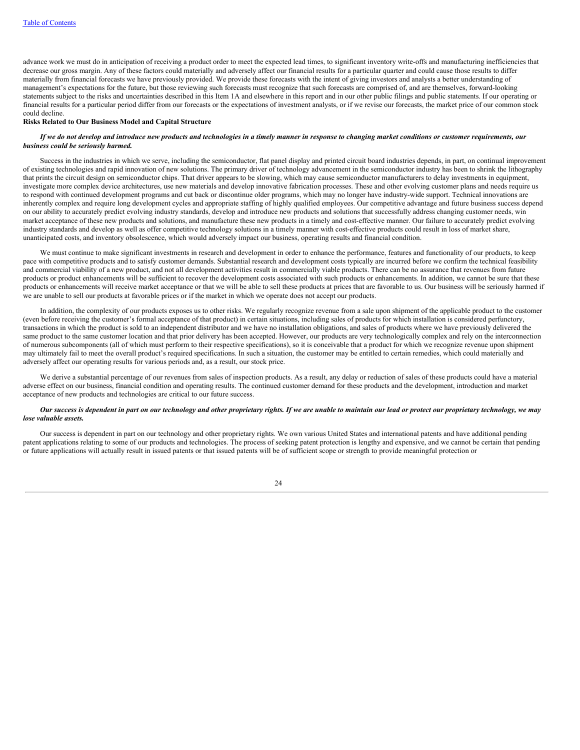advance work we must do in anticipation of receiving a product order to meet the expected lead times, to significant inventory write-offs and manufacturing inefficiencies that decrease our gross margin. Any of these factors could materially and adversely affect our financial results for a particular quarter and could cause those results to differ materially from financial forecasts we have previously provided. We provide these forecasts with the intent of giving investors and analysts a better understanding of management's expectations for the future, but those reviewing such forecasts must recognize that such forecasts are comprised of, and are themselves, forward-looking statements subject to the risks and uncertainties described in this Item 1A and elsewhere in this report and in our other public filings and public statements. If our operating or financial results for a particular period differ from our forecasts or the expectations of investment analysts, or if we revise our forecasts, the market price of our common stock could decline.

**Risks Related to Our Business Model and Capital Structure**

***If we do not develop and introduce new products and technologies in a timely manner in response to changing market conditions or customer requirements, our business could be seriously harmed.***

Success in the industries in which we serve, including the semiconductor, flat panel display and printed circuit board industries depends, in part, on continual improvement of existing technologies and rapid innovation of new solutions. The primary driver of technology advancement in the semiconductor industry has been to shrink the lithography that prints the circuit design on semiconductor chips. That driver appears to be slowing, which may cause semiconductor manufacturers to delay investments in equipment, investigate more complex device architectures, use new materials and develop innovative fabrication processes. These and other evolving customer plans and needs require us to respond with continued development programs and cut back or discontinue older programs, which may no longer have industry-wide support. Technical innovations are inherently complex and require long development cycles and appropriate staffing of highly qualified employees. Our competitive advantage and future business success depend on our ability to accurately predict evolving industry standards, develop and introduce new products and solutions that successfully address changing customer needs, win market acceptance of these new products and solutions, and manufacture these new products in a timely and cost-effective manner. Our failure to accurately predict evolving industry standards and develop as well as offer competitive technology solutions in a timely manner with cost-effective products could result in loss of market share, unanticipated costs, and inventory obsolescence, which would adversely impact our business, operating results and financial condition.

We must continue to make significant investments in research and development in order to enhance the performance, features and functionality of our products, to keep pace with competitive products and to satisfy customer demands. Substantial research and development costs typically are incurred before we confirm the technical feasibility and commercial viability of a new product, and not all development activities result in commercially viable products. There can be no assurance that revenues from future products or product enhancements will be sufficient to recover the development costs associated with such products or enhancements. In addition, we cannot be sure that these products or enhancements will receive market acceptance or that we will be able to sell these products at prices that are favorable to us. Our business will be seriously harmed if we are unable to sell our products at favorable prices or if the market in which we operate does not accept our products.

In addition, the complexity of our products exposes us to other risks. We regularly recognize revenue from a sale upon shipment of the applicable product to the customer (even before receiving the customer's formal acceptance of that product) in certain situations, including sales of products for which installation is considered perfunctory, transactions in which the product is sold to an independent distributor and we have no installation obligations, and sales of products where we have previously delivered the same product to the same customer location and that prior delivery has been accepted. However, our products are very technologically complex and rely on the interconnection of numerous subcomponents (all of which must perform to their respective specifications), so it is conceivable that a product for which we recognize revenue upon shipment may ultimately fail to meet the overall product's required specifications. In such a situation, the customer may be entitled to certain remedies, which could materially and adversely affect our operating results for various periods and, as a result, our stock price.

We derive a substantial percentage of our revenues from sales of inspection products. As a result, any delay or reduction of sales of these products could have a material adverse effect on our business, financial condition and operating results. The continued customer demand for these products and the development, introduction and market acceptance of new products and technologies are critical to our future success.

***Our success is dependent in part on our technology and other proprietary rights. If we are unable to maintain our lead or protect our proprietary technology, we may lose valuable assets.***

Our success is dependent in part on our technology and other proprietary rights. We own various United States and international patents and have additional pending patent applications relating to some of our products and technologies. The process of seeking patent protection is lengthy and expensive, and we cannot be certain that pending or future applications will actually result in issued patents or that issued patents will be of sufficient scope or strength to provide meaningful protection or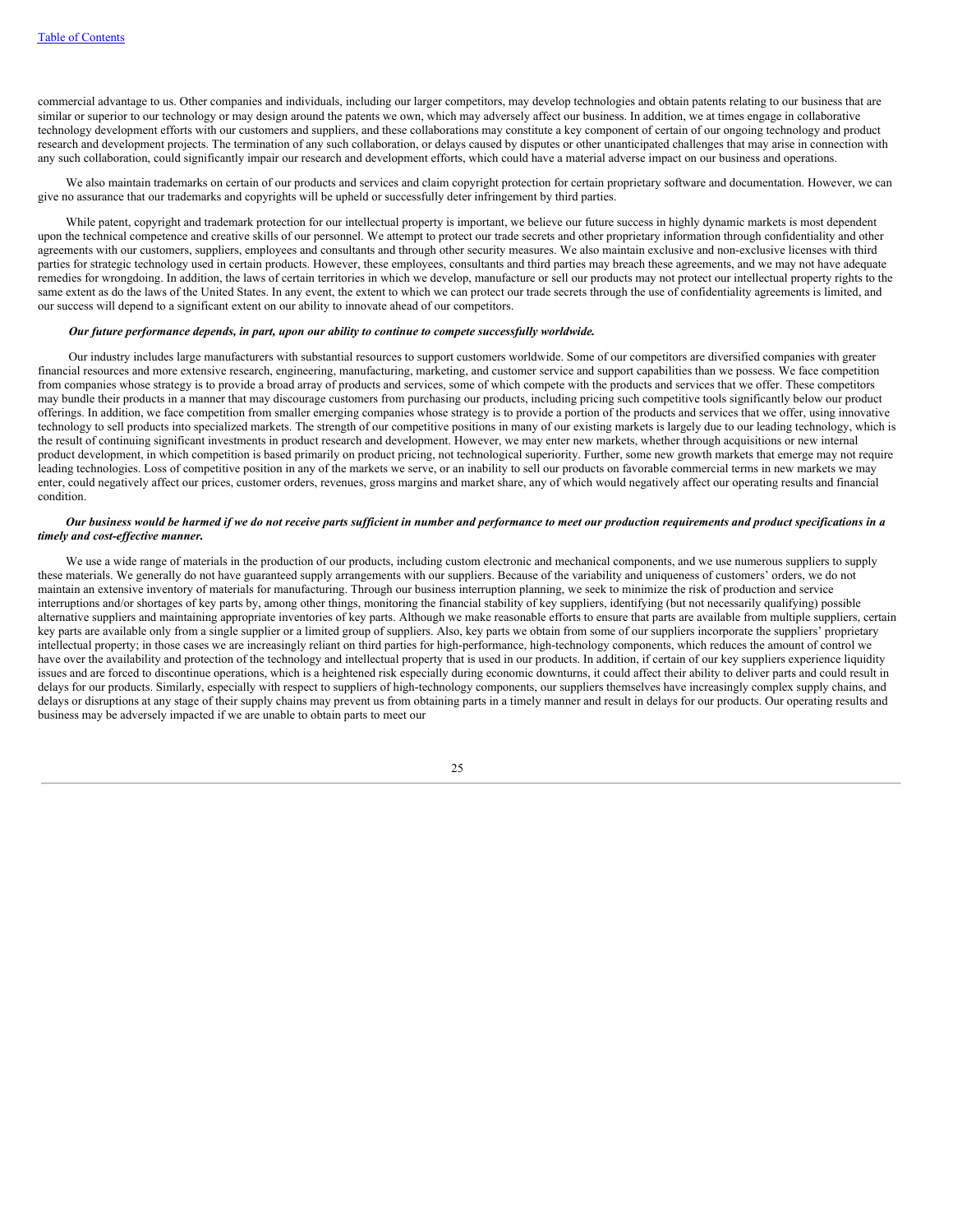commercial advantage to us. Other companies and individuals, including our larger competitors, may develop technologies and obtain patents relating to our business that are similar or superior to our technology or may design around the patents we own, which may adversely affect our business. In addition, we at times engage in collaborative technology development efforts with our customers and suppliers, and these collaborations may constitute a key component of certain of our ongoing technology and product research and development projects. The termination of any such collaboration, or delays caused by disputes or other unanticipated challenges that may arise in connection with any such collaboration, could significantly impair our research and development efforts, which could have a material adverse impact on our business and operations.

We also maintain trademarks on certain of our products and services and claim copyright protection for certain proprietary software and documentation. However, we can give no assurance that our trademarks and copyrights will be upheld or successfully deter infringement by third parties.

While patent, copyright and trademark protection for our intellectual property is important, we believe our future success in highly dynamic markets is most dependent upon the technical competence and creative skills of our personnel. We attempt to protect our trade secrets and other proprietary information through confidentiality and other agreements with our customers, suppliers, employees and consultants and through other security measures. We also maintain exclusive and non-exclusive licenses with third parties for strategic technology used in certain products. However, these employees, consultants and third parties may breach these agreements, and we may not have adequate remedies for wrongdoing. In addition, the laws of certain territories in which we develop, manufacture or sell our products may not protect our intellectual property rights to the same extent as do the laws of the United States. In any event, the extent to which we can protect our trade secrets through the use of confidentiality agreements is limited, and our success will depend to a significant extent on our ability to innovate ahead of our competitors.

***Our future performance depends, in part, upon our ability to continue to compete successfully worldwide.***

Our industry includes large manufacturers with substantial resources to support customers worldwide. Some of our competitors are diversified companies with greater financial resources and more extensive research, engineering, manufacturing, marketing, and customer service and support capabilities than we possess. We face competition from companies whose strategy is to provide a broad array of products and services, some of which compete with the products and services that we offer. These competitors may bundle their products in a manner that may discourage customers from purchasing our products, including pricing such competitive tools significantly below our product offerings. In addition, we face competition from smaller emerging companies whose strategy is to provide a portion of the products and services that we offer, using innovative technology to sell products into specialized markets. The strength of our competitive positions in many of our existing markets is largely due to our leading technology, which is the result of continuing significant investments in product research and development. However, we may enter new markets, whether through acquisitions or new internal product development, in which competition is based primarily on product pricing, not technological superiority. Further, some new growth markets that emerge may not require leading technologies. Loss of competitive position in any of the markets we serve, or an inability to sell our products on favorable commercial terms in new markets we may enter, could negatively affect our prices, customer orders, revenues, gross margins and market share, any of which would negatively affect our operating results and financial condition.

***Our business would be harmed if we do not receive parts sufficient in number and performance to meet our production requirements and product specifications in a timely and cost-effective manner.***

We use a wide range of materials in the production of our products, including custom electronic and mechanical components, and we use numerous suppliers to supply these materials. We generally do not have guaranteed supply arrangements with our suppliers. Because of the variability and uniqueness of customers' orders, we do not maintain an extensive inventory of materials for manufacturing. Through our business interruption planning, we seek to minimize the risk of production and service interruptions and/or shortages of key parts by, among other things, monitoring the financial stability of key suppliers, identifying (but not necessarily qualifying) possible alternative suppliers and maintaining appropriate inventories of key parts. Although we make reasonable efforts to ensure that parts are available from multiple suppliers, certain key parts are available only from a single supplier or a limited group of suppliers. Also, key parts we obtain from some of our suppliers incorporate the suppliers' proprietary intellectual property; in those cases we are increasingly reliant on third parties for high-performance, high-technology components, which reduces the amount of control we have over the availability and protection of the technology and intellectual property that is used in our products. In addition, if certain of our key suppliers experience liquidity issues and are forced to discontinue operations, which is a heightened risk especially during economic downturns, it could affect their ability to deliver parts and could result in delays for our products. Similarly, especially with respect to suppliers of high-technology components, our suppliers themselves have increasingly complex supply chains, and delays or disruptions at any stage of their supply chains may prevent us from obtaining parts in a timely manner and result in delays for our products. Our operating results and business may be adversely impacted if we are unable to obtain parts to meet our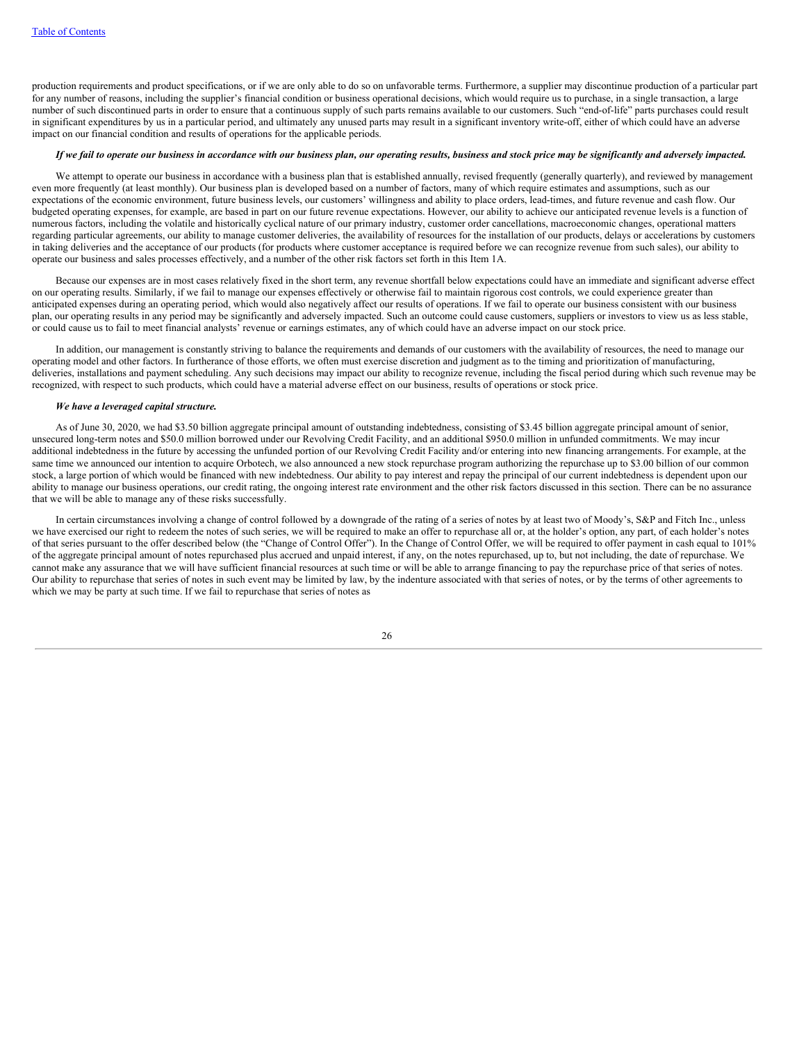production requirements and product specifications, or if we are only able to do so on unfavorable terms. Furthermore, a supplier may discontinue production of a particular part for any number of reasons, including the supplier's financial condition or business operational decisions, which would require us to purchase, in a single transaction, a large number of such discontinued parts in order to ensure that a continuous supply of such parts remains available to our customers. Such "end-of-life" parts purchases could result in significant expenditures by us in a particular period, and ultimately any unused parts may result in a significant inventory write-off, either of which could have an adverse impact on our financial condition and results of operations for the applicable periods.

***If we fail to operate our business in accordance with our business plan, our operating results, business and stock price may be significantly and adversely impacted.***

We attempt to operate our business in accordance with a business plan that is established annually, revised frequently (generally quarterly), and reviewed by management even more frequently (at least monthly). Our business plan is developed based on a number of factors, many of which require estimates and assumptions, such as our expectations of the economic environment, future business levels, our customers' willingness and ability to place orders, lead-times, and future revenue and cash flow. Our budgeted operating expenses, for example, are based in part on our future revenue expectations. However, our ability to achieve our anticipated revenue levels is a function of numerous factors, including the volatile and historically cyclical nature of our primary industry, customer order cancellations, macroeconomic changes, operational matters regarding particular agreements, our ability to manage customer deliveries, the availability of resources for the installation of our products, delays or accelerations by customers in taking deliveries and the acceptance of our products (for products where customer acceptance is required before we can recognize revenue from such sales), our ability to operate our business and sales processes effectively, and a number of the other risk factors set forth in this Item 1A.

Because our expenses are in most cases relatively fixed in the short term, any revenue shortfall below expectations could have an immediate and significant adverse effect on our operating results. Similarly, if we fail to manage our expenses effectively or otherwise fail to maintain rigorous cost controls, we could experience greater than anticipated expenses during an operating period, which would also negatively affect our results of operations. If we fail to operate our business consistent with our business plan, our operating results in any period may be significantly and adversely impacted. Such an outcome could cause customers, suppliers or investors to view us as less stable, or could cause us to fail to meet financial analysts' revenue or earnings estimates, any of which could have an adverse impact on our stock price.

In addition, our management is constantly striving to balance the requirements and demands of our customers with the availability of resources, the need to manage our operating model and other factors. In furtherance of those efforts, we often must exercise discretion and judgment as to the timing and prioritization of manufacturing, deliveries, installations and payment scheduling. Any such decisions may impact our ability to recognize revenue, including the fiscal period during which such revenue may be recognized, with respect to such products, which could have a material adverse effect on our business, results of operations or stock price.

***We have a leveraged capital structure.***

As of June 30, 2020, we had $3.50 billion aggregate principal amount of outstanding indebtedness, consisting of $3.45 billion aggregate principal amount of senior, unsecured long-term notes and $50.0 million borrowed under our Revolving Credit Facility, and an additional $950.0 million in unfunded commitments. We may incur additional indebtedness in the future by accessing the unfunded portion of our Revolving Credit Facility and/or entering into new financing arrangements. For example, at the same time we announced our intention to acquire Orbotech, we also announced a new stock repurchase program authorizing the repurchase up to $3.00 billion of our common stock, a large portion of which would be financed with new indebtedness. Our ability to pay interest and repay the principal of our current indebtedness is dependent upon our ability to manage our business operations, our credit rating, the ongoing interest rate environment and the other risk factors discussed in this section. There can be no assurance that we will be able to manage any of these risks successfully.

In certain circumstances involving a change of control followed by a downgrade of the rating of a series of notes by at least two of Moody's, S&P and Fitch Inc., unless we have exercised our right to redeem the notes of such series, we will be required to make an offer to repurchase all or, at the holder's option, any part, of each holder's notes of that series pursuant to the offer described below (the "Change of Control Offer"). In the Change of Control Offer, we will be required to offer payment in cash equal to 101% of the aggregate principal amount of notes repurchased plus accrued and unpaid interest, if any, on the notes repurchased, up to, but not including, the date of repurchase. We cannot make any assurance that we will have sufficient financial resources at such time or will be able to arrange financing to pay the repurchase price of that series of notes. Our ability to repurchase that series of notes in such event may be limited by law, by the indenture associated with that series of notes, or by the terms of other agreements to which we may be party at such time. If we fail to repurchase that series of notes as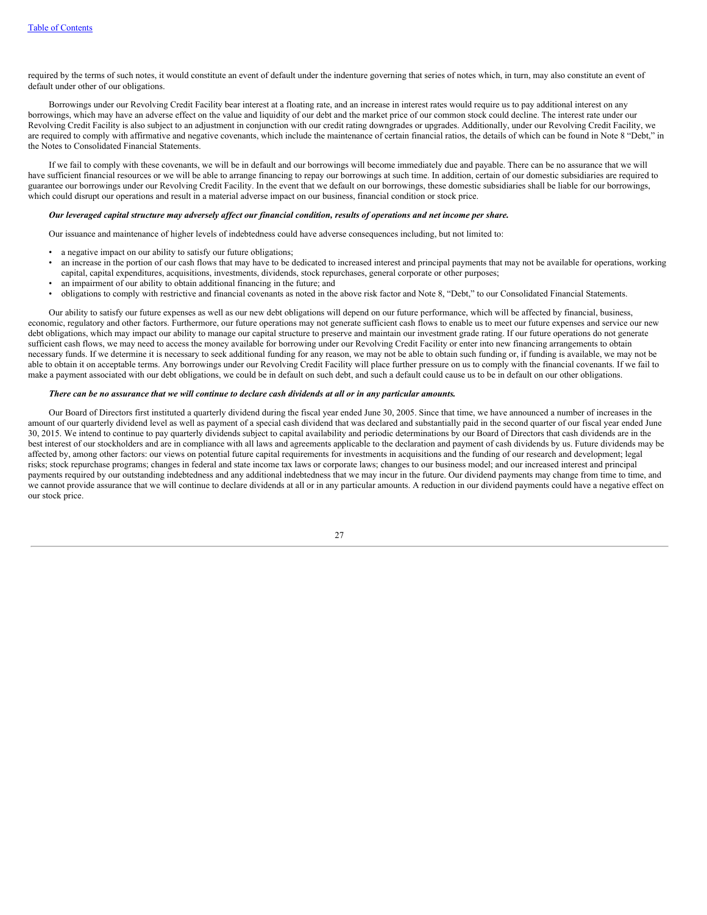required by the terms of such notes, it would constitute an event of default under the indenture governing that series of notes which, in turn, may also constitute an event of default under other of our obligations.

Borrowings under our Revolving Credit Facility bear interest at a floating rate, and an increase in interest rates would require us to pay additional interest on any borrowings, which may have an adverse effect on the value and liquidity of our debt and the market price of our common stock could decline. The interest rate under our Revolving Credit Facility is also subject to an adjustment in conjunction with our credit rating downgrades or upgrades. Additionally, under our Revolving Credit Facility, we are required to comply with affirmative and negative covenants, which include the maintenance of certain financial ratios, the details of which can be found in Note 8 "Debt," in the Notes to Consolidated Financial Statements.

If we fail to comply with these covenants, we will be in default and our borrowings will become immediately due and payable. There can be no assurance that we will have sufficient financial resources or we will be able to arrange financing to repay our borrowings at such time. In addition, certain of our domestic subsidiaries are required to guarantee our borrowings under our Revolving Credit Facility. In the event that we default on our borrowings, these domestic subsidiaries shall be liable for our borrowings, which could disrupt our operations and result in a material adverse impact on our business, financial condition or stock price.

***Our leveraged capital structure may adversely affect our financial condition, results of operations and net income per share.***

Our issuance and maintenance of higher levels of indebtedness could have adverse consequences including, but not limited to:

- a negative impact on our ability to satisfy our future obligations;
- an increase in the portion of our cash flows that may have to be dedicated to increased interest and principal payments that may not be available for operations, working capital, capital expenditures, acquisitions, investments, dividends, stock repurchases, general corporate or other purposes;
- an impairment of our ability to obtain additional financing in the future; and
- obligations to comply with restrictive and financial covenants as noted in the above risk factor and Note 8, "Debt," to our Consolidated Financial Statements.

Our ability to satisfy our future expenses as well as our new debt obligations will depend on our future performance, which will be affected by financial, business, economic, regulatory and other factors. Furthermore, our future operations may not generate sufficient cash flows to enable us to meet our future expenses and service our new debt obligations, which may impact our ability to manage our capital structure to preserve and maintain our investment grade rating. If our future operations do not generate sufficient cash flows, we may need to access the money available for borrowing under our Revolving Credit Facility or enter into new financing arrangements to obtain necessary funds. If we determine it is necessary to seek additional funding for any reason, we may not be able to obtain such funding or, if funding is available, we may not be able to obtain it on acceptable terms. Any borrowings under our Revolving Credit Facility will place further pressure on us to comply with the financial covenants. If we fail to make a payment associated with our debt obligations, we could be in default on such debt, and such a default could cause us to be in default on our other obligations.

***There can be no assurance that we will continue to declare cash dividends at all or in any particular amounts.***

Our Board of Directors first instituted a quarterly dividend during the fiscal year ended June 30, 2005. Since that time, we have announced a number of increases in the amount of our quarterly dividend level as well as payment of a special cash dividend that was declared and substantially paid in the second quarter of our fiscal year ended June 30, 2015. We intend to continue to pay quarterly dividends subject to capital availability and periodic determinations by our Board of Directors that cash dividends are in the best interest of our stockholders and are in compliance with all laws and agreements applicable to the declaration and payment of cash dividends by us. Future dividends may be affected by, among other factors: our views on potential future capital requirements for investments in acquisitions and the funding of our research and development; legal risks; stock repurchase programs; changes in federal and state income tax laws or corporate laws; changes to our business model; and our increased interest and principal payments required by our outstanding indebtedness and any additional indebtedness that we may incur in the future. Our dividend payments may change from time to time, and we cannot provide assurance that we will continue to declare dividends at all or in any particular amounts. A reduction in our dividend payments could have a negative effect on our stock price.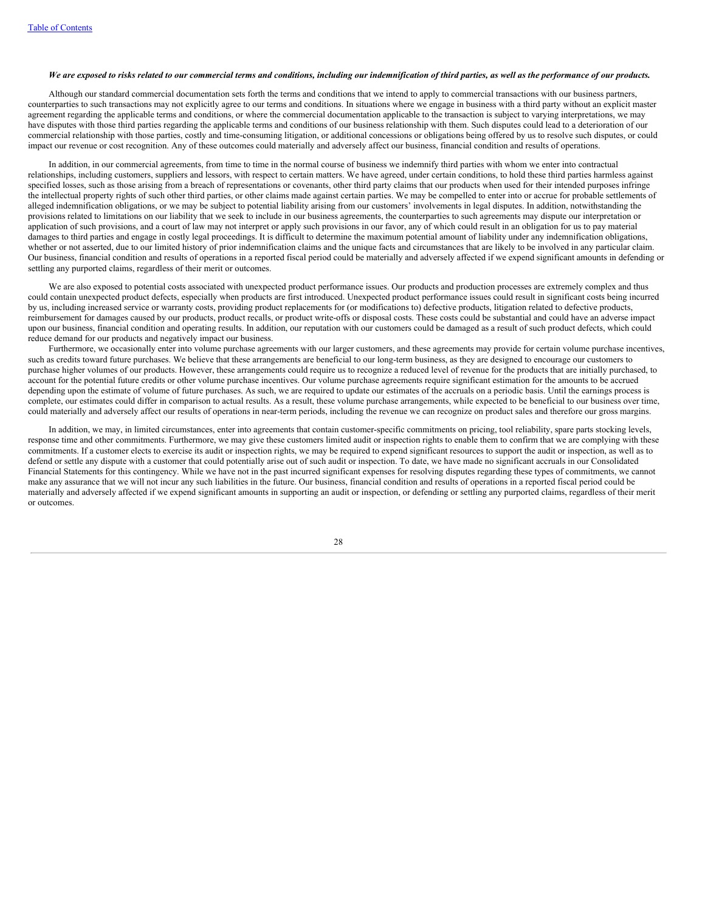*We are exposed to risks related to our commercial terms and conditions, including our indemnification of third parties, as well as the performance of our products.*

Although our standard commercial documentation sets forth the terms and conditions that we intend to apply to commercial transactions with our business partners, counterparties to such transactions may not explicitly agree to our terms and conditions. In situations where we engage in business with a third party without an explicit master agreement regarding the applicable terms and conditions, or where the commercial documentation applicable to the transaction is subject to varying interpretations, we may have disputes with those third parties regarding the applicable terms and conditions of our business relationship with them. Such disputes could lead to a deterioration of our commercial relationship with those parties, costly and time-consuming litigation, or additional concessions or obligations being offered by us to resolve such disputes, or could impact our revenue or cost recognition. Any of these outcomes could materially and adversely affect our business, financial condition and results of operations.

In addition, in our commercial agreements, from time to time in the normal course of business we indemnify third parties with whom we enter into contractual relationships, including customers, suppliers and lessors, with respect to certain matters. We have agreed, under certain conditions, to hold these third parties harmless against specified losses, such as those arising from a breach of representations or covenants, other third party claims that our products when used for their intended purposes infringe the intellectual property rights of such other third parties, or other claims made against certain parties. We may be compelled to enter into or accrue for probable settlements of alleged indemnification obligations, or we may be subject to potential liability arising from our customers' involvements in legal disputes. In addition, notwithstanding the provisions related to limitations on our liability that we seek to include in our business agreements, the counterparties to such agreements may dispute our interpretation or application of such provisions, and a court of law may not interpret or apply such provisions in our favor, any of which could result in an obligation for us to pay material damages to third parties and engage in costly legal proceedings. It is difficult to determine the maximum potential amount of liability under any indemnification obligations, whether or not asserted, due to our limited history of prior indemnification claims and the unique facts and circumstances that are likely to be involved in any particular claim. Our business, financial condition and results of operations in a reported fiscal period could be materially and adversely affected if we expend significant amounts in defending or settling any purported claims, regardless of their merit or outcomes.

We are also exposed to potential costs associated with unexpected product performance issues. Our products and production processes are extremely complex and thus could contain unexpected product defects, especially when products are first introduced. Unexpected product performance issues could result in significant costs being incurred by us, including increased service or warranty costs, providing product replacements for (or modifications to) defective products, litigation related to defective products, reimbursement for damages caused by our products, product recalls, or product write-offs or disposal costs. These costs could be substantial and could have an adverse impact upon our business, financial condition and operating results. In addition, our reputation with our customers could be damaged as a result of such product defects, which could reduce demand for our products and negatively impact our business.

Furthermore, we occasionally enter into volume purchase agreements with our larger customers, and these agreements may provide for certain volume purchase incentives, such as credits toward future purchases. We believe that these arrangements are beneficial to our long-term business, as they are designed to encourage our customers to purchase higher volumes of our products. However, these arrangements could require us to recognize a reduced level of revenue for the products that are initially purchased, to account for the potential future credits or other volume purchase incentives. Our volume purchase agreements require significant estimation for the amounts to be accrued depending upon the estimate of volume of future purchases. As such, we are required to update our estimates of the accruals on a periodic basis. Until the earnings process is complete, our estimates could differ in comparison to actual results. As a result, these volume purchase arrangements, while expected to be beneficial to our business over time, could materially and adversely affect our results of operations in near-term periods, including the revenue we can recognize on product sales and therefore our gross margins.

In addition, we may, in limited circumstances, enter into agreements that contain customer-specific commitments on pricing, tool reliability, spare parts stocking levels, response time and other commitments. Furthermore, we may give these customers limited audit or inspection rights to enable them to confirm that we are complying with these commitments. If a customer elects to exercise its audit or inspection rights, we may be required to expend significant resources to support the audit or inspection, as well as to defend or settle any dispute with a customer that could potentially arise out of such audit or inspection. To date, we have made no significant accruals in our Consolidated Financial Statements for this contingency. While we have not in the past incurred significant expenses for resolving disputes regarding these types of commitments, we cannot make any assurance that we will not incur any such liabilities in the future. Our business, financial condition and results of operations in a reported fiscal period could be materially and adversely affected if we expend significant amounts in supporting an audit or inspection, or defending or settling any purported claims, regardless of their merit or outcomes.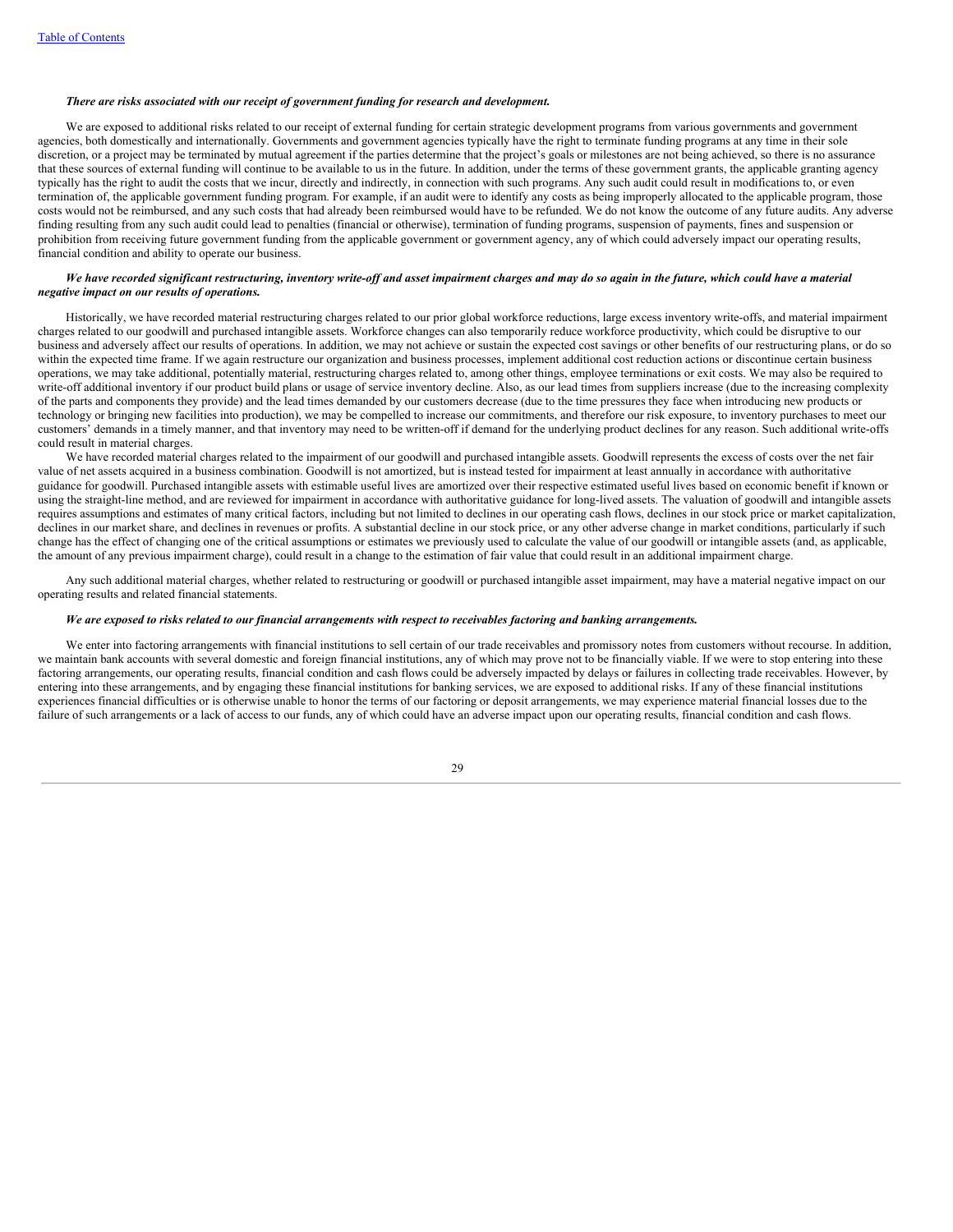*There are risks associated with our receipt of government funding for research and development.*

We are exposed to additional risks related to our receipt of external funding for certain strategic development programs from various governments and government agencies, both domestically and internationally. Governments and government agencies typically have the right to terminate funding programs at any time in their sole discretion, or a project may be terminated by mutual agreement if the parties determine that the project's goals or milestones are not being achieved, so there is no assurance that these sources of external funding will continue to be available to us in the future. In addition, under the terms of these government grants, the applicable granting agency typically has the right to audit the costs that we incur, directly and indirectly, in connection with such programs. Any such audit could result in modifications to, or even termination of, the applicable government funding program. For example, if an audit were to identify any costs as being improperly allocated to the applicable program, those costs would not be reimbursed, and any such costs that had already been reimbursed would have to be refunded. We do not know the outcome of any future audits. Any adverse finding resulting from any such audit could lead to penalties (financial or otherwise), termination of funding programs, suspension of payments, fines and suspension or prohibition from receiving future government funding from the applicable government or government agency, any of which could adversely impact our operating results, financial condition and ability to operate our business.

*We have recorded significant restructuring, inventory write-off and asset impairment charges and may do so again in the future, which could have a material negative impact on our results of operations.*

Historically, we have recorded material restructuring charges related to our prior global workforce reductions, large excess inventory write-offs, and material impairment charges related to our goodwill and purchased intangible assets. Workforce changes can also temporarily reduce workforce productivity, which could be disruptive to our business and adversely affect our results of operations. In addition, we may not achieve or sustain the expected cost savings or other benefits of our restructuring plans, or do so within the expected time frame. If we again restructure our organization and business processes, implement additional cost reduction actions or discontinue certain business operations, we may take additional, potentially material, restructuring charges related to, among other things, employee terminations or exit costs. We may also be required to write-off additional inventory if our product build plans or usage of service inventory decline. Also, as our lead times from suppliers increase (due to the increasing complexity of the parts and components they provide) and the lead times demanded by our customers decrease (due to the time pressures they face when introducing new products or technology or bringing new facilities into production), we may be compelled to increase our commitments, and therefore our risk exposure, to inventory purchases to meet our customers' demands in a timely manner, and that inventory may need to be written-off if demand for the underlying product declines for any reason. Such additional write-offs could result in material charges.

We have recorded material charges related to the impairment of our goodwill and purchased intangible assets. Goodwill represents the excess of costs over the net fair value of net assets acquired in a business combination. Goodwill is not amortized, but is instead tested for impairment at least annually in accordance with authoritative guidance for goodwill. Purchased intangible assets with estimable useful lives are amortized over their respective estimated useful lives based on economic benefit if known or using the straight-line method, and are reviewed for impairment in accordance with authoritative guidance for long-lived assets. The valuation of goodwill and intangible assets requires assumptions and estimates of many critical factors, including but not limited to declines in our operating cash flows, declines in our stock price or market capitalization, declines in our market share, and declines in revenues or profits. A substantial decline in our stock price, or any other adverse change in market conditions, particularly if such change has the effect of changing one of the critical assumptions or estimates we previously used to calculate the value of our goodwill or intangible assets (and, as applicable, the amount of any previous impairment charge), could result in a change to the estimation of fair value that could result in an additional impairment charge.

Any such additional material charges, whether related to restructuring or goodwill or purchased intangible asset impairment, may have a material negative impact on our operating results and related financial statements.

*We are exposed to risks related to our financial arrangements with respect to receivables factoring and banking arrangements.*

We enter into factoring arrangements with financial institutions to sell certain of our trade receivables and promissory notes from customers without recourse. In addition, we maintain bank accounts with several domestic and foreign financial institutions, any of which may prove not to be financially viable. If we were to stop entering into these factoring arrangements, our operating results, financial condition and cash flows could be adversely impacted by delays or failures in collecting trade receivables. However, by entering into these arrangements, and by engaging these financial institutions for banking services, we are exposed to additional risks. If any of these financial institutions experiences financial difficulties or is otherwise unable to honor the terms of our factoring or deposit arrangements, we may experience material financial losses due to the failure of such arrangements or a lack of access to our funds, any of which could have an adverse impact upon our operating results, financial condition and cash flows.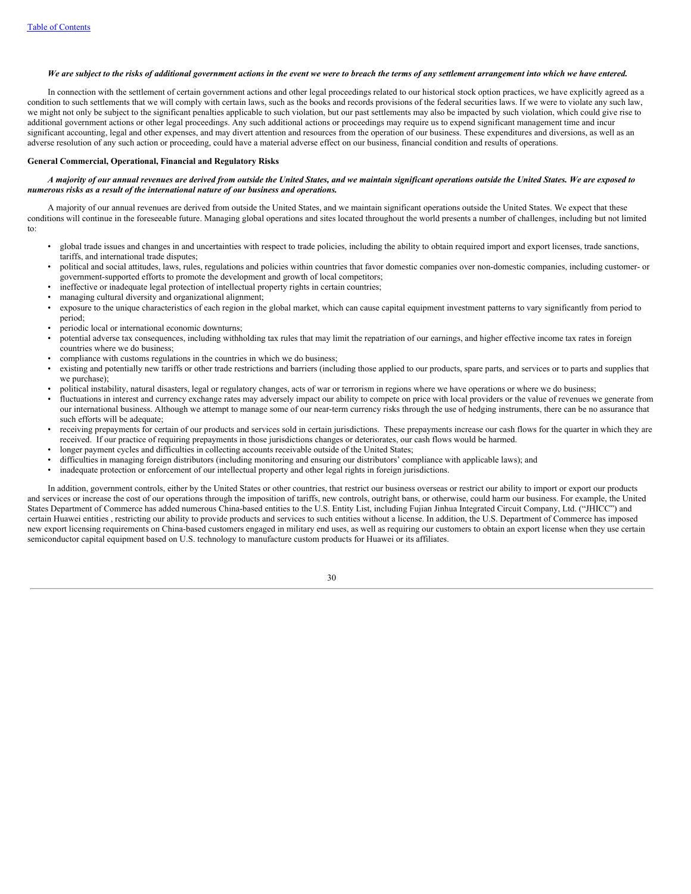*We are subject to the risks of additional government actions in the event we were to breach the terms of any settlement arrangement into which we have entered.*

In connection with the settlement of certain government actions and other legal proceedings related to our historical stock option practices, we have explicitly agreed as a condition to such settlements that we will comply with certain laws, such as the books and records provisions of the federal securities laws. If we were to violate any such law, we might not only be subject to the significant penalties applicable to such violation, but our past settlements may also be impacted by such violation, which could give rise to additional government actions or other legal proceedings. Any such additional actions or proceedings may require us to expend significant management time and incur significant accounting, legal and other expenses, and may divert attention and resources from the operation of our business. These expenditures and diversions, as well as an adverse resolution of any such action or proceeding, could have a material adverse effect on our business, financial condition and results of operations.

**General Commercial, Operational, Financial and Regulatory Risks**

***A majority of our annual revenues are derived from outside the United States, and we maintain significant operations outside the United States. We are exposed to numerous risks as a result of the international nature of our business and operations.***

A majority of our annual revenues are derived from outside the United States, and we maintain significant operations outside the United States. We expect that these conditions will continue in the foreseeable future. Managing global operations and sites located throughout the world presents a number of challenges, including but not limited to:

- global trade issues and changes in and uncertainties with respect to trade policies, including the ability to obtain required import and export licenses, trade sanctions, tariffs, and international trade disputes;
- political and social attitudes, laws, rules, regulations and policies within countries that favor domestic companies over non-domestic companies, including customer- or government-supported efforts to promote the development and growth of local competitors;
- ineffective or inadequate legal protection of intellectual property rights in certain countries;
- managing cultural diversity and organizational alignment;
- exposure to the unique characteristics of each region in the global market, which can cause capital equipment investment patterns to vary significantly from period to period;
- periodic local or international economic downturns;
- potential adverse tax consequences, including withholding tax rules that may limit the repatriation of our earnings, and higher effective income tax rates in foreign countries where we do business;
- compliance with customs regulations in the countries in which we do business;
- existing and potentially new tariffs or other trade restrictions and barriers (including those applied to our products, spare parts, and services or to parts and supplies that we purchase);
- political instability, natural disasters, legal or regulatory changes, acts of war or terrorism in regions where we have operations or where we do business;
- fluctuations in interest and currency exchange rates may adversely impact our ability to compete on price with local providers or the value of revenues we generate from our international business. Although we attempt to manage some of our near-term currency risks through the use of hedging instruments, there can be no assurance that such efforts will be adequate;
- receiving prepayments for certain of our products and services sold in certain jurisdictions. These prepayments increase our cash flows for the quarter in which they are received. If our practice of requiring prepayments in those jurisdictions changes or deteriorates, our cash flows would be harmed.
- longer payment cycles and difficulties in collecting accounts receivable outside of the United States;
- difficulties in managing foreign distributors (including monitoring and ensuring our distributors' compliance with applicable laws); and
- inadequate protection or enforcement of our intellectual property and other legal rights in foreign jurisdictions.

In addition, government controls, either by the United States or other countries, that restrict our business overseas or restrict our ability to import or export our products and services or increase the cost of our operations through the imposition of tariffs, new controls, outright bans, or otherwise, could harm our business. For example, the United States Department of Commerce has added numerous China-based entities to the U.S. Entity List, including Fujian Jinhua Integrated Circuit Company, Ltd. ("JHICC") and certain Huawei entities , restricting our ability to provide products and services to such entities without a license. In addition, the U.S. Department of Commerce has imposed new export licensing requirements on China-based customers engaged in military end uses, as well as requiring our customers to obtain an export license when they use certain semiconductor capital equipment based on U.S. technology to manufacture custom products for Huawei or its affiliates.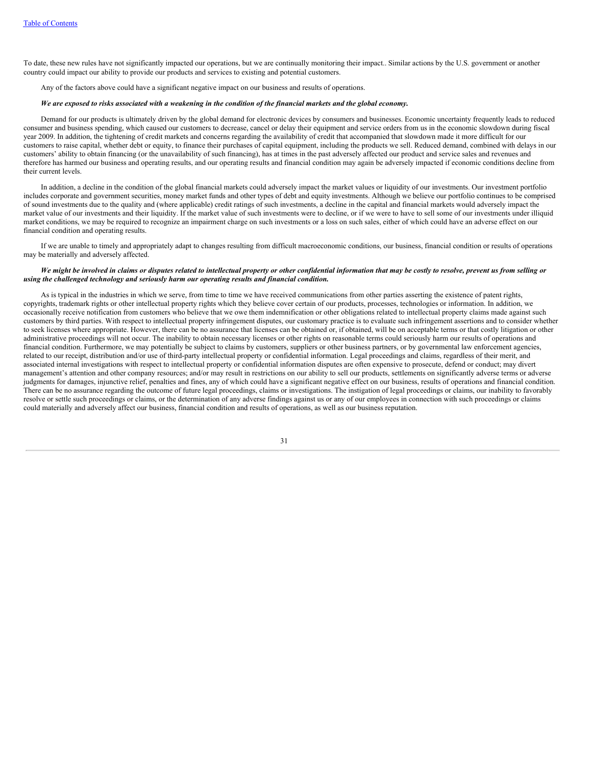To date, these new rules have not significantly impacted our operations, but we are continually monitoring their impact.. Similar actions by the U.S. government or another country could impact our ability to provide our products and services to existing and potential customers.

Any of the factors above could have a significant negative impact on our business and results of operations.

***We are exposed to risks associated with a weakening in the condition of the financial markets and the global economy.***

Demand for our products is ultimately driven by the global demand for electronic devices by consumers and businesses. Economic uncertainty frequently leads to reduced consumer and business spending, which caused our customers to decrease, cancel or delay their equipment and service orders from us in the economic slowdown during fiscal year 2009. In addition, the tightening of credit markets and concerns regarding the availability of credit that accompanied that slowdown made it more difficult for our customers to raise capital, whether debt or equity, to finance their purchases of capital equipment, including the products we sell. Reduced demand, combined with delays in our customers' ability to obtain financing (or the unavailability of such financing), has at times in the past adversely affected our product and service sales and revenues and therefore has harmed our business and operating results, and our operating results and financial condition may again be adversely impacted if economic conditions decline from their current levels.

In addition, a decline in the condition of the global financial markets could adversely impact the market values or liquidity of our investments. Our investment portfolio includes corporate and government securities, money market funds and other types of debt and equity investments. Although we believe our portfolio continues to be comprised of sound investments due to the quality and (where applicable) credit ratings of such investments, a decline in the capital and financial markets would adversely impact the market value of our investments and their liquidity. If the market value of such investments were to decline, or if we were to have to sell some of our investments under illiquid market conditions, we may be required to recognize an impairment charge on such investments or a loss on such sales, either of which could have an adverse effect on our financial condition and operating results.

If we are unable to timely and appropriately adapt to changes resulting from difficult macroeconomic conditions, our business, financial condition or results of operations may be materially and adversely affected.

***We might be involved in claims or disputes related to intellectual property or other confidential information that may be costly to resolve, prevent us from selling or using the challenged technology and seriously harm our operating results and financial condition.***

As is typical in the industries in which we serve, from time to time we have received communications from other parties asserting the existence of patent rights, copyrights, trademark rights or other intellectual property rights which they believe cover certain of our products, processes, technologies or information. In addition, we occasionally receive notification from customers who believe that we owe them indemnification or other obligations related to intellectual property claims made against such customers by third parties. With respect to intellectual property infringement disputes, our customary practice is to evaluate such infringement assertions and to consider whether to seek licenses where appropriate. However, there can be no assurance that licenses can be obtained or, if obtained, will be on acceptable terms or that costly litigation or other administrative proceedings will not occur. The inability to obtain necessary licenses or other rights on reasonable terms could seriously harm our results of operations and financial condition. Furthermore, we may potentially be subject to claims by customers, suppliers or other business partners, or by governmental law enforcement agencies, related to our receipt, distribution and/or use of third-party intellectual property or confidential information. Legal proceedings and claims, regardless of their merit, and associated internal investigations with respect to intellectual property or confidential information disputes are often expensive to prosecute, defend or conduct; may divert management's attention and other company resources; and/or may result in restrictions on our ability to sell our products, settlements on significantly adverse terms or adverse judgments for damages, injunctive relief, penalties and fines, any of which could have a significant negative effect on our business, results of operations and financial condition. There can be no assurance regarding the outcome of future legal proceedings, claims or investigations. The instigation of legal proceedings or claims, our inability to favorably resolve or settle such proceedings or claims, or the determination of any adverse findings against us or any of our employees in connection with such proceedings or claims could materially and adversely affect our business, financial condition and results of operations, as well as our business reputation.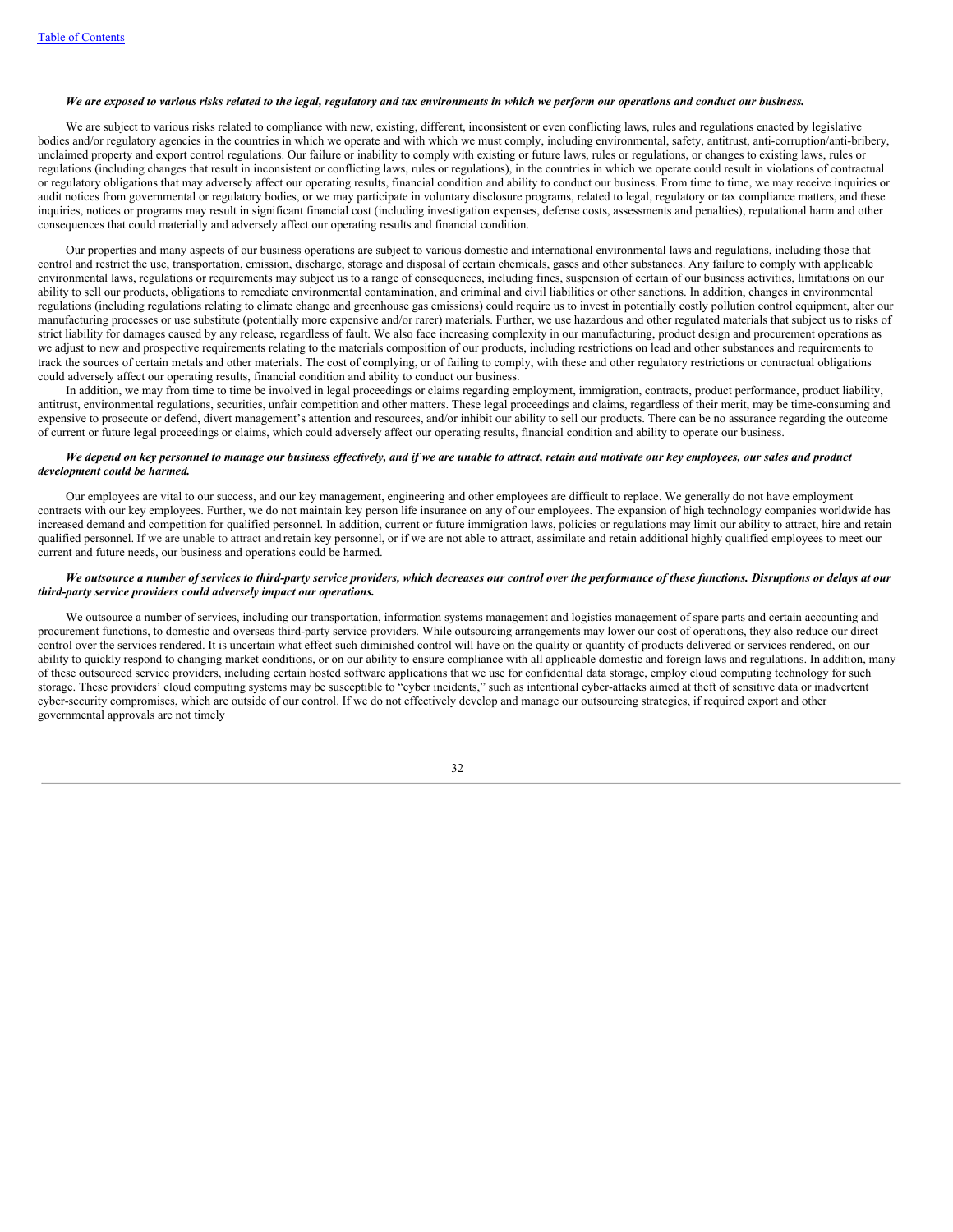*We are exposed to various risks related to the legal, regulatory and tax environments in which we perform our operations and conduct our business.*

We are subject to various risks related to compliance with new, existing, different, inconsistent or even conflicting laws, rules and regulations enacted by legislative bodies and/or regulatory agencies in the countries in which we operate and with which we must comply, including environmental, safety, antitrust, anti-corruption/anti-bribery, unclaimed property and export control regulations. Our failure or inability to comply with existing or future laws, rules or regulations, or changes to existing laws, rules or regulations (including changes that result in inconsistent or conflicting laws, rules or regulations), in the countries in which we operate could result in violations of contractual or regulatory obligations that may adversely affect our operating results, financial condition and ability to conduct our business. From time to time, we may receive inquiries or audit notices from governmental or regulatory bodies, or we may participate in voluntary disclosure programs, related to legal, regulatory or tax compliance matters, and these inquiries, notices or programs may result in significant financial cost (including investigation expenses, defense costs, assessments and penalties), reputational harm and other consequences that could materially and adversely affect our operating results and financial condition.

Our properties and many aspects of our business operations are subject to various domestic and international environmental laws and regulations, including those that control and restrict the use, transportation, emission, discharge, storage and disposal of certain chemicals, gases and other substances. Any failure to comply with applicable environmental laws, regulations or requirements may subject us to a range of consequences, including fines, suspension of certain of our business activities, limitations on our ability to sell our products, obligations to remediate environmental contamination, and criminal and civil liabilities or other sanctions. In addition, changes in environmental regulations (including regulations relating to climate change and greenhouse gas emissions) could require us to invest in potentially costly pollution control equipment, alter our manufacturing processes or use substitute (potentially more expensive and/or rarer) materials. Further, we use hazardous and other regulated materials that subject us to risks of strict liability for damages caused by any release, regardless of fault. We also face increasing complexity in our manufacturing, product design and procurement operations as we adjust to new and prospective requirements relating to the materials composition of our products, including restrictions on lead and other substances and requirements to track the sources of certain metals and other materials. The cost of complying, or of failing to comply, with these and other regulatory restrictions or contractual obligations could adversely affect our operating results, financial condition and ability to conduct our business.

In addition, we may from time to time be involved in legal proceedings or claims regarding employment, immigration, contracts, product performance, product liability, antitrust, environmental regulations, securities, unfair competition and other matters. These legal proceedings and claims, regardless of their merit, may be time-consuming and expensive to prosecute or defend, divert management's attention and resources, and/or inhibit our ability to sell our products. There can be no assurance regarding the outcome of current or future legal proceedings or claims, which could adversely affect our operating results, financial condition and ability to operate our business.

***We depend on key personnel to manage our business effectively, and if we are unable to attract, retain and motivate our key employees, our sales and product development could be harmed.***

Our employees are vital to our success, and our key management, engineering and other employees are difficult to replace. We generally do not have employment contracts with our key employees. Further, we do not maintain key person life insurance on any of our employees. The expansion of high technology companies worldwide has increased demand and competition for qualified personnel. In addition, current or future immigration laws, policies or regulations may limit our ability to attract, hire and retain qualified personnel. If we are unable to attract and retain key personnel, or if we are not able to attract, assimilate and retain additional highly qualified employees to meet our current and future needs, our business and operations could be harmed.

***We outsource a number of services to third-party service providers, which decreases our control over the performance of these functions. Disruptions or delays at our third-party service providers could adversely impact our operations.***

We outsource a number of services, including our transportation, information systems management and logistics management of spare parts and certain accounting and procurement functions, to domestic and overseas third-party service providers. While outsourcing arrangements may lower our cost of operations, they also reduce our direct control over the services rendered. It is uncertain what effect such diminished control will have on the quality or quantity of products delivered or services rendered, on our ability to quickly respond to changing market conditions, or on our ability to ensure compliance with all applicable domestic and foreign laws and regulations. In addition, many of these outsourced service providers, including certain hosted software applications that we use for confidential data storage, employ cloud computing technology for such storage. These providers' cloud computing systems may be susceptible to "cyber incidents," such as intentional cyber-attacks aimed at theft of sensitive data or inadvertent cyber-security compromises, which are outside of our control. If we do not effectively develop and manage our outsourcing strategies, if required export and other governmental approvals are not timely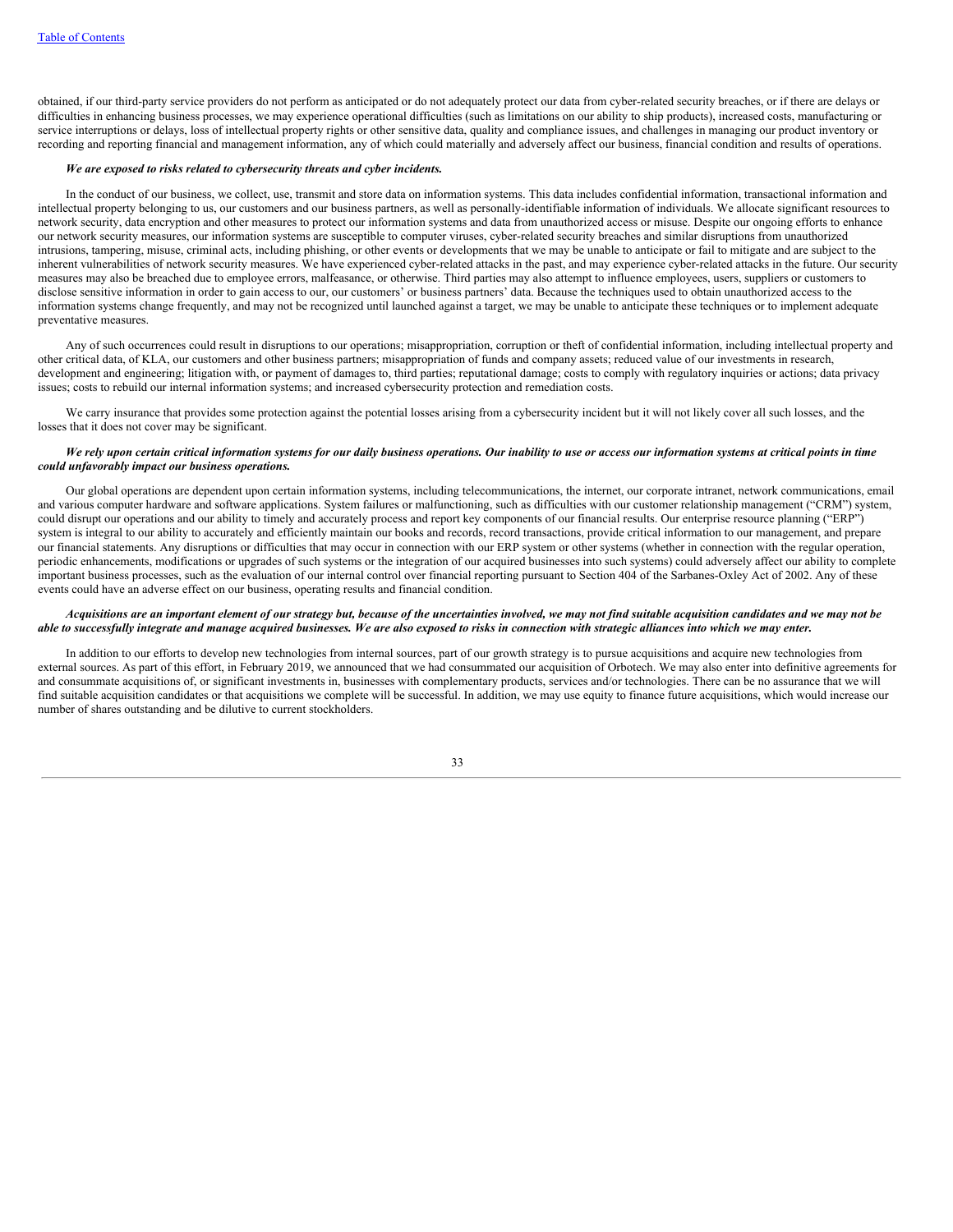obtained, if our third-party service providers do not perform as anticipated or do not adequately protect our data from cyber-related security breaches, or if there are delays or difficulties in enhancing business processes, we may experience operational difficulties (such as limitations on our ability to ship products), increased costs, manufacturing or service interruptions or delays, loss of intellectual property rights or other sensitive data, quality and compliance issues, and challenges in managing our product inventory or recording and reporting financial and management information, any of which could materially and adversely affect our business, financial condition and results of operations.

***We are exposed to risks related to cybersecurity threats and cyber incidents.***

In the conduct of our business, we collect, use, transmit and store data on information systems. This data includes confidential information, transactional information and intellectual property belonging to us, our customers and our business partners, as well as personally-identifiable information of individuals. We allocate significant resources to network security, data encryption and other measures to protect our information systems and data from unauthorized access or misuse. Despite our ongoing efforts to enhance our network security measures, our information systems are susceptible to computer viruses, cyber-related security breaches and similar disruptions from unauthorized intrusions, tampering, misuse, criminal acts, including phishing, or other events or developments that we may be unable to anticipate or fail to mitigate and are subject to the inherent vulnerabilities of network security measures. We have experienced cyber-related attacks in the past, and may experience cyber-related attacks in the future. Our security measures may also be breached due to employee errors, malfeasance, or otherwise. Third parties may also attempt to influence employees, users, suppliers or customers to disclose sensitive information in order to gain access to our, our customers' or business partners' data. Because the techniques used to obtain unauthorized access to the information systems change frequently, and may not be recognized until launched against a target, we may be unable to anticipate these techniques or to implement adequate preventative measures.

Any of such occurrences could result in disruptions to our operations; misappropriation, corruption or theft of confidential information, including intellectual property and other critical data, of KLA, our customers and other business partners; misappropriation of funds and company assets; reduced value of our investments in research, development and engineering; litigation with, or payment of damages to, third parties; reputational damage; costs to comply with regulatory inquiries or actions; data privacy issues; costs to rebuild our internal information systems; and increased cybersecurity protection and remediation costs.

We carry insurance that provides some protection against the potential losses arising from a cybersecurity incident but it will not likely cover all such losses, and the losses that it does not cover may be significant.

***We rely upon certain critical information systems for our daily business operations. Our inability to use or access our information systems at critical points in time could unfavorably impact our business operations.***

Our global operations are dependent upon certain information systems, including telecommunications, the internet, our corporate intranet, network communications, email and various computer hardware and software applications. System failures or malfunctioning, such as difficulties with our customer relationship management ("CRM") system, could disrupt our operations and our ability to timely and accurately process and report key components of our financial results. Our enterprise resource planning ("ERP") system is integral to our ability to accurately and efficiently maintain our books and records, record transactions, provide critical information to our management, and prepare our financial statements. Any disruptions or difficulties that may occur in connection with our ERP system or other systems (whether in connection with the regular operation, periodic enhancements, modifications or upgrades of such systems or the integration of our acquired businesses into such systems) could adversely affect our ability to complete important business processes, such as the evaluation of our internal control over financial reporting pursuant to Section 404 of the Sarbanes-Oxley Act of 2002. Any of these events could have an adverse effect on our business, operating results and financial condition.

***Acquisitions are an important element of our strategy but, because of the uncertainties involved, we may not find suitable acquisition candidates and we may not be able to successfully integrate and manage acquired businesses. We are also exposed to risks in connection with strategic alliances into which we may enter.***

In addition to our efforts to develop new technologies from internal sources, part of our growth strategy is to pursue acquisitions and acquire new technologies from external sources. As part of this effort, in February 2019, we announced that we had consummated our acquisition of Orbotech. We may also enter into definitive agreements for and consummate acquisitions of, or significant investments in, businesses with complementary products, services and/or technologies. There can be no assurance that we will find suitable acquisition candidates or that acquisitions we complete will be successful. In addition, we may use equity to finance future acquisitions, which would increase our number of shares outstanding and be dilutive to current stockholders.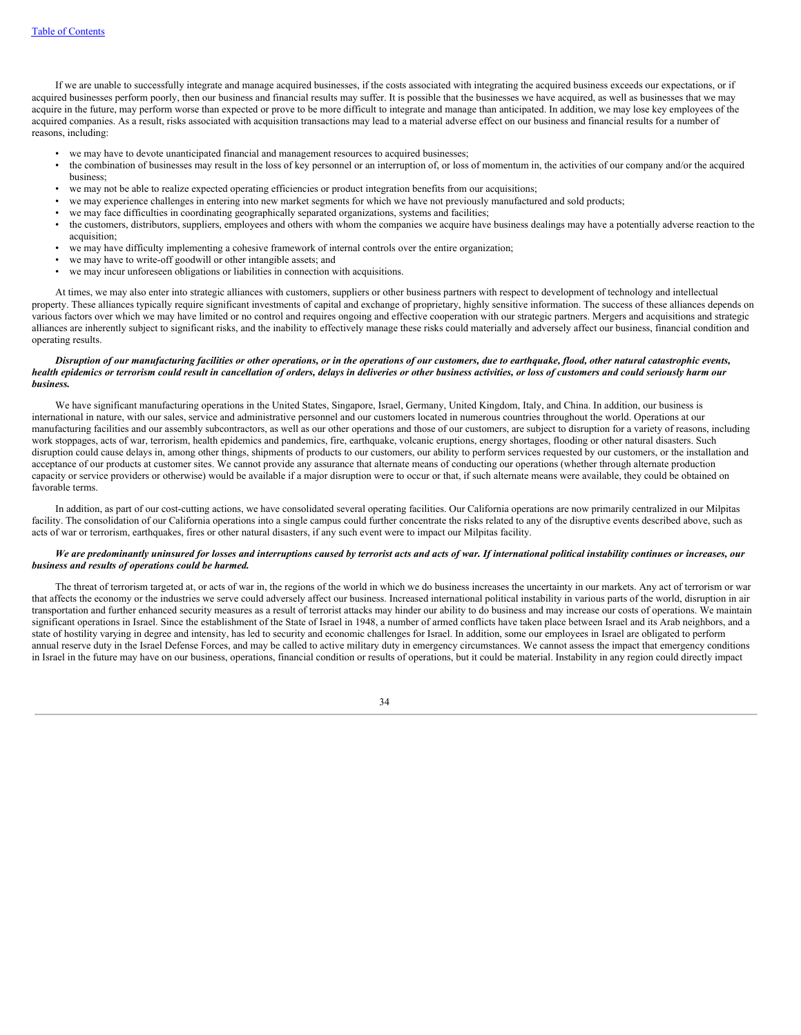If we are unable to successfully integrate and manage acquired businesses, if the costs associated with integrating the acquired business exceeds our expectations, or if acquired businesses perform poorly, then our business and financial results may suffer. It is possible that the businesses we have acquired, as well as businesses that we may acquire in the future, may perform worse than expected or prove to be more difficult to integrate and manage than anticipated. In addition, we may lose key employees of the acquired companies. As a result, risks associated with acquisition transactions may lead to a material adverse effect on our business and financial results for a number of reasons, including:

- we may have to devote unanticipated financial and management resources to acquired businesses;
- the combination of businesses may result in the loss of key personnel or an interruption of, or loss of momentum in, the activities of our company and/or the acquired business;
- we may not be able to realize expected operating efficiencies or product integration benefits from our acquisitions;
- we may experience challenges in entering into new market segments for which we have not previously manufactured and sold products;
- we may face difficulties in coordinating geographically separated organizations, systems and facilities;
- the customers, distributors, suppliers, employees and others with whom the companies we acquire have business dealings may have a potentially adverse reaction to the acquisition;
- we may have difficulty implementing a cohesive framework of internal controls over the entire organization;
- we may have to write-off goodwill or other intangible assets; and
- we may incur unforeseen obligations or liabilities in connection with acquisitions.

At times, we may also enter into strategic alliances with customers, suppliers or other business partners with respect to development of technology and intellectual property. These alliances typically require significant investments of capital and exchange of proprietary, highly sensitive information. The success of these alliances depends on various factors over which we may have limited or no control and requires ongoing and effective cooperation with our strategic partners. Mergers and acquisitions and strategic alliances are inherently subject to significant risks, and the inability to effectively manage these risks could materially and adversely affect our business, financial condition and operating results.

***Disruption of our manufacturing facilities or other operations, or in the operations of our customers, due to earthquake, flood, other natural catastrophic events, health epidemics or terrorism could result in cancellation of orders, delays in deliveries or other business activities, or loss of customers and could seriously harm our business.***

We have significant manufacturing operations in the United States, Singapore, Israel, Germany, United Kingdom, Italy, and China. In addition, our business is international in nature, with our sales, service and administrative personnel and our customers located in numerous countries throughout the world. Operations at our manufacturing facilities and our assembly subcontractors, as well as our other operations and those of our customers, are subject to disruption for a variety of reasons, including work stoppages, acts of war, terrorism, health epidemics and pandemics, fire, earthquake, volcanic eruptions, energy shortages, flooding or other natural disasters. Such disruption could cause delays in, among other things, shipments of products to our customers, our ability to perform services requested by our customers, or the installation and acceptance of our products at customer sites. We cannot provide any assurance that alternate means of conducting our operations (whether through alternate production capacity or service providers or otherwise) would be available if a major disruption were to occur or that, if such alternate means were available, they could be obtained on favorable terms.

In addition, as part of our cost-cutting actions, we have consolidated several operating facilities. Our California operations are now primarily centralized in our Milpitas facility. The consolidation of our California operations into a single campus could further concentrate the risks related to any of the disruptive events described above, such as acts of war or terrorism, earthquakes, fires or other natural disasters, if any such event were to impact our Milpitas facility.

***We are predominantly uninsured for losses and interruptions caused by terrorist acts and acts of war. If international political instability continues or increases, our business and results of operations could be harmed.***

The threat of terrorism targeted at, or acts of war in, the regions of the world in which we do business increases the uncertainty in our markets. Any act of terrorism or war that affects the economy or the industries we serve could adversely affect our business. Increased international political instability in various parts of the world, disruption in air transportation and further enhanced security measures as a result of terrorist attacks may hinder our ability to do business and may increase our costs of operations. We maintain significant operations in Israel. Since the establishment of the State of Israel in 1948, a number of armed conflicts have taken place between Israel and its Arab neighbors, and a state of hostility varying in degree and intensity, has led to security and economic challenges for Israel. In addition, some our employees in Israel are obligated to perform annual reserve duty in the Israel Defense Forces, and may be called to active military duty in emergency circumstances. We cannot assess the impact that emergency conditions in Israel in the future may have on our business, operations, financial condition or results of operations, but it could be material. Instability in any region could directly impact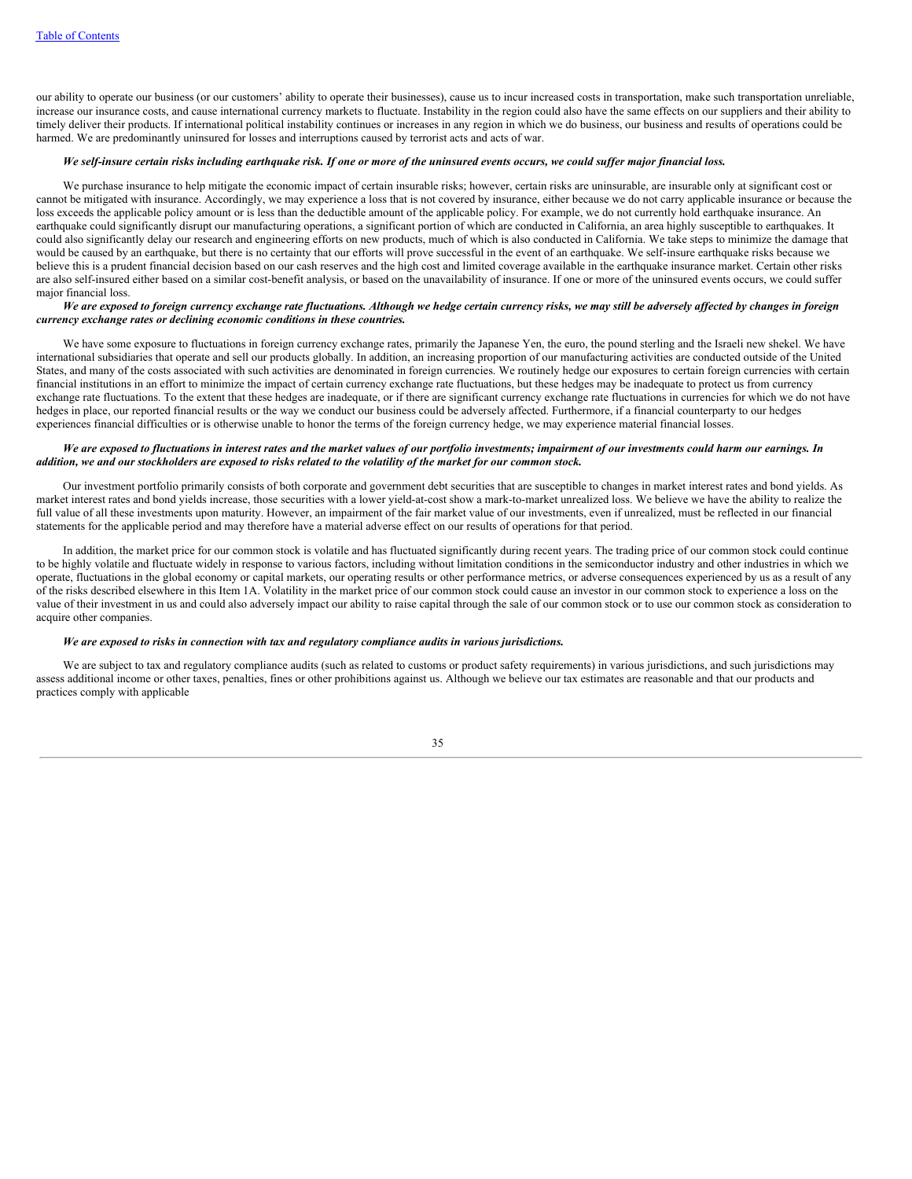our ability to operate our business (or our customers' ability to operate their businesses), cause us to incur increased costs in transportation, make such transportation unreliable, increase our insurance costs, and cause international currency markets to fluctuate. Instability in the region could also have the same effects on our suppliers and their ability to timely deliver their products. If international political instability continues or increases in any region in which we do business, our business and results of operations could be harmed. We are predominantly uninsured for losses and interruptions caused by terrorist acts and acts of war.

***We self-insure certain risks including earthquake risk. If one or more of the uninsured events occurs, we could suffer major financial loss.***

We purchase insurance to help mitigate the economic impact of certain insurable risks; however, certain risks are uninsurable, are insurable only at significant cost or cannot be mitigated with insurance. Accordingly, we may experience a loss that is not covered by insurance, either because we do not carry applicable insurance or because the loss exceeds the applicable policy amount or is less than the deductible amount of the applicable policy. For example, we do not currently hold earthquake insurance. An earthquake could significantly disrupt our manufacturing operations, a significant portion of which are conducted in California, an area highly susceptible to earthquakes. It could also significantly delay our research and engineering efforts on new products, much of which is also conducted in California. We take steps to minimize the damage that would be caused by an earthquake, but there is no certainty that our efforts will prove successful in the event of an earthquake. We self-insure earthquake risks because we believe this is a prudent financial decision based on our cash reserves and the high cost and limited coverage available in the earthquake insurance market. Certain other risks are also self-insured either based on a similar cost-benefit analysis, or based on the unavailability of insurance. If one or more of the uninsured events occurs, we could suffer major financial loss.

***We are exposed to foreign currency exchange rate fluctuations. Although we hedge certain currency risks, we may still be adversely affected by changes in foreign currency exchange rates or declining economic conditions in these countries.***

We have some exposure to fluctuations in foreign currency exchange rates, primarily the Japanese Yen, the euro, the pound sterling and the Israeli new shekel. We have international subsidiaries that operate and sell our products globally. In addition, an increasing proportion of our manufacturing activities are conducted outside of the United States, and many of the costs associated with such activities are denominated in foreign currencies. We routinely hedge our exposures to certain foreign currencies with certain financial institutions in an effort to minimize the impact of certain currency exchange rate fluctuations, but these hedges may be inadequate to protect us from currency exchange rate fluctuations. To the extent that these hedges are inadequate, or if there are significant currency exchange rate fluctuations in currencies for which we do not have hedges in place, our reported financial results or the way we conduct our business could be adversely affected. Furthermore, if a financial counterparty to our hedges experiences financial difficulties or is otherwise unable to honor the terms of the foreign currency hedge, we may experience material financial losses.

***We are exposed to fluctuations in interest rates and the market values of our portfolio investments; impairment of our investments could harm our earnings. In addition, we and our stockholders are exposed to risks related to the volatility of the market for our common stock.***

Our investment portfolio primarily consists of both corporate and government debt securities that are susceptible to changes in market interest rates and bond yields. As market interest rates and bond yields increase, those securities with a lower yield-at-cost show a mark-to-market unrealized loss. We believe we have the ability to realize the full value of all these investments upon maturity. However, an impairment of the fair market value of our investments, even if unrealized, must be reflected in our financial statements for the applicable period and may therefore have a material adverse effect on our results of operations for that period.

In addition, the market price for our common stock is volatile and has fluctuated significantly during recent years. The trading price of our common stock could continue to be highly volatile and fluctuate widely in response to various factors, including without limitation conditions in the semiconductor industry and other industries in which we operate, fluctuations in the global economy or capital markets, our operating results or other performance metrics, or adverse consequences experienced by us as a result of any of the risks described elsewhere in this Item 1A. Volatility in the market price of our common stock could cause an investor in our common stock to experience a loss on the value of their investment in us and could also adversely impact our ability to raise capital through the sale of our common stock or to use our common stock as consideration to acquire other companies.

***We are exposed to risks in connection with tax and regulatory compliance audits in various jurisdictions.***

We are subject to tax and regulatory compliance audits (such as related to customs or product safety requirements) in various jurisdictions, and such jurisdictions may assess additional income or other taxes, penalties, fines or other prohibitions against us. Although we believe our tax estimates are reasonable and that our products and practices comply with applicable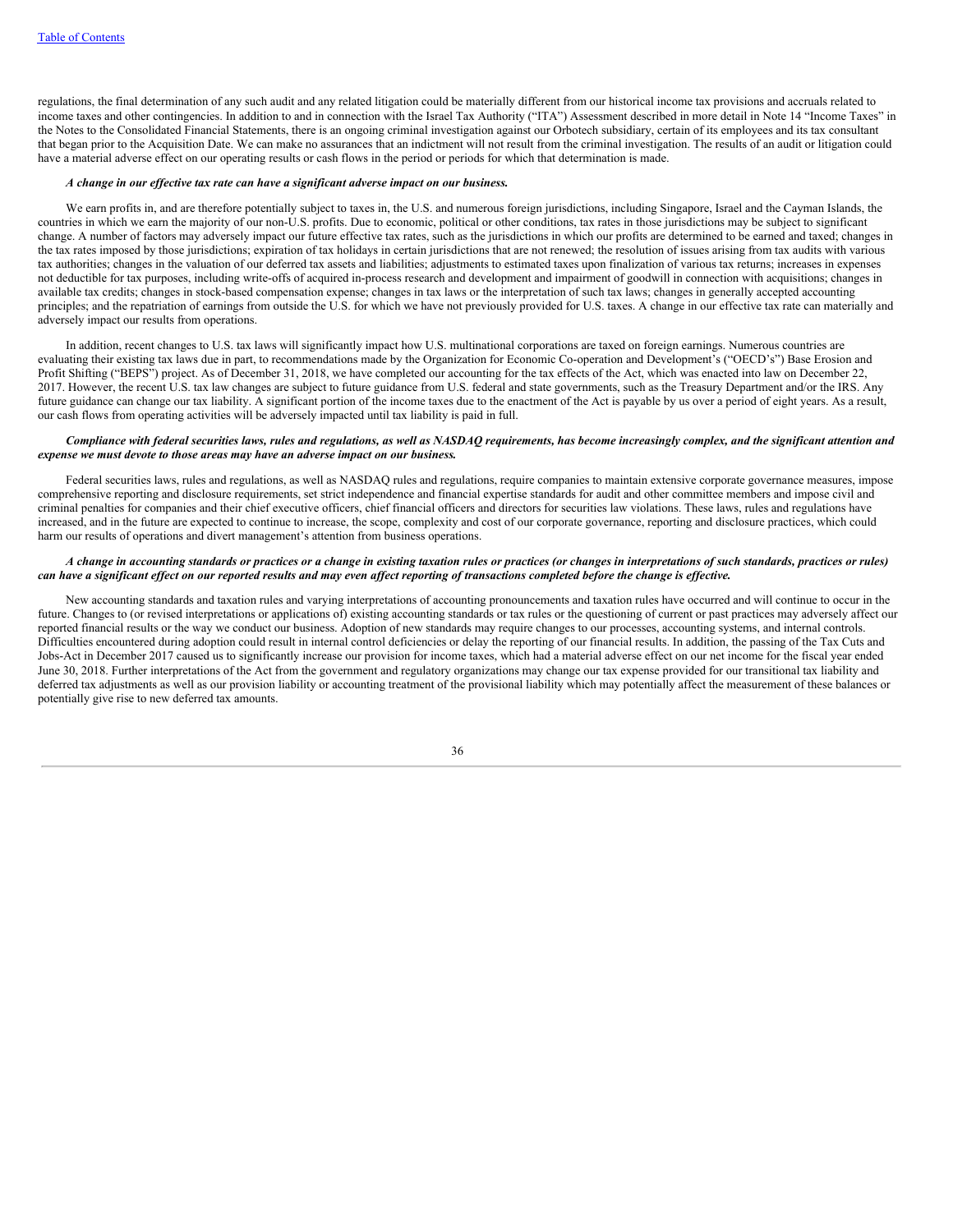regulations, the final determination of any such audit and any related litigation could be materially different from our historical income tax provisions and accruals related to income taxes and other contingencies. In addition to and in connection with the Israel Tax Authority ("ITA") Assessment described in more detail in Note 14 "Income Taxes" in the Notes to the Consolidated Financial Statements, there is an ongoing criminal investigation against our Orbotech subsidiary, certain of its employees and its tax consultant that began prior to the Acquisition Date. We can make no assurances that an indictment will not result from the criminal investigation. The results of an audit or litigation could have a material adverse effect on our operating results or cash flows in the period or periods for which that determination is made.

***A change in our effective tax rate can have a significant adverse impact on our business.***

We earn profits in, and are therefore potentially subject to taxes in, the U.S. and numerous foreign jurisdictions, including Singapore, Israel and the Cayman Islands, the countries in which we earn the majority of our non-U.S. profits. Due to economic, political or other conditions, tax rates in those jurisdictions may be subject to significant change. A number of factors may adversely impact our future effective tax rates, such as the jurisdictions in which our profits are determined to be earned and taxed; changes in the tax rates imposed by those jurisdictions; expiration of tax holidays in certain jurisdictions that are not renewed; the resolution of issues arising from tax audits with various tax authorities; changes in the valuation of our deferred tax assets and liabilities; adjustments to estimated taxes upon finalization of various tax returns; increases in expenses not deductible for tax purposes, including write-offs of acquired in-process research and development and impairment of goodwill in connection with acquisitions; changes in available tax credits; changes in stock-based compensation expense; changes in tax laws or the interpretation of such tax laws; changes in generally accepted accounting principles; and the repatriation of earnings from outside the U.S. for which we have not previously provided for U.S. taxes. A change in our effective tax rate can materially and adversely impact our results from operations.

In addition, recent changes to U.S. tax laws will significantly impact how U.S. multinational corporations are taxed on foreign earnings. Numerous countries are evaluating their existing tax laws due in part, to recommendations made by the Organization for Economic Co-operation and Development's ("OECD's") Base Erosion and Profit Shifting ("BEPS") project. As of December 31, 2018, we have completed our accounting for the tax effects of the Act, which was enacted into law on December 22, 2017. However, the recent U.S. tax law changes are subject to future guidance from U.S. federal and state governments, such as the Treasury Department and/or the IRS. Any future guidance can change our tax liability. A significant portion of the income taxes due to the enactment of the Act is payable by us over a period of eight years. As a result, our cash flows from operating activities will be adversely impacted until tax liability is paid in full.

***Compliance with federal securities laws, rules and regulations, as well as NASDAQ requirements, has become increasingly complex, and the significant attention and expense we must devote to those areas may have an adverse impact on our business.***

Federal securities laws, rules and regulations, as well as NASDAQ rules and regulations, require companies to maintain extensive corporate governance measures, impose comprehensive reporting and disclosure requirements, set strict independence and financial expertise standards for audit and other committee members and impose civil and criminal penalties for companies and their chief executive officers, chief financial officers and directors for securities law violations. These laws, rules and regulations have increased, and in the future are expected to continue to increase, the scope, complexity and cost of our corporate governance, reporting and disclosure practices, which could harm our results of operations and divert management's attention from business operations.

***A change in accounting standards or practices or a change in existing taxation rules or practices (or changes in interpretations of such standards, practices or rules) can have a significant effect on our reported results and may even affect reporting of transactions completed before the change is effective.***

New accounting standards and taxation rules and varying interpretations of accounting pronouncements and taxation rules have occurred and will continue to occur in the future. Changes to (or revised interpretations or applications of) existing accounting standards or tax rules or the questioning of current or past practices may adversely affect our reported financial results or the way we conduct our business. Adoption of new standards may require changes to our processes, accounting systems, and internal controls. Difficulties encountered during adoption could result in internal control deficiencies or delay the reporting of our financial results. In addition, the passing of the Tax Cuts and Jobs-Act in December 2017 caused us to significantly increase our provision for income taxes, which had a material adverse effect on our net income for the fiscal year ended June 30, 2018. Further interpretations of the Act from the government and regulatory organizations may change our tax expense provided for our transitional tax liability and deferred tax adjustments as well as our provision liability or accounting treatment of the provisional liability which may potentially affect the measurement of these balances or potentially give rise to new deferred tax amounts.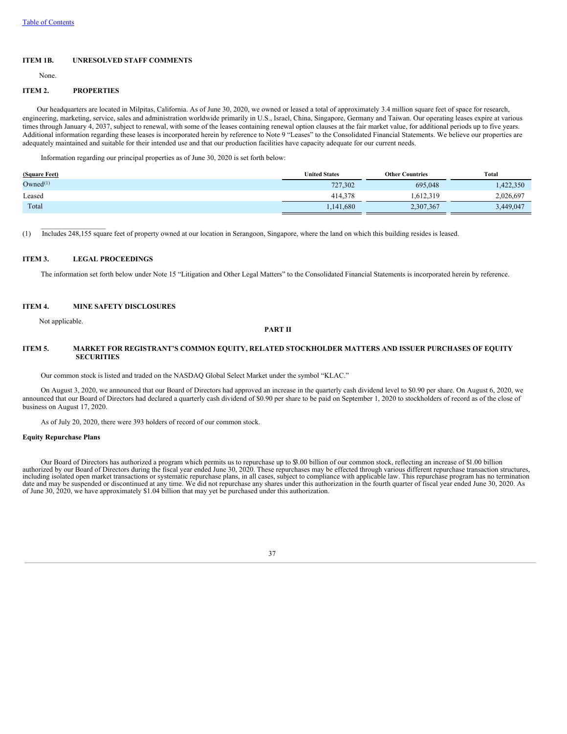## ITEM 1B. UNRESOLVED STAFF COMMENTS

None.

## ITEM 2. PROPERTIES

Our headquarters are located in Milpitas, California. As of June 30, 2020, we owned or leased a total of approximately 3.4 million square feet of space for research, engineering, marketing, service, sales and administration worldwide primarily in U.S., Israel, China, Singapore, Germany and Taiwan. Our operating leases expire at various times through January 4, 2037, subject to renewal, with some of the leases containing renewal option clauses at the fair market value, for additional periods up to five years. Additional information regarding these leases is incorporated herein by reference to Note 9 "Leases" to the Consolidated Financial Statements. We believe our properties are adequately maintained and suitable for their intended use and that our production facilities have capacity adequate for our current needs.

Information regarding our principal properties as of June 30, 2020 is set forth below:

| (Square Feet) | United States | Other Countries | Total |
|---|---|---|---|
| Owned[(1)] | 727,302 | 695,048 | 1,422,350 |
| Leased | 414,378 | 1,612,319 | 2,026,697 |
| Total | 1,141,680 | 2,307,367 | 3,449,047 |

(1) Includes 248,155 square feet of property owned at our location in Serangoon, Singapore, where the land on which this building resides is leased.

## ITEM 3. LEGAL PROCEEDINGS

The information set forth below under Note 15 "Litigation and Other Legal Matters" to the Consolidated Financial Statements is incorporated herein by reference.

## ITEM 4. MINE SAFETY DISCLOSURES

Not applicable.

# PART II

## ITEM 5. MARKET FOR REGISTRANT'S COMMON EQUITY, RELATED STOCKHOLDER MATTERS AND ISSUER PURCHASES OF EQUITY SECURITIES

Our common stock is listed and traded on the NASDAQ Global Select Market under the symbol "KLAC."

On August 3, 2020, we announced that our Board of Directors had approved an increase in the quarterly cash dividend level to $0.90 per share. On August 6, 2020, we announced that our Board of Directors had declared a quarterly cash dividend of $0.90 per share to be paid on September 1, 2020 to stockholders of record as of the close of business on August 17, 2020.

As of July 20, 2020, there were 393 holders of record of our common stock.

**Equity Repurchase Plans**

Our Board of Directors has authorized a program which permits us to repurchase up to $3.00 billion of our common stock, reflecting an increase of $1.00 billion authorized by our Board of Directors during the fiscal year ended June 30, 2020. These repurchases may be effected through various different repurchase transaction structures, including isolated open market transactions or systematic repurchase plans, in all cases, subject to compliance with applicable law. This repurchase program has no termination date and may be suspended or discontinued at any time. We did not repurchase any shares under this authorization in the fourth quarter of fiscal year ended June 30, 2020. As of June 30, 2020, we have approximately $1.04 billion that may yet be purchased under this authorization.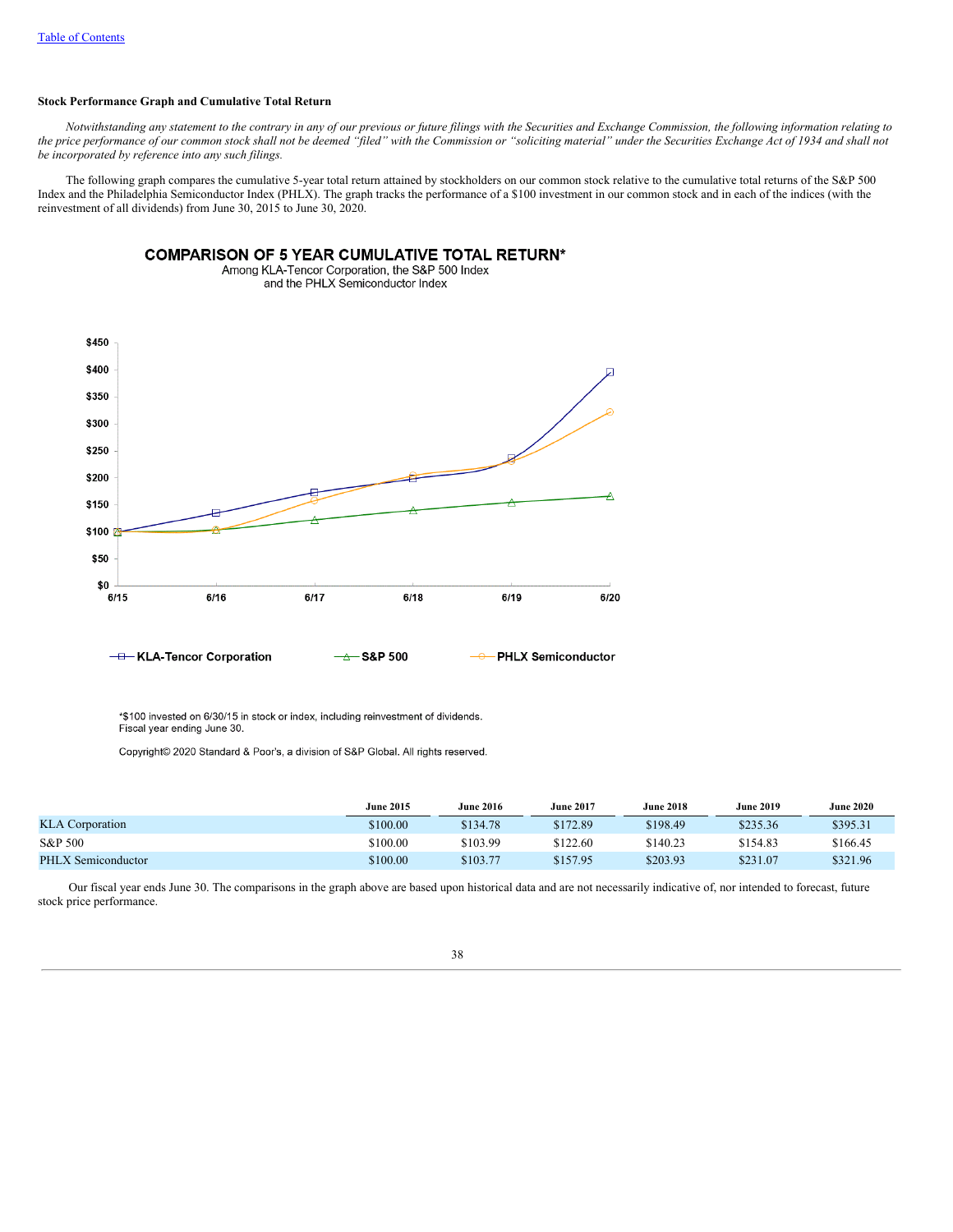[Table of Contents](#)

**Stock Performance Graph and Cumulative Total Return**

*Notwithstanding any statement to the contrary in any of our previous or future filings with the Securities and Exchange Commission, the following information relating to the price performance of our common stock shall not be deemed "filed" with the Commission or "soliciting material" under the Securities Exchange Act of 1934 and shall not be incorporated by reference into any such filings.*

The following graph compares the cumulative 5-year total return attained by stockholders on our common stock relative to the cumulative total returns of the S&P 500 Index and the Philadelphia Semiconductor Index (PHLX). The graph tracks the performance of a $100 investment in our common stock and in each of the indices (with the reinvestment of all dividends) from June 30, 2015 to June 30, 2020.

**COMPARISON OF 5 YEAR CUMULATIVE TOTAL RETURN***

Among KLA-Tencor Corporation, the S&P 500 Index and the PHLX Semiconductor Index

*$100 invested on 6/30/15 in stock or index, including reinvestment of dividends.
Fiscal year ending June 30.

Copyright© 2020 Standard & Poor's, a division of S&P Global. All rights reserved.

| | June 2015 | June 2016 | June 2017 | June 2018 | June 2019 | June 2020 |
|---|---|---|---|---|---|---|
| KLA Corporation | $100.00 | $134.78 | $172.89 | $198.49 | $235.36 | $395.31 |
| S&P 500 | $100.00 | $103.99 | $122.60 | $140.23 | $154.83 | $166.45 |
| PHLX Semiconductor | $100.00 | $103.77 | $157.95 | $203.93 | $231.07 | $321.96 |

Our fiscal year ends June 30. The comparisons in the graph above are based upon historical data and are not necessarily indicative of, nor intended to forecast, future stock price performance.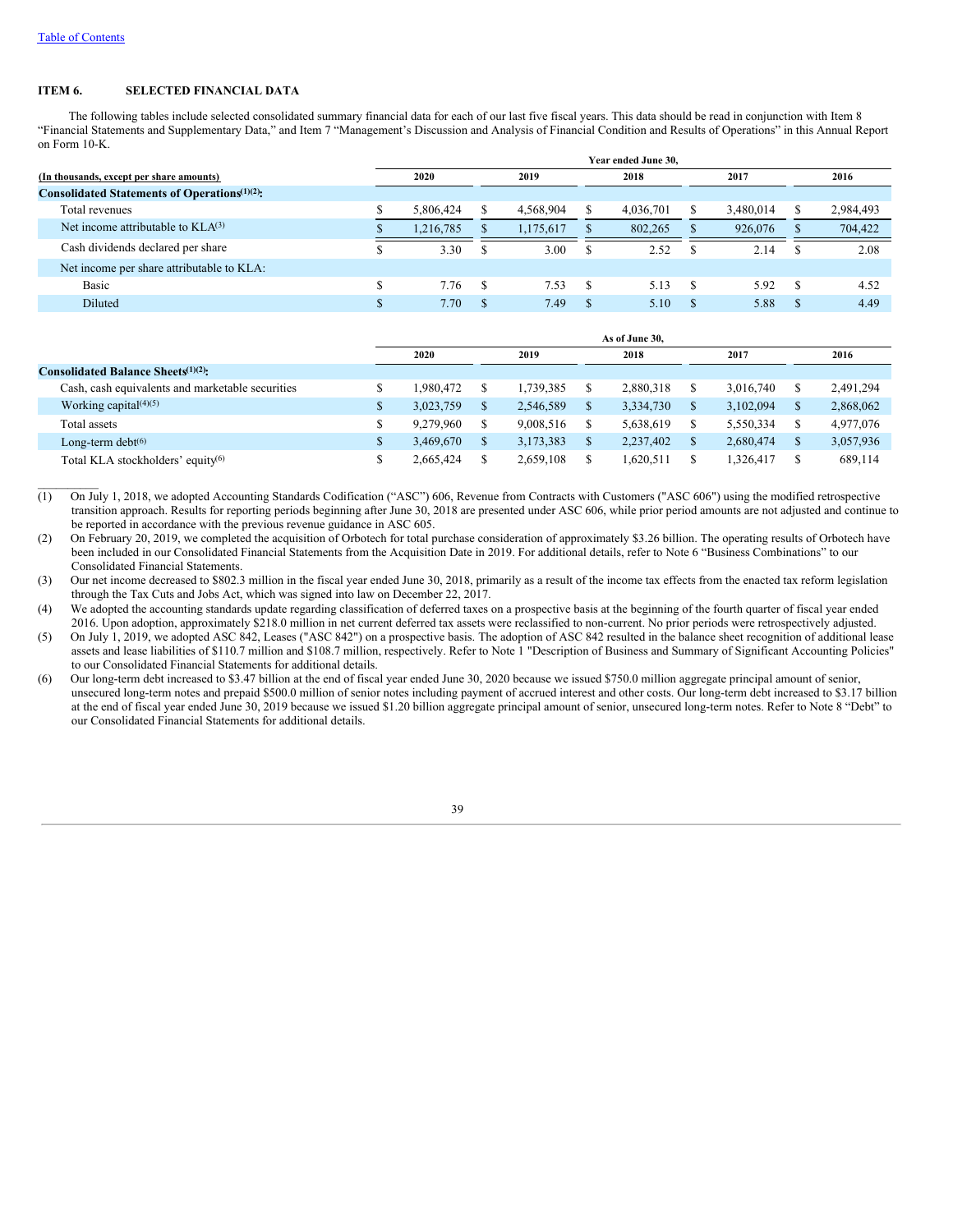[Table of Contents](#)

## ITEM 6. SELECTED FINANCIAL DATA

The following tables include selected consolidated summary financial data for each of our last five fiscal years. This data should be read in conjunction with Item 8 "Financial Statements and Supplementary Data," and Item 7 "Management's Discussion and Analysis of Financial Condition and Results of Operations" in this Annual Report on Form 10-K.

| (In thousands, except per share amounts) | Year ended June 30, 2020 | 2019 | 2018 | 2017 | 2016 |
|---|---|---|---|---|---|
| **Consolidated Statements of Operations[(1)(2)]:** | | | | | |
| Total revenues | $ 5,806,424 | $ 4,568,904 | $ 4,036,701 | $ 3,480,014 | $ 2,984,493 |
| Net income attributable to KLA[(3)] | $ 1,216,785 | $ 1,175,617 | $ 802,265 | $ 926,076 | $ 704,422 |
| Cash dividends declared per share | $ 3.30 | $ 3.00 | $ 2.52 | $ 2.14 | $ 2.08 |
| Net income per share attributable to KLA: | | | | | |
| Basic | $ 7.76 | $ 7.53 | $ 5.13 | $ 5.92 | $ 4.52 |
| Diluted | $ 7.70 | $ 7.49 | $ 5.10 | $ 5.88 | $ 4.49 |

| | As of June 30, 2020 | 2019 | 2018 | 2017 | 2016 |
|---|---|---|---|---|---|
| **Consolidated Balance Sheets[(1)(2)]:** | | | | | |
| Cash, cash equivalents and marketable securities | $ 1,980,472 | $ 1,739,385 | $ 2,880,318 | $ 3,016,740 | $ 2,491,294 |
| Working capital[(4)(5)] | $ 3,023,759 | $ 2,546,589 | $ 3,334,730 | $ 3,102,094 | $ 2,868,062 |
| Total assets | $ 9,279,960 | $ 9,008,516 | $ 5,638,619 | $ 5,550,334 | $ 4,977,076 |
| Long-term debt[(6)] | $ 3,469,670 | $ 3,173,383 | $ 2,237,402 | $ 2,680,474 | $ 3,057,936 |
| Total KLA stockholders' equity[(6)] | $ 2,665,424 | $ 2,659,108 | $ 1,620,511 | $ 1,326,417 | $ 689,114 |

---

(1) On July 1, 2018, we adopted Accounting Standards Codification ("ASC") 606, Revenue from Contracts with Customers ("ASC 606") using the modified retrospective transition approach. Results for reporting periods beginning after June 30, 2018 are presented under ASC 606, while prior period amounts are not adjusted and continue to be reported in accordance with the previous revenue guidance in ASC 605.

(2) On February 20, 2019, we completed the acquisition of Orbotech for total purchase consideration of approximately $3.26 billion. The operating results of Orbotech have been included in our Consolidated Financial Statements from the Acquisition Date in 2019. For additional details, refer to Note 6 "Business Combinations" to our Consolidated Financial Statements.

(3) Our net income decreased to $802.3 million in the fiscal year ended June 30, 2018, primarily as a result of the income tax effects from the enacted tax reform legislation through the Tax Cuts and Jobs Act, which was signed into law on December 22, 2017.

(4) We adopted the accounting standards update regarding classification of deferred taxes on a prospective basis at the beginning of the fourth quarter of fiscal year ended 2016. Upon adoption, approximately $218.0 million in net current deferred tax assets were reclassified to non-current. No prior periods were retrospectively adjusted.

(5) On July 1, 2019, we adopted ASC 842, Leases ("ASC 842") on a prospective basis. The adoption of ASC 842 resulted in the balance sheet recognition of additional lease assets and lease liabilities of $110.7 million and $108.7 million, respectively. Refer to Note 1 "Description of Business and Summary of Significant Accounting Policies" to our Consolidated Financial Statements for additional details.

(6) Our long-term debt increased to $3.47 billion at the end of fiscal year ended June 30, 2020 because we issued $750.0 million aggregate principal amount of senior, unsecured long-term notes and prepaid $500.0 million of senior notes including payment of accrued interest and other costs. Our long-term debt increased to $3.17 billion at the end of fiscal year ended June 30, 2019 because we issued $1.20 billion aggregate principal amount of senior, unsecured long-term notes. Refer to Note 8 "Debt" to our Consolidated Financial Statements for additional details.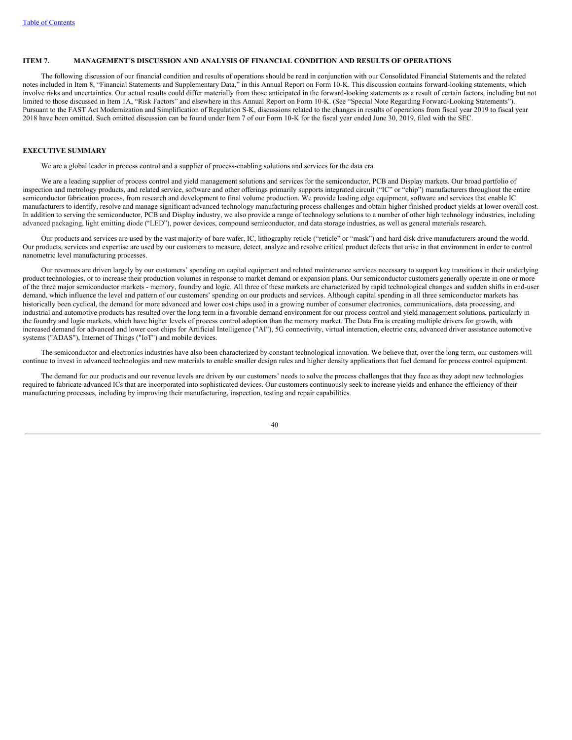## ITEM 7. MANAGEMENT'S DISCUSSION AND ANALYSIS OF FINANCIAL CONDITION AND RESULTS OF OPERATIONS

The following discussion of our financial condition and results of operations should be read in conjunction with our Consolidated Financial Statements and the related notes included in Item 8, "Financial Statements and Supplementary Data," in this Annual Report on Form 10-K. This discussion contains forward-looking statements, which involve risks and uncertainties. Our actual results could differ materially from those anticipated in the forward-looking statements as a result of certain factors, including but not limited to those discussed in Item 1A, "Risk Factors" and elsewhere in this Annual Report on Form 10-K. (See "Special Note Regarding Forward-Looking Statements"). Pursuant to the FAST Act Modernization and Simplification of Regulation S-K, discussions related to the changes in results of operations from fiscal year 2019 to fiscal year 2018 have been omitted. Such omitted discussion can be found under Item 7 of our Form 10-K for the fiscal year ended June 30, 2019, filed with the SEC.

### EXECUTIVE SUMMARY

We are a global leader in process control and a supplier of process-enabling solutions and services for the data era.

We are a leading supplier of process control and yield management solutions and services for the semiconductor, PCB and Display markets. Our broad portfolio of inspection and metrology products, and related service, software and other offerings primarily supports integrated circuit ("IC" or "chip") manufacturers throughout the entire semiconductor fabrication process, from research and development to final volume production. We provide leading edge equipment, software and services that enable IC manufacturers to identify, resolve and manage significant advanced technology manufacturing process challenges and obtain higher finished product yields at lower overall cost. In addition to serving the semiconductor, PCB and Display industry, we also provide a range of technology solutions to a number of other high technology industries, including advanced packaging, light emitting diode ("LED"), power devices, compound semiconductor, and data storage industries, as well as general materials research.

Our products and services are used by the vast majority of bare wafer, IC, lithography reticle ("reticle" or "mask") and hard disk drive manufacturers around the world. Our products, services and expertise are used by our customers to measure, detect, analyze and resolve critical product defects that arise in that environment in order to control nanometric level manufacturing processes.

Our revenues are driven largely by our customers' spending on capital equipment and related maintenance services necessary to support key transitions in their underlying product technologies, or to increase their production volumes in response to market demand or expansion plans. Our semiconductor customers generally operate in one or more of the three major semiconductor markets - memory, foundry and logic. All three of these markets are characterized by rapid technological changes and sudden shifts in end-user demand, which influence the level and pattern of our customers' spending on our products and services. Although capital spending in all three semiconductor markets has historically been cyclical, the demand for more advanced and lower cost chips used in a growing number of consumer electronics, communications, data processing, and industrial and automotive products has resulted over the long term in a favorable demand environment for our process control and yield management solutions, particularly in the foundry and logic markets, which have higher levels of process control adoption than the memory market. The Data Era is creating multiple drivers for growth, with increased demand for advanced and lower cost chips for Artificial Intelligence ("AI"), 5G connectivity, virtual interaction, electric cars, advanced driver assistance automotive systems ("ADAS"), Internet of Things ("IoT") and mobile devices.

The semiconductor and electronics industries have also been characterized by constant technological innovation. We believe that, over the long term, our customers will continue to invest in advanced technologies and new materials to enable smaller design rules and higher density applications that fuel demand for process control equipment.

The demand for our products and our revenue levels are driven by our customers' needs to solve the process challenges that they face as they adopt new technologies required to fabricate advanced ICs that are incorporated into sophisticated devices. Our customers continuously seek to increase yields and enhance the efficiency of their manufacturing processes, including by improving their manufacturing, inspection, testing and repair capabilities.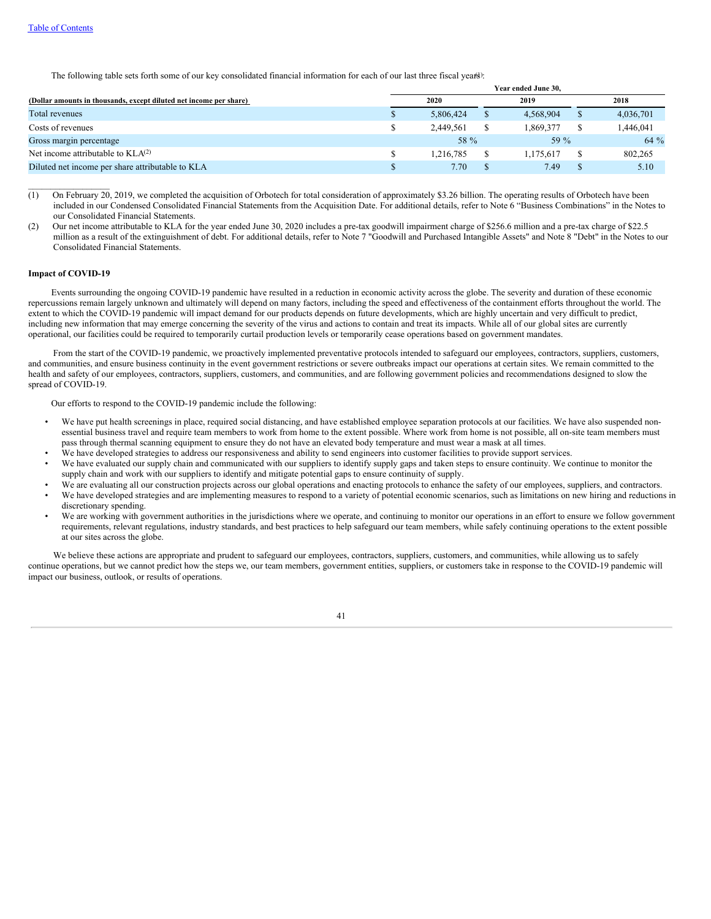[Table of Contents](#)

The following table sets forth some of our key consolidated financial information for each of our last three fiscal years[1]:

| (Dollar amounts in thousands, except diluted net income per share) | Year ended June 30, 2020 | 2019 | 2018 |
|---|---|---|---|
| Total revenues | $ 5,806,424 | $ 4,568,904 | $ 4,036,701 |
| Costs of revenues | $ 2,449,561 | $ 1,869,377 | $ 1,446,041 |
| Gross margin percentage | 58 % | 59 % | 64 % |
| Net income attributable to KLA[2] | $ 1,216,785 | $ 1,175,617 | $ 802,265 |
| Diluted net income per share attributable to KLA | $ 7.70 | $ 7.49 | $ 5.10 |

(1) On February 20, 2019, we completed the acquisition of Orbotech for total consideration of approximately $3.26 billion. The operating results of Orbotech have been included in our Condensed Consolidated Financial Statements from the Acquisition Date. For additional details, refer to Note 6 "Business Combinations" in the Notes to our Consolidated Financial Statements.

(2) Our net income attributable to KLA for the year ended June 30, 2020 includes a pre-tax goodwill impairment charge of $256.6 million and a pre-tax charge of $22.5 million as a result of the extinguishment of debt. For additional details, refer to Note 7 "Goodwill and Purchased Intangible Assets" and Note 8 "Debt" in the Notes to our Consolidated Financial Statements.

**Impact of COVID-19**

Events surrounding the ongoing COVID-19 pandemic have resulted in a reduction in economic activity across the globe. The severity and duration of these economic repercussions remain largely unknown and ultimately will depend on many factors, including the speed and effectiveness of the containment efforts throughout the world. The extent to which the COVID-19 pandemic will impact demand for our products depends on future developments, which are highly uncertain and very difficult to predict, including new information that may emerge concerning the severity of the virus and actions to contain and treat its impacts. While all of our global sites are currently operational, our facilities could be required to temporarily curtail production levels or temporarily cease operations based on government mandates.

From the start of the COVID-19 pandemic, we proactively implemented preventative protocols intended to safeguard our employees, contractors, suppliers, customers, and communities, and ensure business continuity in the event government restrictions or severe outbreaks impact our operations at certain sites. We remain committed to the health and safety of our employees, contractors, suppliers, customers, and communities, and are following government policies and recommendations designed to slow the spread of COVID-19.

Our efforts to respond to the COVID-19 pandemic include the following:

- We have put health screenings in place, required social distancing, and have established employee separation protocols at our facilities. We have also suspended non-essential business travel and require team members to work from home to the extent possible. Where work from home is not possible, all on-site team members must pass through thermal scanning equipment to ensure they do not have an elevated body temperature and must wear a mask at all times.
- We have developed strategies to address our responsiveness and ability to send engineers into customer facilities to provide support services.
- We have evaluated our supply chain and communicated with our suppliers to identify supply gaps and taken steps to ensure continuity. We continue to monitor the supply chain and work with our suppliers to identify and mitigate potential gaps to ensure continuity of supply.
- We are evaluating all our construction projects across our global operations and enacting protocols to enhance the safety of our employees, suppliers, and contractors.
- We have developed strategies and are implementing measures to respond to a variety of potential economic scenarios, such as limitations on new hiring and reductions in discretionary spending.
- We are working with government authorities in the jurisdictions where we operate, and continuing to monitor our operations in an effort to ensure we follow government requirements, relevant regulations, industry standards, and best practices to help safeguard our team members, while safely continuing operations to the extent possible at our sites across the globe.

We believe these actions are appropriate and prudent to safeguard our employees, contractors, suppliers, customers, and communities, while allowing us to safely continue operations, but we cannot predict how the steps we, our team members, government entities, suppliers, or customers take in response to the COVID-19 pandemic will impact our business, outlook, or results of operations.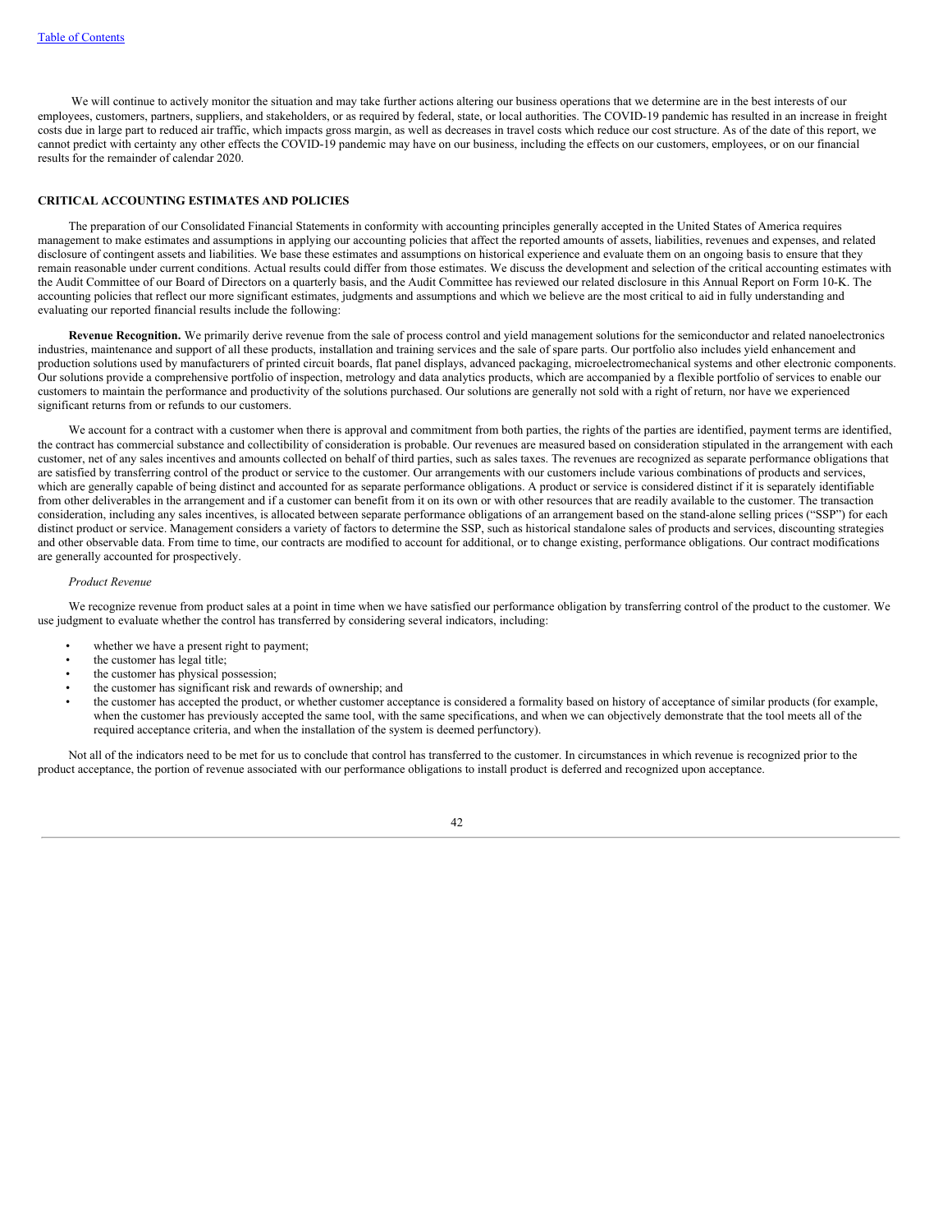We will continue to actively monitor the situation and may take further actions altering our business operations that we determine are in the best interests of our employees, customers, partners, suppliers, and stakeholders, or as required by federal, state, or local authorities. The COVID-19 pandemic has resulted in an increase in freight costs due in large part to reduced air traffic, which impacts gross margin, as well as decreases in travel costs which reduce our cost structure. As of the date of this report, we cannot predict with certainty any other effects the COVID-19 pandemic may have on our business, including the effects on our customers, employees, or on our financial results for the remainder of calendar 2020.

## CRITICAL ACCOUNTING ESTIMATES AND POLICIES

The preparation of our Consolidated Financial Statements in conformity with accounting principles generally accepted in the United States of America requires management to make estimates and assumptions in applying our accounting policies that affect the reported amounts of assets, liabilities, revenues and expenses, and related disclosure of contingent assets and liabilities. We base these estimates and assumptions on historical experience and evaluate them on an ongoing basis to ensure that they remain reasonable under current conditions. Actual results could differ from those estimates. We discuss the development and selection of the critical accounting estimates with the Audit Committee of our Board of Directors on a quarterly basis, and the Audit Committee has reviewed our related disclosure in this Annual Report on Form 10-K. The accounting policies that reflect our more significant estimates, judgments and assumptions and which we believe are the most critical to aid in fully understanding and evaluating our reported financial results include the following:

**Revenue Recognition.** We primarily derive revenue from the sale of process control and yield management solutions for the semiconductor and related nanoelectronics industries, maintenance and support of all these products, installation and training services and the sale of spare parts. Our portfolio also includes yield enhancement and production solutions used by manufacturers of printed circuit boards, flat panel displays, advanced packaging, microelectromechanical systems and other electronic components. Our solutions provide a comprehensive portfolio of inspection, metrology and data analytics products, which are accompanied by a flexible portfolio of services to enable our customers to maintain the performance and productivity of the solutions purchased. Our solutions are generally not sold with a right of return, nor have we experienced significant returns from or refunds to our customers.

We account for a contract with a customer when there is approval and commitment from both parties, the rights of the parties are identified, payment terms are identified, the contract has commercial substance and collectibility of consideration is probable. Our revenues are measured based on consideration stipulated in the arrangement with each customer, net of any sales incentives and amounts collected on behalf of third parties, such as sales taxes. The revenues are recognized as separate performance obligations that are satisfied by transferring control of the product or service to the customer. Our arrangements with our customers include various combinations of products and services, which are generally capable of being distinct and accounted for as separate performance obligations. A product or service is considered distinct if it is separately identifiable from other deliverables in the arrangement and if a customer can benefit from it on its own or with other resources that are readily available to the customer. The transaction consideration, including any sales incentives, is allocated between separate performance obligations of an arrangement based on the stand-alone selling prices ("SSP") for each distinct product or service. Management considers a variety of factors to determine the SSP, such as historical standalone sales of products and services, discounting strategies and other observable data. From time to time, our contracts are modified to account for additional, or to change existing, performance obligations. Our contract modifications are generally accounted for prospectively.

*Product Revenue*

We recognize revenue from product sales at a point in time when we have satisfied our performance obligation by transferring control of the product to the customer. We use judgment to evaluate whether the control has transferred by considering several indicators, including:

- whether we have a present right to payment;
- the customer has legal title;
- the customer has physical possession;
- the customer has significant risk and rewards of ownership; and
- the customer has accepted the product, or whether customer acceptance is considered a formality based on history of acceptance of similar products (for example, when the customer has previously accepted the same tool, with the same specifications, and when we can objectively demonstrate that the tool meets all of the required acceptance criteria, and when the installation of the system is deemed perfunctory).

Not all of the indicators need to be met for us to conclude that control has transferred to the customer. In circumstances in which revenue is recognized prior to the product acceptance, the portion of revenue associated with our performance obligations to install product is deferred and recognized upon acceptance.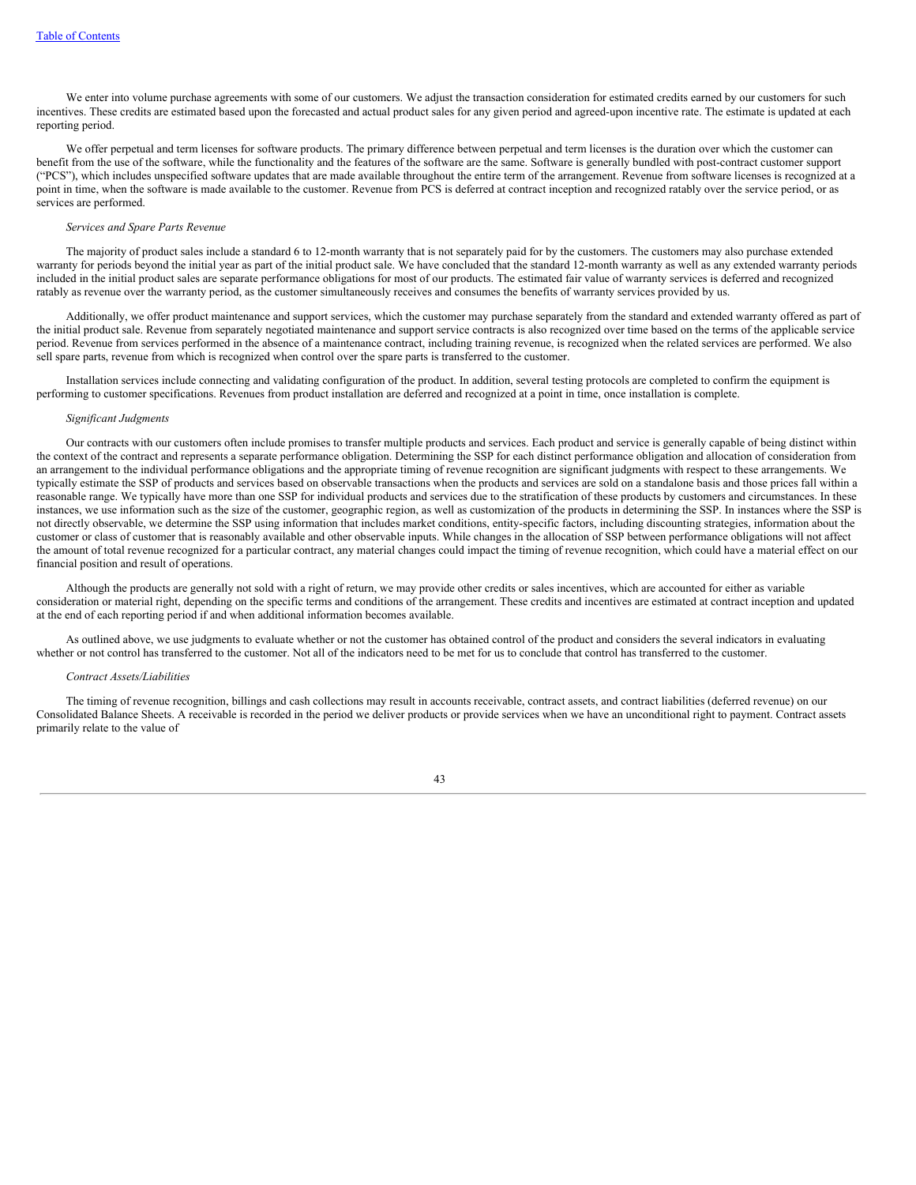We enter into volume purchase agreements with some of our customers. We adjust the transaction consideration for estimated credits earned by our customers for such incentives. These credits are estimated based upon the forecasted and actual product sales for any given period and agreed-upon incentive rate. The estimate is updated at each reporting period.

We offer perpetual and term licenses for software products. The primary difference between perpetual and term licenses is the duration over which the customer can benefit from the use of the software, while the functionality and the features of the software are the same. Software is generally bundled with post-contract customer support ("PCS"), which includes unspecified software updates that are made available throughout the entire term of the arrangement. Revenue from software licenses is recognized at a point in time, when the software is made available to the customer. Revenue from PCS is deferred at contract inception and recognized ratably over the service period, or as services are performed.

*Services and Spare Parts Revenue*

The majority of product sales include a standard 6 to 12-month warranty that is not separately paid for by the customers. The customers may also purchase extended warranty for periods beyond the initial year as part of the initial product sale. We have concluded that the standard 12-month warranty as well as any extended warranty periods included in the initial product sales are separate performance obligations for most of our products. The estimated fair value of warranty services is deferred and recognized ratably as revenue over the warranty period, as the customer simultaneously receives and consumes the benefits of warranty services provided by us.

Additionally, we offer product maintenance and support services, which the customer may purchase separately from the standard and extended warranty offered as part of the initial product sale. Revenue from separately negotiated maintenance and support service contracts is also recognized over time based on the terms of the applicable service period. Revenue from services performed in the absence of a maintenance contract, including training revenue, is recognized when the related services are performed. We also sell spare parts, revenue from which is recognized when control over the spare parts is transferred to the customer.

Installation services include connecting and validating configuration of the product. In addition, several testing protocols are completed to confirm the equipment is performing to customer specifications. Revenues from product installation are deferred and recognized at a point in time, once installation is complete.

*Significant Judgments*

Our contracts with our customers often include promises to transfer multiple products and services. Each product and service is generally capable of being distinct within the context of the contract and represents a separate performance obligation. Determining the SSP for each distinct performance obligation and allocation of consideration from an arrangement to the individual performance obligations and the appropriate timing of revenue recognition are significant judgments with respect to these arrangements. We typically estimate the SSP of products and services based on observable transactions when the products and services are sold on a standalone basis and those prices fall within a reasonable range. We typically have more than one SSP for individual products and services due to the stratification of these products by customers and circumstances. In these instances, we use information such as the size of the customer, geographic region, as well as customization of the products in determining the SSP. In instances where the SSP is not directly observable, we determine the SSP using information that includes market conditions, entity-specific factors, including discounting strategies, information about the customer or class of customer that is reasonably available and other observable inputs. While changes in the allocation of SSP between performance obligations will not affect the amount of total revenue recognized for a particular contract, any material changes could impact the timing of revenue recognition, which could have a material effect on our financial position and result of operations.

Although the products are generally not sold with a right of return, we may provide other credits or sales incentives, which are accounted for either as variable consideration or material right, depending on the specific terms and conditions of the arrangement. These credits and incentives are estimated at contract inception and updated at the end of each reporting period if and when additional information becomes available.

As outlined above, we use judgments to evaluate whether or not the customer has obtained control of the product and considers the several indicators in evaluating whether or not control has transferred to the customer. Not all of the indicators need to be met for us to conclude that control has transferred to the customer.

*Contract Assets/Liabilities*

The timing of revenue recognition, billings and cash collections may result in accounts receivable, contract assets, and contract liabilities (deferred revenue) on our Consolidated Balance Sheets. A receivable is recorded in the period we deliver products or provide services when we have an unconditional right to payment. Contract assets primarily relate to the value of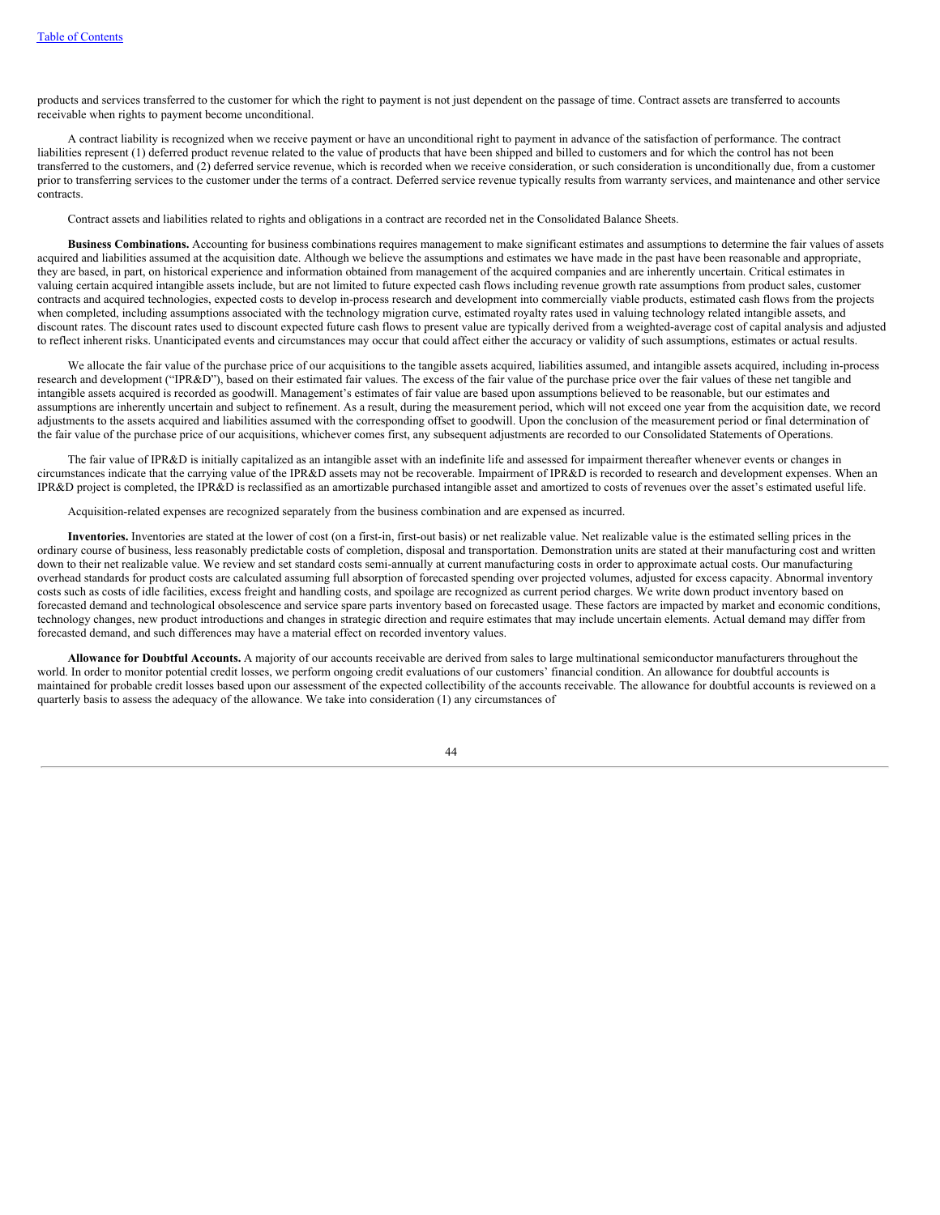products and services transferred to the customer for which the right to payment is not just dependent on the passage of time. Contract assets are transferred to accounts receivable when rights to payment become unconditional.

A contract liability is recognized when we receive payment or have an unconditional right to payment in advance of the satisfaction of performance. The contract liabilities represent (1) deferred product revenue related to the value of products that have been shipped and billed to customers and for which the control has not been transferred to the customers, and (2) deferred service revenue, which is recorded when we receive consideration, or such consideration is unconditionally due, from a customer prior to transferring services to the customer under the terms of a contract. Deferred service revenue typically results from warranty services, and maintenance and other service contracts.

Contract assets and liabilities related to rights and obligations in a contract are recorded net in the Consolidated Balance Sheets.

**Business Combinations.** Accounting for business combinations requires management to make significant estimates and assumptions to determine the fair values of assets acquired and liabilities assumed at the acquisition date. Although we believe the assumptions and estimates we have made in the past have been reasonable and appropriate, they are based, in part, on historical experience and information obtained from management of the acquired companies and are inherently uncertain. Critical estimates in valuing certain acquired intangible assets include, but are not limited to future expected cash flows including revenue growth rate assumptions from product sales, customer contracts and acquired technologies, expected costs to develop in-process research and development into commercially viable products, estimated cash flows from the projects when completed, including assumptions associated with the technology migration curve, estimated royalty rates used in valuing technology related intangible assets, and discount rates. The discount rates used to discount expected future cash flows to present value are typically derived from a weighted-average cost of capital analysis and adjusted to reflect inherent risks. Unanticipated events and circumstances may occur that could affect either the accuracy or validity of such assumptions, estimates or actual results.

We allocate the fair value of the purchase price of our acquisitions to the tangible assets acquired, liabilities assumed, and intangible assets acquired, including in-process research and development ("IPR&D"), based on their estimated fair values. The excess of the fair value of the purchase price over the fair values of these net tangible and intangible assets acquired is recorded as goodwill. Management's estimates of fair value are based upon assumptions believed to be reasonable, but our estimates and assumptions are inherently uncertain and subject to refinement. As a result, during the measurement period, which will not exceed one year from the acquisition date, we record adjustments to the assets acquired and liabilities assumed with the corresponding offset to goodwill. Upon the conclusion of the measurement period or final determination of the fair value of the purchase price of our acquisitions, whichever comes first, any subsequent adjustments are recorded to our Consolidated Statements of Operations.

The fair value of IPR&D is initially capitalized as an intangible asset with an indefinite life and assessed for impairment thereafter whenever events or changes in circumstances indicate that the carrying value of the IPR&D assets may not be recoverable. Impairment of IPR&D is recorded to research and development expenses. When an IPR&D project is completed, the IPR&D is reclassified as an amortizable purchased intangible asset and amortized to costs of revenues over the asset's estimated useful life.

Acquisition-related expenses are recognized separately from the business combination and are expensed as incurred.

**Inventories.** Inventories are stated at the lower of cost (on a first-in, first-out basis) or net realizable value. Net realizable value is the estimated selling prices in the ordinary course of business, less reasonably predictable costs of completion, disposal and transportation. Demonstration units are stated at their manufacturing cost and written down to their net realizable value. We review and set standard costs semi-annually at current manufacturing costs in order to approximate actual costs. Our manufacturing overhead standards for product costs are calculated assuming full absorption of forecasted spending over projected volumes, adjusted for excess capacity. Abnormal inventory costs such as costs of idle facilities, excess freight and handling costs, and spoilage are recognized as current period charges. We write down product inventory based on forecasted demand and technological obsolescence and service spare parts inventory based on forecasted usage. These factors are impacted by market and economic conditions, technology changes, new product introductions and changes in strategic direction and require estimates that may include uncertain elements. Actual demand may differ from forecasted demand, and such differences may have a material effect on recorded inventory values.

**Allowance for Doubtful Accounts.** A majority of our accounts receivable are derived from sales to large multinational semiconductor manufacturers throughout the world. In order to monitor potential credit losses, we perform ongoing credit evaluations of our customers' financial condition. An allowance for doubtful accounts is maintained for probable credit losses based upon our assessment of the expected collectibility of the accounts receivable. The allowance for doubtful accounts is reviewed on a quarterly basis to assess the adequacy of the allowance. We take into consideration (1) any circumstances of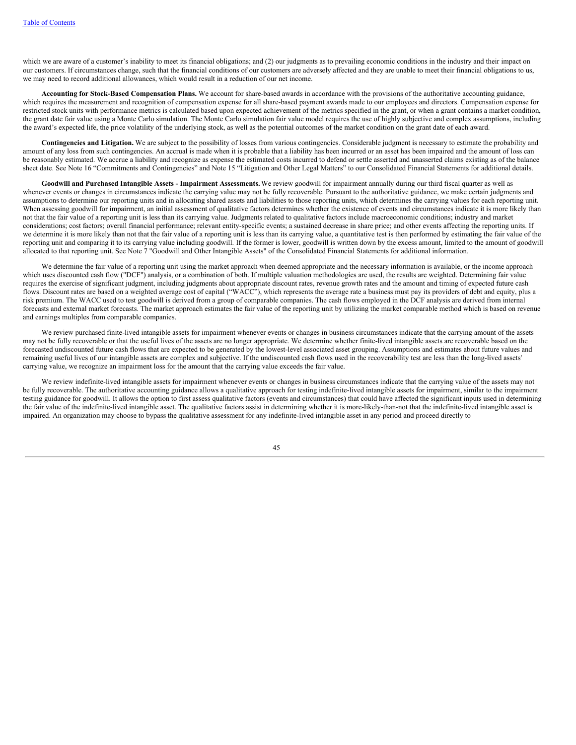which we are aware of a customer's inability to meet its financial obligations; and (2) our judgments as to prevailing economic conditions in the industry and their impact on our customers. If circumstances change, such that the financial conditions of our customers are adversely affected and they are unable to meet their financial obligations to us, we may need to record additional allowances, which would result in a reduction of our net income.

**Accounting for Stock-Based Compensation Plans.** We account for share-based awards in accordance with the provisions of the authoritative accounting guidance, which requires the measurement and recognition of compensation expense for all share-based payment awards made to our employees and directors. Compensation expense for restricted stock units with performance metrics is calculated based upon expected achievement of the metrics specified in the grant, or when a grant contains a market condition, the grant date fair value using a Monte Carlo simulation. The Monte Carlo simulation fair value model requires the use of highly subjective and complex assumptions, including the award's expected life, the price volatility of the underlying stock, as well as the potential outcomes of the market condition on the grant date of each award.

**Contingencies and Litigation.** We are subject to the possibility of losses from various contingencies. Considerable judgment is necessary to estimate the probability and amount of any loss from such contingencies. An accrual is made when it is probable that a liability has been incurred or an asset has been impaired and the amount of loss can be reasonably estimated. We accrue a liability and recognize as expense the estimated costs incurred to defend or settle asserted and unasserted claims existing as of the balance sheet date. See Note 16 "Commitments and Contingencies" and Note 15 "Litigation and Other Legal Matters" to our Consolidated Financial Statements for additional details.

**Goodwill and Purchased Intangible Assets - Impairment Assessments.** We review goodwill for impairment annually during our third fiscal quarter as well as whenever events or changes in circumstances indicate the carrying value may not be fully recoverable. Pursuant to the authoritative guidance, we make certain judgments and assumptions to determine our reporting units and in allocating shared assets and liabilities to those reporting units, which determines the carrying values for each reporting unit. When assessing goodwill for impairment, an initial assessment of qualitative factors determines whether the existence of events and circumstances indicate it is more likely than not that the fair value of a reporting unit is less than its carrying value. Judgments related to qualitative factors include macroeconomic conditions; industry and market considerations; cost factors; overall financial performance; relevant entity-specific events; a sustained decrease in share price; and other events affecting the reporting units. If we determine it is more likely than not that the fair value of a reporting unit is less than its carrying value, a quantitative test is then performed by estimating the fair value of the reporting unit and comparing it to its carrying value including goodwill. If the former is lower, goodwill is written down by the excess amount, limited to the amount of goodwill allocated to that reporting unit. See Note 7 "Goodwill and Other Intangible Assets" of the Consolidated Financial Statements for additional information.

We determine the fair value of a reporting unit using the market approach when deemed appropriate and the necessary information is available, or the income approach which uses discounted cash flow ("DCF") analysis, or a combination of both. If multiple valuation methodologies are used, the results are weighted. Determining fair value requires the exercise of significant judgment, including judgments about appropriate discount rates, revenue growth rates and the amount and timing of expected future cash flows. Discount rates are based on a weighted average cost of capital ("WACC"), which represents the average rate a business must pay its providers of debt and equity, plus a risk premium. The WACC used to test goodwill is derived from a group of comparable companies. The cash flows employed in the DCF analysis are derived from internal forecasts and external market forecasts. The market approach estimates the fair value of the reporting unit by utilizing the market comparable method which is based on revenue and earnings multiples from comparable companies.

We review purchased finite-lived intangible assets for impairment whenever events or changes in business circumstances indicate that the carrying amount of the assets may not be fully recoverable or that the useful lives of the assets are no longer appropriate. We determine whether finite-lived intangible assets are recoverable based on the forecasted undiscounted future cash flows that are expected to be generated by the lowest-level associated asset grouping. Assumptions and estimates about future values and remaining useful lives of our intangible assets are complex and subjective. If the undiscounted cash flows used in the recoverability test are less than the long-lived assets' carrying value, we recognize an impairment loss for the amount that the carrying value exceeds the fair value.

We review indefinite-lived intangible assets for impairment whenever events or changes in business circumstances indicate that the carrying value of the assets may not be fully recoverable. The authoritative accounting guidance allows a qualitative approach for testing indefinite-lived intangible assets for impairment, similar to the impairment testing guidance for goodwill. It allows the option to first assess qualitative factors (events and circumstances) that could have affected the significant inputs used in determining the fair value of the indefinite-lived intangible asset. The qualitative factors assist in determining whether it is more-likely-than-not that the indefinite-lived intangible asset is impaired. An organization may choose to bypass the qualitative assessment for any indefinite-lived intangible asset in any period and proceed directly to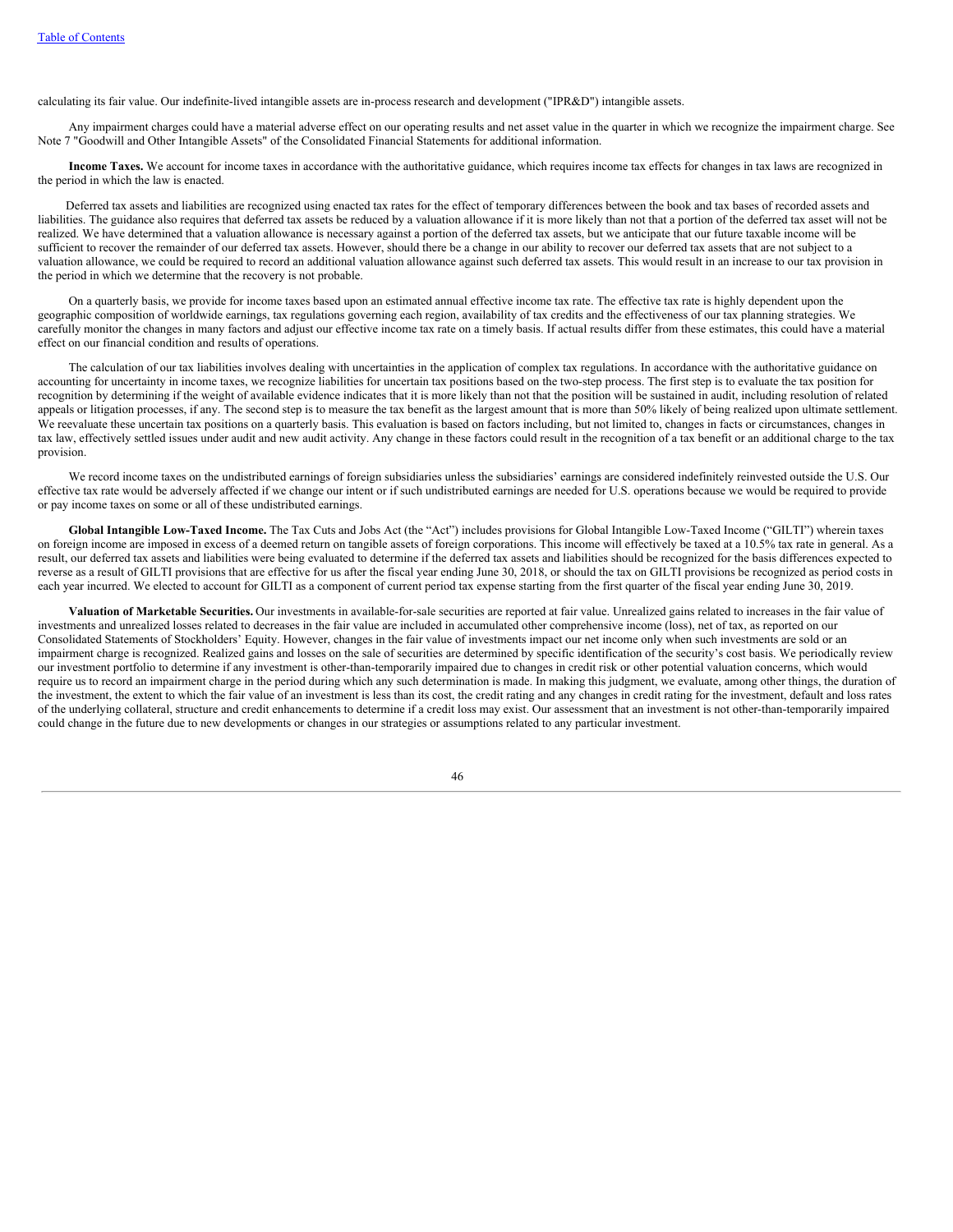calculating its fair value. Our indefinite-lived intangible assets are in-process research and development ("IPR&D") intangible assets.

Any impairment charges could have a material adverse effect on our operating results and net asset value in the quarter in which we recognize the impairment charge. See Note 7 "Goodwill and Other Intangible Assets" of the Consolidated Financial Statements for additional information.

**Income Taxes.** We account for income taxes in accordance with the authoritative guidance, which requires income tax effects for changes in tax laws are recognized in the period in which the law is enacted.

Deferred tax assets and liabilities are recognized using enacted tax rates for the effect of temporary differences between the book and tax bases of recorded assets and liabilities. The guidance also requires that deferred tax assets be reduced by a valuation allowance if it is more likely than not that a portion of the deferred tax asset will not be realized. We have determined that a valuation allowance is necessary against a portion of the deferred tax assets, but we anticipate that our future taxable income will be sufficient to recover the remainder of our deferred tax assets. However, should there be a change in our ability to recover our deferred tax assets that are not subject to a valuation allowance, we could be required to record an additional valuation allowance against such deferred tax assets. This would result in an increase to our tax provision in the period in which we determine that the recovery is not probable.

On a quarterly basis, we provide for income taxes based upon an estimated annual effective income tax rate. The effective tax rate is highly dependent upon the geographic composition of worldwide earnings, tax regulations governing each region, availability of tax credits and the effectiveness of our tax planning strategies. We carefully monitor the changes in many factors and adjust our effective income tax rate on a timely basis. If actual results differ from these estimates, this could have a material effect on our financial condition and results of operations.

The calculation of our tax liabilities involves dealing with uncertainties in the application of complex tax regulations. In accordance with the authoritative guidance on accounting for uncertainty in income taxes, we recognize liabilities for uncertain tax positions based on the two-step process. The first step is to evaluate the tax position for recognition by determining if the weight of available evidence indicates that it is more likely than not that the position will be sustained in audit, including resolution of related appeals or litigation processes, if any. The second step is to measure the tax benefit as the largest amount that is more than 50% likely of being realized upon ultimate settlement. We reevaluate these uncertain tax positions on a quarterly basis. This evaluation is based on factors including, but not limited to, changes in facts or circumstances, changes in tax law, effectively settled issues under audit and new audit activity. Any change in these factors could result in the recognition of a tax benefit or an additional charge to the tax provision.

We record income taxes on the undistributed earnings of foreign subsidiaries unless the subsidiaries' earnings are considered indefinitely reinvested outside the U.S. Our effective tax rate would be adversely affected if we change our intent or if such undistributed earnings are needed for U.S. operations because we would be required to provide or pay income taxes on some or all of these undistributed earnings.

**Global Intangible Low-Taxed Income.** The Tax Cuts and Jobs Act (the "Act") includes provisions for Global Intangible Low-Taxed Income ("GILTI") wherein taxes on foreign income are imposed in excess of a deemed return on tangible assets of foreign corporations. This income will effectively be taxed at a 10.5% tax rate in general. As a result, our deferred tax assets and liabilities were being evaluated to determine if the deferred tax assets and liabilities should be recognized for the basis differences expected to reverse as a result of GILTI provisions that are effective for us after the fiscal year ending June 30, 2018, or should the tax on GILTI provisions be recognized as period costs in each year incurred. We elected to account for GILTI as a component of current period tax expense starting from the first quarter of the fiscal year ending June 30, 2019.

**Valuation of Marketable Securities.** Our investments in available-for-sale securities are reported at fair value. Unrealized gains related to increases in the fair value of investments and unrealized losses related to decreases in the fair value are included in accumulated other comprehensive income (loss), net of tax, as reported on our Consolidated Statements of Stockholders' Equity. However, changes in the fair value of investments impact our net income only when such investments are sold or an impairment charge is recognized. Realized gains and losses on the sale of securities are determined by specific identification of the security's cost basis. We periodically review our investment portfolio to determine if any investment is other-than-temporarily impaired due to changes in credit risk or other potential valuation concerns, which would require us to record an impairment charge in the period during which any such determination is made. In making this judgment, we evaluate, among other things, the duration of the investment, the extent to which the fair value of an investment is less than its cost, the credit rating and any changes in credit rating for the investment, default and loss rates of the underlying collateral, structure and credit enhancements to determine if a credit loss may exist. Our assessment that an investment is not other-than-temporarily impaired could change in the future due to new developments or changes in our strategies or assumptions related to any particular investment.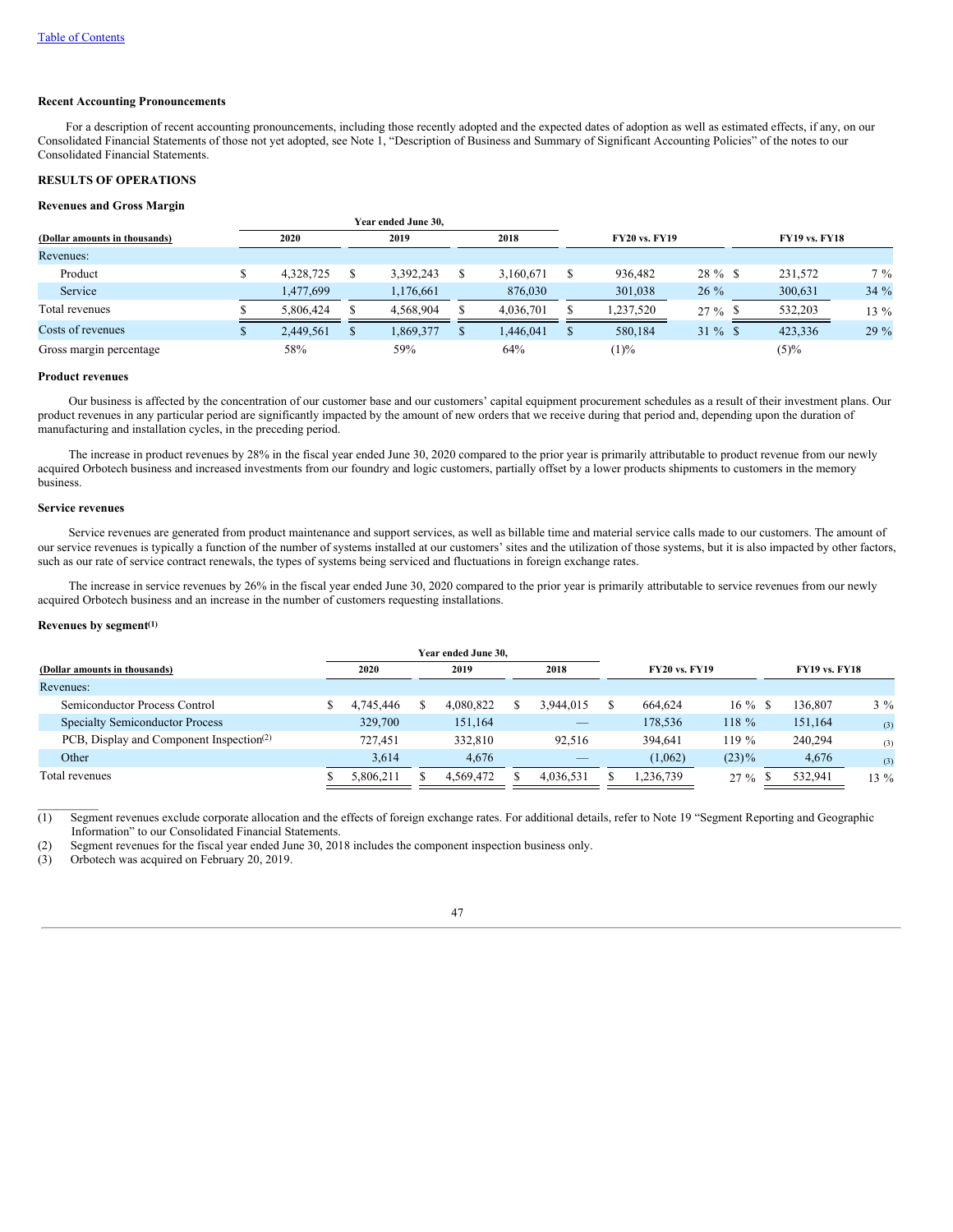[Table of Contents](#)

**Recent Accounting Pronouncements**

For a description of recent accounting pronouncements, including those recently adopted and the expected dates of adoption as well as estimated effects, if any, on our Consolidated Financial Statements of those not yet adopted, see Note 1, "Description of Business and Summary of Significant Accounting Policies" of the notes to our Consolidated Financial Statements.

**RESULTS OF OPERATIONS**

**Revenues and Gross Margin**

| (Dollar amounts in thousands) | Year ended June 30, 2020 | 2019 | 2018 | FY20 vs. FY19 | | FY19 vs. FY18 | |
|---|---|---|---|---|---|---|---|
| Revenues: | | | | | | | |
| Product | $ 4,328,725 | $ 3,392,243 | $ 3,160,671 | $ 936,482 | 28 % | $ 231,572 | 7 % |
| Service | 1,477,699 | 1,176,661 | 876,030 | 301,038 | 26 % | 300,631 | 34 % |
| Total revenues | $ 5,806,424 | $ 4,568,904 | $ 4,036,701 | $ 1,237,520 | 27 % | $ 532,203 | 13 % |
| Costs of revenues | $ 2,449,561 | $ 1,869,377 | $ 1,446,041 | $ 580,184 | 31 % | $ 423,336 | 29 % |
| Gross margin percentage | 58% | 59% | 64% | (1)% | | (5)% | |

**Product revenues**

Our business is affected by the concentration of our customer base and our customers' capital equipment procurement schedules as a result of their investment plans. Our product revenues in any particular period are significantly impacted by the amount of new orders that we receive during that period and, depending upon the duration of manufacturing and installation cycles, in the preceding period.

The increase in product revenues by 28% in the fiscal year ended June 30, 2020 compared to the prior year is primarily attributable to product revenue from our newly acquired Orbotech business and increased investments from our foundry and logic customers, partially offset by a lower products shipments to customers in the memory business.

**Service revenues**

Service revenues are generated from product maintenance and support services, as well as billable time and material service calls made to our customers. The amount of our service revenues is typically a function of the number of systems installed at our customers' sites and the utilization of those systems, but it is also impacted by other factors, such as our rate of service contract renewals, the types of systems being serviced and fluctuations in foreign exchange rates.

The increase in service revenues by 26% in the fiscal year ended June 30, 2020 compared to the prior year is primarily attributable to service revenues from our newly acquired Orbotech business and an increase in the number of customers requesting installations.

**Revenues by segment**[(1)]

| (Dollar amounts in thousands) | Year ended June 30, 2020 | 2019 | 2018 | FY20 vs. FY19 | | FY19 vs. FY18 | |
|---|---|---|---|---|---|---|---|
| Revenues: | | | | | | | |
| Semiconductor Process Control | $ 4,745,446 | $ 4,080,822 | $ 3,944,015 | $ 664,624 | 16 % | $ 136,807 | 3 % |
| Specialty Semiconductor Process | 329,700 | 151,164 | — | 178,536 | 118 % | 151,164 | (3) |
| PCB, Display and Component Inspection[(2)] | 727,451 | 332,810 | 92,516 | 394,641 | 119 % | 240,294 | (3) |
| Other | 3,614 | 4,676 | — | (1,062) | (23)% | 4,676 | (3) |
| Total revenues | $ 5,806,211 | $ 4,569,472 | $ 4,036,531 | $ 1,236,739 | 27 % | $ 532,941 | 13 % |

__________

(1) Segment revenues exclude corporate allocation and the effects of foreign exchange rates. For additional details, refer to Note 19 "Segment Reporting and Geographic Information" to our Consolidated Financial Statements.

(2) Segment revenues for the fiscal year ended June 30, 2018 includes the component inspection business only.

(3) Orbotech was acquired on February 20, 2019.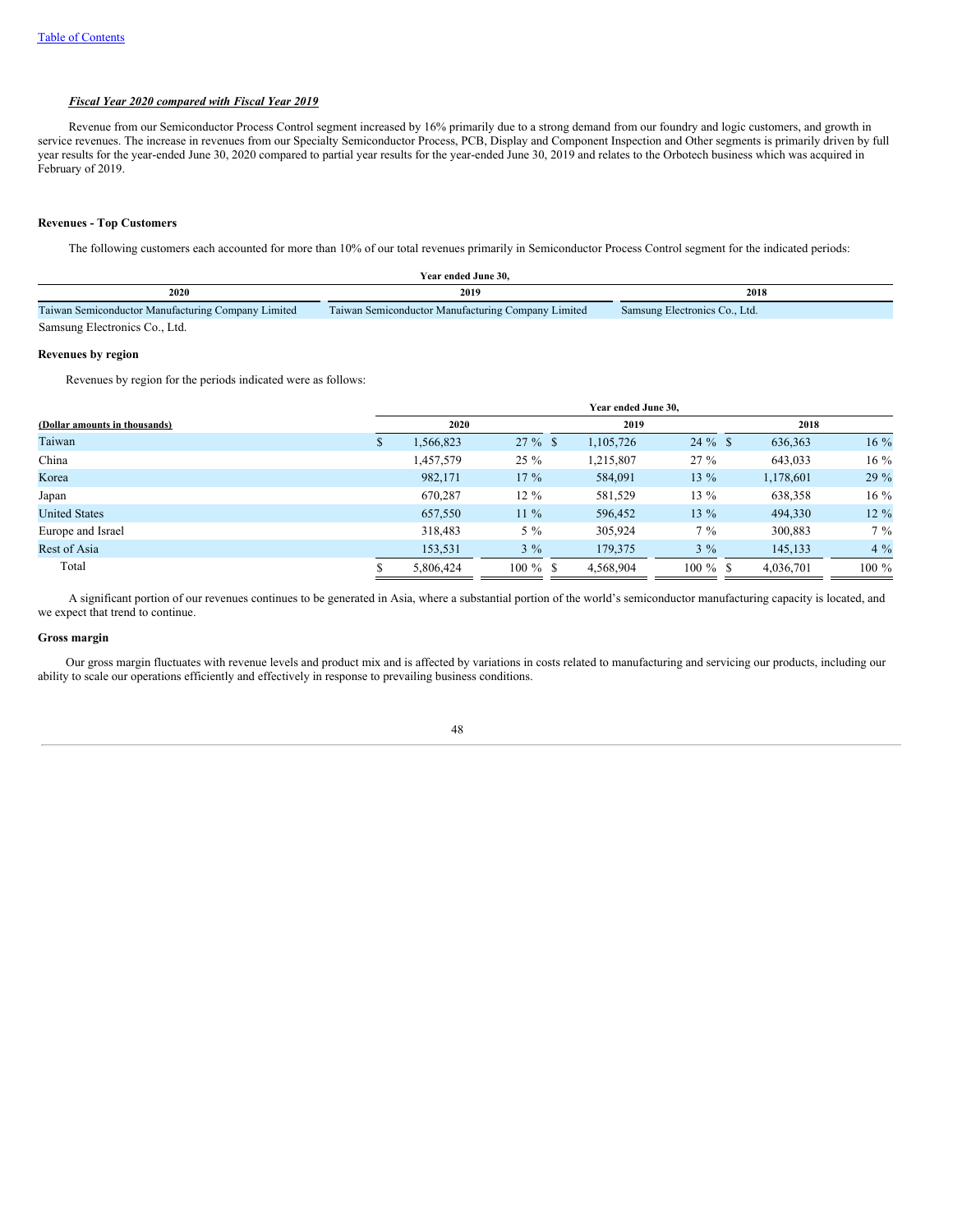***Fiscal Year 2020 compared with Fiscal Year 2019***

Revenue from our Semiconductor Process Control segment increased by 16% primarily due to a strong demand from our foundry and logic customers, and growth in service revenues. The increase in revenues from our Specialty Semiconductor Process, PCB, Display and Component Inspection and Other segments is primarily driven by full year results for the year-ended June 30, 2020 compared to partial year results for the year-ended June 30, 2019 and relates to the Orbotech business which was acquired in February of 2019.

**Revenues - Top Customers**

The following customers each accounted for more than 10% of our total revenues primarily in Semiconductor Process Control segment for the indicated periods:

| Year ended June 30, | | |
|---|---|---|
| **2020** | **2019** | **2018** |
| Taiwan Semiconductor Manufacturing Company Limited | Taiwan Semiconductor Manufacturing Company Limited | Samsung Electronics Co., Ltd. |
| Samsung Electronics Co., Ltd. | | |

**Revenues by region**

Revenues by region for the periods indicated were as follows:

| (Dollar amounts in thousands) | Year ended June 30, 2020 | | 2019 | | 2018 | |
|---|---|---|---|---|---|---|
| Taiwan | $ 1,566,823 | 27 % | $ 1,105,726 | 24 % | $ 636,363 | 16 % |
| China | 1,457,579 | 25 % | 1,215,807 | 27 % | 643,033 | 16 % |
| Korea | 982,171 | 17 % | 584,091 | 13 % | 1,178,601 | 29 % |
| Japan | 670,287 | 12 % | 581,529 | 13 % | 638,358 | 16 % |
| United States | 657,550 | 11 % | 596,452 | 13 % | 494,330 | 12 % |
| Europe and Israel | 318,483 | 5 % | 305,924 | 7 % | 300,883 | 7 % |
| Rest of Asia | 153,531 | 3 % | 179,375 | 3 % | 145,133 | 4 % |
| Total | $ 5,806,424 | 100 % | $ 4,568,904 | 100 % | $ 4,036,701 | 100 % |

A significant portion of our revenues continues to be generated in Asia, where a substantial portion of the world's semiconductor manufacturing capacity is located, and we expect that trend to continue.

**Gross margin**

Our gross margin fluctuates with revenue levels and product mix and is affected by variations in costs related to manufacturing and servicing our products, including our ability to scale our operations efficiently and effectively in response to prevailing business conditions.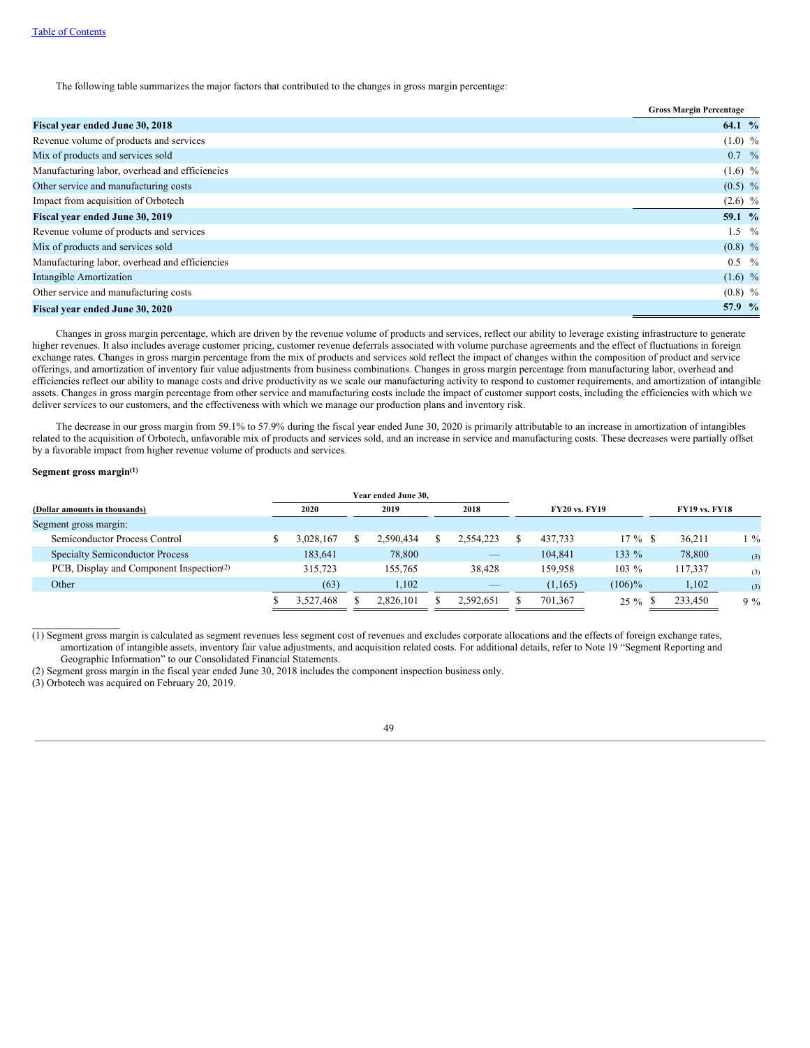The following table summarizes the major factors that contributed to the changes in gross margin percentage:

| | Gross Margin Percentage |
|---|---|
| **Fiscal year ended June 30, 2018** | **64.1 %** |
| Revenue volume of products and services | (1.0) % |
| Mix of products and services sold | 0.7 % |
| Manufacturing labor, overhead and efficiencies | (1.6) % |
| Other service and manufacturing costs | (0.5) % |
| Impact from acquisition of Orbotech | (2.6) % |
| **Fiscal year ended June 30, 2019** | **59.1 %** |
| Revenue volume of products and services | 1.5 % |
| Mix of products and services sold | (0.8) % |
| Manufacturing labor, overhead and efficiencies | 0.5 % |
| Intangible Amortization | (1.6) % |
| Other service and manufacturing costs | (0.8) % |
| **Fiscal year ended June 30, 2020** | **57.9 %** |

Changes in gross margin percentage, which are driven by the revenue volume of products and services, reflect our ability to leverage existing infrastructure to generate higher revenues. It also includes average customer pricing, customer revenue deferrals associated with volume purchase agreements and the effect of fluctuations in foreign exchange rates. Changes in gross margin percentage from the mix of products and services sold reflect the impact of changes within the composition of product and service offerings, and amortization of inventory fair value adjustments from business combinations. Changes in gross margin percentage from manufacturing labor, overhead and efficiencies reflect our ability to manage costs and drive productivity as we scale our manufacturing activity to respond to customer requirements, and amortization of intangible assets. Changes in gross margin percentage from other service and manufacturing costs include the impact of customer support costs, including the efficiencies with which we deliver services to our customers, and the effectiveness with which we manage our production plans and inventory risk.

The decrease in our gross margin from 59.1% to 57.9% during the fiscal year ended June 30, 2020 is primarily attributable to an increase in amortization of intangibles related to the acquisition of Orbotech, unfavorable mix of products and services sold, and an increase in service and manufacturing costs. These decreases were partially offset by a favorable impact from higher revenue volume of products and services.

**Segment gross margin[(1)]**

| (Dollar amounts in thousands) | Year ended June 30, 2020 | 2019 | 2018 | FY20 vs. FY19 | | FY19 vs. FY18 | |
|---|---|---|---|---|---|---|---|
| Segment gross margin: | | | | | | | |
| Semiconductor Process Control | $ 3,028,167 | $ 2,590,434 | $ 2,554,223 | $ 437,733 | 17 % | $ 36,211 | 1 % |
| Specialty Semiconductor Process | 183,641 | 78,800 | — | 104,841 | 133 % | 78,800 | (3) |
| PCB, Display and Component Inspection[(2)] | 315,723 | 155,765 | 38,428 | 159,958 | 103 % | 117,337 | (3) |
| Other | (63) | 1,102 | — | (1,165) | (106)% | 1,102 | (3) |
| | $ 3,527,468 | $ 2,826,101 | $ 2,592,651 | $ 701,367 | 25 % | $ 233,450 | 9 % |

(1) Segment gross margin is calculated as segment revenues less segment cost of revenues and excludes corporate allocations and the effects of foreign exchange rates, amortization of intangible assets, inventory fair value adjustments, and acquisition related costs. For additional details, refer to Note 19 "Segment Reporting and Geographic Information" to our Consolidated Financial Statements.

(2) Segment gross margin in the fiscal year ended June 30, 2018 includes the component inspection business only.

(3) Orbotech was acquired on February 20, 2019.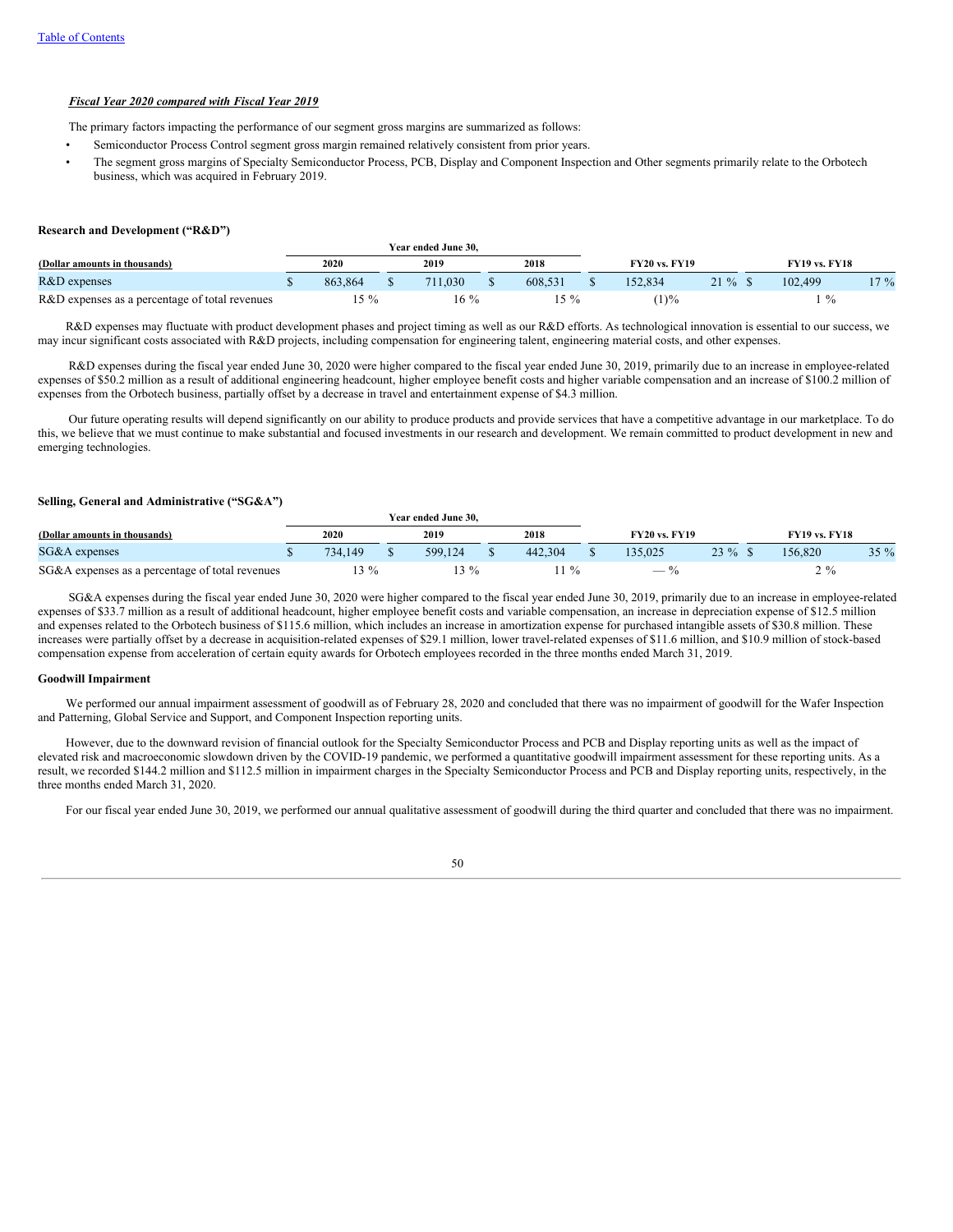*Fiscal Year 2020 compared with Fiscal Year 2019*

The primary factors impacting the performance of our segment gross margins are summarized as follows:

- Semiconductor Process Control segment gross margin remained relatively consistent from prior years.
- The segment gross margins of Specialty Semiconductor Process, PCB, Display and Component Inspection and Other segments primarily relate to the Orbotech business, which was acquired in February 2019.

**Research and Development ("R&D")**

| (Dollar amounts in thousands) | Year ended June 30, 2020 | 2019 | 2018 | FY20 vs. FY19 | | FY19 vs. FY18 | |
|---|---|---|---|---|---|---|---|
| R&D expenses | $ 863,864 | $ 711,030 | $ 608,531 | $ 152,834 | 21 % | $ 102,499 | 17 % |
| R&D expenses as a percentage of total revenues | 15 % | 16 % | 15 % | (1)% | | 1 % | |

R&D expenses may fluctuate with product development phases and project timing as well as our R&D efforts. As technological innovation is essential to our success, we may incur significant costs associated with R&D projects, including compensation for engineering talent, engineering material costs, and other expenses.

R&D expenses during the fiscal year ended June 30, 2020 were higher compared to the fiscal year ended June 30, 2019, primarily due to an increase in employee-related expenses of $50.2 million as a result of additional engineering headcount, higher employee benefit costs and higher variable compensation and an increase of $100.2 million of expenses from the Orbotech business, partially offset by a decrease in travel and entertainment expense of $4.3 million.

Our future operating results will depend significantly on our ability to produce products and provide services that have a competitive advantage in our marketplace. To do this, we believe that we must continue to make substantial and focused investments in our research and development. We remain committed to product development in new and emerging technologies.

**Selling, General and Administrative ("SG&A")**

| (Dollar amounts in thousands) | Year ended June 30, 2020 | 2019 | 2018 | FY20 vs. FY19 | | FY19 vs. FY18 | |
|---|---|---|---|---|---|---|---|
| SG&A expenses | $ 734,149 | $ 599,124 | $ 442,304 | $ 135,025 | 23 % | $ 156,820 | 35 % |
| SG&A expenses as a percentage of total revenues | 13 % | 13 % | 11 % | — % | | 2 % | |

SG&A expenses during the fiscal year ended June 30, 2020 were higher compared to the fiscal year ended June 30, 2019, primarily due to an increase in employee-related expenses of $33.7 million as a result of additional headcount, higher employee benefit costs and variable compensation, an increase in depreciation expense of $12.5 million and expenses related to the Orbotech business of $115.6 million, which includes an increase in amortization expense for purchased intangible assets of $30.8 million. These increases were partially offset by a decrease in acquisition-related expenses of $29.1 million, lower travel-related expenses of $11.6 million, and $10.9 million of stock-based compensation expense from acceleration of certain equity awards for Orbotech employees recorded in the three months ended March 31, 2019.

**Goodwill Impairment**

We performed our annual impairment assessment of goodwill as of February 28, 2020 and concluded that there was no impairment of goodwill for the Wafer Inspection and Patterning, Global Service and Support, and Component Inspection reporting units.

However, due to the downward revision of financial outlook for the Specialty Semiconductor Process and PCB and Display reporting units as well as the impact of elevated risk and macroeconomic slowdown driven by the COVID-19 pandemic, we performed a quantitative goodwill impairment assessment for these reporting units. As a result, we recorded $144.2 million and $112.5 million in impairment charges in the Specialty Semiconductor Process and PCB and Display reporting units, respectively, in the three months ended March 31, 2020.

For our fiscal year ended June 30, 2019, we performed our annual qualitative assessment of goodwill during the third quarter and concluded that there was no impairment.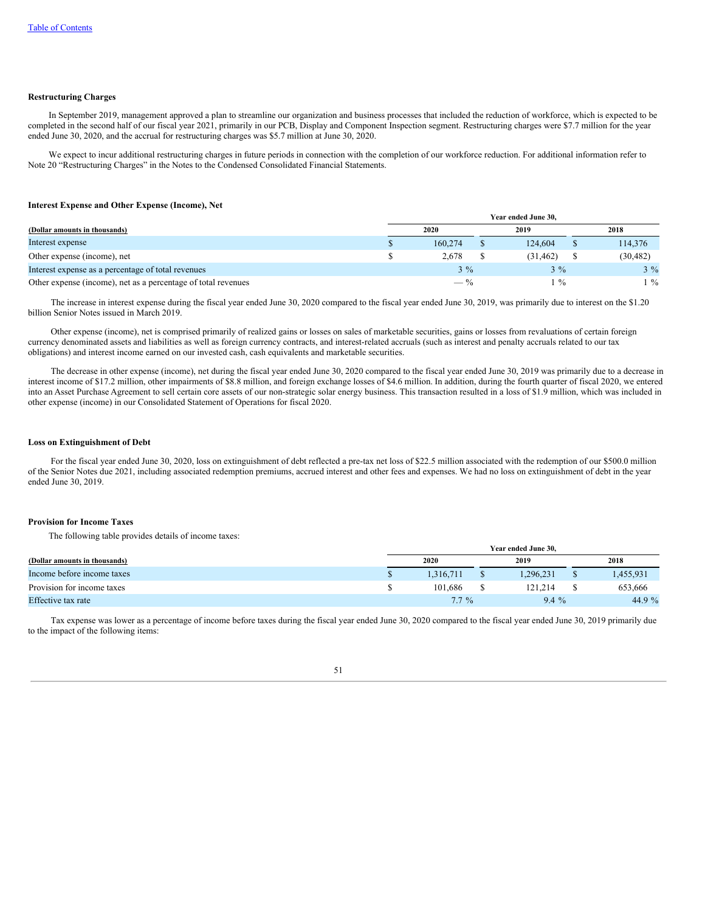**Restructuring Charges**

In September 2019, management approved a plan to streamline our organization and business processes that included the reduction of workforce, which is expected to be completed in the second half of our fiscal year 2021, primarily in our PCB, Display and Component Inspection segment. Restructuring charges were $7.7 million for the year ended June 30, 2020, and the accrual for restructuring charges was $5.7 million at June 30, 2020.

We expect to incur additional restructuring charges in future periods in connection with the completion of our workforce reduction. For additional information refer to Note 20 "Restructuring Charges" in the Notes to the Condensed Consolidated Financial Statements.

**Interest Expense and Other Expense (Income), Net**

| | Year ended June 30, | | |
|---|---|---|---|
| (Dollar amounts in thousands) | 2020 | 2019 | 2018 |
| Interest expense | $ 160,274 | $ 124,604 | $ 114,376 |
| Other expense (income), net | $ 2,678 | $ (31,462) | $ (30,482) |
| Interest expense as a percentage of total revenues | 3 % | 3 % | 3 % |
| Other expense (income), net as a percentage of total revenues | — % | 1 % | 1 % |

The increase in interest expense during the fiscal year ended June 30, 2020 compared to the fiscal year ended June 30, 2019, was primarily due to interest on the $1.20 billion Senior Notes issued in March 2019.

Other expense (income), net is comprised primarily of realized gains or losses on sales of marketable securities, gains or losses from revaluations of certain foreign currency denominated assets and liabilities as well as foreign currency contracts, and interest-related accruals (such as interest and penalty accruals related to our tax obligations) and interest income earned on our invested cash, cash equivalents and marketable securities.

The decrease in other expense (income), net during the fiscal year ended June 30, 2020 compared to the fiscal year ended June 30, 2019 was primarily due to a decrease in interest income of $17.2 million, other impairments of $8.8 million, and foreign exchange losses of $4.6 million. In addition, during the fourth quarter of fiscal 2020, we entered into an Asset Purchase Agreement to sell certain core assets of our non-strategic solar energy business. This transaction resulted in a loss of $1.9 million, which was included in other expense (income) in our Consolidated Statement of Operations for fiscal 2020.

**Loss on Extinguishment of Debt**

For the fiscal year ended June 30, 2020, loss on extinguishment of debt reflected a pre-tax net loss of $22.5 million associated with the redemption of our $500.0 million of the Senior Notes due 2021, including associated redemption premiums, accrued interest and other fees and expenses. We had no loss on extinguishment of debt in the year ended June 30, 2019.

**Provision for Income Taxes**

The following table provides details of income taxes:

| | Year ended June 30, | | |
|---|---|---|---|
| (Dollar amounts in thousands) | 2020 | 2019 | 2018 |
| Income before income taxes | $ 1,316,711 | $ 1,296,231 | $ 1,455,931 |
| Provision for income taxes | $ 101,686 | $ 121,214 | $ 653,666 |
| Effective tax rate | 7.7 % | 9.4 % | 44.9 % |

Tax expense was lower as a percentage of income before taxes during the fiscal year ended June 30, 2020 compared to the fiscal year ended June 30, 2019 primarily due to the impact of the following items: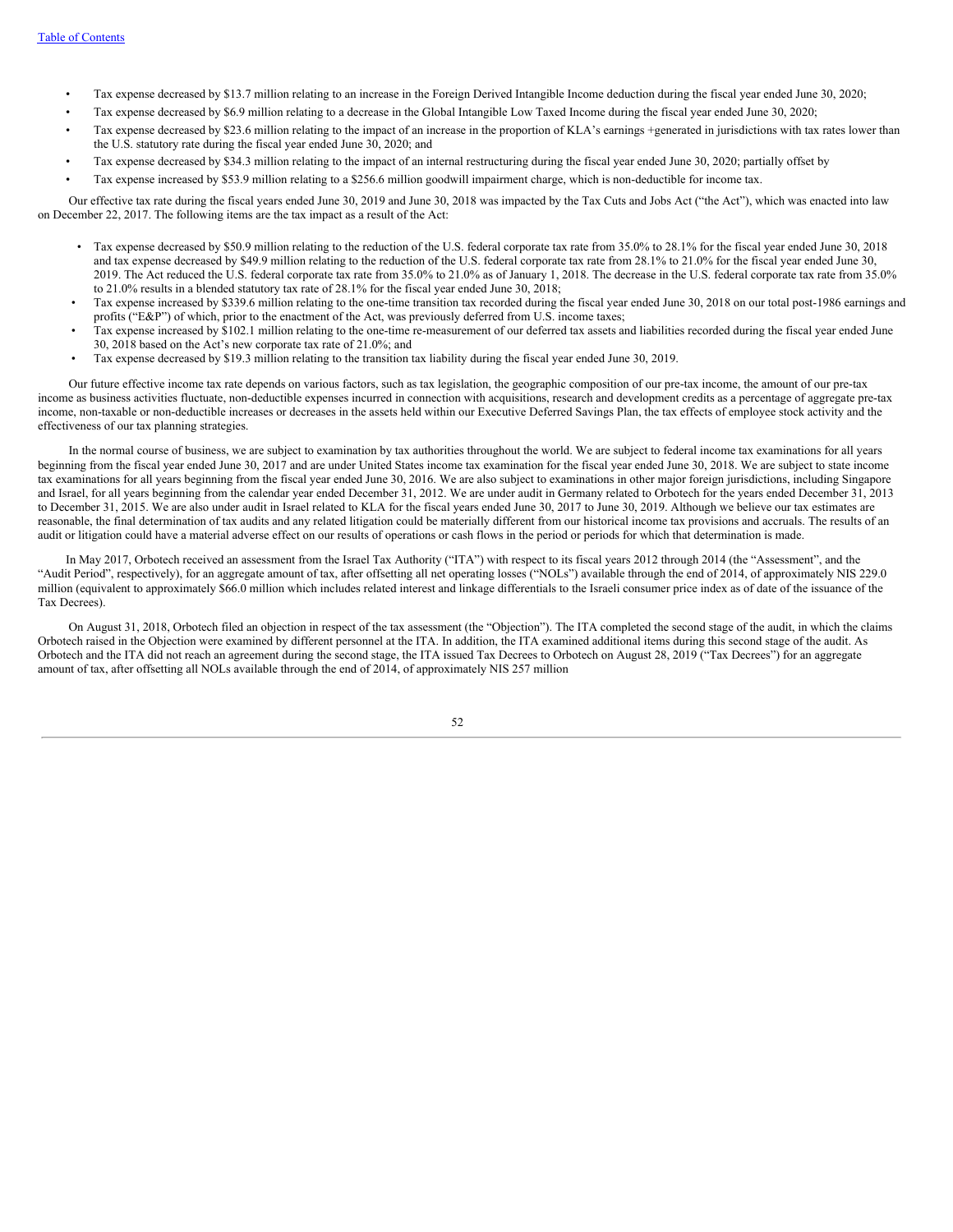- Tax expense decreased by $13.7 million relating to an increase in the Foreign Derived Intangible Income deduction during the fiscal year ended June 30, 2020;
- Tax expense decreased by $6.9 million relating to a decrease in the Global Intangible Low Taxed Income during the fiscal year ended June 30, 2020;
- Tax expense decreased by $23.6 million relating to the impact of an increase in the proportion of KLA's earnings +generated in jurisdictions with tax rates lower than the U.S. statutory rate during the fiscal year ended June 30, 2020; and
- Tax expense decreased by $34.3 million relating to the impact of an internal restructuring during the fiscal year ended June 30, 2020; partially offset by
- Tax expense increased by $53.9 million relating to a $256.6 million goodwill impairment charge, which is non-deductible for income tax.

Our effective tax rate during the fiscal years ended June 30, 2019 and June 30, 2018 was impacted by the Tax Cuts and Jobs Act ("the Act"), which was enacted into law on December 22, 2017. The following items are the tax impact as a result of the Act:

- Tax expense decreased by $50.9 million relating to the reduction of the U.S. federal corporate tax rate from 35.0% to 28.1% for the fiscal year ended June 30, 2018 and tax expense decreased by $49.9 million relating to the reduction of the U.S. federal corporate tax rate from 28.1% to 21.0% for the fiscal year ended June 30, 2019. The Act reduced the U.S. federal corporate tax rate from 35.0% to 21.0% as of January 1, 2018. The decrease in the U.S. federal corporate tax rate from 35.0% to 21.0% results in a blended statutory tax rate of 28.1% for the fiscal year ended June 30, 2018;
- Tax expense increased by $339.6 million relating to the one-time transition tax recorded during the fiscal year ended June 30, 2018 on our total post-1986 earnings and profits ("E&P") of which, prior to the enactment of the Act, was previously deferred from U.S. income taxes;
- Tax expense increased by $102.1 million relating to the one-time re-measurement of our deferred tax assets and liabilities recorded during the fiscal year ended June 30, 2018 based on the Act's new corporate tax rate of 21.0%; and
- Tax expense decreased by $19.3 million relating to the transition tax liability during the fiscal year ended June 30, 2019.

Our future effective income tax rate depends on various factors, such as tax legislation, the geographic composition of our pre-tax income, the amount of our pre-tax income as business activities fluctuate, non-deductible expenses incurred in connection with acquisitions, research and development credits as a percentage of aggregate pre-tax income, non-taxable or non-deductible increases or decreases in the assets held within our Executive Deferred Savings Plan, the tax effects of employee stock activity and the effectiveness of our tax planning strategies.

In the normal course of business, we are subject to examination by tax authorities throughout the world. We are subject to federal income tax examinations for all years beginning from the fiscal year ended June 30, 2017 and are under United States income tax examination for the fiscal year ended June 30, 2018. We are subject to state income tax examinations for all years beginning from the fiscal year ended June 30, 2016. We are also subject to examinations in other major foreign jurisdictions, including Singapore and Israel, for all years beginning from the calendar year ended December 31, 2012. We are under audit in Germany related to Orbotech for the years ended December 31, 2013 to December 31, 2015. We are also under audit in Israel related to KLA for the fiscal years ended June 30, 2017 to June 30, 2019. Although we believe our tax estimates are reasonable, the final determination of tax audits and any related litigation could be materially different from our historical income tax provisions and accruals. The results of an audit or litigation could have a material adverse effect on our results of operations or cash flows in the period or periods for which that determination is made.

In May 2017, Orbotech received an assessment from the Israel Tax Authority ("ITA") with respect to its fiscal years 2012 through 2014 (the "Assessment", and the "Audit Period", respectively), for an aggregate amount of tax, after offsetting all net operating losses ("NOLs") available through the end of 2014, of approximately NIS 229.0 million (equivalent to approximately $66.0 million which includes related interest and linkage differentials to the Israeli consumer price index as of date of the issuance of the Tax Decrees).

On August 31, 2018, Orbotech filed an objection in respect of the tax assessment (the "Objection"). The ITA completed the second stage of the audit, in which the claims Orbotech raised in the Objection were examined by different personnel at the ITA. In addition, the ITA examined additional items during this second stage of the audit. As Orbotech and the ITA did not reach an agreement during the second stage, the ITA issued Tax Decrees to Orbotech on August 28, 2019 ("Tax Decrees") for an aggregate amount of tax, after offsetting all NOLs available through the end of 2014, of approximately NIS 257 million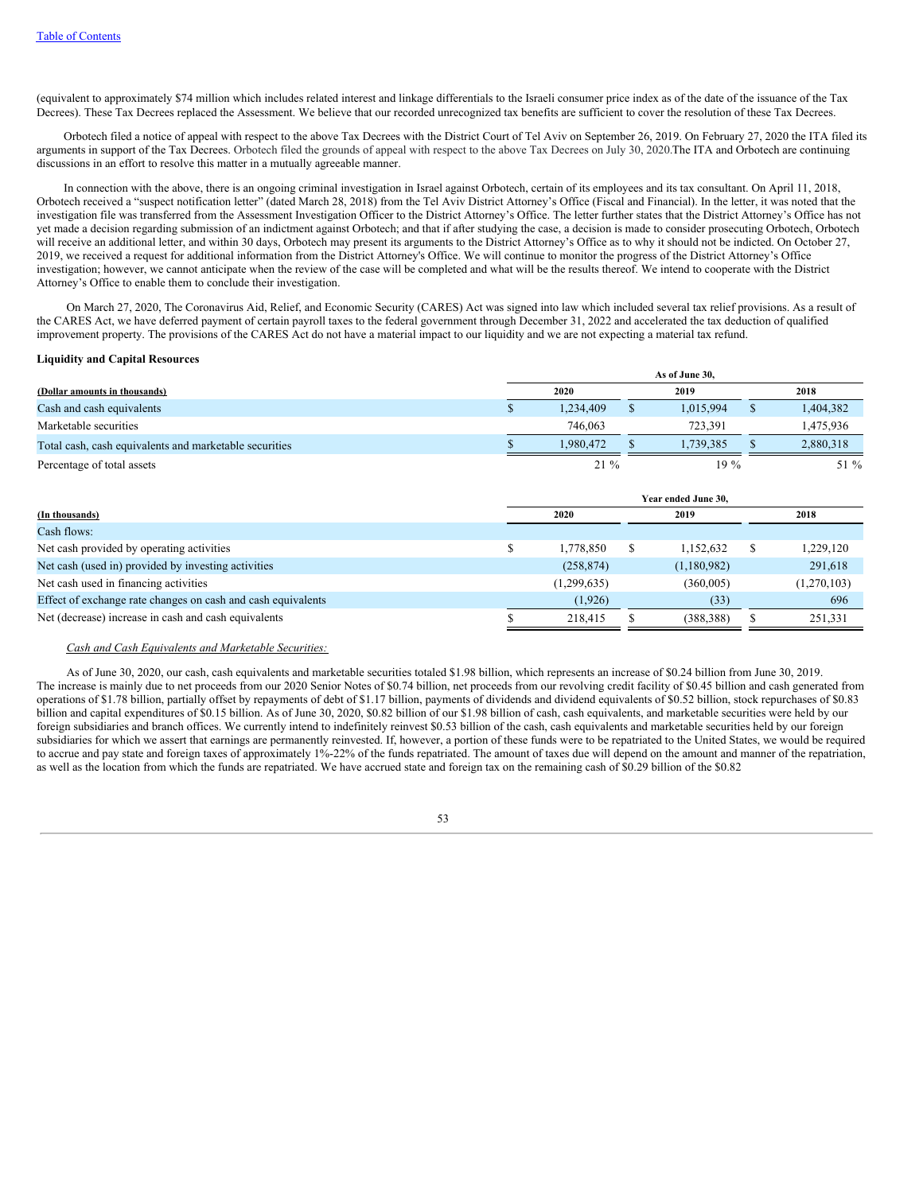(equivalent to approximately $74 million which includes related interest and linkage differentials to the Israeli consumer price index as of the date of the issuance of the Tax Decrees). These Tax Decrees replaced the Assessment. We believe that our recorded unrecognized tax benefits are sufficient to cover the resolution of these Tax Decrees.

Orbotech filed a notice of appeal with respect to the above Tax Decrees with the District Court of Tel Aviv on September 26, 2019. On February 27, 2020 the ITA filed its arguments in support of the Tax Decrees. Orbotech filed the grounds of appeal with respect to the above Tax Decrees on July 30, 2020.The ITA and Orbotech are continuing discussions in an effort to resolve this matter in a mutually agreeable manner.

In connection with the above, there is an ongoing criminal investigation in Israel against Orbotech, certain of its employees and its tax consultant. On April 11, 2018, Orbotech received a "suspect notification letter" (dated March 28, 2018) from the Tel Aviv District Attorney's Office (Fiscal and Financial). In the letter, it was noted that the investigation file was transferred from the Assessment Investigation Officer to the District Attorney's Office. The letter further states that the District Attorney's Office has not yet made a decision regarding submission of an indictment against Orbotech; and that if after studying the case, a decision is made to consider prosecuting Orbotech, Orbotech will receive an additional letter, and within 30 days, Orbotech may present its arguments to the District Attorney's Office as to why it should not be indicted. On October 27, 2019, we received a request for additional information from the District Attorney's Office. We will continue to monitor the progress of the District Attorney's Office investigation; however, we cannot anticipate when the review of the case will be completed and what will be the results thereof. We intend to cooperate with the District Attorney's Office to enable them to conclude their investigation.

On March 27, 2020, The Coronavirus Aid, Relief, and Economic Security (CARES) Act was signed into law which included several tax relief provisions. As a result of the CARES Act, we have deferred payment of certain payroll taxes to the federal government through December 31, 2022 and accelerated the tax deduction of qualified improvement property. The provisions of the CARES Act do not have a material impact to our liquidity and we are not expecting a material tax refund.

**Liquidity and Capital Resources**

| (Dollar amounts in thousands) | As of June 30, 2020 | 2019 | 2018 |
|---|---|---|---|
| Cash and cash equivalents | $ 1,234,409 | $ 1,015,994 | $ 1,404,382 |
| Marketable securities | 746,063 | 723,391 | 1,475,936 |
| Total cash, cash equivalents and marketable securities | $ 1,980,472 | $ 1,739,385 | $ 2,880,318 |
| Percentage of total assets | 21 % | 19 % | 51 % |

| (In thousands) | Year ended June 30, 2020 | 2019 | 2018 |
|---|---|---|---|
| Cash flows: | | | |
| Net cash provided by operating activities | $ 1,778,850 | $ 1,152,632 | $ 1,229,120 |
| Net cash (used in) provided by investing activities | (258,874) | (1,180,982) | 291,618 |
| Net cash used in financing activities | (1,299,635) | (360,005) | (1,270,103) |
| Effect of exchange rate changes on cash and cash equivalents | (1,926) | (33) | 696 |
| Net (decrease) increase in cash and cash equivalents | $ 218,415 | $ (388,388) | $ 251,331 |

*Cash and Cash Equivalents and Marketable Securities:*

As of June 30, 2020, our cash, cash equivalents and marketable securities totaled $1.98 billion, which represents an increase of $0.24 billion from June 30, 2019. The increase is mainly due to net proceeds from our 2020 Senior Notes of $0.74 billion, net proceeds from our revolving credit facility of $0.45 billion and cash generated from operations of $1.78 billion, partially offset by repayments of debt of $1.17 billion, payments of dividends and dividend equivalents of $0.52 billion, stock repurchases of $0.83 billion and capital expenditures of $0.15 billion. As of June 30, 2020, $0.82 billion of our $1.98 billion of cash, cash equivalents, and marketable securities were held by our foreign subsidiaries and branch offices. We currently intend to indefinitely reinvest $0.53 billion of the cash, cash equivalents and marketable securities held by our foreign subsidiaries for which we assert that earnings are permanently reinvested. If, however, a portion of these funds were to be repatriated to the United States, we would be required to accrue and pay state and foreign taxes of approximately 1%-22% of the funds repatriated. The amount of taxes due will depend on the amount and manner of the repatriation, as well as the location from which the funds are repatriated. We have accrued state and foreign tax on the remaining cash of $0.29 billion of the $0.82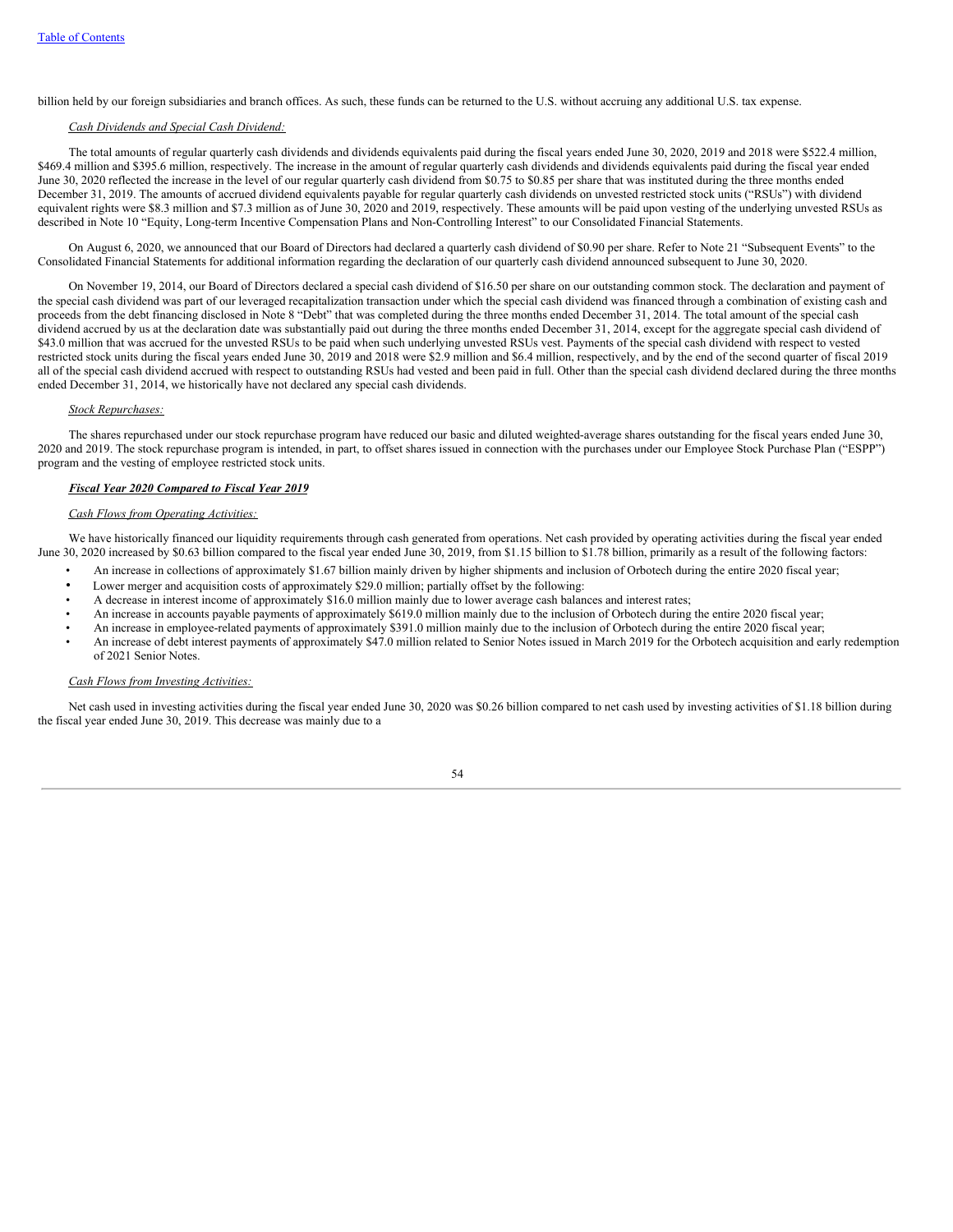billion held by our foreign subsidiaries and branch offices. As such, these funds can be returned to the U.S. without accruing any additional U.S. tax expense.

*Cash Dividends and Special Cash Dividend:*

The total amounts of regular quarterly cash dividends and dividends equivalents paid during the fiscal years ended June 30, 2020, 2019 and 2018 were $522.4 million, $469.4 million and $395.6 million, respectively. The increase in the amount of regular quarterly cash dividends and dividends equivalents paid during the fiscal year ended June 30, 2020 reflected the increase in the level of our regular quarterly cash dividend from $0.75 to $0.85 per share that was instituted during the three months ended December 31, 2019. The amounts of accrued dividend equivalents payable for regular quarterly cash dividends on unvested restricted stock units ("RSUs") with dividend equivalent rights were $8.3 million and $7.3 million as of June 30, 2020 and 2019, respectively. These amounts will be paid upon vesting of the underlying unvested RSUs as described in Note 10 "Equity, Long-term Incentive Compensation Plans and Non-Controlling Interest" to our Consolidated Financial Statements.

On August 6, 2020, we announced that our Board of Directors had declared a quarterly cash dividend of $0.90 per share. Refer to Note 21 "Subsequent Events" to the Consolidated Financial Statements for additional information regarding the declaration of our quarterly cash dividend announced subsequent to June 30, 2020.

On November 19, 2014, our Board of Directors declared a special cash dividend of $16.50 per share on our outstanding common stock. The declaration and payment of the special cash dividend was part of our leveraged recapitalization transaction under which the special cash dividend was financed through a combination of existing cash and proceeds from the debt financing disclosed in Note 8 "Debt" that was completed during the three months ended December 31, 2014. The total amount of the special cash dividend accrued by us at the declaration date was substantially paid out during the three months ended December 31, 2014, except for the aggregate special cash dividend of $43.0 million that was accrued for the unvested RSUs to be paid when such underlying unvested RSUs vest. Payments of the special cash dividend with respect to vested restricted stock units during the fiscal years ended June 30, 2019 and 2018 were $2.9 million and $6.4 million, respectively, and by the end of the second quarter of fiscal 2019 all of the special cash dividend accrued with respect to outstanding RSUs had vested and been paid in full. Other than the special cash dividend declared during the three months ended December 31, 2014, we historically have not declared any special cash dividends.

*Stock Repurchases:*

The shares repurchased under our stock repurchase program have reduced our basic and diluted weighted-average shares outstanding for the fiscal years ended June 30, 2020 and 2019. The stock repurchase program is intended, in part, to offset shares issued in connection with the purchases under our Employee Stock Purchase Plan ("ESPP") program and the vesting of employee restricted stock units.

***Fiscal Year 2020 Compared to Fiscal Year 2019***

*Cash Flows from Operating Activities:*

We have historically financed our liquidity requirements through cash generated from operations. Net cash provided by operating activities during the fiscal year ended June 30, 2020 increased by $0.63 billion compared to the fiscal year ended June 30, 2019, from $1.15 billion to $1.78 billion, primarily as a result of the following factors:

- An increase in collections of approximately $1.67 billion mainly driven by higher shipments and inclusion of Orbotech during the entire 2020 fiscal year;
- Lower merger and acquisition costs of approximately $29.0 million; partially offset by the following:
- A decrease in interest income of approximately $16.0 million mainly due to lower average cash balances and interest rates;
- An increase in accounts payable payments of approximately $619.0 million mainly due to the inclusion of Orbotech during the entire 2020 fiscal year;
- An increase in employee-related payments of approximately $391.0 million mainly due to the inclusion of Orbotech during the entire 2020 fiscal year;
- An increase of debt interest payments of approximately $47.0 million related to Senior Notes issued in March 2019 for the Orbotech acquisition and early redemption of 2021 Senior Notes.

*Cash Flows from Investing Activities:*

Net cash used in investing activities during the fiscal year ended June 30, 2020 was $0.26 billion compared to net cash used by investing activities of $1.18 billion during the fiscal year ended June 30, 2019. This decrease was mainly due to a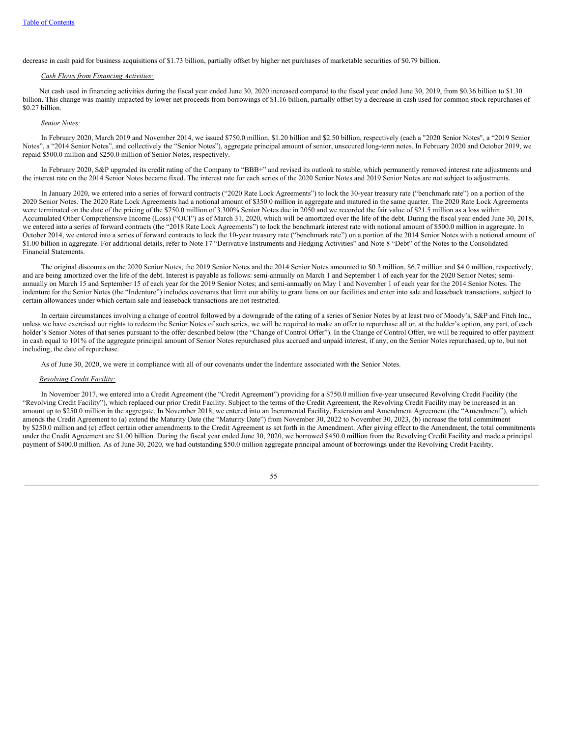decrease in cash paid for business acquisitions of $1.73 billion, partially offset by higher net purchases of marketable securities of $0.79 billion.

*Cash Flows from Financing Activities:*

Net cash used in financing activities during the fiscal year ended June 30, 2020 increased compared to the fiscal year ended June 30, 2019, from $0.36 billion to $1.30 billion. This change was mainly impacted by lower net proceeds from borrowings of $1.16 billion, partially offset by a decrease in cash used for common stock repurchases of $0.27 billion.

*Senior Notes:*

In February 2020, March 2019 and November 2014, we issued $750.0 million, $1.20 billion and $2.50 billion, respectively (each a "2020 Senior Notes", a "2019 Senior Notes", a "2014 Senior Notes", and collectively the "Senior Notes"), aggregate principal amount of senior, unsecured long-term notes. In February 2020 and October 2019, we repaid $500.0 million and $250.0 million of Senior Notes, respectively.

In February 2020, S&P upgraded its credit rating of the Company to "BBB+" and revised its outlook to stable, which permanently removed interest rate adjustments and the interest rate on the 2014 Senior Notes became fixed. The interest rate for each series of the 2020 Senior Notes and 2019 Senior Notes are not subject to adjustments.

In January 2020, we entered into a series of forward contracts ("2020 Rate Lock Agreements") to lock the 30-year treasury rate ("benchmark rate") on a portion of the 2020 Senior Notes. The 2020 Rate Lock Agreements had a notional amount of $350.0 million in aggregate and matured in the same quarter. The 2020 Rate Lock Agreements were terminated on the date of the pricing of the $750.0 million of 3.300% Senior Notes due in 2050 and we recorded the fair value of $21.5 million as a loss within Accumulated Other Comprehensive Income (Loss) ("OCI") as of March 31, 2020, which will be amortized over the life of the debt. During the fiscal year ended June 30, 2018, we entered into a series of forward contracts (the "2018 Rate Lock Agreements") to lock the benchmark interest rate with notional amount of $500.0 million in aggregate. In October 2014, we entered into a series of forward contracts to lock the 10-year treasury rate ("benchmark rate") on a portion of the 2014 Senior Notes with a notional amount of $1.00 billion in aggregate. For additional details, refer to Note 17 "Derivative Instruments and Hedging Activities" and Note 8 "Debt" of the Notes to the Consolidated Financial Statements.

The original discounts on the 2020 Senior Notes, the 2019 Senior Notes and the 2014 Senior Notes amounted to $0.3 million, $6.7 million and $4.0 million, respectively, and are being amortized over the life of the debt. Interest is payable as follows: semi-annually on March 1 and September 1 of each year for the 2020 Senior Notes; semi-annually on March 15 and September 15 of each year for the 2019 Senior Notes; and semi-annually on May 1 and November 1 of each year for the 2014 Senior Notes. The indenture for the Senior Notes (the "Indenture") includes covenants that limit our ability to grant liens on our facilities and enter into sale and leaseback transactions, subject to certain allowances under which certain sale and leaseback transactions are not restricted.

In certain circumstances involving a change of control followed by a downgrade of the rating of a series of Senior Notes by at least two of Moody's, S&P and Fitch Inc., unless we have exercised our rights to redeem the Senior Notes of such series, we will be required to make an offer to repurchase all or, at the holder's option, any part, of each holder's Senior Notes of that series pursuant to the offer described below (the "Change of Control Offer"). In the Change of Control Offer, we will be required to offer payment in cash equal to 101% of the aggregate principal amount of Senior Notes repurchased plus accrued and unpaid interest, if any, on the Senior Notes repurchased, up to, but not including, the date of repurchase.

As of June 30, 2020, we were in compliance with all of our covenants under the Indenture associated with the Senior Notes.

*Revolving Credit Facility:*

In November 2017, we entered into a Credit Agreement (the "Credit Agreement") providing for a $750.0 million five-year unsecured Revolving Credit Facility (the "Revolving Credit Facility"), which replaced our prior Credit Facility. Subject to the terms of the Credit Agreement, the Revolving Credit Facility may be increased in an amount up to $250.0 million in the aggregate. In November 2018, we entered into an Incremental Facility, Extension and Amendment Agreement (the "Amendment"), which amends the Credit Agreement to (a) extend the Maturity Date (the "Maturity Date") from November 30, 2022 to November 30, 2023, (b) increase the total commitment by $250.0 million and (c) effect certain other amendments to the Credit Agreement as set forth in the Amendment. After giving effect to the Amendment, the total commitments under the Credit Agreement are $1.00 billion. During the fiscal year ended June 30, 2020, we borrowed $450.0 million from the Revolving Credit Facility and made a principal payment of $400.0 million. As of June 30, 2020, we had outstanding $50.0 million aggregate principal amount of borrowings under the Revolving Credit Facility.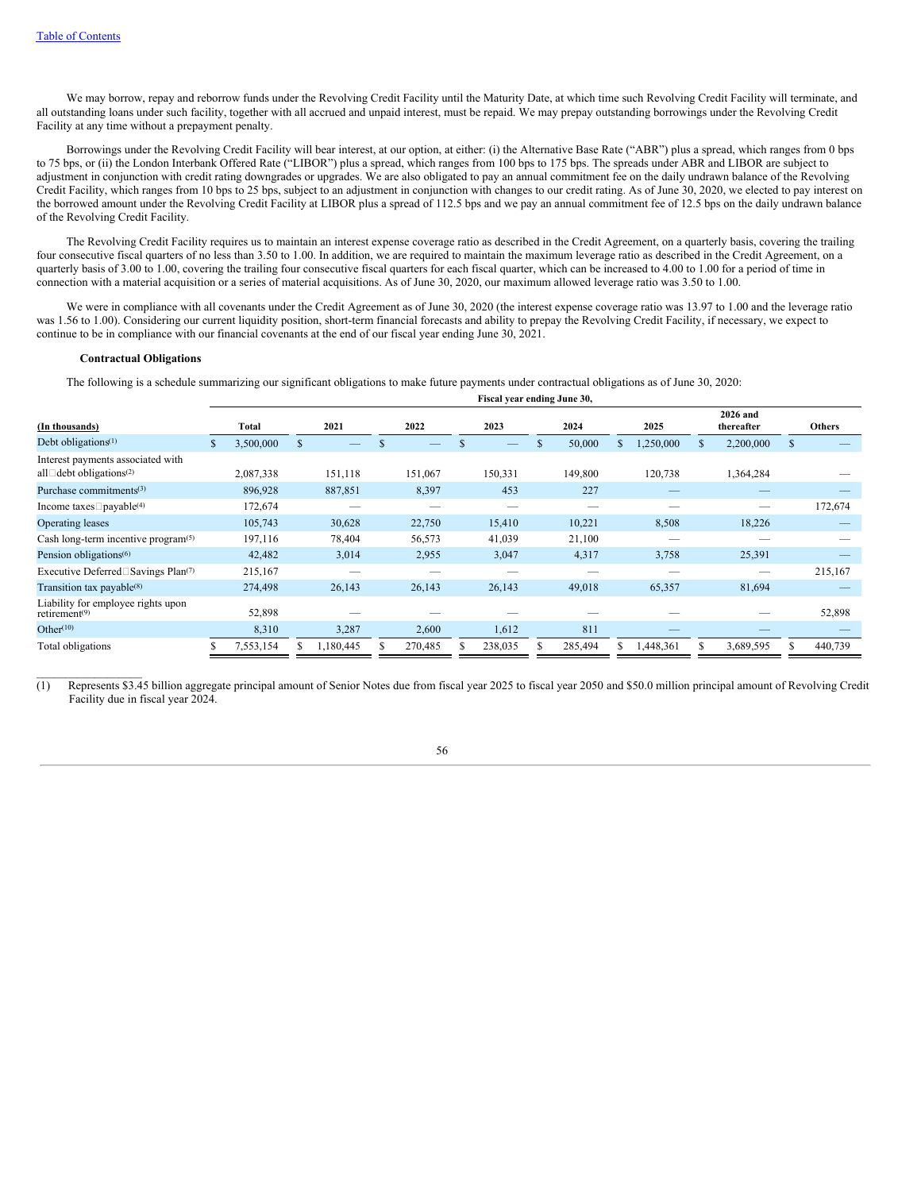We may borrow, repay and reborrow funds under the Revolving Credit Facility until the Maturity Date, at which time such Revolving Credit Facility will terminate, and all outstanding loans under such facility, together with all accrued and unpaid interest, must be repaid. We may prepay outstanding borrowings under the Revolving Credit Facility at any time without a prepayment penalty.

Borrowings under the Revolving Credit Facility will bear interest, at our option, at either: (i) the Alternative Base Rate ("ABR") plus a spread, which ranges from 0 bps to 75 bps, or (ii) the London Interbank Offered Rate ("LIBOR") plus a spread, which ranges from 100 bps to 175 bps. The spreads under ABR and LIBOR are subject to adjustment in conjunction with credit rating downgrades or upgrades. We are also obligated to pay an annual commitment fee on the daily undrawn balance of the Revolving Credit Facility, which ranges from 10 bps to 25 bps, subject to an adjustment in conjunction with changes to our credit rating. As of June 30, 2020, we elected to pay interest on the borrowed amount under the Revolving Credit Facility at LIBOR plus a spread of 112.5 bps and we pay an annual commitment fee of 12.5 bps on the daily undrawn balance of the Revolving Credit Facility.

The Revolving Credit Facility requires us to maintain an interest expense coverage ratio as described in the Credit Agreement, on a quarterly basis, covering the trailing four consecutive fiscal quarters of no less than 3.50 to 1.00. In addition, we are required to maintain the maximum leverage ratio as described in the Credit Agreement, on a quarterly basis of 3.00 to 1.00, covering the trailing four consecutive fiscal quarters for each fiscal quarter, which can be increased to 4.00 to 1.00 for a period of time in connection with a material acquisition or a series of material acquisitions. As of June 30, 2020, our maximum allowed leverage ratio was 3.50 to 1.00.

We were in compliance with all covenants under the Credit Agreement as of June 30, 2020 (the interest expense coverage ratio was 13.97 to 1.00 and the leverage ratio was 1.56 to 1.00). Considering our current liquidity position, short-term financial forecasts and ability to prepay the Revolving Credit Facility, if necessary, we expect to continue to be in compliance with our financial covenants at the end of our fiscal year ending June 30, 2021.

**Contractual Obligations**

The following is a schedule summarizing our significant obligations to make future payments under contractual obligations as of June 30, 2020:

| | | Fiscal year ending June 30, | | | | | | |
|---|---|---|---|---|---|---|---|---|
| (In thousands) | Total | 2021 | 2022 | 2023 | 2024 | 2025 | 2026 and thereafter | Others |
| Debt obligations[(1)] | $ 3,500,000 | $ — | $ — | $ — | $ 50,000 | $ 1,250,000 | $ 2,200,000 | $ — |
| Interest payments associated with all debt obligations[(2)] | 2,087,338 | 151,118 | 151,067 | 150,331 | 149,800 | 120,738 | 1,364,284 | — |
| Purchase commitments[(3)] | 896,928 | 887,851 | 8,397 | 453 | 227 | — | — | — |
| Income taxes payable[(4)] | 172,674 | — | — | — | — | — | — | 172,674 |
| Operating leases | 105,743 | 30,628 | 22,750 | 15,410 | 10,221 | 8,508 | 18,226 | — |
| Cash long-term incentive program[(5)] | 197,116 | 78,404 | 56,573 | 41,039 | 21,100 | — | — | — |
| Pension obligations[(6)] | 42,482 | 3,014 | 2,955 | 3,047 | 4,317 | 3,758 | 25,391 | — |
| Executive Deferred Savings Plan[(7)] | 215,167 | — | — | — | — | — | — | 215,167 |
| Transition tax payable[(8)] | 274,498 | 26,143 | 26,143 | 26,143 | 49,018 | 65,357 | 81,694 | — |
| Liability for employee rights upon retirement[(9)] | 52,898 | — | — | — | — | — | — | 52,898 |
| Other[(10)] | 8,310 | 3,287 | 2,600 | 1,612 | 811 | — | — | — |
| Total obligations | $ 7,553,154 | $ 1,180,445 | $ 270,485 | $ 238,035 | $ 285,494 | $ 1,448,361 | $ 3,689,595 | $ 440,739 |

(1) Represents $3.45 billion aggregate principal amount of Senior Notes due from fiscal year 2025 to fiscal year 2050 and $50.0 million principal amount of Revolving Credit Facility due in fiscal year 2024.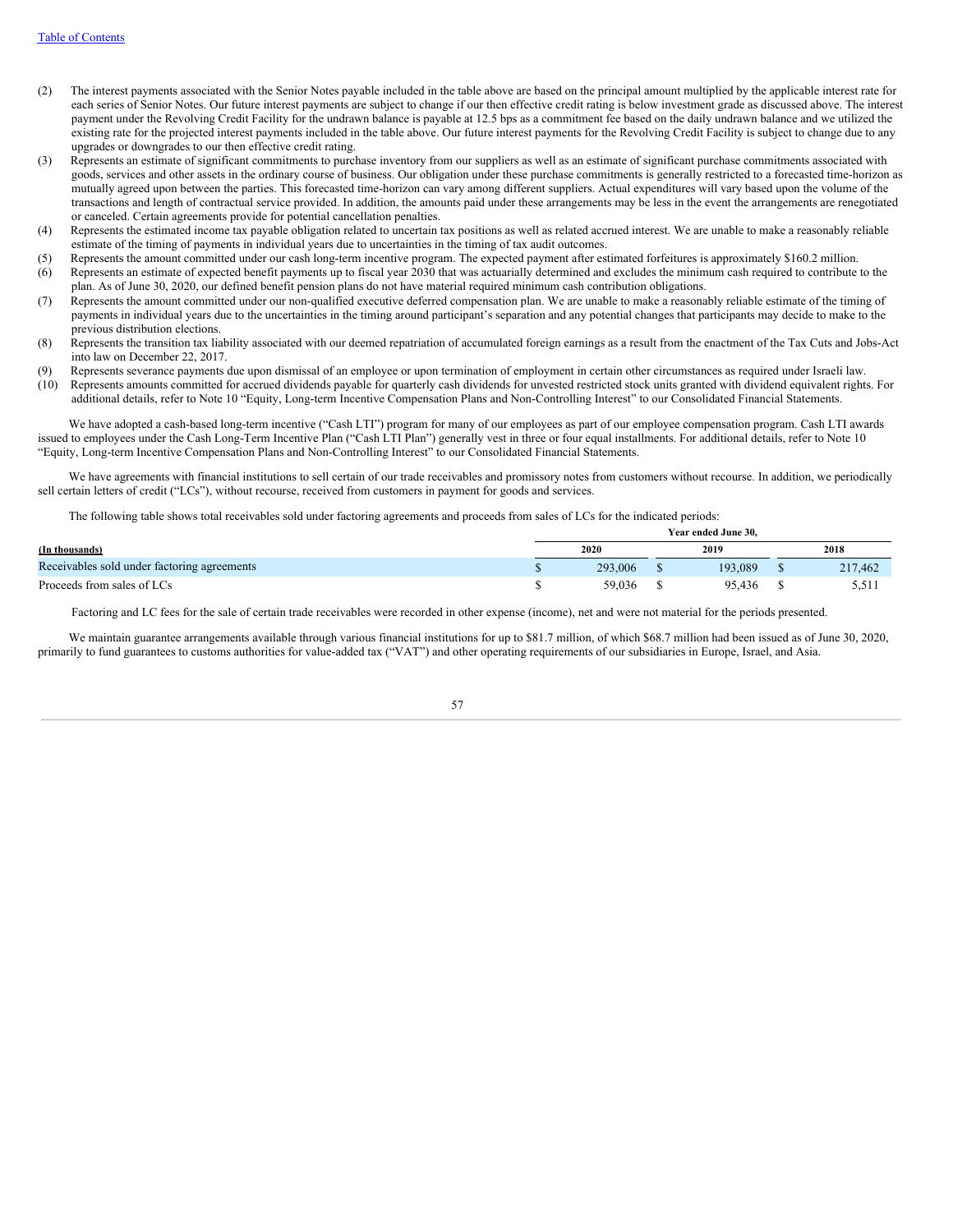(2) The interest payments associated with the Senior Notes payable included in the table above are based on the principal amount multiplied by the applicable interest rate for each series of Senior Notes. Our future interest payments are subject to change if our then effective credit rating is below investment grade as discussed above. The interest payment under the Revolving Credit Facility for the undrawn balance is payable at 12.5 bps as a commitment fee based on the daily undrawn balance and we utilized the existing rate for the projected interest payments included in the table above. Our future interest payments for the Revolving Credit Facility is subject to change due to any upgrades or downgrades to our then effective credit rating.

(3) Represents an estimate of significant commitments to purchase inventory from our suppliers as well as an estimate of significant purchase commitments associated with goods, services and other assets in the ordinary course of business. Our obligation under these purchase commitments is generally restricted to a forecasted time-horizon as mutually agreed upon between the parties. This forecasted time-horizon can vary among different suppliers. Actual expenditures will vary based upon the volume of the transactions and length of contractual service provided. In addition, the amounts paid under these arrangements may be less in the event the arrangements are renegotiated or canceled. Certain agreements provide for potential cancellation penalties.

(4) Represents the estimated income tax payable obligation related to uncertain tax positions as well as related accrued interest. We are unable to make a reasonably reliable estimate of the timing of payments in individual years due to uncertainties in the timing of tax audit outcomes.

(5) Represents the amount committed under our cash long-term incentive program. The expected payment after estimated forfeitures is approximately $160.2 million.

(6) Represents an estimate of expected benefit payments up to fiscal year 2030 that was actuarially determined and excludes the minimum cash required to contribute to the plan. As of June 30, 2020, our defined benefit pension plans do not have material required minimum cash contribution obligations.

(7) Represents the amount committed under our non-qualified executive deferred compensation plan. We are unable to make a reasonably reliable estimate of the timing of payments in individual years due to the uncertainties in the timing around participant's separation and any potential changes that participants may decide to make to the previous distribution elections.

(8) Represents the transition tax liability associated with our deemed repatriation of accumulated foreign earnings as a result from the enactment of the Tax Cuts and Jobs-Act into law on December 22, 2017.

(9) Represents severance payments due upon dismissal of an employee or upon termination of employment in certain other circumstances as required under Israeli law.

(10) Represents amounts committed for accrued dividends payable for quarterly cash dividends for unvested restricted stock units granted with dividend equivalent rights. For additional details, refer to Note 10 "Equity, Long-term Incentive Compensation Plans and Non-Controlling Interest" to our Consolidated Financial Statements.

We have adopted a cash-based long-term incentive ("Cash LTI") program for many of our employees as part of our employee compensation program. Cash LTI awards issued to employees under the Cash Long-Term Incentive Plan ("Cash LTI Plan") generally vest in three or four equal installments. For additional details, refer to Note 10 "Equity, Long-term Incentive Compensation Plans and Non-Controlling Interest" to our Consolidated Financial Statements.

We have agreements with financial institutions to sell certain of our trade receivables and promissory notes from customers without recourse. In addition, we periodically sell certain letters of credit ("LCs"), without recourse, received from customers in payment for goods and services.

The following table shows total receivables sold under factoring agreements and proceeds from sales of LCs for the indicated periods:

| | Year ended June 30, | | |
|---|---|---|---|
| **(In thousands)** | **2020** | **2019** | **2018** |
| Receivables sold under factoring agreements | $ 293,006 | $ 193,089 | $ 217,462 |
| Proceeds from sales of LCs | $ 59,036 | $ 95,436 | $ 5,511 |

Factoring and LC fees for the sale of certain trade receivables were recorded in other expense (income), net and were not material for the periods presented.

We maintain guarantee arrangements available through various financial institutions for up to $81.7 million, of which $68.7 million had been issued as of June 30, 2020, primarily to fund guarantees to customs authorities for value-added tax ("VAT") and other operating requirements of our subsidiaries in Europe, Israel, and Asia.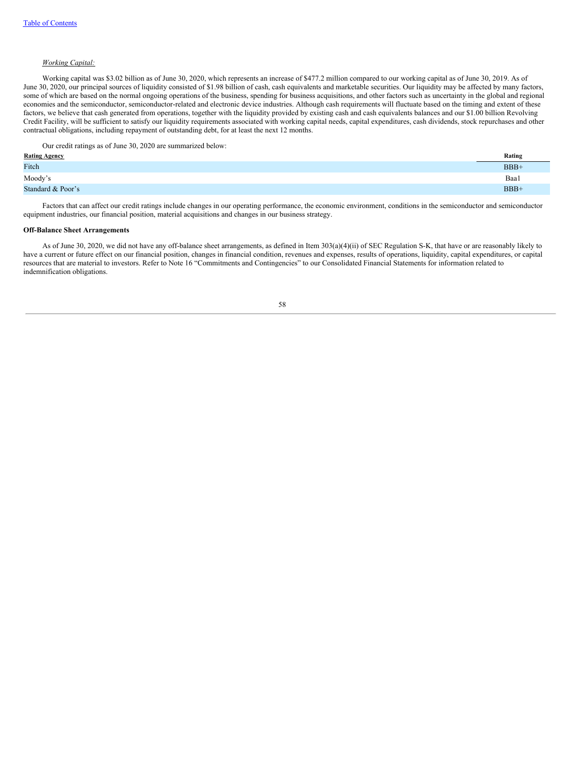*Working Capital:*

Working capital was $3.02 billion as of June 30, 2020, which represents an increase of $477.2 million compared to our working capital as of June 30, 2019. As of June 30, 2020, our principal sources of liquidity consisted of $1.98 billion of cash, cash equivalents and marketable securities. Our liquidity may be affected by many factors, some of which are based on the normal ongoing operations of the business, spending for business acquisitions, and other factors such as uncertainty in the global and regional economies and the semiconductor, semiconductor-related and electronic device industries. Although cash requirements will fluctuate based on the timing and extent of these factors, we believe that cash generated from operations, together with the liquidity provided by existing cash and cash equivalents balances and our $1.00 billion Revolving Credit Facility, will be sufficient to satisfy our liquidity requirements associated with working capital needs, capital expenditures, cash dividends, stock repurchases and other contractual obligations, including repayment of outstanding debt, for at least the next 12 months.

Our credit ratings as of June 30, 2020 are summarized below:

| Rating Agency | Rating |
|---|---|
| Fitch | BBB+ |
| Moody's | Baa1 |
| Standard & Poor's | BBB+ |

Factors that can affect our credit ratings include changes in our operating performance, the economic environment, conditions in the semiconductor and semiconductor equipment industries, our financial position, material acquisitions and changes in our business strategy.

**Off-Balance Sheet Arrangements**

As of June 30, 2020, we did not have any off-balance sheet arrangements, as defined in Item 303(a)(4)(ii) of SEC Regulation S-K, that have or are reasonably likely to have a current or future effect on our financial position, changes in financial condition, revenues and expenses, results of operations, liquidity, capital expenditures, or capital resources that are material to investors. Refer to Note 16 "Commitments and Contingencies" to our Consolidated Financial Statements for information related to indemnification obligations.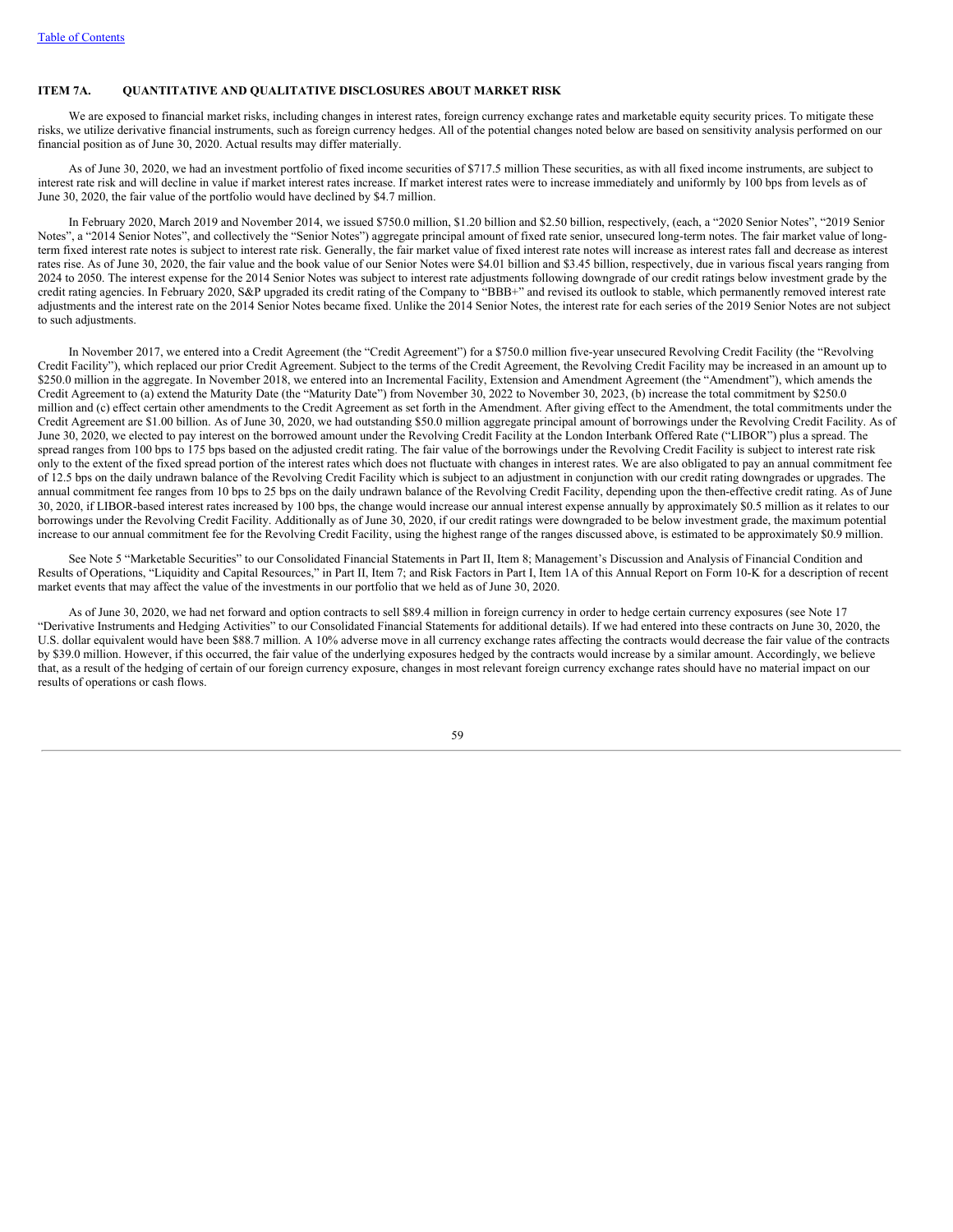## ITEM 7A. QUANTITATIVE AND QUALITATIVE DISCLOSURES ABOUT MARKET RISK

We are exposed to financial market risks, including changes in interest rates, foreign currency exchange rates and marketable equity security prices. To mitigate these risks, we utilize derivative financial instruments, such as foreign currency hedges. All of the potential changes noted below are based on sensitivity analysis performed on our financial position as of June 30, 2020. Actual results may differ materially.

As of June 30, 2020, we had an investment portfolio of fixed income securities of $717.5 million These securities, as with all fixed income instruments, are subject to interest rate risk and will decline in value if market interest rates increase. If market interest rates were to increase immediately and uniformly by 100 bps from levels as of June 30, 2020, the fair value of the portfolio would have declined by $4.7 million.

In February 2020, March 2019 and November 2014, we issued $750.0 million, $1.20 billion and $2.50 billion, respectively, (each, a "2020 Senior Notes", "2019 Senior Notes", a "2014 Senior Notes", and collectively the "Senior Notes") aggregate principal amount of fixed rate senior, unsecured long-term notes. The fair market value of long-term fixed interest rate notes is subject to interest rate risk. Generally, the fair market value of fixed interest rate notes will increase as interest rates fall and decrease as interest rates rise. As of June 30, 2020, the fair value and the book value of our Senior Notes were $4.01 billion and $3.45 billion, respectively, due in various fiscal years ranging from 2024 to 2050. The interest expense for the 2014 Senior Notes was subject to interest rate adjustments following downgrade of our credit ratings below investment grade by the credit rating agencies. In February 2020, S&P upgraded its credit rating of the Company to "BBB+" and revised its outlook to stable, which permanently removed interest rate adjustments and the interest rate on the 2014 Senior Notes became fixed. Unlike the 2014 Senior Notes, the interest rate for each series of the 2019 Senior Notes are not subject to such adjustments.

In November 2017, we entered into a Credit Agreement (the "Credit Agreement") for a $750.0 million five-year unsecured Revolving Credit Facility (the "Revolving Credit Facility"), which replaced our prior Credit Agreement. Subject to the terms of the Credit Agreement, the Revolving Credit Facility may be increased in an amount up to $250.0 million in the aggregate. In November 2018, we entered into an Incremental Facility, Extension and Amendment Agreement (the "Amendment"), which amends the Credit Agreement to (a) extend the Maturity Date (the "Maturity Date") from November 30, 2022 to November 30, 2023, (b) increase the total commitment by $250.0 million and (c) effect certain other amendments to the Credit Agreement as set forth in the Amendment. After giving effect to the Amendment, the total commitments under the Credit Agreement are $1.00 billion. As of June 30, 2020, we had outstanding $50.0 million aggregate principal amount of borrowings under the Revolving Credit Facility. As of June 30, 2020, we elected to pay interest on the borrowed amount under the Revolving Credit Facility at the London Interbank Offered Rate ("LIBOR") plus a spread. The spread ranges from 100 bps to 175 bps based on the adjusted credit rating. The fair value of the borrowings under the Revolving Credit Facility is subject to interest rate risk only to the extent of the fixed spread portion of the interest rates which does not fluctuate with changes in interest rates. We are also obligated to pay an annual commitment fee of 12.5 bps on the daily undrawn balance of the Revolving Credit Facility which is subject to an adjustment in conjunction with our credit rating downgrades or upgrades. The annual commitment fee ranges from 10 bps to 25 bps on the daily undrawn balance of the Revolving Credit Facility, depending upon the then-effective credit rating. As of June 30, 2020, if LIBOR-based interest rates increased by 100 bps, the change would increase our annual interest expense annually by approximately $0.5 million as it relates to our borrowings under the Revolving Credit Facility. Additionally as of June 30, 2020, if our credit ratings were downgraded to be below investment grade, the maximum potential increase to our annual commitment fee for the Revolving Credit Facility, using the highest range of the ranges discussed above, is estimated to be approximately $0.9 million.

See Note 5 "Marketable Securities" to our Consolidated Financial Statements in Part II, Item 8; Management's Discussion and Analysis of Financial Condition and Results of Operations, "Liquidity and Capital Resources," in Part II, Item 7; and Risk Factors in Part I, Item 1A of this Annual Report on Form 10-K for a description of recent market events that may affect the value of the investments in our portfolio that we held as of June 30, 2020.

As of June 30, 2020, we had net forward and option contracts to sell $89.4 million in foreign currency in order to hedge certain currency exposures (see Note 17 "Derivative Instruments and Hedging Activities" to our Consolidated Financial Statements for additional details). If we had entered into these contracts on June 30, 2020, the U.S. dollar equivalent would have been $88.7 million. A 10% adverse move in all currency exchange rates affecting the contracts would decrease the fair value of the contracts by $39.0 million. However, if this occurred, the fair value of the underlying exposures hedged by the contracts would increase by a similar amount. Accordingly, we believe that, as a result of the hedging of certain of our foreign currency exposure, changes in most relevant foreign currency exchange rates should have no material impact on our results of operations or cash flows.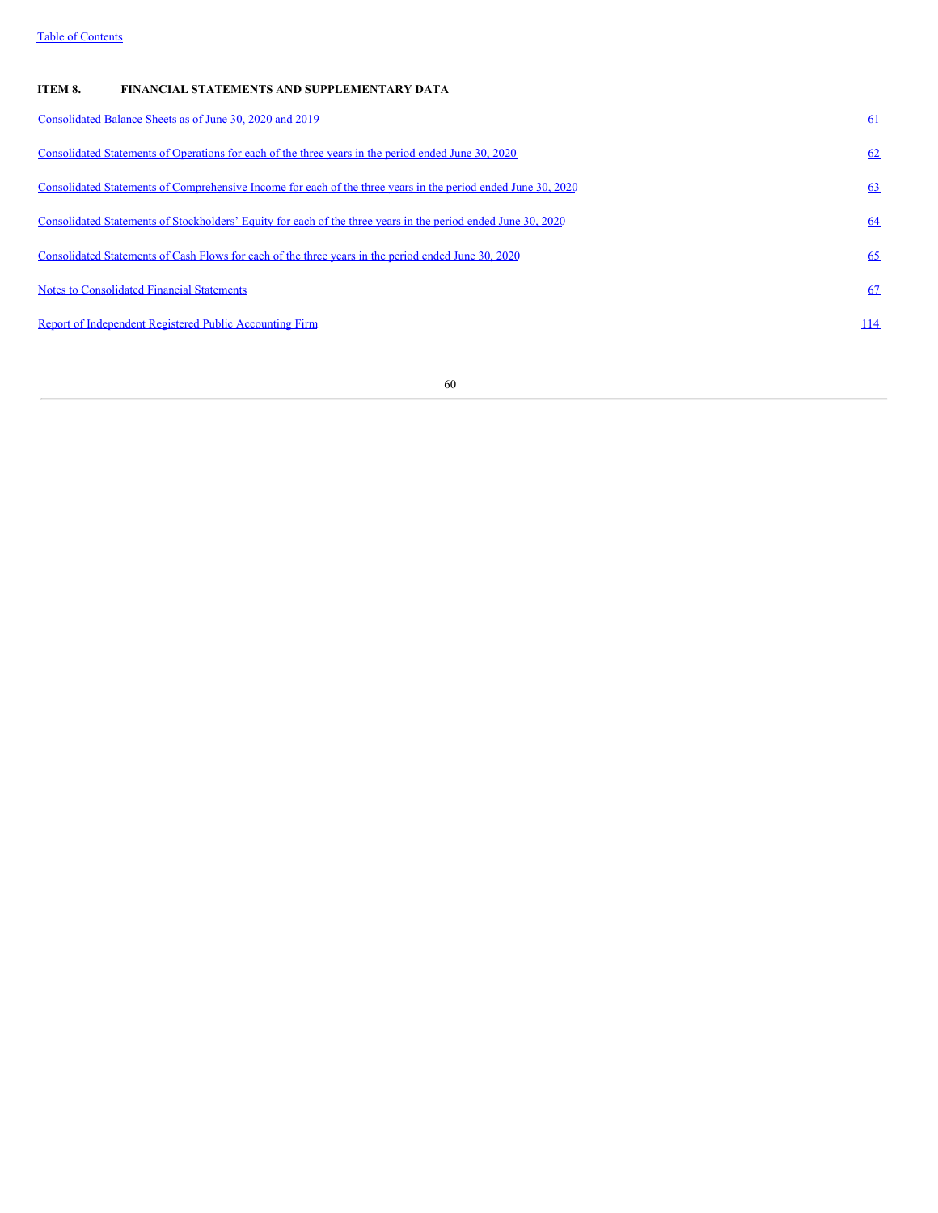## ITEM 8. FINANCIAL STATEMENTS AND SUPPLEMENTARY DATA

| | |
|---|---|
| Consolidated Balance Sheets as of June 30, 2020 and 2019 | 61 |
| Consolidated Statements of Operations for each of the three years in the period ended June 30, 2020 | 62 |
| Consolidated Statements of Comprehensive Income for each of the three years in the period ended June 30, 2020 | 63 |
| Consolidated Statements of Stockholders' Equity for each of the three years in the period ended June 30, 2020 | 64 |
| Consolidated Statements of Cash Flows for each of the three years in the period ended June 30, 2020 | 65 |
| Notes to Consolidated Financial Statements | 67 |
| Report of Independent Registered Public Accounting Firm | 114 |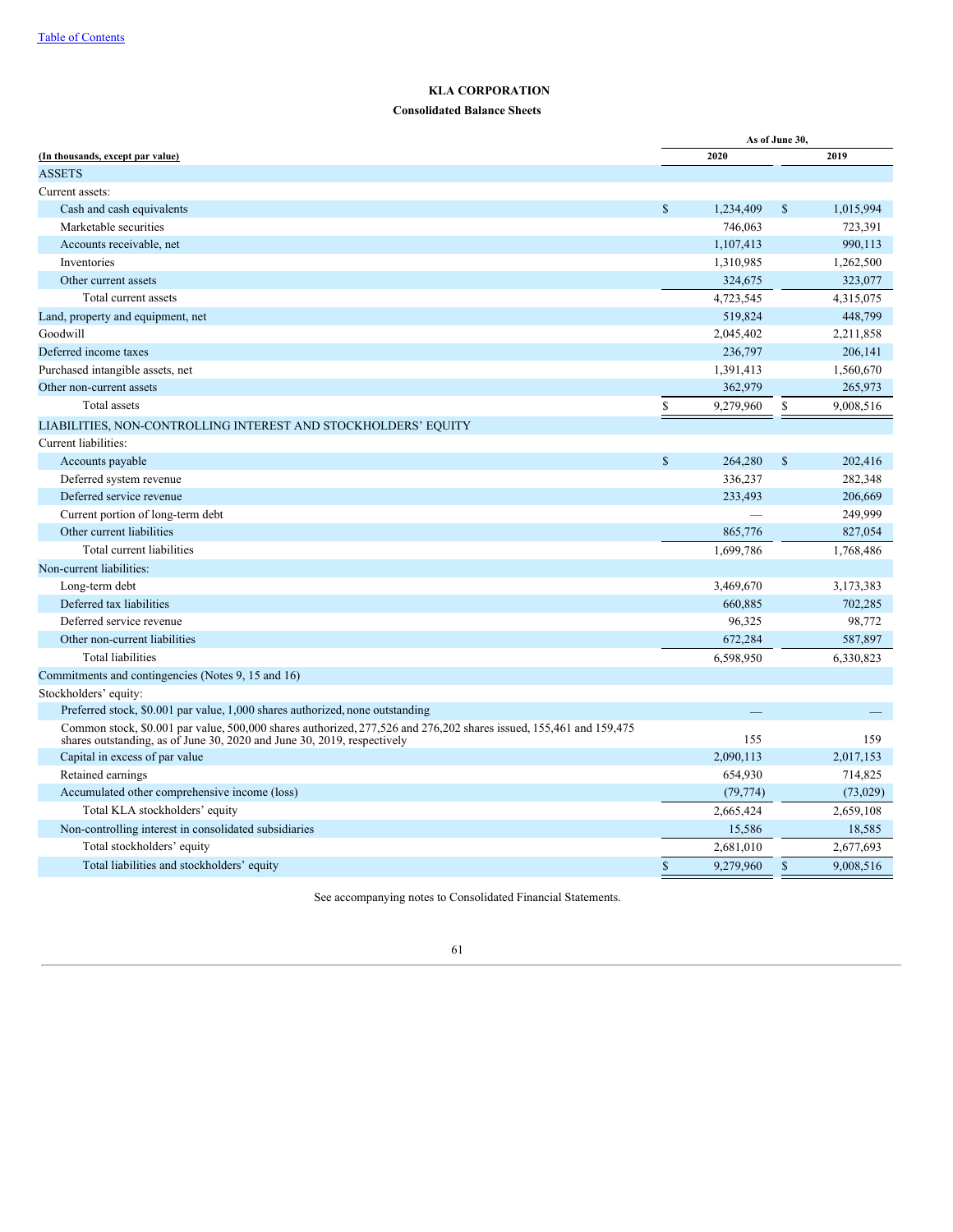[Table of Contents](#)

# KLA CORPORATION

## Consolidated Balance Sheets

| (In thousands, except par value) | As of June 30, 2020 | 2019 |
|---|---|---|
| **ASSETS** | | |
| Current assets: | | |
| Cash and cash equivalents | $ 1,234,409 | $ 1,015,994 |
| Marketable securities | 746,063 | 723,391 |
| Accounts receivable, net | 1,107,413 | 990,113 |
| Inventories | 1,310,985 | 1,262,500 |
| Other current assets | 324,675 | 323,077 |
| Total current assets | 4,723,545 | 4,315,075 |
| Land, property and equipment, net | 519,824 | 448,799 |
| Goodwill | 2,045,402 | 2,211,858 |
| Deferred income taxes | 236,797 | 206,141 |
| Purchased intangible assets, net | 1,391,413 | 1,560,670 |
| Other non-current assets | 362,979 | 265,973 |
| Total assets | $ 9,279,960 | $ 9,008,516 |
| **LIABILITIES, NON-CONTROLLING INTEREST AND STOCKHOLDERS' EQUITY** | | |
| Current liabilities: | | |
| Accounts payable | $ 264,280 | $ 202,416 |
| Deferred system revenue | 336,237 | 282,348 |
| Deferred service revenue | 233,493 | 206,669 |
| Current portion of long-term debt | — | 249,999 |
| Other current liabilities | 865,776 | 827,054 |
| Total current liabilities | 1,699,786 | 1,768,486 |
| Non-current liabilities: | | |
| Long-term debt | 3,469,670 | 3,173,383 |
| Deferred tax liabilities | 660,885 | 702,285 |
| Deferred service revenue | 96,325 | 98,772 |
| Other non-current liabilities | 672,284 | 587,897 |
| Total liabilities | 6,598,950 | 6,330,823 |
| Commitments and contingencies (Notes 9, 15 and 16) | | |
| Stockholders' equity: | | |
| Preferred stock, $0.001 par value, 1,000 shares authorized, none outstanding | — | — |
| Common stock, $0.001 par value, 500,000 shares authorized, 277,526 and 276,202 shares issued, 155,461 and 159,475 shares outstanding, as of June 30, 2020 and June 30, 2019, respectively | 155 | 159 |
| Capital in excess of par value | 2,090,113 | 2,017,153 |
| Retained earnings | 654,930 | 714,825 |
| Accumulated other comprehensive income (loss) | (79,774) | (73,029) |
| Total KLA stockholders' equity | 2,665,424 | 2,659,108 |
| Non-controlling interest in consolidated subsidiaries | 15,586 | 18,585 |
| Total stockholders' equity | 2,681,010 | 2,677,693 |
| Total liabilities and stockholders' equity | $ 9,279,960 | $ 9,008,516 |

See accompanying notes to Consolidated Financial Statements.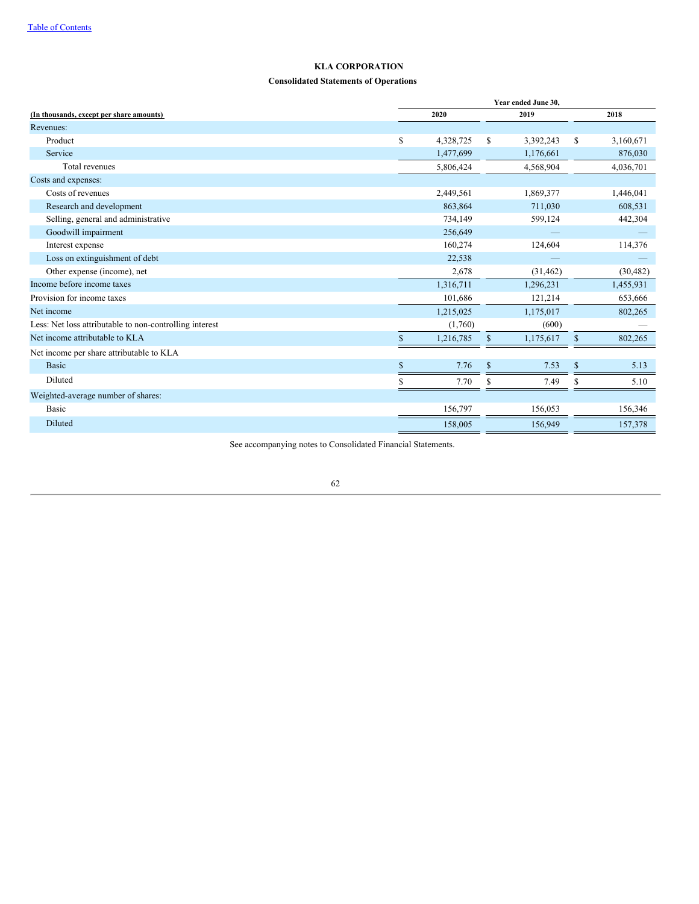[Table of Contents](#)

# KLA CORPORATION

## Consolidated Statements of Operations

| (In thousands, except per share amounts) | Year ended June 30, 2020 | 2019 | 2018 |
|---|---|---|---|
| Revenues: | | | |
| Product | $ 4,328,725 | $ 3,392,243 | $ 3,160,671 |
| Service | 1,477,699 | 1,176,661 | 876,030 |
| Total revenues | 5,806,424 | 4,568,904 | 4,036,701 |
| Costs and expenses: | | | |
| Costs of revenues | 2,449,561 | 1,869,377 | 1,446,041 |
| Research and development | 863,864 | 711,030 | 608,531 |
| Selling, general and administrative | 734,149 | 599,124 | 442,304 |
| Goodwill impairment | 256,649 | — | — |
| Interest expense | 160,274 | 124,604 | 114,376 |
| Loss on extinguishment of debt | 22,538 | — | — |
| Other expense (income), net | 2,678 | (31,462) | (30,482) |
| Income before income taxes | 1,316,711 | 1,296,231 | 1,455,931 |
| Provision for income taxes | 101,686 | 121,214 | 653,666 |
| Net income | 1,215,025 | 1,175,017 | 802,265 |
| Less: Net loss attributable to non-controlling interest | (1,760) | (600) | — |
| Net income attributable to KLA | $ 1,216,785 | $ 1,175,617 | $ 802,265 |
| Net income per share attributable to KLA | | | |
| Basic | $ 7.76 | $ 7.53 | $ 5.13 |
| Diluted | $ 7.70 | $ 7.49 | $ 5.10 |
| Weighted-average number of shares: | | | |
| Basic | 156,797 | 156,053 | 156,346 |
| Diluted | 158,005 | 156,949 | 157,378 |

See accompanying notes to Consolidated Financial Statements.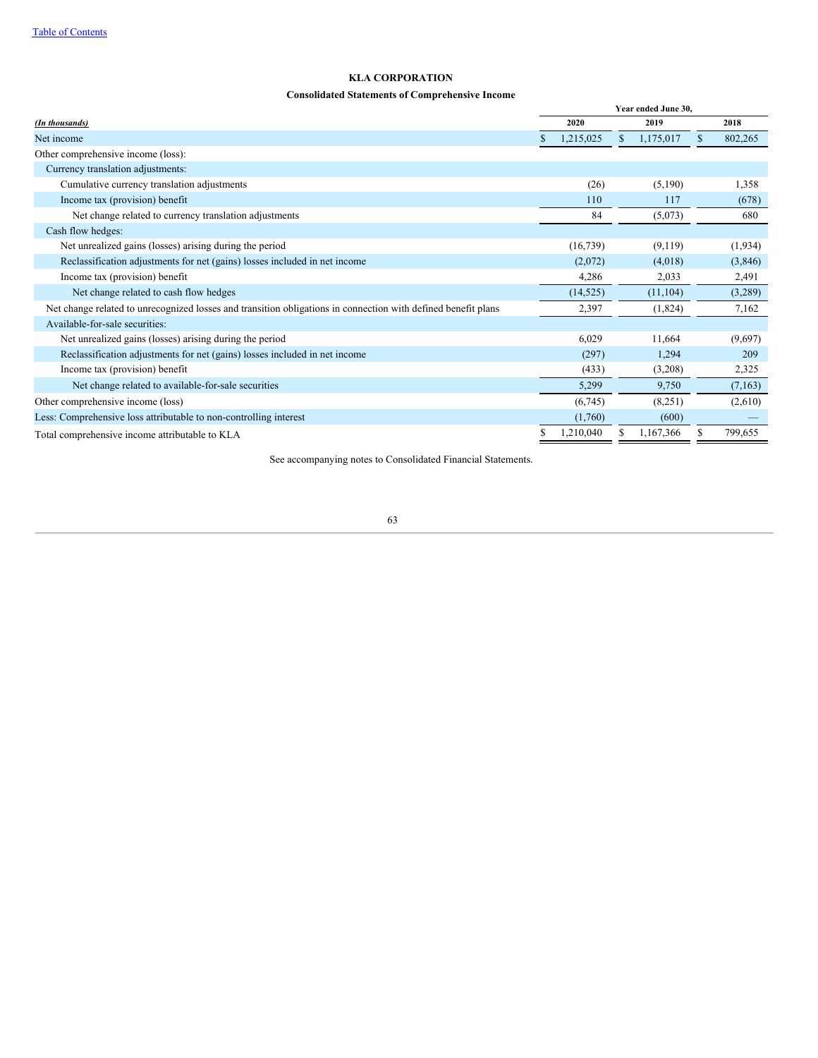**KLA CORPORATION**

**Consolidated Statements of Comprehensive Income**

| *(In thousands)* | Year ended June 30, | | |
|---|---|---|---|
| | **2020** | **2019** | **2018** |
| Net income | $ 1,215,025 | $ 1,175,017 | $ 802,265 |
| Other comprehensive income (loss): | | | |
| Currency translation adjustments: | | | |
| Cumulative currency translation adjustments | (26) | (5,190) | 1,358 |
| Income tax (provision) benefit | 110 | 117 | (678) |
| Net change related to currency translation adjustments | 84 | (5,073) | 680 |
| Cash flow hedges: | | | |
| Net unrealized gains (losses) arising during the period | (16,739) | (9,119) | (1,934) |
| Reclassification adjustments for net (gains) losses included in net income | (2,072) | (4,018) | (3,846) |
| Income tax (provision) benefit | 4,286 | 2,033 | 2,491 |
| Net change related to cash flow hedges | (14,525) | (11,104) | (3,289) |
| Net change related to unrecognized losses and transition obligations in connection with defined benefit plans | 2,397 | (1,824) | 7,162 |
| Available-for-sale securities: | | | |
| Net unrealized gains (losses) arising during the period | 6,029 | 11,664 | (9,697) |
| Reclassification adjustments for net (gains) losses included in net income | (297) | 1,294 | 209 |
| Income tax (provision) benefit | (433) | (3,208) | 2,325 |
| Net change related to available-for-sale securities | 5,299 | 9,750 | (7,163) |
| Other comprehensive income (loss) | (6,745) | (8,251) | (2,610) |
| Less: Comprehensive loss attributable to non-controlling interest | (1,760) | (600) | — |
| Total comprehensive income attributable to KLA | $ 1,210,040 | $ 1,167,366 | $ 799,655 |

See accompanying notes to Consolidated Financial Statements.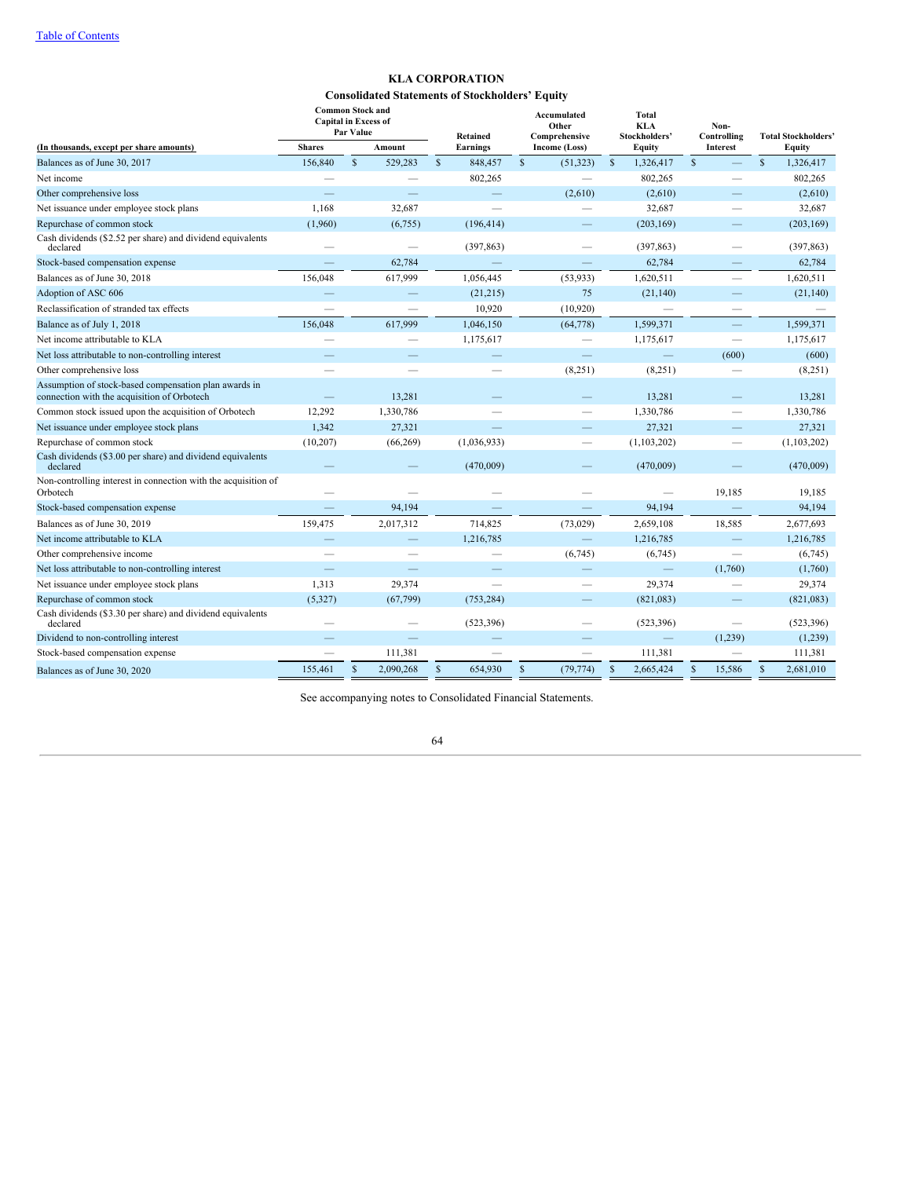[Table of Contents](#)

# KLA CORPORATION

## Consolidated Statements of Stockholders' Equity

| (In thousands, except per share amounts) | Common Stock and Capital in Excess of Par Value | | Retained Earnings | Accumulated Other Comprehensive Income (Loss) | Total KLA Stockholders' Equity | Non-Controlling Interest | Total Stockholders' Equity |
|---|---|---|---|---|---|---|---|
| | Shares | Amount | | | | | |
| Balances as of June 30, 2017 | 156,840 | $ 529,283 | $ 848,457 | $ (51,323) | $ 1,326,417 | $ — | $ 1,326,417 |
| Net income | — | — | 802,265 | — | 802,265 | — | 802,265 |
| Other comprehensive loss | — | — | — | (2,610) | (2,610) | — | (2,610) |
| Net issuance under employee stock plans | 1,168 | 32,687 | — | — | 32,687 | — | 32,687 |
| Repurchase of common stock | (1,960) | (6,755) | (196,414) | — | (203,169) | — | (203,169) |
| Cash dividends ($2.52 per share) and dividend equivalents declared | — | — | (397,863) | — | (397,863) | — | (397,863) |
| Stock-based compensation expense | — | 62,784 | — | — | 62,784 | — | 62,784 |
| Balances as of June 30, 2018 | 156,048 | 617,999 | 1,056,445 | (53,933) | 1,620,511 | — | 1,620,511 |
| Adoption of ASC 606 | — | — | (21,215) | 75 | (21,140) | — | (21,140) |
| Reclassification of stranded tax effects | — | — | 10,920 | (10,920) | — | — | — |
| Balance as of July 1, 2018 | 156,048 | 617,999 | 1,046,150 | (64,778) | 1,599,371 | — | 1,599,371 |
| Net income attributable to KLA | — | — | 1,175,617 | — | 1,175,617 | — | 1,175,617 |
| Net loss attributable to non-controlling interest | — | — | — | — | — | (600) | (600) |
| Other comprehensive loss | — | — | — | (8,251) | (8,251) | — | (8,251) |
| Assumption of stock-based compensation plan awards in connection with the acquisition of Orbotech | — | 13,281 | — | — | 13,281 | — | 13,281 |
| Common stock issued upon the acquisition of Orbotech | 12,292 | 1,330,786 | — | — | 1,330,786 | — | 1,330,786 |
| Net issuance under employee stock plans | 1,342 | 27,321 | — | — | 27,321 | — | 27,321 |
| Repurchase of common stock | (10,207) | (66,269) | (1,036,933) | — | (1,103,202) | — | (1,103,202) |
| Cash dividends ($3.00 per share) and dividend equivalents declared | — | — | (470,009) | — | (470,009) | — | (470,009) |
| Non-controlling interest in connection with the acquisition of Orbotech | — | — | — | — | — | 19,185 | 19,185 |
| Stock-based compensation expense | — | 94,194 | — | — | 94,194 | — | 94,194 |
| Balances as of June 30, 2019 | 159,475 | 2,017,312 | 714,825 | (73,029) | 2,659,108 | 18,585 | 2,677,693 |
| Net income attributable to KLA | — | — | 1,216,785 | — | 1,216,785 | — | 1,216,785 |
| Other comprehensive income | — | — | — | (6,745) | (6,745) | — | (6,745) |
| Net loss attributable to non-controlling interest | — | — | — | — | — | (1,760) | (1,760) |
| Net issuance under employee stock plans | 1,313 | 29,374 | — | — | 29,374 | — | 29,374 |
| Repurchase of common stock | (5,327) | (67,799) | (753,284) | — | (821,083) | — | (821,083) |
| Cash dividends ($3.30 per share) and dividend equivalents declared | — | — | (523,396) | — | (523,396) | — | (523,396) |
| Dividend to non-controlling interest | — | — | — | — | — | (1,239) | (1,239) |
| Stock-based compensation expense | — | 111,381 | — | — | 111,381 | — | 111,381 |
| Balances as of June 30, 2020 | 155,461 | $ 2,090,268 | $ 654,930 | $ (79,774) | $ 2,665,424 | $ 15,586 | $ 2,681,010 |

See accompanying notes to Consolidated Financial Statements.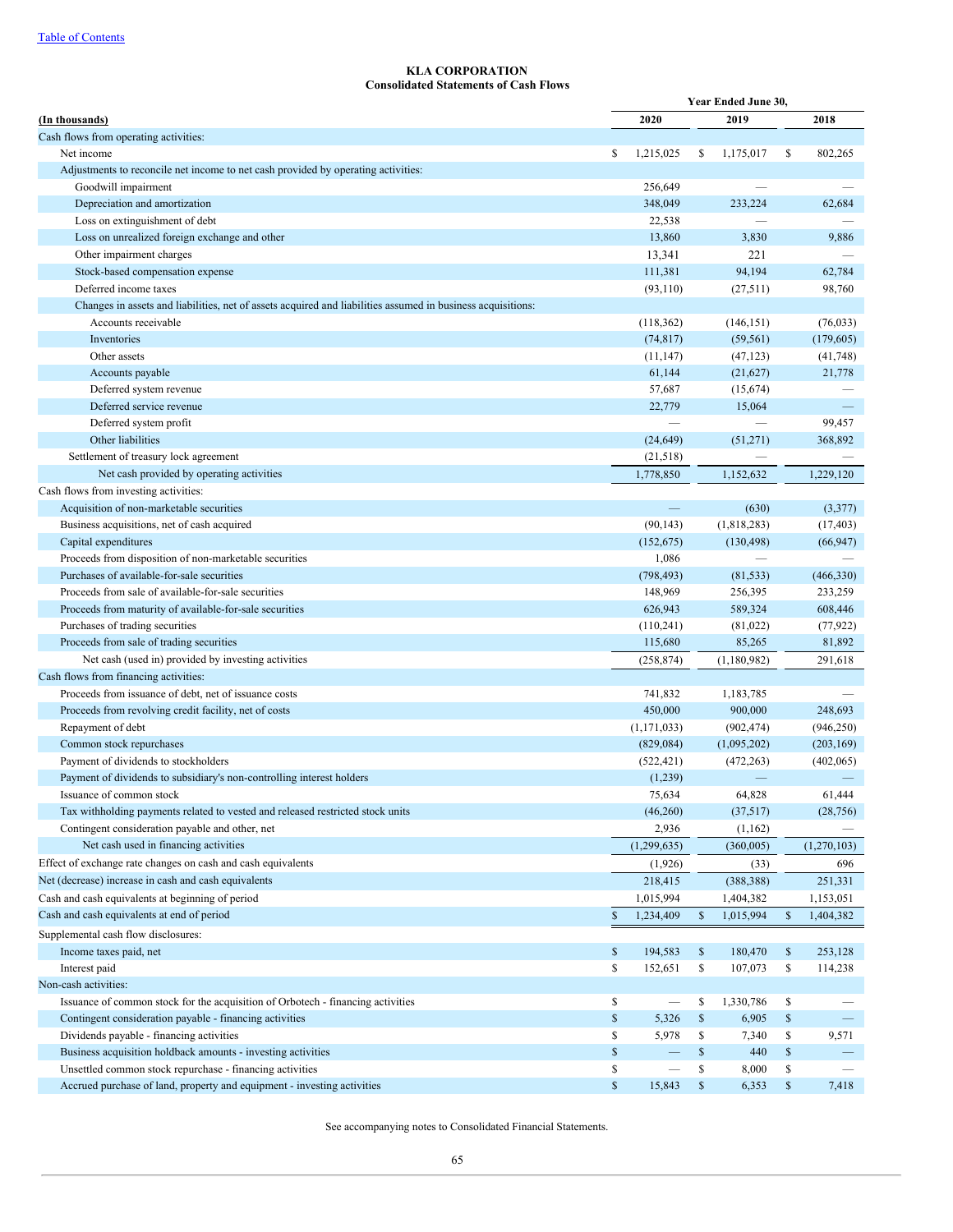[Table of Contents](#)

**KLA CORPORATION**
**Consolidated Statements of Cash Flows**

| (In thousands) | Year Ended June 30, 2020 | 2019 | 2018 |
|---|---|---|---|
| Cash flows from operating activities: | | | |
| Net income | $ 1,215,025 | $ 1,175,017 | $ 802,265 |
| Adjustments to reconcile net income to net cash provided by operating activities: | | | |
| Goodwill impairment | 256,649 | — | — |
| Depreciation and amortization | 348,049 | 233,224 | 62,684 |
| Loss on extinguishment of debt | 22,538 | — | — |
| Loss on unrealized foreign exchange and other | 13,860 | 3,830 | 9,886 |
| Other impairment charges | 13,341 | 221 | — |
| Stock-based compensation expense | 111,381 | 94,194 | 62,784 |
| Deferred income taxes | (93,110) | (27,511) | 98,760 |
| Changes in assets and liabilities, net of assets acquired and liabilities assumed in business acquisitions: | | | |
| Accounts receivable | (118,362) | (146,151) | (76,033) |
| Inventories | (74,817) | (59,561) | (179,605) |
| Other assets | (11,147) | (47,123) | (41,748) |
| Accounts payable | 61,144 | (21,627) | 21,778 |
| Deferred system revenue | 57,687 | (15,674) | — |
| Deferred service revenue | 22,779 | 15,064 | — |
| Deferred system profit | — | — | 99,457 |
| Other liabilities | (24,649) | (51,271) | 368,892 |
| Settlement of treasury lock agreement | (21,518) | — | — |
| Net cash provided by operating activities | 1,778,850 | 1,152,632 | 1,229,120 |
| Cash flows from investing activities: | | | |
| Acquisition of non-marketable securities | — | (630) | (3,377) |
| Business acquisitions, net of cash acquired | (90,143) | (1,818,283) | (17,403) |
| Capital expenditures | (152,675) | (130,498) | (66,947) |
| Proceeds from disposition of non-marketable securities | 1,086 | — | — |
| Purchases of available-for-sale securities | (798,493) | (81,533) | (466,330) |
| Proceeds from sale of available-for-sale securities | 148,969 | 256,395 | 233,259 |
| Proceeds from maturity of available-for-sale securities | 626,943 | 589,324 | 608,446 |
| Purchases of trading securities | (110,241) | (81,022) | (77,922) |
| Proceeds from sale of trading securities | 115,680 | 85,265 | 81,892 |
| Net cash (used in) provided by investing activities | (258,874) | (1,180,982) | 291,618 |
| Cash flows from financing activities: | | | |
| Proceeds from issuance of debt, net of issuance costs | 741,832 | 1,183,785 | — |
| Proceeds from revolving credit facility, net of costs | 450,000 | 900,000 | 248,693 |
| Repayment of debt | (1,171,033) | (902,474) | (946,250) |
| Common stock repurchases | (829,084) | (1,095,202) | (203,169) |
| Payment of dividends to stockholders | (522,421) | (472,263) | (402,065) |
| Payment of dividends to subsidiary's non-controlling interest holders | (1,239) | — | — |
| Issuance of common stock | 75,634 | 64,828 | 61,444 |
| Tax withholding payments related to vested and released restricted stock units | (46,260) | (37,517) | (28,756) |
| Contingent consideration payable and other, net | 2,936 | (1,162) | — |
| Net cash used in financing activities | (1,299,635) | (360,005) | (1,270,103) |
| Effect of exchange rate changes on cash and cash equivalents | (1,926) | (33) | 696 |
| Net (decrease) increase in cash and cash equivalents | 218,415 | (388,388) | 251,331 |
| Cash and cash equivalents at beginning of period | 1,015,994 | 1,404,382 | 1,153,051 |
| Cash and cash equivalents at end of period | $ 1,234,409 | $ 1,015,994 | $ 1,404,382 |
| Supplemental cash flow disclosures: | | | |
| Income taxes paid, net | $ 194,583 | $ 180,470 | $ 253,128 |
| Interest paid | $ 152,651 | $ 107,073 | $ 114,238 |
| Non-cash activities: | | | |
| Issuance of common stock for the acquisition of Orbotech - financing activities | $ — | $ 1,330,786 | $ — |
| Contingent consideration payable - financing activities | $ 5,326 | $ 6,905 | $ — |
| Dividends payable - financing activities | $ 5,978 | $ 7,340 | $ 9,571 |
| Business acquisition holdback amounts - investing activities | $ — | $ 440 | $ — |
| Unsettled common stock repurchase - financing activities | $ — | $ 8,000 | $ — |
| Accrued purchase of land, property and equipment - investing activities | $ 15,843 | $ 6,353 | $ 7,418 |

See accompanying notes to Consolidated Financial Statements.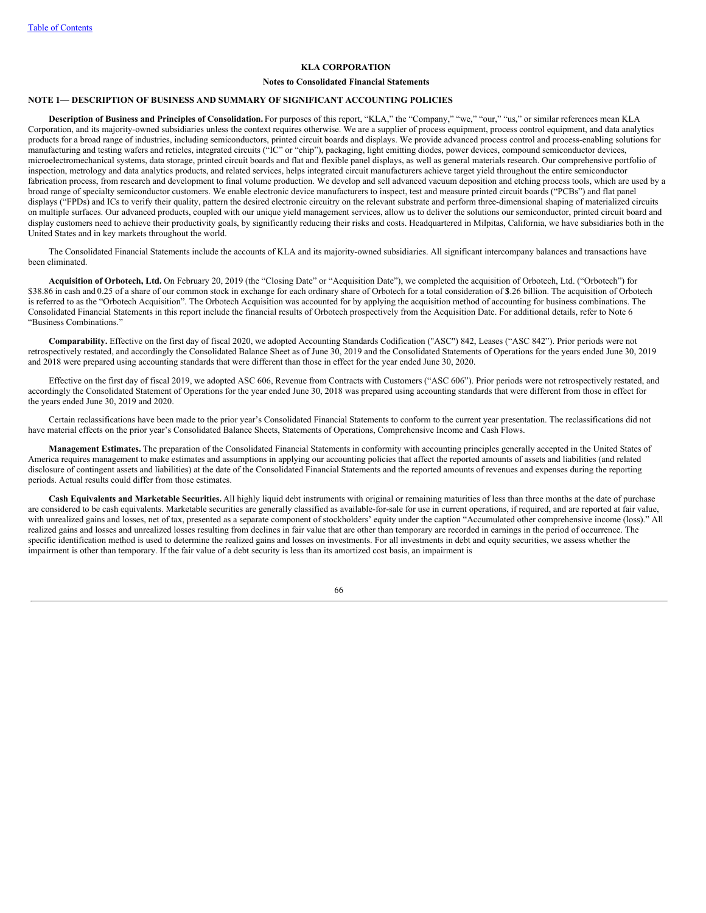# KLA CORPORATION

## Notes to Consolidated Financial Statements

### NOTE 1— DESCRIPTION OF BUSINESS AND SUMMARY OF SIGNIFICANT ACCOUNTING POLICIES

**Description of Business and Principles of Consolidation.** For purposes of this report, "KLA," the "Company," "we," "our," "us," or similar references mean KLA Corporation, and its majority-owned subsidiaries unless the context requires otherwise. We are a supplier of process equipment, process control equipment, and data analytics products for a broad range of industries, including semiconductors, printed circuit boards and displays. We provide advanced process control and process-enabling solutions for manufacturing and testing wafers and reticles, integrated circuits ("IC" or "chip"), packaging, light emitting diodes, power devices, compound semiconductor devices, microelectromechanical systems, data storage, printed circuit boards and flat and flexible panel displays, as well as general materials research. Our comprehensive portfolio of inspection, metrology and data analytics products, and related services, helps integrated circuit manufacturers achieve target yield throughout the entire semiconductor fabrication process, from research and development to final volume production. We develop and sell advanced vacuum deposition and etching process tools, which are used by a broad range of specialty semiconductor customers. We enable electronic device manufacturers to inspect, test and measure printed circuit boards ("PCBs") and flat panel displays ("FPDs) and ICs to verify their quality, pattern the desired electronic circuitry on the relevant substrate and perform three-dimensional shaping of materialized circuits on multiple surfaces. Our advanced products, coupled with our unique yield management services, allow us to deliver the solutions our semiconductor, printed circuit board and display customers need to achieve their productivity goals, by significantly reducing their risks and costs. Headquartered in Milpitas, California, we have subsidiaries both in the United States and in key markets throughout the world.

The Consolidated Financial Statements include the accounts of KLA and its majority-owned subsidiaries. All significant intercompany balances and transactions have been eliminated.

**Acquisition of Orbotech, Ltd.** On February 20, 2019 (the "Closing Date" or "Acquisition Date"), we completed the acquisition of Orbotech, Ltd. ("Orbotech") for $38.86 in cash and 0.25 of a share of our common stock in exchange for each ordinary share of Orbotech for a total consideration of $3.26 billion. The acquisition of Orbotech is referred to as the "Orbotech Acquisition". The Orbotech Acquisition was accounted for by applying the acquisition method of accounting for business combinations. The Consolidated Financial Statements in this report include the financial results of Orbotech prospectively from the Acquisition Date. For additional details, refer to Note 6 "Business Combinations."

**Comparability.** Effective on the first day of fiscal 2020, we adopted Accounting Standards Codification ("ASC") 842, Leases ("ASC 842"). Prior periods were not retrospectively restated, and accordingly the Consolidated Balance Sheet as of June 30, 2019 and the Consolidated Statements of Operations for the years ended June 30, 2019 and 2018 were prepared using accounting standards that were different than those in effect for the year ended June 30, 2020.

Effective on the first day of fiscal 2019, we adopted ASC 606, Revenue from Contracts with Customers ("ASC 606"). Prior periods were not retrospectively restated, and accordingly the Consolidated Statement of Operations for the year ended June 30, 2018 was prepared using accounting standards that were different from those in effect for the years ended June 30, 2019 and 2020.

Certain reclassifications have been made to the prior year's Consolidated Financial Statements to conform to the current year presentation. The reclassifications did not have material effects on the prior year's Consolidated Balance Sheets, Statements of Operations, Comprehensive Income and Cash Flows.

**Management Estimates.** The preparation of the Consolidated Financial Statements in conformity with accounting principles generally accepted in the United States of America requires management to make estimates and assumptions in applying our accounting policies that affect the reported amounts of assets and liabilities (and related disclosure of contingent assets and liabilities) at the date of the Consolidated Financial Statements and the reported amounts of revenues and expenses during the reporting periods. Actual results could differ from those estimates.

**Cash Equivalents and Marketable Securities.** All highly liquid debt instruments with original or remaining maturities of less than three months at the date of purchase are considered to be cash equivalents. Marketable securities are generally classified as available-for-sale for use in current operations, if required, and are reported at fair value, with unrealized gains and losses, net of tax, presented as a separate component of stockholders' equity under the caption "Accumulated other comprehensive income (loss)." All realized gains and losses and unrealized losses resulting from declines in fair value that are other than temporary are recorded in earnings in the period of occurrence. The specific identification method is used to determine the realized gains and losses on investments. For all investments in debt and equity securities, we assess whether the impairment is other than temporary. If the fair value of a debt security is less than its amortized cost basis, an impairment is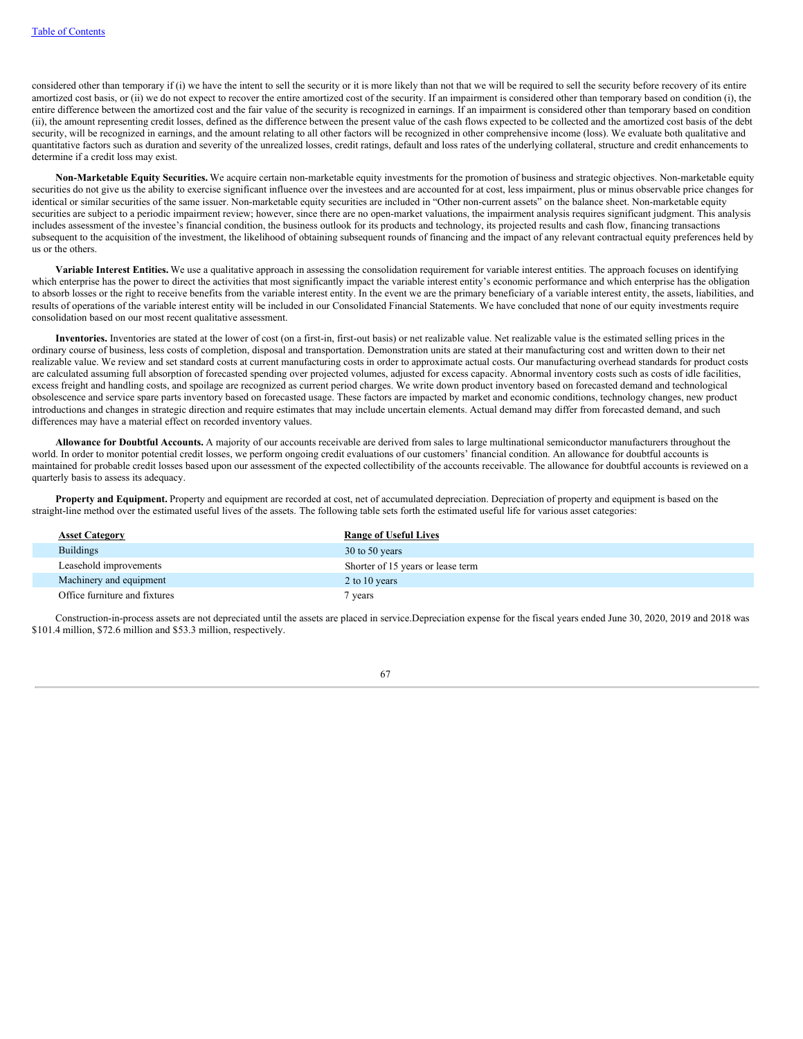considered other than temporary if (i) we have the intent to sell the security or it is more likely than not that we will be required to sell the security before recovery of its entire amortized cost basis, or (ii) we do not expect to recover the entire amortized cost of the security. If an impairment is considered other than temporary based on condition (i), the entire difference between the amortized cost and the fair value of the security is recognized in earnings. If an impairment is considered other than temporary based on condition (ii), the amount representing credit losses, defined as the difference between the present value of the cash flows expected to be collected and the amortized cost basis of the debt security, will be recognized in earnings, and the amount relating to all other factors will be recognized in other comprehensive income (loss). We evaluate both qualitative and quantitative factors such as duration and severity of the unrealized losses, credit ratings, default and loss rates of the underlying collateral, structure and credit enhancements to determine if a credit loss may exist.

**Non-Marketable Equity Securities.** We acquire certain non-marketable equity investments for the promotion of business and strategic objectives. Non-marketable equity securities do not give us the ability to exercise significant influence over the investees and are accounted for at cost, less impairment, plus or minus observable price changes for identical or similar securities of the same issuer. Non-marketable equity securities are included in "Other non-current assets" on the balance sheet. Non-marketable equity securities are subject to a periodic impairment review; however, since there are no open-market valuations, the impairment analysis requires significant judgment. This analysis includes assessment of the investee's financial condition, the business outlook for its products and technology, its projected results and cash flow, financing transactions subsequent to the acquisition of the investment, the likelihood of obtaining subsequent rounds of financing and the impact of any relevant contractual equity preferences held by us or the others.

**Variable Interest Entities.** We use a qualitative approach in assessing the consolidation requirement for variable interest entities. The approach focuses on identifying which enterprise has the power to direct the activities that most significantly impact the variable interest entity's economic performance and which enterprise has the obligation to absorb losses or the right to receive benefits from the variable interest entity. In the event we are the primary beneficiary of a variable interest entity, the assets, liabilities, and results of operations of the variable interest entity will be included in our Consolidated Financial Statements. We have concluded that none of our equity investments require consolidation based on our most recent qualitative assessment.

**Inventories.** Inventories are stated at the lower of cost (on a first-in, first-out basis) or net realizable value. Net realizable value is the estimated selling prices in the ordinary course of business, less costs of completion, disposal and transportation. Demonstration units are stated at their manufacturing cost and written down to their net realizable value. We review and set standard costs at current manufacturing costs in order to approximate actual costs. Our manufacturing overhead standards for product costs are calculated assuming full absorption of forecasted spending over projected volumes, adjusted for excess capacity. Abnormal inventory costs such as costs of idle facilities, excess freight and handling costs, and spoilage are recognized as current period charges. We write down product inventory based on forecasted demand and technological obsolescence and service spare parts inventory based on forecasted usage. These factors are impacted by market and economic conditions, technology changes, new product introductions and changes in strategic direction and require estimates that may include uncertain elements. Actual demand may differ from forecasted demand, and such differences may have a material effect on recorded inventory values.

**Allowance for Doubtful Accounts.** A majority of our accounts receivable are derived from sales to large multinational semiconductor manufacturers throughout the world. In order to monitor potential credit losses, we perform ongoing credit evaluations of our customers' financial condition. An allowance for doubtful accounts is maintained for probable credit losses based upon our assessment of the expected collectibility of the accounts receivable. The allowance for doubtful accounts is reviewed on a quarterly basis to assess its adequacy.

**Property and Equipment.** Property and equipment are recorded at cost, net of accumulated depreciation. Depreciation of property and equipment is based on the straight-line method over the estimated useful lives of the assets. The following table sets forth the estimated useful life for various asset categories:

| Asset Category | Range of Useful Lives |
|---|---|
| Buildings | 30 to 50 years |
| Leasehold improvements | Shorter of 15 years or lease term |
| Machinery and equipment | 2 to 10 years |
| Office furniture and fixtures | 7 years |

Construction-in-process assets are not depreciated until the assets are placed in service.Depreciation expense for the fiscal years ended June 30, 2020, 2019 and 2018 was $101.4 million, $72.6 million and $53.3 million, respectively.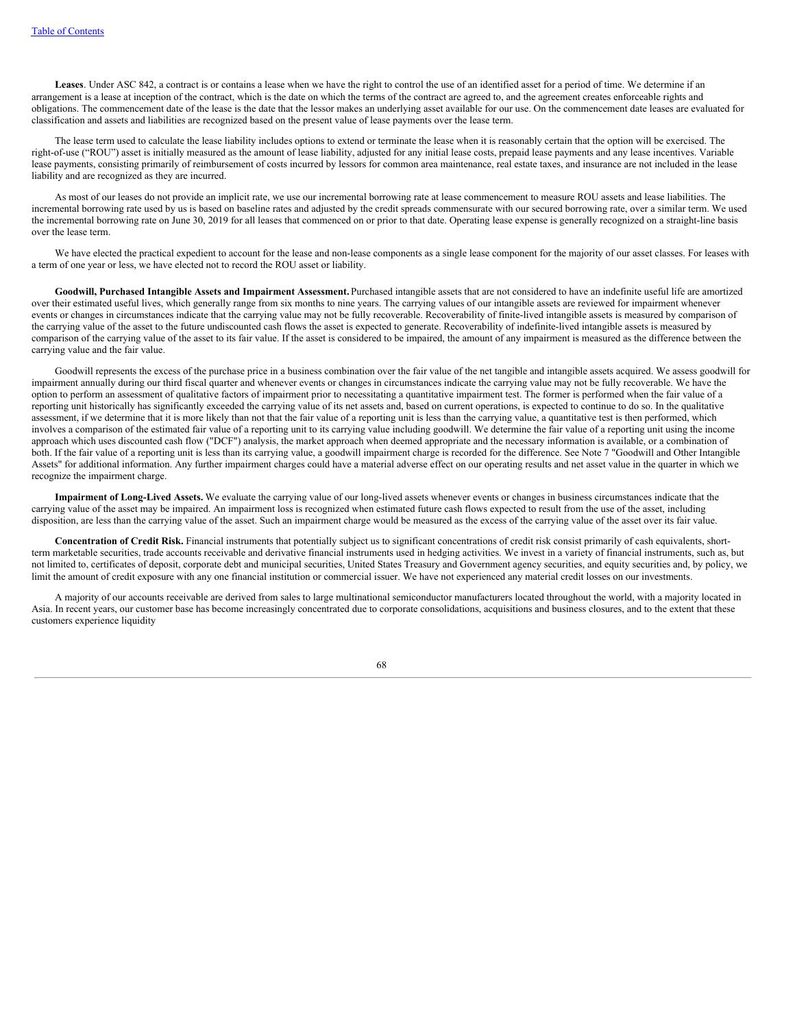**Leases**. Under ASC 842, a contract is or contains a lease when we have the right to control the use of an identified asset for a period of time. We determine if an arrangement is a lease at inception of the contract, which is the date on which the terms of the contract are agreed to, and the agreement creates enforceable rights and obligations. The commencement date of the lease is the date that the lessor makes an underlying asset available for our use. On the commencement date leases are evaluated for classification and assets and liabilities are recognized based on the present value of lease payments over the lease term.

The lease term used to calculate the lease liability includes options to extend or terminate the lease when it is reasonably certain that the option will be exercised. The right-of-use ("ROU") asset is initially measured as the amount of lease liability, adjusted for any initial lease costs, prepaid lease payments and any lease incentives. Variable lease payments, consisting primarily of reimbursement of costs incurred by lessors for common area maintenance, real estate taxes, and insurance are not included in the lease liability and are recognized as they are incurred.

As most of our leases do not provide an implicit rate, we use our incremental borrowing rate at lease commencement to measure ROU assets and lease liabilities. The incremental borrowing rate used by us is based on baseline rates and adjusted by the credit spreads commensurate with our secured borrowing rate, over a similar term. We used the incremental borrowing rate on June 30, 2019 for all leases that commenced on or prior to that date. Operating lease expense is generally recognized on a straight-line basis over the lease term.

We have elected the practical expedient to account for the lease and non-lease components as a single lease component for the majority of our asset classes. For leases with a term of one year or less, we have elected not to record the ROU asset or liability.

**Goodwill, Purchased Intangible Assets and Impairment Assessment.** Purchased intangible assets that are not considered to have an indefinite useful life are amortized over their estimated useful lives, which generally range from six months to nine years. The carrying values of our intangible assets are reviewed for impairment whenever events or changes in circumstances indicate that the carrying value may not be fully recoverable. Recoverability of finite-lived intangible assets is measured by comparison of the carrying value of the asset to the future undiscounted cash flows the asset is expected to generate. Recoverability of indefinite-lived intangible assets is measured by comparison of the carrying value of the asset to its fair value. If the asset is considered to be impaired, the amount of any impairment is measured as the difference between the carrying value and the fair value.

Goodwill represents the excess of the purchase price in a business combination over the fair value of the net tangible and intangible assets acquired. We assess goodwill for impairment annually during our third fiscal quarter and whenever events or changes in circumstances indicate the carrying value may not be fully recoverable. We have the option to perform an assessment of qualitative factors of impairment prior to necessitating a quantitative impairment test. The former is performed when the fair value of a reporting unit historically has significantly exceeded the carrying value of its net assets and, based on current operations, is expected to continue to do so. In the qualitative assessment, if we determine that it is more likely than not that the fair value of a reporting unit is less than the carrying value, a quantitative test is then performed, which involves a comparison of the estimated fair value of a reporting unit to its carrying value including goodwill. We determine the fair value of a reporting unit using the income approach which uses discounted cash flow ("DCF") analysis, the market approach when deemed appropriate and the necessary information is available, or a combination of both. If the fair value of a reporting unit is less than its carrying value, a goodwill impairment charge is recorded for the difference. See Note 7 "Goodwill and Other Intangible Assets" for additional information. Any further impairment charges could have a material adverse effect on our operating results and net asset value in the quarter in which we recognize the impairment charge.

**Impairment of Long-Lived Assets.** We evaluate the carrying value of our long-lived assets whenever events or changes in business circumstances indicate that the carrying value of the asset may be impaired. An impairment loss is recognized when estimated future cash flows expected to result from the use of the asset, including disposition, are less than the carrying value of the asset. Such an impairment charge would be measured as the excess of the carrying value of the asset over its fair value.

**Concentration of Credit Risk.** Financial instruments that potentially subject us to significant concentrations of credit risk consist primarily of cash equivalents, short-term marketable securities, trade accounts receivable and derivative financial instruments used in hedging activities. We invest in a variety of financial instruments, such as, but not limited to, certificates of deposit, corporate debt and municipal securities, United States Treasury and Government agency securities, and equity securities and, by policy, we limit the amount of credit exposure with any one financial institution or commercial issuer. We have not experienced any material credit losses on our investments.

A majority of our accounts receivable are derived from sales to large multinational semiconductor manufacturers located throughout the world, with a majority located in Asia. In recent years, our customer base has become increasingly concentrated due to corporate consolidations, acquisitions and business closures, and to the extent that these customers experience liquidity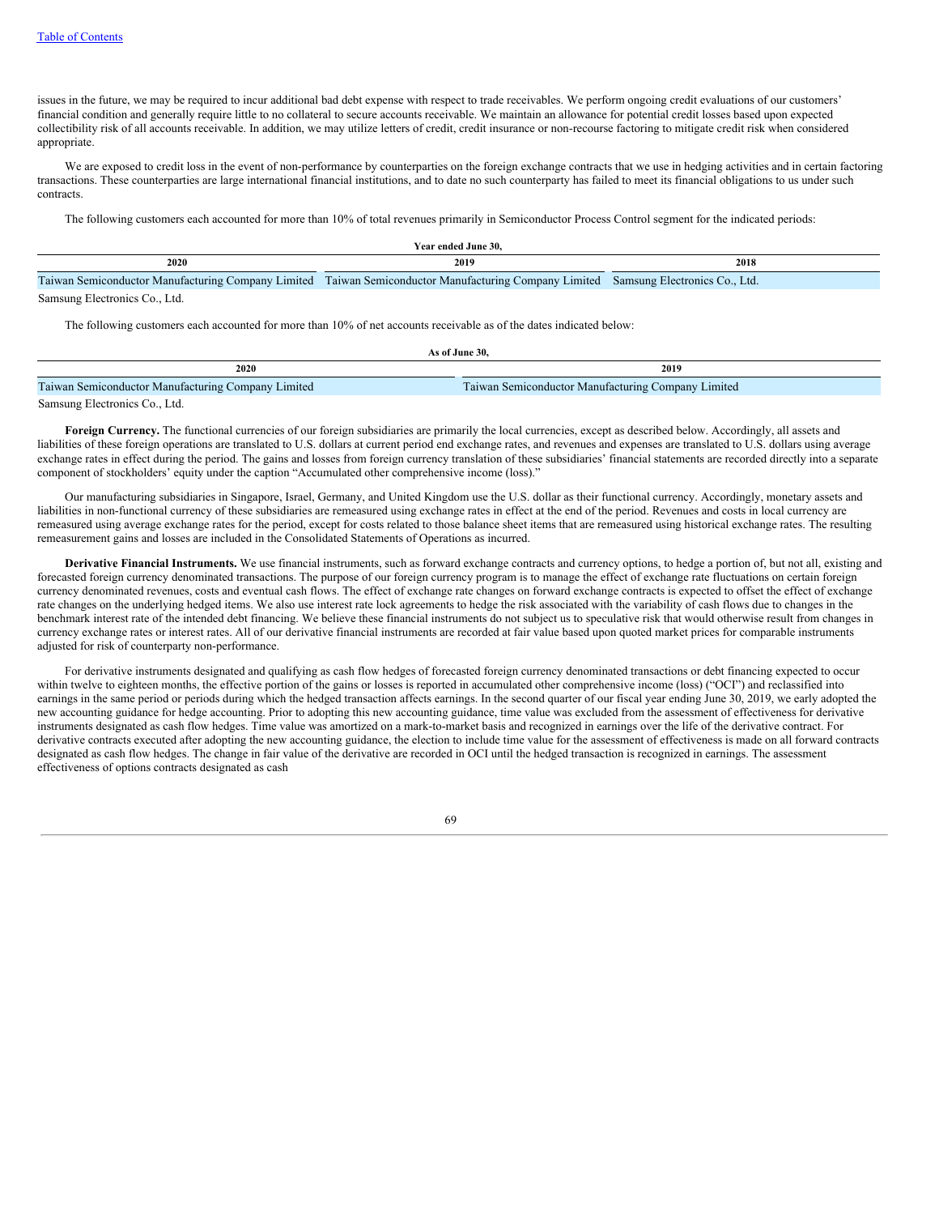issues in the future, we may be required to incur additional bad debt expense with respect to trade receivables. We perform ongoing credit evaluations of our customers' financial condition and generally require little to no collateral to secure accounts receivable. We maintain an allowance for potential credit losses based upon expected collectibility risk of all accounts receivable. In addition, we may utilize letters of credit, credit insurance or non-recourse factoring to mitigate credit risk when considered appropriate.

We are exposed to credit loss in the event of non-performance by counterparties on the foreign exchange contracts that we use in hedging activities and in certain factoring transactions. These counterparties are large international financial institutions, and to date no such counterparty has failed to meet its financial obligations to us under such contracts.

The following customers each accounted for more than 10% of total revenues primarily in Semiconductor Process Control segment for the indicated periods:

| Year ended June 30, | | |
|---|---|---|
| **2020** | **2019** | **2018** |
| Taiwan Semiconductor Manufacturing Company Limited | Taiwan Semiconductor Manufacturing Company Limited | Samsung Electronics Co., Ltd. |
| Samsung Electronics Co., Ltd. | | |

The following customers each accounted for more than 10% of net accounts receivable as of the dates indicated below:

| As of June 30, | |
|---|---|
| **2020** | **2019** |
| Taiwan Semiconductor Manufacturing Company Limited | Taiwan Semiconductor Manufacturing Company Limited |
| Samsung Electronics Co., Ltd. | |

**Foreign Currency.** The functional currencies of our foreign subsidiaries are primarily the local currencies, except as described below. Accordingly, all assets and liabilities of these foreign operations are translated to U.S. dollars at current period end exchange rates, and revenues and expenses are translated to U.S. dollars using average exchange rates in effect during the period. The gains and losses from foreign currency translation of these subsidiaries' financial statements are recorded directly into a separate component of stockholders' equity under the caption "Accumulated other comprehensive income (loss)."

Our manufacturing subsidiaries in Singapore, Israel, Germany, and United Kingdom use the U.S. dollar as their functional currency. Accordingly, monetary assets and liabilities in non-functional currency of these subsidiaries are remeasured using exchange rates in effect at the end of the period. Revenues and costs in local currency are remeasured using average exchange rates for the period, except for costs related to those balance sheet items that are remeasured using historical exchange rates. The resulting remeasurement gains and losses are included in the Consolidated Statements of Operations as incurred.

**Derivative Financial Instruments.** We use financial instruments, such as forward exchange contracts and currency options, to hedge a portion of, but not all, existing and forecasted foreign currency denominated transactions. The purpose of our foreign currency program is to manage the effect of exchange rate fluctuations on certain foreign currency denominated revenues, costs and eventual cash flows. The effect of exchange rate changes on forward exchange contracts is expected to offset the effect of exchange rate changes on the underlying hedged items. We also use interest rate lock agreements to hedge the risk associated with the variability of cash flows due to changes in the benchmark interest rate of the intended debt financing. We believe these financial instruments do not subject us to speculative risk that would otherwise result from changes in currency exchange rates or interest rates. All of our derivative financial instruments are recorded at fair value based upon quoted market prices for comparable instruments adjusted for risk of counterparty non-performance.

For derivative instruments designated and qualifying as cash flow hedges of forecasted foreign currency denominated transactions or debt financing expected to occur within twelve to eighteen months, the effective portion of the gains or losses is reported in accumulated other comprehensive income (loss) ("OCI") and reclassified into earnings in the same period or periods during which the hedged transaction affects earnings. In the second quarter of our fiscal year ending June 30, 2019, we early adopted the new accounting guidance for hedge accounting. Prior to adopting this new accounting guidance, time value was excluded from the assessment of effectiveness for derivative instruments designated as cash flow hedges. Time value was amortized on a mark-to-market basis and recognized in earnings over the life of the derivative contract. For derivative contracts executed after adopting the new accounting guidance, the election to include time value for the assessment of effectiveness is made on all forward contracts designated as cash flow hedges. The change in fair value of the derivative are recorded in OCI until the hedged transaction is recognized in earnings. The assessment effectiveness of options contracts designated as cash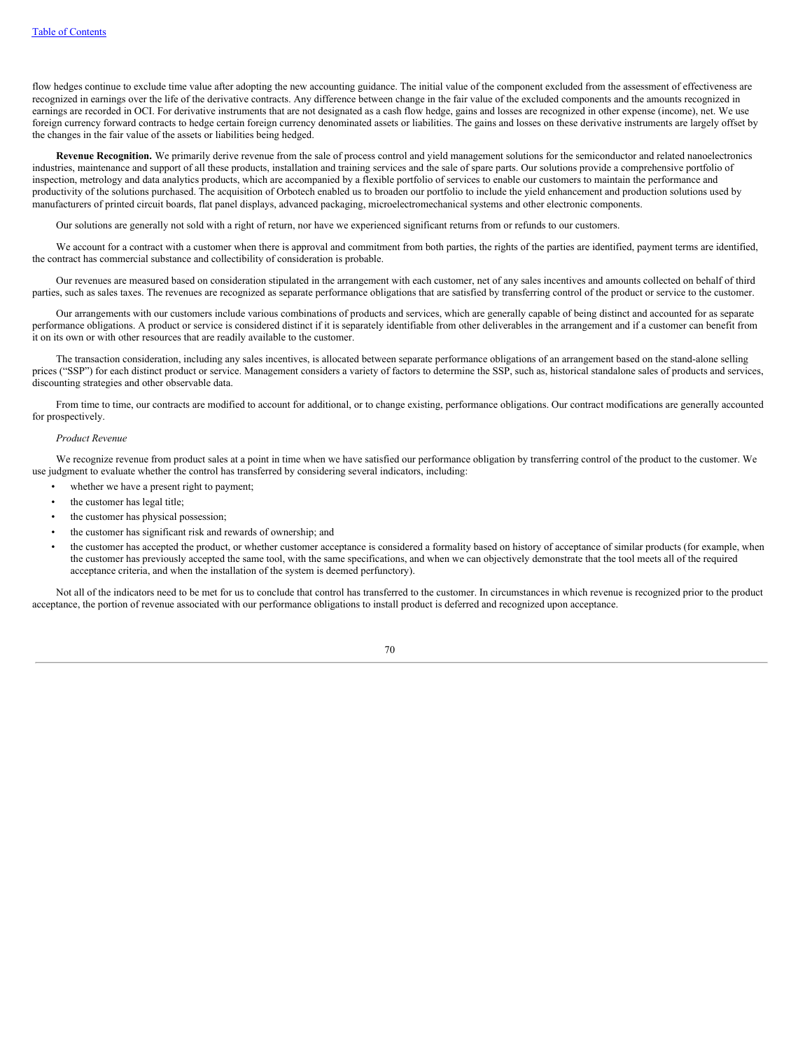flow hedges continue to exclude time value after adopting the new accounting guidance. The initial value of the component excluded from the assessment of effectiveness are recognized in earnings over the life of the derivative contracts. Any difference between change in the fair value of the excluded components and the amounts recognized in earnings are recorded in OCI. For derivative instruments that are not designated as a cash flow hedge, gains and losses are recognized in other expense (income), net. We use foreign currency forward contracts to hedge certain foreign currency denominated assets or liabilities. The gains and losses on these derivative instruments are largely offset by the changes in the fair value of the assets or liabilities being hedged.

**Revenue Recognition.** We primarily derive revenue from the sale of process control and yield management solutions for the semiconductor and related nanoelectronics industries, maintenance and support of all these products, installation and training services and the sale of spare parts. Our solutions provide a comprehensive portfolio of inspection, metrology and data analytics products, which are accompanied by a flexible portfolio of services to enable our customers to maintain the performance and productivity of the solutions purchased. The acquisition of Orbotech enabled us to broaden our portfolio to include the yield enhancement and production solutions used by manufacturers of printed circuit boards, flat panel displays, advanced packaging, microelectromechanical systems and other electronic components.

Our solutions are generally not sold with a right of return, nor have we experienced significant returns from or refunds to our customers.

We account for a contract with a customer when there is approval and commitment from both parties, the rights of the parties are identified, payment terms are identified, the contract has commercial substance and collectibility of consideration is probable.

Our revenues are measured based on consideration stipulated in the arrangement with each customer, net of any sales incentives and amounts collected on behalf of third parties, such as sales taxes. The revenues are recognized as separate performance obligations that are satisfied by transferring control of the product or service to the customer.

Our arrangements with our customers include various combinations of products and services, which are generally capable of being distinct and accounted for as separate performance obligations. A product or service is considered distinct if it is separately identifiable from other deliverables in the arrangement and if a customer can benefit from it on its own or with other resources that are readily available to the customer.

The transaction consideration, including any sales incentives, is allocated between separate performance obligations of an arrangement based on the stand-alone selling prices ("SSP") for each distinct product or service. Management considers a variety of factors to determine the SSP, such as, historical standalone sales of products and services, discounting strategies and other observable data.

From time to time, our contracts are modified to account for additional, or to change existing, performance obligations. Our contract modifications are generally accounted for prospectively.

*Product Revenue*

We recognize revenue from product sales at a point in time when we have satisfied our performance obligation by transferring control of the product to the customer. We use judgment to evaluate whether the control has transferred by considering several indicators, including:

- whether we have a present right to payment;
- the customer has legal title;
- the customer has physical possession;
- the customer has significant risk and rewards of ownership; and
- the customer has accepted the product, or whether customer acceptance is considered a formality based on history of acceptance of similar products (for example, when the customer has previously accepted the same tool, with the same specifications, and when we can objectively demonstrate that the tool meets all of the required acceptance criteria, and when the installation of the system is deemed perfunctory).

Not all of the indicators need to be met for us to conclude that control has transferred to the customer. In circumstances in which revenue is recognized prior to the product acceptance, the portion of revenue associated with our performance obligations to install product is deferred and recognized upon acceptance.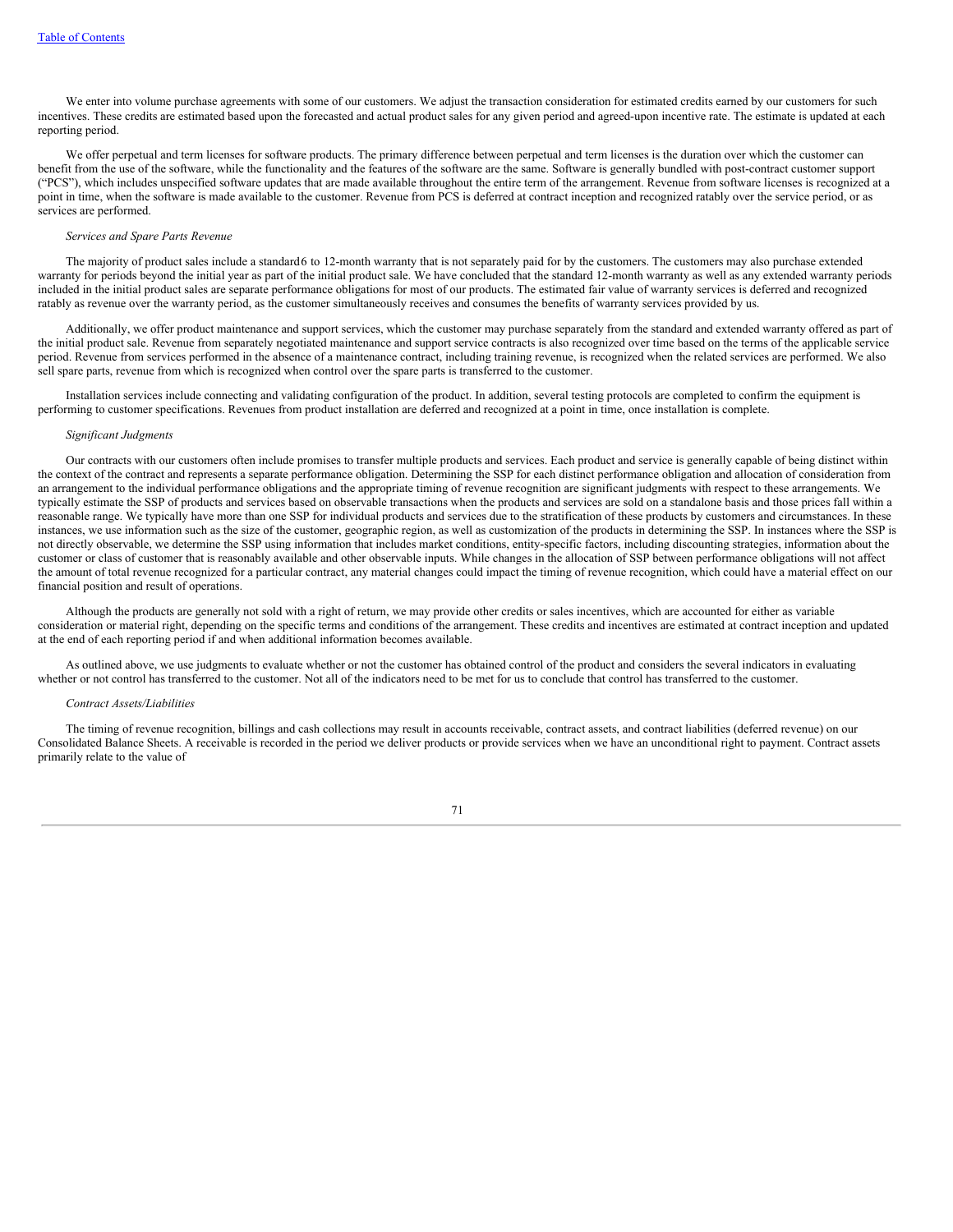We enter into volume purchase agreements with some of our customers. We adjust the transaction consideration for estimated credits earned by our customers for such incentives. These credits are estimated based upon the forecasted and actual product sales for any given period and agreed-upon incentive rate. The estimate is updated at each reporting period.

We offer perpetual and term licenses for software products. The primary difference between perpetual and term licenses is the duration over which the customer can benefit from the use of the software, while the functionality and the features of the software are the same. Software is generally bundled with post-contract customer support ("PCS"), which includes unspecified software updates that are made available throughout the entire term of the arrangement. Revenue from software licenses is recognized at a point in time, when the software is made available to the customer. Revenue from PCS is deferred at contract inception and recognized ratably over the service period, or as services are performed.

*Services and Spare Parts Revenue*

The majority of product sales include a standard 6 to 12-month warranty that is not separately paid for by the customers. The customers may also purchase extended warranty for periods beyond the initial year as part of the initial product sale. We have concluded that the standard 12-month warranty as well as any extended warranty periods included in the initial product sales are separate performance obligations for most of our products. The estimated fair value of warranty services is deferred and recognized ratably as revenue over the warranty period, as the customer simultaneously receives and consumes the benefits of warranty services provided by us.

Additionally, we offer product maintenance and support services, which the customer may purchase separately from the standard and extended warranty offered as part of the initial product sale. Revenue from separately negotiated maintenance and support service contracts is also recognized over time based on the terms of the applicable service period. Revenue from services performed in the absence of a maintenance contract, including training revenue, is recognized when the related services are performed. We also sell spare parts, revenue from which is recognized when control over the spare parts is transferred to the customer.

Installation services include connecting and validating configuration of the product. In addition, several testing protocols are completed to confirm the equipment is performing to customer specifications. Revenues from product installation are deferred and recognized at a point in time, once installation is complete.

*Significant Judgments*

Our contracts with our customers often include promises to transfer multiple products and services. Each product and service is generally capable of being distinct within the context of the contract and represents a separate performance obligation. Determining the SSP for each distinct performance obligation and allocation of consideration from an arrangement to the individual performance obligations and the appropriate timing of revenue recognition are significant judgments with respect to these arrangements. We typically estimate the SSP of products and services based on observable transactions when the products and services are sold on a standalone basis and those prices fall within a reasonable range. We typically have more than one SSP for individual products and services due to the stratification of these products by customers and circumstances. In these instances, we use information such as the size of the customer, geographic region, as well as customization of the products in determining the SSP. In instances where the SSP is not directly observable, we determine the SSP using information that includes market conditions, entity-specific factors, including discounting strategies, information about the customer or class of customer that is reasonably available and other observable inputs. While changes in the allocation of SSP between performance obligations will not affect the amount of total revenue recognized for a particular contract, any material changes could impact the timing of revenue recognition, which could have a material effect on our financial position and result of operations.

Although the products are generally not sold with a right of return, we may provide other credits or sales incentives, which are accounted for either as variable consideration or material right, depending on the specific terms and conditions of the arrangement. These credits and incentives are estimated at contract inception and updated at the end of each reporting period if and when additional information becomes available.

As outlined above, we use judgments to evaluate whether or not the customer has obtained control of the product and considers the several indicators in evaluating whether or not control has transferred to the customer. Not all of the indicators need to be met for us to conclude that control has transferred to the customer.

*Contract Assets/Liabilities*

The timing of revenue recognition, billings and cash collections may result in accounts receivable, contract assets, and contract liabilities (deferred revenue) on our Consolidated Balance Sheets. A receivable is recorded in the period we deliver products or provide services when we have an unconditional right to payment. Contract assets primarily relate to the value of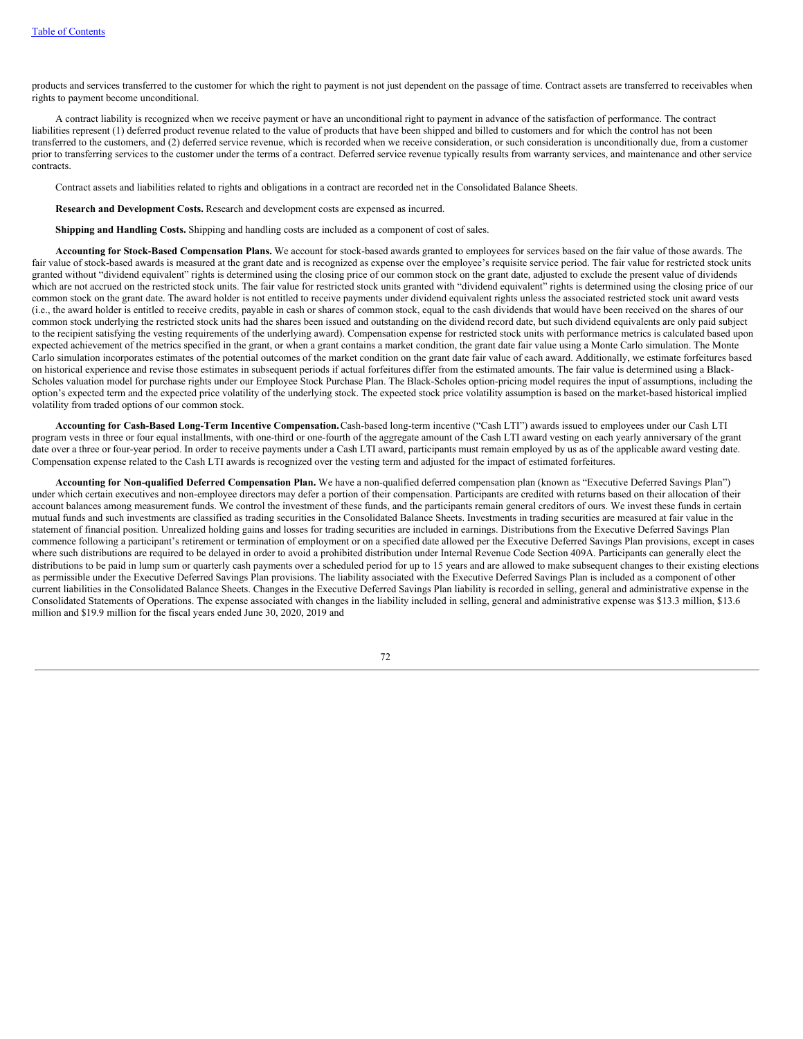products and services transferred to the customer for which the right to payment is not just dependent on the passage of time. Contract assets are transferred to receivables when rights to payment become unconditional.

A contract liability is recognized when we receive payment or have an unconditional right to payment in advance of the satisfaction of performance. The contract liabilities represent (1) deferred product revenue related to the value of products that have been shipped and billed to customers and for which the control has not been transferred to the customers, and (2) deferred service revenue, which is recorded when we receive consideration, or such consideration is unconditionally due, from a customer prior to transferring services to the customer under the terms of a contract. Deferred service revenue typically results from warranty services, and maintenance and other service contracts.

Contract assets and liabilities related to rights and obligations in a contract are recorded net in the Consolidated Balance Sheets.

**Research and Development Costs.** Research and development costs are expensed as incurred.

**Shipping and Handling Costs.** Shipping and handling costs are included as a component of cost of sales.

**Accounting for Stock-Based Compensation Plans.** We account for stock-based awards granted to employees for services based on the fair value of those awards. The fair value of stock-based awards is measured at the grant date and is recognized as expense over the employee's requisite service period. The fair value for restricted stock units granted without "dividend equivalent" rights is determined using the closing price of our common stock on the grant date, adjusted to exclude the present value of dividends which are not accrued on the restricted stock units. The fair value for restricted stock units granted with "dividend equivalent" rights is determined using the closing price of our common stock on the grant date. The award holder is not entitled to receive payments under dividend equivalent rights unless the associated restricted stock unit award vests (i.e., the award holder is entitled to receive credits, payable in cash or shares of common stock, equal to the cash dividends that would have been received on the shares of our common stock underlying the restricted stock units had the shares been issued and outstanding on the dividend record date, but such dividend equivalents are only paid subject to the recipient satisfying the vesting requirements of the underlying award). Compensation expense for restricted stock units with performance metrics is calculated based upon expected achievement of the metrics specified in the grant, or when a grant contains a market condition, the grant date fair value using a Monte Carlo simulation. The Monte Carlo simulation incorporates estimates of the potential outcomes of the market condition on the grant date fair value of each award. Additionally, we estimate forfeitures based on historical experience and revise those estimates in subsequent periods if actual forfeitures differ from the estimated amounts. The fair value is determined using a Black-Scholes valuation model for purchase rights under our Employee Stock Purchase Plan. The Black-Scholes option-pricing model requires the input of assumptions, including the option's expected term and the expected price volatility of the underlying stock. The expected stock price volatility assumption is based on the market-based historical implied volatility from traded options of our common stock.

**Accounting for Cash-Based Long-Term Incentive Compensation.** Cash-based long-term incentive ("Cash LTI") awards issued to employees under our Cash LTI program vests in three or four equal installments, with one-third or one-fourth of the aggregate amount of the Cash LTI award vesting on each yearly anniversary of the grant date over a three or four-year period. In order to receive payments under a Cash LTI award, participants must remain employed by us as of the applicable award vesting date. Compensation expense related to the Cash LTI awards is recognized over the vesting term and adjusted for the impact of estimated forfeitures.

**Accounting for Non-qualified Deferred Compensation Plan.** We have a non-qualified deferred compensation plan (known as "Executive Deferred Savings Plan") under which certain executives and non-employee directors may defer a portion of their compensation. Participants are credited with returns based on their allocation of their account balances among measurement funds. We control the investment of these funds, and the participants remain general creditors of ours. We invest these funds in certain mutual funds and such investments are classified as trading securities in the Consolidated Balance Sheets. Investments in trading securities are measured at fair value in the statement of financial position. Unrealized holding gains and losses for trading securities are included in earnings. Distributions from the Executive Deferred Savings Plan commence following a participant's retirement or termination of employment or on a specified date allowed per the Executive Deferred Savings Plan provisions, except in cases where such distributions are required to be delayed in order to avoid a prohibited distribution under Internal Revenue Code Section 409A. Participants can generally elect the distributions to be paid in lump sum or quarterly cash payments over a scheduled period for up to 15 years and are allowed to make subsequent changes to their existing elections as permissible under the Executive Deferred Savings Plan provisions. The liability associated with the Executive Deferred Savings Plan is included as a component of other current liabilities in the Consolidated Balance Sheets. Changes in the Executive Deferred Savings Plan liability is recorded in selling, general and administrative expense in the Consolidated Statements of Operations. The expense associated with changes in the liability included in selling, general and administrative expense was $13.3 million, $13.6 million and $19.9 million for the fiscal years ended June 30, 2020, 2019 and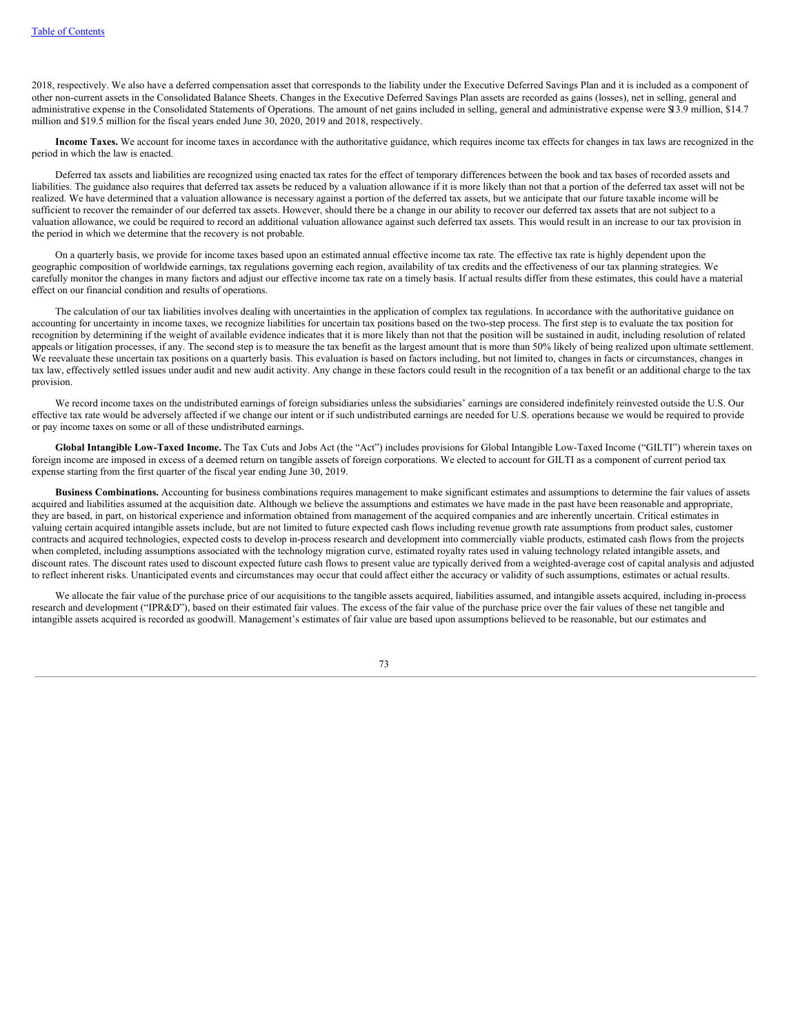2018, respectively. We also have a deferred compensation asset that corresponds to the liability under the Executive Deferred Savings Plan and it is included as a component of other non-current assets in the Consolidated Balance Sheets. Changes in the Executive Deferred Savings Plan assets are recorded as gains (losses), net in selling, general and administrative expense in the Consolidated Statements of Operations. The amount of net gains included in selling, general and administrative expense were $13.9 million, $14.7 million and $19.5 million for the fiscal years ended June 30, 2020, 2019 and 2018, respectively.

**Income Taxes.** We account for income taxes in accordance with the authoritative guidance, which requires income tax effects for changes in tax laws are recognized in the period in which the law is enacted.

Deferred tax assets and liabilities are recognized using enacted tax rates for the effect of temporary differences between the book and tax bases of recorded assets and liabilities. The guidance also requires that deferred tax assets be reduced by a valuation allowance if it is more likely than not that a portion of the deferred tax asset will not be realized. We have determined that a valuation allowance is necessary against a portion of the deferred tax assets, but we anticipate that our future taxable income will be sufficient to recover the remainder of our deferred tax assets. However, should there be a change in our ability to recover our deferred tax assets that are not subject to a valuation allowance, we could be required to record an additional valuation allowance against such deferred tax assets. This would result in an increase to our tax provision in the period in which we determine that the recovery is not probable.

On a quarterly basis, we provide for income taxes based upon an estimated annual effective income tax rate. The effective tax rate is highly dependent upon the geographic composition of worldwide earnings, tax regulations governing each region, availability of tax credits and the effectiveness of our tax planning strategies. We carefully monitor the changes in many factors and adjust our effective income tax rate on a timely basis. If actual results differ from these estimates, this could have a material effect on our financial condition and results of operations.

The calculation of our tax liabilities involves dealing with uncertainties in the application of complex tax regulations. In accordance with the authoritative guidance on accounting for uncertainty in income taxes, we recognize liabilities for uncertain tax positions based on the two-step process. The first step is to evaluate the tax position for recognition by determining if the weight of available evidence indicates that it is more likely than not that the position will be sustained in audit, including resolution of related appeals or litigation processes, if any. The second step is to measure the tax benefit as the largest amount that is more than 50% likely of being realized upon ultimate settlement. We reevaluate these uncertain tax positions on a quarterly basis. This evaluation is based on factors including, but not limited to, changes in facts or circumstances, changes in tax law, effectively settled issues under audit and new audit activity. Any change in these factors could result in the recognition of a tax benefit or an additional charge to the tax provision.

We record income taxes on the undistributed earnings of foreign subsidiaries unless the subsidiaries' earnings are considered indefinitely reinvested outside the U.S. Our effective tax rate would be adversely affected if we change our intent or if such undistributed earnings are needed for U.S. operations because we would be required to provide or pay income taxes on some or all of these undistributed earnings.

**Global Intangible Low-Taxed Income.** The Tax Cuts and Jobs Act (the "Act") includes provisions for Global Intangible Low-Taxed Income ("GILTI") wherein taxes on foreign income are imposed in excess of a deemed return on tangible assets of foreign corporations. We elected to account for GILTI as a component of current period tax expense starting from the first quarter of the fiscal year ending June 30, 2019.

**Business Combinations.** Accounting for business combinations requires management to make significant estimates and assumptions to determine the fair values of assets acquired and liabilities assumed at the acquisition date. Although we believe the assumptions and estimates we have made in the past have been reasonable and appropriate, they are based, in part, on historical experience and information obtained from management of the acquired companies and are inherently uncertain. Critical estimates in valuing certain acquired intangible assets include, but are not limited to future expected cash flows including revenue growth rate assumptions from product sales, customer contracts and acquired technologies, expected costs to develop in-process research and development into commercially viable products, estimated cash flows from the projects when completed, including assumptions associated with the technology migration curve, estimated royalty rates used in valuing technology related intangible assets, and discount rates. The discount rates used to discount expected future cash flows to present value are typically derived from a weighted-average cost of capital analysis and adjusted to reflect inherent risks. Unanticipated events and circumstances may occur that could affect either the accuracy or validity of such assumptions, estimates or actual results.

We allocate the fair value of the purchase price of our acquisitions to the tangible assets acquired, liabilities assumed, and intangible assets acquired, including in-process research and development ("IPR&D"), based on their estimated fair values. The excess of the fair value of the purchase price over the fair values of these net tangible and intangible assets acquired is recorded as goodwill. Management's estimates of fair value are based upon assumptions believed to be reasonable, but our estimates and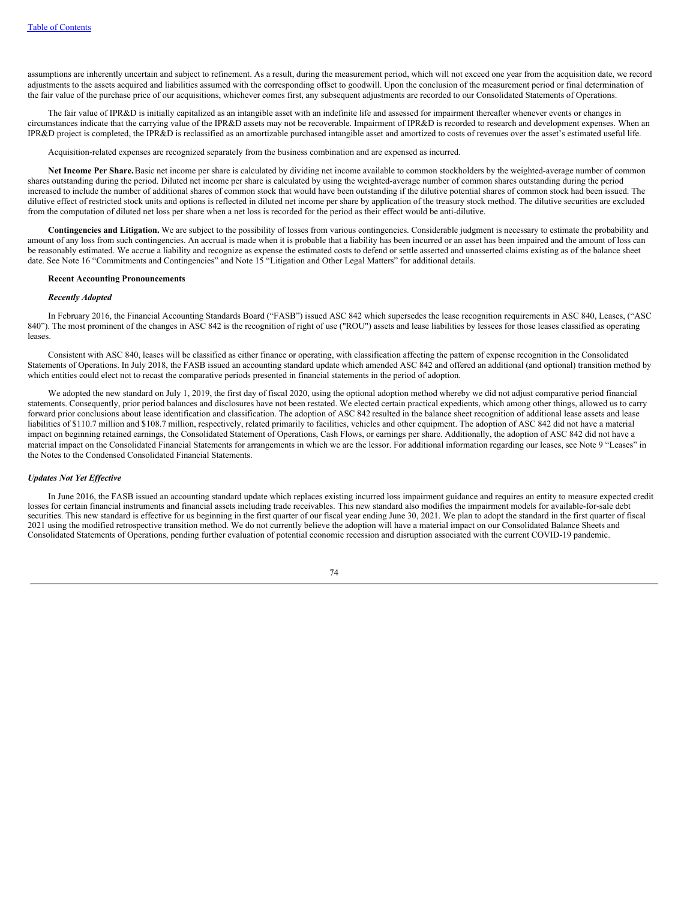assumptions are inherently uncertain and subject to refinement. As a result, during the measurement period, which will not exceed one year from the acquisition date, we record adjustments to the assets acquired and liabilities assumed with the corresponding offset to goodwill. Upon the conclusion of the measurement period or final determination of the fair value of the purchase price of our acquisitions, whichever comes first, any subsequent adjustments are recorded to our Consolidated Statements of Operations.

The fair value of IPR&D is initially capitalized as an intangible asset with an indefinite life and assessed for impairment thereafter whenever events or changes in circumstances indicate that the carrying value of the IPR&D assets may not be recoverable. Impairment of IPR&D is recorded to research and development expenses. When an IPR&D project is completed, the IPR&D is reclassified as an amortizable purchased intangible asset and amortized to costs of revenues over the asset's estimated useful life.

Acquisition-related expenses are recognized separately from the business combination and are expensed as incurred.

**Net Income Per Share.** Basic net income per share is calculated by dividing net income available to common stockholders by the weighted-average number of common shares outstanding during the period. Diluted net income per share is calculated by using the weighted-average number of common shares outstanding during the period increased to include the number of additional shares of common stock that would have been outstanding if the dilutive potential shares of common stock had been issued. The dilutive effect of restricted stock units and options is reflected in diluted net income per share by application of the treasury stock method. The dilutive securities are excluded from the computation of diluted net loss per share when a net loss is recorded for the period as their effect would be anti-dilutive.

**Contingencies and Litigation.** We are subject to the possibility of losses from various contingencies. Considerable judgment is necessary to estimate the probability and amount of any loss from such contingencies. An accrual is made when it is probable that a liability has been incurred or an asset has been impaired and the amount of loss can be reasonably estimated. We accrue a liability and recognize as expense the estimated costs to defend or settle asserted and unasserted claims existing as of the balance sheet date. See Note 16 "Commitments and Contingencies" and Note 15 "Litigation and Other Legal Matters" for additional details.

**Recent Accounting Pronouncements**

***Recently Adopted***

In February 2016, the Financial Accounting Standards Board ("FASB") issued ASC 842 which supersedes the lease recognition requirements in ASC 840, Leases, ("ASC 840"). The most prominent of the changes in ASC 842 is the recognition of right of use ("ROU") assets and lease liabilities by lessees for those leases classified as operating leases.

Consistent with ASC 840, leases will be classified as either finance or operating, with classification affecting the pattern of expense recognition in the Consolidated Statements of Operations. In July 2018, the FASB issued an accounting standard update which amended ASC 842 and offered an additional (and optional) transition method by which entities could elect not to recast the comparative periods presented in financial statements in the period of adoption.

We adopted the new standard on July 1, 2019, the first day of fiscal 2020, using the optional adoption method whereby we did not adjust comparative period financial statements. Consequently, prior period balances and disclosures have not been restated. We elected certain practical expedients, which among other things, allowed us to carry forward prior conclusions about lease identification and classification. The adoption of ASC 842 resulted in the balance sheet recognition of additional lease assets and lease liabilities of $110.7 million and $108.7 million, respectively, related primarily to facilities, vehicles and other equipment. The adoption of ASC 842 did not have a material impact on beginning retained earnings, the Consolidated Statement of Operations, Cash Flows, or earnings per share. Additionally, the adoption of ASC 842 did not have a material impact on the Consolidated Financial Statements for arrangements in which we are the lessor. For additional information regarding our leases, see Note 9 "Leases" in the Notes to the Condensed Consolidated Financial Statements.

***Updates Not Yet Effective***

In June 2016, the FASB issued an accounting standard update which replaces existing incurred loss impairment guidance and requires an entity to measure expected credit losses for certain financial instruments and financial assets including trade receivables. This new standard also modifies the impairment models for available-for-sale debt securities. This new standard is effective for us beginning in the first quarter of our fiscal year ending June 30, 2021. We plan to adopt the standard in the first quarter of fiscal 2021 using the modified retrospective transition method. We do not currently believe the adoption will have a material impact on our Consolidated Balance Sheets and Consolidated Statements of Operations, pending further evaluation of potential economic recession and disruption associated with the current COVID-19 pandemic.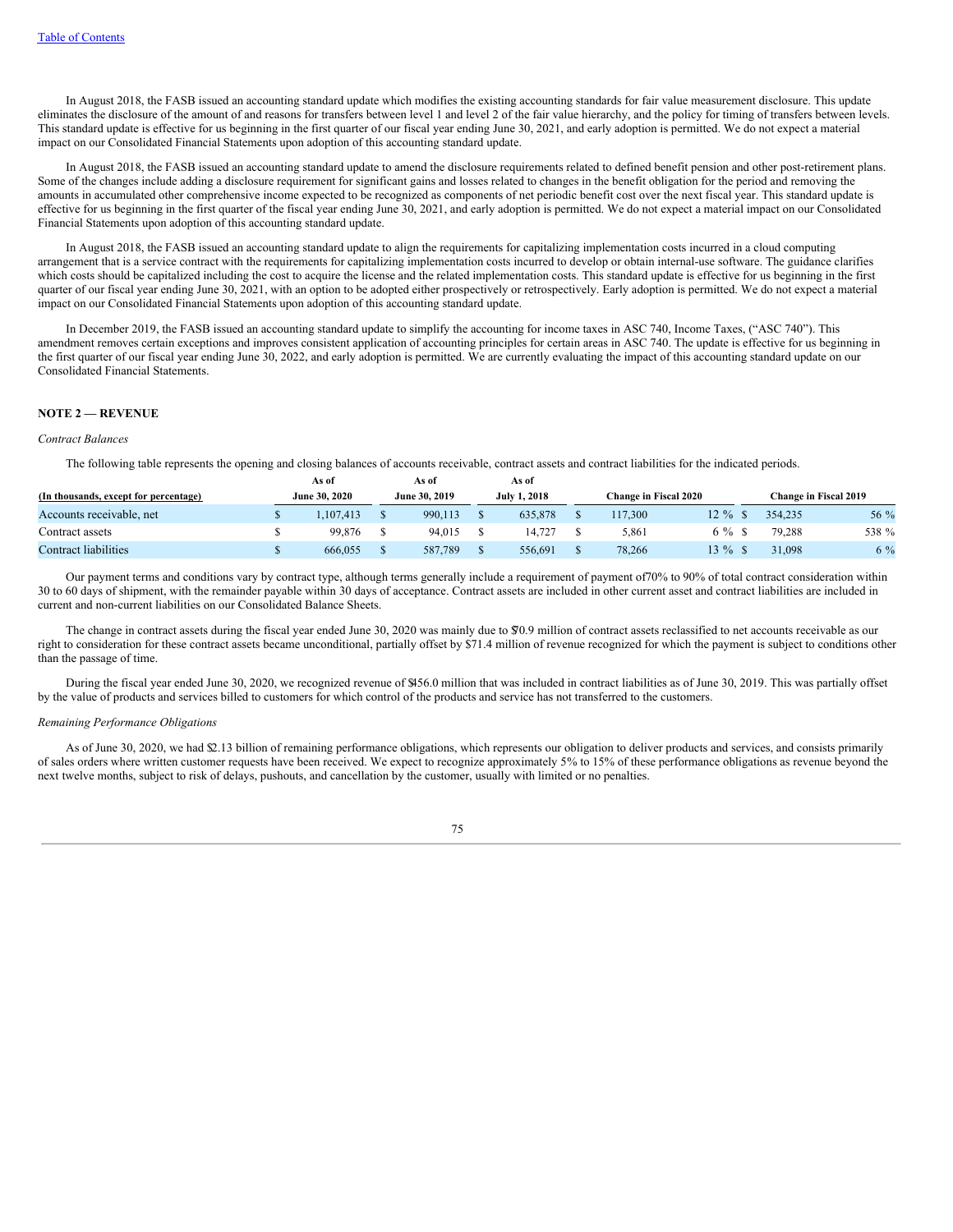In August 2018, the FASB issued an accounting standard update which modifies the existing accounting standards for fair value measurement disclosure. This update eliminates the disclosure of the amount of and reasons for transfers between level 1 and level 2 of the fair value hierarchy, and the policy for timing of transfers between levels. This standard update is effective for us beginning in the first quarter of our fiscal year ending June 30, 2021, and early adoption is permitted. We do not expect a material impact on our Consolidated Financial Statements upon adoption of this accounting standard update.

In August 2018, the FASB issued an accounting standard update to amend the disclosure requirements related to defined benefit pension and other post-retirement plans. Some of the changes include adding a disclosure requirement for significant gains and losses related to changes in the benefit obligation for the period and removing the amounts in accumulated other comprehensive income expected to be recognized as components of net periodic benefit cost over the next fiscal year. This standard update is effective for us beginning in the first quarter of the fiscal year ending June 30, 2021, and early adoption is permitted. We do not expect a material impact on our Consolidated Financial Statements upon adoption of this accounting standard update.

In August 2018, the FASB issued an accounting standard update to align the requirements for capitalizing implementation costs incurred in a cloud computing arrangement that is a service contract with the requirements for capitalizing implementation costs incurred to develop or obtain internal-use software. The guidance clarifies which costs should be capitalized including the cost to acquire the license and the related implementation costs. This standard update is effective for us beginning in the first quarter of our fiscal year ending June 30, 2021, with an option to be adopted either prospectively or retrospectively. Early adoption is permitted. We do not expect a material impact on our Consolidated Financial Statements upon adoption of this accounting standard update.

In December 2019, the FASB issued an accounting standard update to simplify the accounting for income taxes in ASC 740, Income Taxes, ("ASC 740"). This amendment removes certain exceptions and improves consistent application of accounting principles for certain areas in ASC 740. The update is effective for us beginning in the first quarter of our fiscal year ending June 30, 2022, and early adoption is permitted. We are currently evaluating the impact of this accounting standard update on our Consolidated Financial Statements.

## NOTE 2 — REVENUE

*Contract Balances*

The following table represents the opening and closing balances of accounts receivable, contract assets and contract liabilities for the indicated periods.

| (In thousands, except for percentage) | As of June 30, 2020 | As of June 30, 2019 | As of July 1, 2018 | Change in Fiscal 2020 | | Change in Fiscal 2019 | |
|---|---|---|---|---|---|---|---|
| Accounts receivable, net | $ 1,107,413 | $ 990,113 | $ 635,878 | $ 117,300 | 12 % | $ 354,235 | 56 % |
| Contract assets | $ 99,876 | $ 94,015 | $ 14,727 | $ 5,861 | 6 % | $ 79,288 | 538 % |
| Contract liabilities | $ 666,055 | $ 587,789 | $ 556,691 | $ 78,266 | 13 % | $ 31,098 | 6 % |

Our payment terms and conditions vary by contract type, although terms generally include a requirement of payment of 70% to 90% of total contract consideration within 30 to 60 days of shipment, with the remainder payable within 30 days of acceptance. Contract assets are included in other current asset and contract liabilities are included in current and non-current liabilities on our Consolidated Balance Sheets.

The change in contract assets during the fiscal year ended June 30, 2020 was mainly due to $70.9 million of contract assets reclassified to net accounts receivable as our right to consideration for these contract assets became unconditional, partially offset by $71.4 million of revenue recognized for which the payment is subject to conditions other than the passage of time.

During the fiscal year ended June 30, 2020, we recognized revenue of $456.0 million that was included in contract liabilities as of June 30, 2019. This was partially offset by the value of products and services billed to customers for which control of the products and service has not transferred to the customers.

*Remaining Performance Obligations*

As of June 30, 2020, we had $2.13 billion of remaining performance obligations, which represents our obligation to deliver products and services, and consists primarily of sales orders where written customer requests have been received. We expect to recognize approximately 5% to 15% of these performance obligations as revenue beyond the next twelve months, subject to risk of delays, pushouts, and cancellation by the customer, usually with limited or no penalties.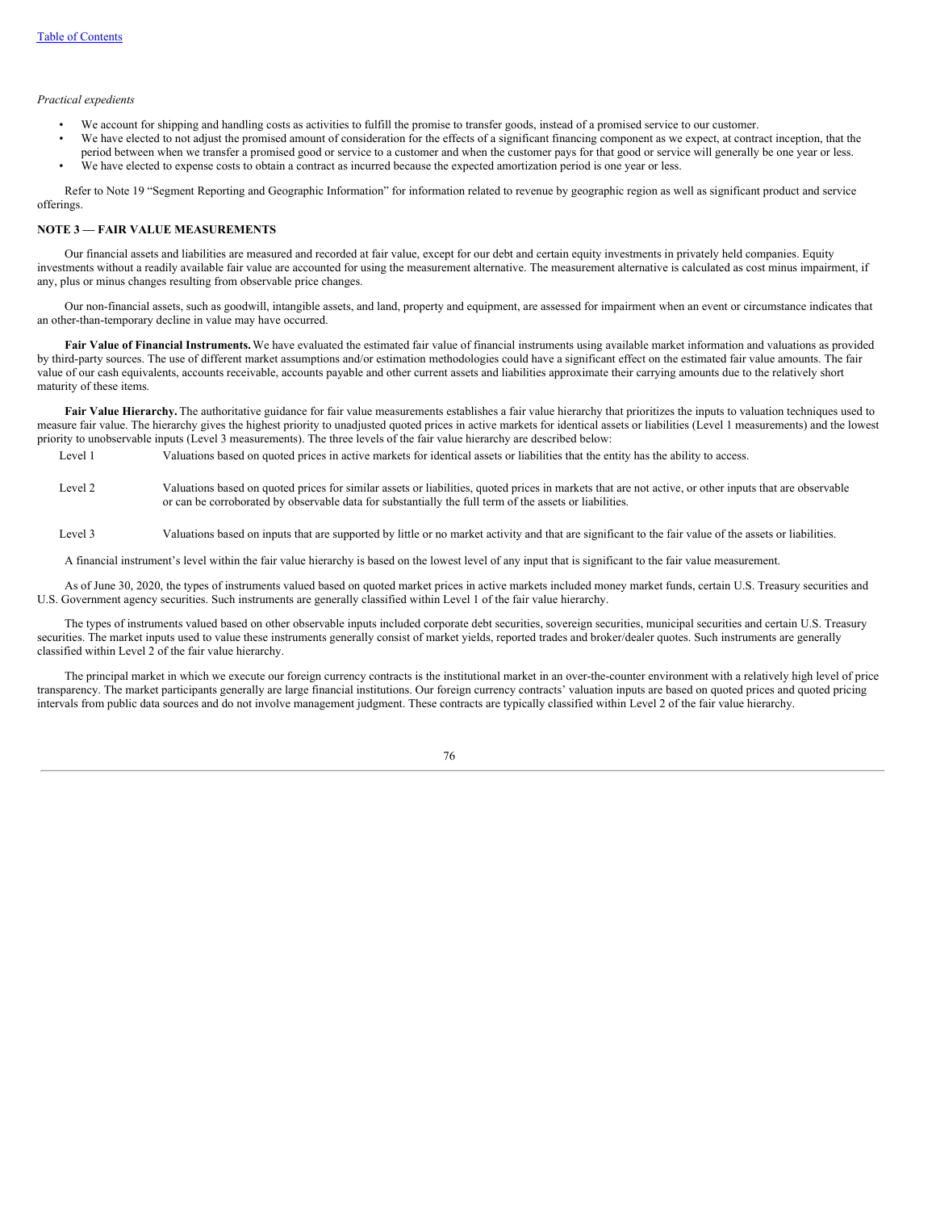*Practical expedients*

- We account for shipping and handling costs as activities to fulfill the promise to transfer goods, instead of a promised service to our customer.
- We have elected to not adjust the promised amount of consideration for the effects of a significant financing component as we expect, at contract inception, that the period between when we transfer a promised good or service to a customer and when the customer pays for that good or service will generally be one year or less.
- We have elected to expense costs to obtain a contract as incurred because the expected amortization period is one year or less.

Refer to Note 19 "Segment Reporting and Geographic Information" for information related to revenue by geographic region as well as significant product and service offerings.

## NOTE 3 — FAIR VALUE MEASUREMENTS

Our financial assets and liabilities are measured and recorded at fair value, except for our debt and certain equity investments in privately held companies. Equity investments without a readily available fair value are accounted for using the measurement alternative. The measurement alternative is calculated as cost minus impairment, if any, plus or minus changes resulting from observable price changes.

Our non-financial assets, such as goodwill, intangible assets, and land, property and equipment, are assessed for impairment when an event or circumstance indicates that an other-than-temporary decline in value may have occurred.

**Fair Value of Financial Instruments.** We have evaluated the estimated fair value of financial instruments using available market information and valuations as provided by third-party sources. The use of different market assumptions and/or estimation methodologies could have a significant effect on the estimated fair value amounts. The fair value of our cash equivalents, accounts receivable, accounts payable and other current assets and liabilities approximate their carrying amounts due to the relatively short maturity of these items.

**Fair Value Hierarchy.** The authoritative guidance for fair value measurements establishes a fair value hierarchy that prioritizes the inputs to valuation techniques used to measure fair value. The hierarchy gives the highest priority to unadjusted quoted prices in active markets for identical assets or liabilities (Level 1 measurements) and the lowest priority to unobservable inputs (Level 3 measurements). The three levels of the fair value hierarchy are described below:

| | |
|---|---|
| Level 1 | Valuations based on quoted prices in active markets for identical assets or liabilities that the entity has the ability to access. |
| Level 2 | Valuations based on quoted prices for similar assets or liabilities, quoted prices in markets that are not active, or other inputs that are observable or can be corroborated by observable data for substantially the full term of the assets or liabilities. |
| Level 3 | Valuations based on inputs that are supported by little or no market activity and that are significant to the fair value of the assets or liabilities. |

A financial instrument's level within the fair value hierarchy is based on the lowest level of any input that is significant to the fair value measurement.

As of June 30, 2020, the types of instruments valued based on quoted market prices in active markets included money market funds, certain U.S. Treasury securities and U.S. Government agency securities. Such instruments are generally classified within Level 1 of the fair value hierarchy.

The types of instruments valued based on other observable inputs included corporate debt securities, sovereign securities, municipal securities and certain U.S. Treasury securities. The market inputs used to value these instruments generally consist of market yields, reported trades and broker/dealer quotes. Such instruments are generally classified within Level 2 of the fair value hierarchy.

The principal market in which we execute our foreign currency contracts is the institutional market in an over-the-counter environment with a relatively high level of price transparency. The market participants generally are large financial institutions. Our foreign currency contracts' valuation inputs are based on quoted prices and quoted pricing intervals from public data sources and do not involve management judgment. These contracts are typically classified within Level 2 of the fair value hierarchy.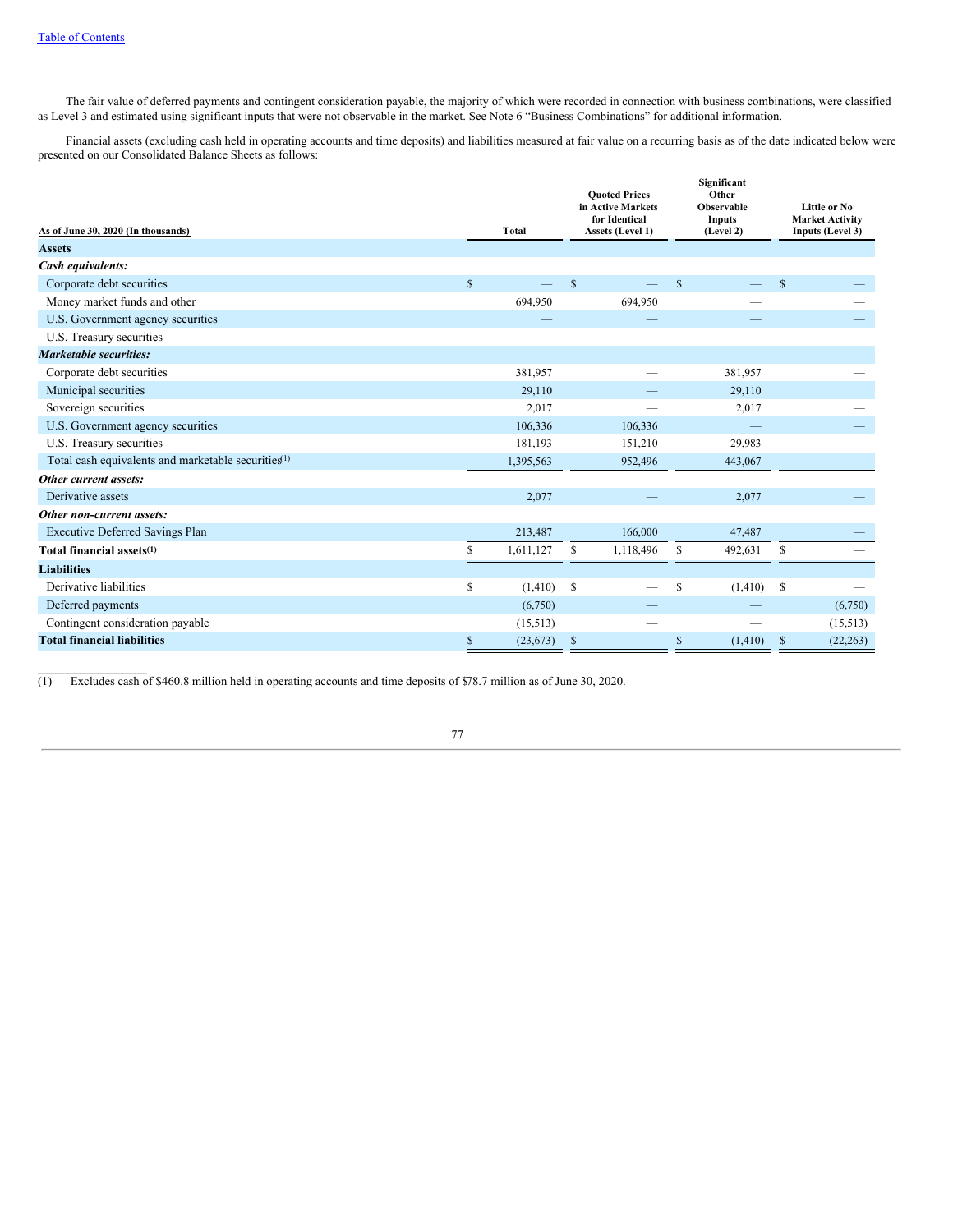The fair value of deferred payments and contingent consideration payable, the majority of which were recorded in connection with business combinations, were classified as Level 3 and estimated using significant inputs that were not observable in the market. See Note 6 “Business Combinations” for additional information.

Financial assets (excluding cash held in operating accounts and time deposits) and liabilities measured at fair value on a recurring basis as of the date indicated below were presented on our Consolidated Balance Sheets as follows:

| As of June 30, 2020 (In thousands) | Total | Quoted Prices in Active Markets for Identical Assets (Level 1) | Significant Other Observable Inputs (Level 2) | Little or No Market Activity Inputs (Level 3) |
|---|---|---|---|---|
| **Assets** | | | | |
| ***Cash equivalents:*** | | | | |
| Corporate debt securities | $ — | $ — | $ — | $ — |
| Money market funds and other | 694,950 | 694,950 | — | — |
| U.S. Government agency securities | — | — | — | — |
| U.S. Treasury securities | — | — | — | — |
| ***Marketable securities:*** | | | | |
| Corporate debt securities | 381,957 | — | 381,957 | — |
| Municipal securities | 29,110 | — | 29,110 | |
| Sovereign securities | 2,017 | — | 2,017 | — |
| U.S. Government agency securities | 106,336 | 106,336 | — | — |
| U.S. Treasury securities | 181,193 | 151,210 | 29,983 | — |
| Total cash equivalents and marketable securities[(1)] | 1,395,563 | 952,496 | 443,067 | — |
| ***Other current assets:*** | | | | |
| Derivative assets | 2,077 | — | 2,077 | — |
| ***Other non-current assets:*** | | | | |
| Executive Deferred Savings Plan | 213,487 | 166,000 | 47,487 | — |
| **Total financial assets[(1)]** | $ 1,611,127 | $ 1,118,496 | $ 492,631 | $ — |
| **Liabilities** | | | | |
| Derivative liabilities | $ (1,410) | $ — | $ (1,410) | $ — |
| Deferred payments | (6,750) | — | — | (6,750) |
| Contingent consideration payable | (15,513) | — | — | (15,513) |
| **Total financial liabilities** | $ (23,673) | $ — | $ (1,410) | $ (22,263) |

(1) Excludes cash of $460.8 million held in operating accounts and time deposits of $78.7 million as of June 30, 2020.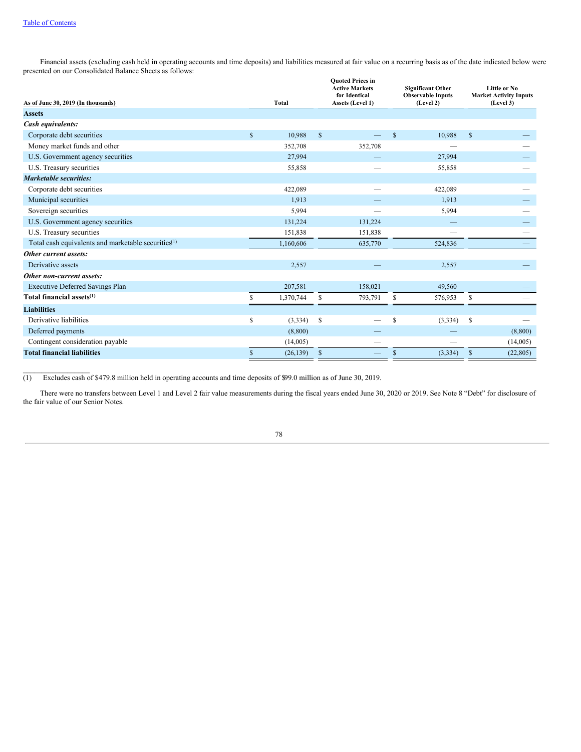Financial assets (excluding cash held in operating accounts and time deposits) and liabilities measured at fair value on a recurring basis as of the date indicated below were presented on our Consolidated Balance Sheets as follows:

| As of June 30, 2019 (In thousands) | Total | Quoted Prices in Active Markets for Identical Assets (Level 1) | Significant Other Observable Inputs (Level 2) | Little or No Market Activity Inputs (Level 3) |
|---|---|---|---|---|
| **Assets** | | | | |
| ***Cash equivalents:*** | | | | |
| Corporate debt securities | $ 10,988 | $ — | $ 10,988 | $ — |
| Money market funds and other | 352,708 | 352,708 | — | — |
| U.S. Government agency securities | 27,994 | — | 27,994 | — |
| U.S. Treasury securities | 55,858 | — | 55,858 | — |
| ***Marketable securities:*** | | | | |
| Corporate debt securities | 422,089 | — | 422,089 | — |
| Municipal securities | 1,913 | — | 1,913 | — |
| Sovereign securities | 5,994 | — | 5,994 | — |
| U.S. Government agency securities | 131,224 | 131,224 | — | — |
| U.S. Treasury securities | 151,838 | 151,838 | — | — |
| Total cash equivalents and marketable securities[1] | 1,160,606 | 635,770 | 524,836 | — |
| ***Other current assets:*** | | | | |
| Derivative assets | 2,557 | — | 2,557 | — |
| ***Other non-current assets:*** | | | | |
| Executive Deferred Savings Plan | 207,581 | 158,021 | 49,560 | — |
| **Total financial assets[1]** | $ 1,370,744 | $ 793,791 | $ 576,953 | $ — |
| **Liabilities** | | | | |
| Derivative liabilities | $ (3,334) | $ — | $ (3,334) | $ — |
| Deferred payments | (8,800) | — | — | (8,800) |
| Contingent consideration payable | (14,005) | — | — | (14,005) |
| **Total financial liabilities** | $ (26,139) | $ — | $ (3,334) | $ (22,805) |

(1) Excludes cash of $479.8 million held in operating accounts and time deposits of $99.0 million as of June 30, 2019.

There were no transfers between Level 1 and Level 2 fair value measurements during the fiscal years ended June 30, 2020 or 2019. See Note 8 "Debt" for disclosure of the fair value of our Senior Notes.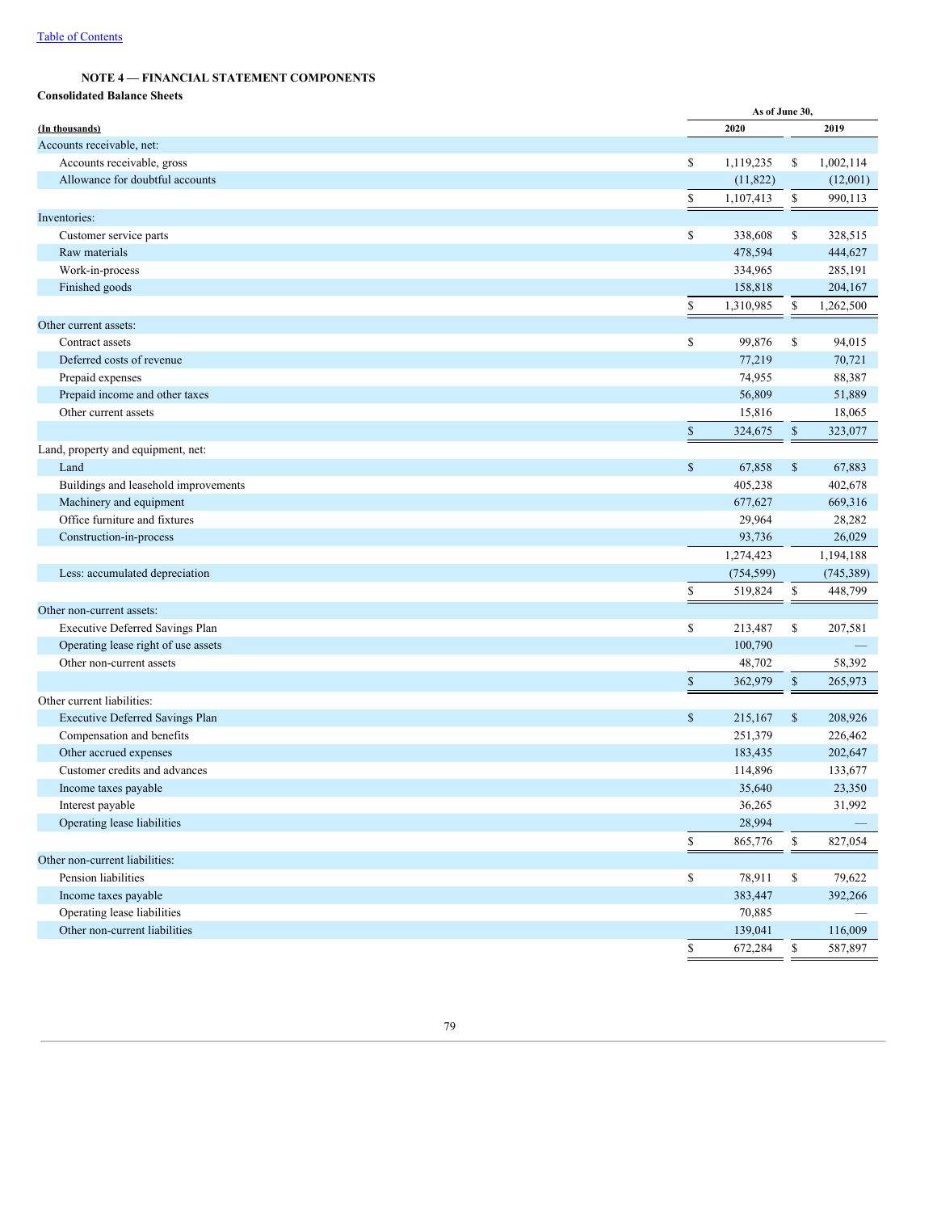[Table of Contents](#)

**NOTE 4 — FINANCIAL STATEMENT COMPONENTS**

**Consolidated Balance Sheets**

| (In thousands) | As of June 30, 2020 | 2019 |
|---|---|---|
| Accounts receivable, net: | | |
| Accounts receivable, gross | $ 1,119,235 | $ 1,002,114 |
| Allowance for doubtful accounts | (11,822) | (12,001) |
| | $ 1,107,413 | $ 990,113 |
| Inventories: | | |
| Customer service parts | $ 338,608 | $ 328,515 |
| Raw materials | 478,594 | 444,627 |
| Work-in-process | 334,965 | 285,191 |
| Finished goods | 158,818 | 204,167 |
| | $ 1,310,985 | $ 1,262,500 |
| Other current assets: | | |
| Contract assets | $ 99,876 | $ 94,015 |
| Deferred costs of revenue | 77,219 | 70,721 |
| Prepaid expenses | 74,955 | 88,387 |
| Prepaid income and other taxes | 56,809 | 51,889 |
| Other current assets | 15,816 | 18,065 |
| | $ 324,675 | $ 323,077 |
| Land, property and equipment, net: | | |
| Land | $ 67,858 | $ 67,883 |
| Buildings and leasehold improvements | 405,238 | 402,678 |
| Machinery and equipment | 677,627 | 669,316 |
| Office furniture and fixtures | 29,964 | 28,282 |
| Construction-in-process | 93,736 | 26,029 |
| | 1,274,423 | 1,194,188 |
| Less: accumulated depreciation | (754,599) | (745,389) |
| | $ 519,824 | $ 448,799 |
| Other non-current assets: | | |
| Executive Deferred Savings Plan | $ 213,487 | $ 207,581 |
| Operating lease right of use assets | 100,790 | — |
| Other non-current assets | 48,702 | 58,392 |
| | $ 362,979 | $ 265,973 |
| Other current liabilities: | | |
| Executive Deferred Savings Plan | $ 215,167 | $ 208,926 |
| Compensation and benefits | 251,379 | 226,462 |
| Other accrued expenses | 183,435 | 202,647 |
| Customer credits and advances | 114,896 | 133,677 |
| Income taxes payable | 35,640 | 23,350 |
| Interest payable | 36,265 | 31,992 |
| Operating lease liabilities | 28,994 | — |
| | $ 865,776 | $ 827,054 |
| Other non-current liabilities: | | |
| Pension liabilities | $ 78,911 | $ 79,622 |
| Income taxes payable | 383,447 | 392,266 |
| Operating lease liabilities | 70,885 | — |
| Other non-current liabilities | 139,041 | 116,009 |
| | $ 672,284 | $ 587,897 |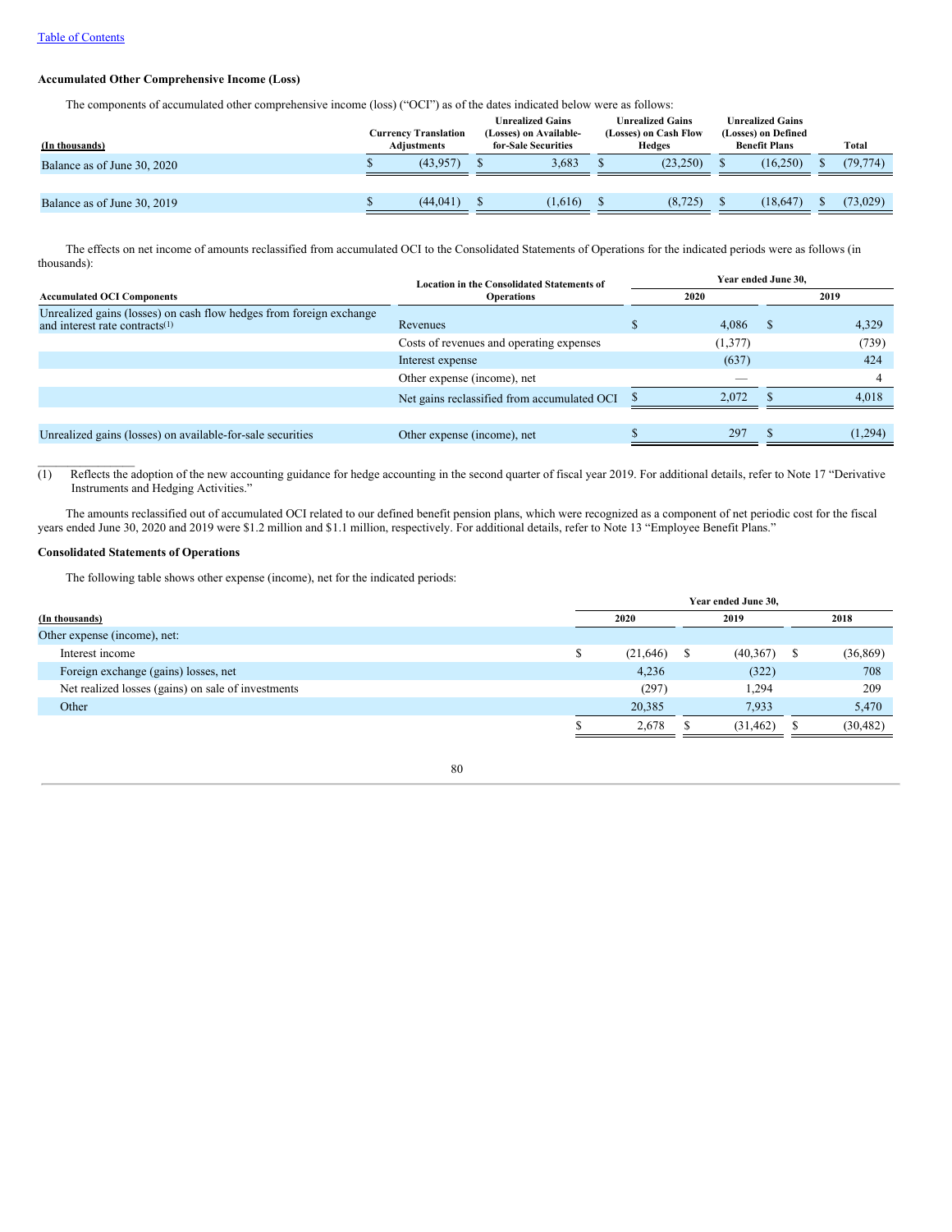[Table of Contents](#)

**Accumulated Other Comprehensive Income (Loss)**

The components of accumulated other comprehensive income (loss) ("OCI") as of the dates indicated below were as follows:

| (In thousands) | Currency Translation Adjustments | Unrealized Gains (Losses) on Available-for-Sale Securities | Unrealized Gains (Losses) on Cash Flow Hedges | Unrealized Gains (Losses) on Defined Benefit Plans | Total |
|---|---|---|---|---|---|
| Balance as of June 30, 2020 | $ (43,957) | $ 3,683 | $ (23,250) | $ (16,250) | $ (79,774) |
| Balance as of June 30, 2019 | $ (44,041) | $ (1,616) | $ (8,725) | $ (18,647) | $ (73,029) |

The effects on net income of amounts reclassified from accumulated OCI to the Consolidated Statements of Operations for the indicated periods were as follows (in thousands):

| Accumulated OCI Components | Location in the Consolidated Statements of Operations | Year ended June 30, 2020 | Year ended June 30, 2019 |
|---|---|---|---|
| Unrealized gains (losses) on cash flow hedges from foreign exchange and interest rate contracts[(1)] | Revenues | $ 4,086 | $ 4,329 |
| | Costs of revenues and operating expenses | (1,377) | (739) |
| | Interest expense | (637) | 424 |
| | Other expense (income), net | — | 4 |
| | Net gains reclassified from accumulated OCI | $ 2,072 | $ 4,018 |
| Unrealized gains (losses) on available-for-sale securities | Other expense (income), net | $ 297 | $ (1,294) |

(1) Reflects the adoption of the new accounting guidance for hedge accounting in the second quarter of fiscal year 2019. For additional details, refer to Note 17 "Derivative Instruments and Hedging Activities."

The amounts reclassified out of accumulated OCI related to our defined benefit pension plans, which were recognized as a component of net periodic cost for the fiscal years ended June 30, 2020 and 2019 were $1.2 million and $1.1 million, respectively. For additional details, refer to Note 13 "Employee Benefit Plans."

**Consolidated Statements of Operations**

The following table shows other expense (income), net for the indicated periods:

| (In thousands) | 2020 | 2019 | 2018 |
|---|---|---|---|
| Other expense (income), net: | | | |
| Interest income | $ (21,646) | $ (40,367) | $ (36,869) |
| Foreign exchange (gains) losses, net | 4,236 | (322) | 708 |
| Net realized losses (gains) on sale of investments | (297) | 1,294 | 209 |
| Other | 20,385 | 7,933 | 5,470 |
| | $ 2,678 | $ (31,462) | $ (30,482) |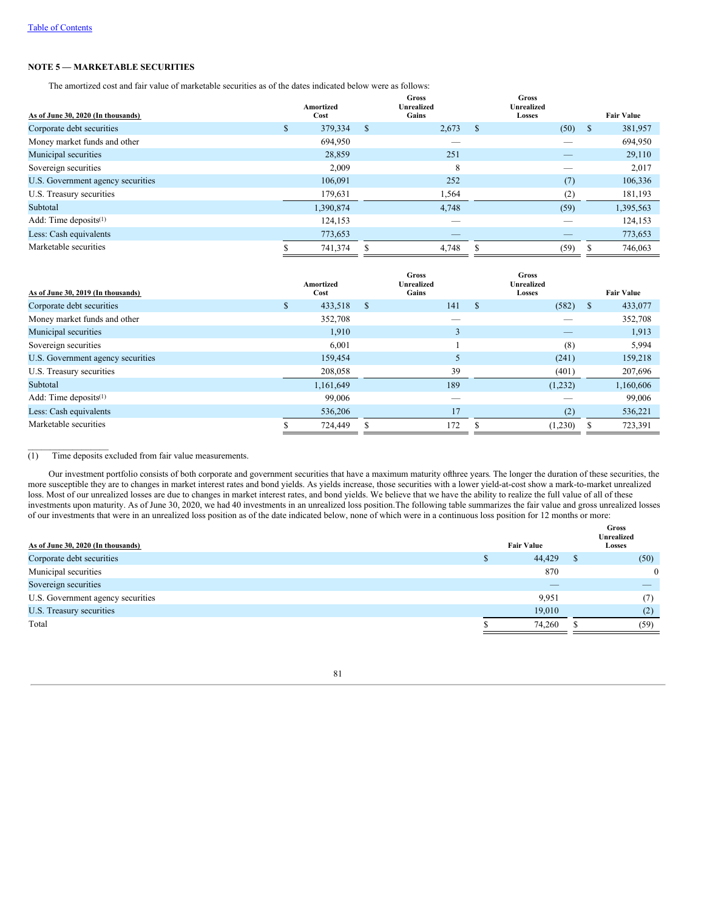## NOTE 5 — MARKETABLE SECURITIES

The amortized cost and fair value of marketable securities as of the dates indicated below were as follows:

| As of June 30, 2020 (In thousands) | Amortized Cost | Gross Unrealized Gains | Gross Unrealized Losses | Fair Value |
|---|---|---|---|---|
| Corporate debt securities | $ 379,334 | $ 2,673 | $ (50) | $ 381,957 |
| Money market funds and other | 694,950 | — | — | 694,950 |
| Municipal securities | 28,859 | 251 | — | 29,110 |
| Sovereign securities | 2,009 | 8 | — | 2,017 |
| U.S. Government agency securities | 106,091 | 252 | (7) | 106,336 |
| U.S. Treasury securities | 179,631 | 1,564 | (2) | 181,193 |
| Subtotal | 1,390,874 | 4,748 | (59) | 1,395,563 |
| Add: Time deposits(1) | 124,153 | — | — | 124,153 |
| Less: Cash equivalents | 773,653 | — | — | 773,653 |
| Marketable securities | $ 741,374 | $ 4,748 | $ (59) | $ 746,063 |

| As of June 30, 2019 (In thousands) | Amortized Cost | Gross Unrealized Gains | Gross Unrealized Losses | Fair Value |
|---|---|---|---|---|
| Corporate debt securities | $ 433,518 | $ 141 | $ (582) | $ 433,077 |
| Money market funds and other | 352,708 | — | — | 352,708 |
| Municipal securities | 1,910 | 3 | — | 1,913 |
| Sovereign securities | 6,001 | 1 | (8) | 5,994 |
| U.S. Government agency securities | 159,454 | 5 | (241) | 159,218 |
| U.S. Treasury securities | 208,058 | 39 | (401) | 207,696 |
| Subtotal | 1,161,649 | 189 | (1,232) | 1,160,606 |
| Add: Time deposits(1) | 99,006 | — | — | 99,006 |
| Less: Cash equivalents | 536,206 | 17 | (2) | 536,221 |
| Marketable securities | $ 724,449 | $ 172 | $ (1,230) | $ 723,391 |

(1) Time deposits excluded from fair value measurements.

Our investment portfolio consists of both corporate and government securities that have a maximum maturity ofthree years. The longer the duration of these securities, the more susceptible they are to changes in market interest rates and bond yields. As yields increase, those securities with a lower yield-at-cost show a mark-to-market unrealized loss. Most of our unrealized losses are due to changes in market interest rates, and bond yields. We believe that we have the ability to realize the full value of all of these investments upon maturity. As of June 30, 2020, we had 40 investments in an unrealized loss position.The following table summarizes the fair value and gross unrealized losses of our investments that were in an unrealized loss position as of the date indicated below, none of which were in a continuous loss position for 12 months or more:

| As of June 30, 2020 (In thousands) | Fair Value | Gross Unrealized Losses |
|---|---|---|
| Corporate debt securities | $ 44,429 | $ (50) |
| Municipal securities | 870 | 0 |
| Sovereign securities | — | — |
| U.S. Government agency securities | 9,951 | (7) |
| U.S. Treasury securities | 19,010 | (2) |
| Total | $ 74,260 | $ (59) |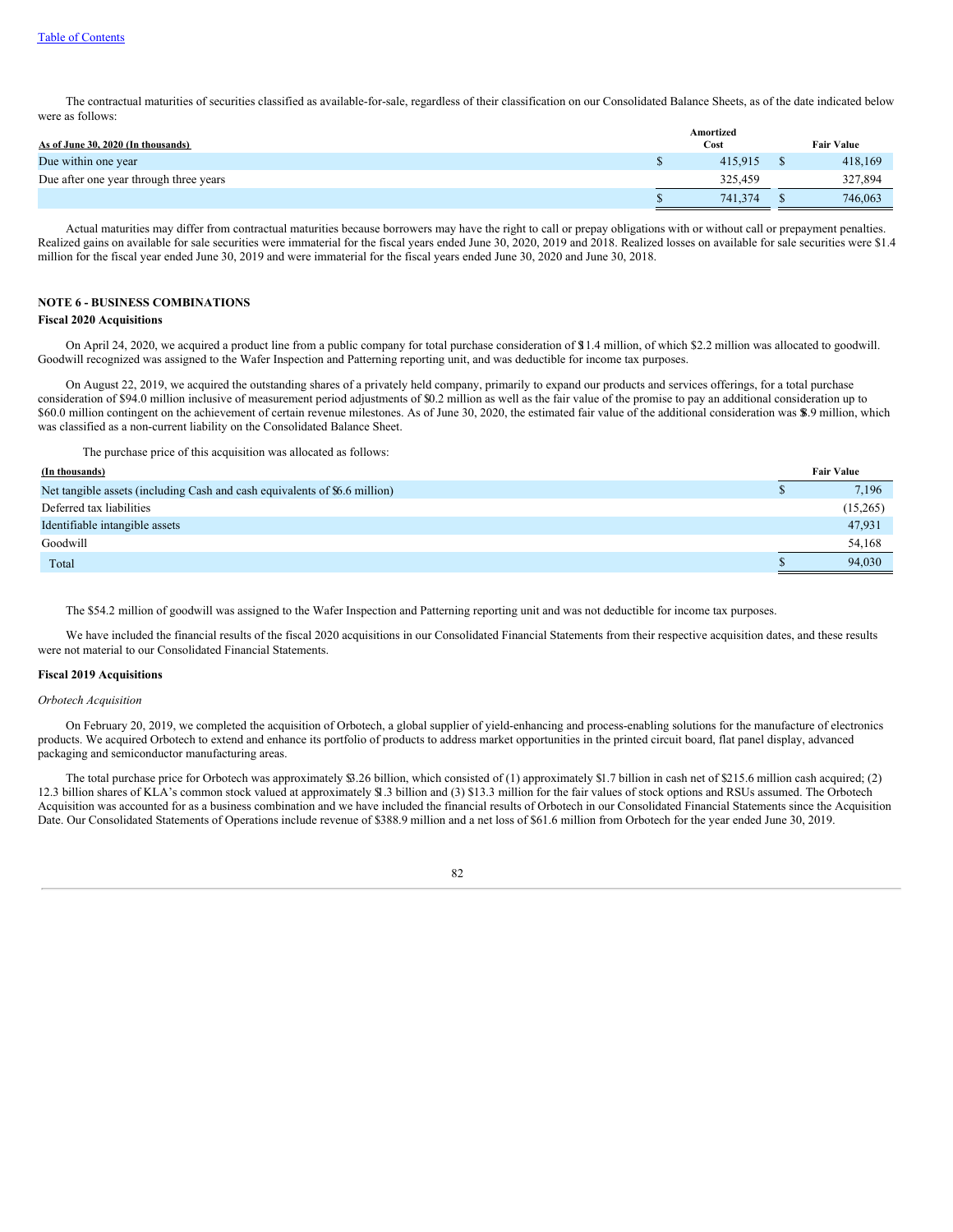The contractual maturities of securities classified as available-for-sale, regardless of their classification on our Consolidated Balance Sheets, as of the date indicated below were as follows:

| As of June 30, 2020 (In thousands) | Amortized Cost | Fair Value |
|---|---|---|
| Due within one year | $ 415,915 | $ 418,169 |
| Due after one year through three years | 325,459 | 327,894 |
| | $ 741,374 | $ 746,063 |

Actual maturities may differ from contractual maturities because borrowers may have the right to call or prepay obligations with or without call or prepayment penalties. Realized gains on available for sale securities were immaterial for the fiscal years ended June 30, 2020, 2019 and 2018. Realized losses on available for sale securities were $1.4 million for the fiscal year ended June 30, 2019 and were immaterial for the fiscal years ended June 30, 2020 and June 30, 2018.

## NOTE 6 - BUSINESS COMBINATIONS

### Fiscal 2020 Acquisitions

On April 24, 2020, we acquired a product line from a public company for total purchase consideration of $11.4 million, of which $2.2 million was allocated to goodwill. Goodwill recognized was assigned to the Wafer Inspection and Patterning reporting unit, and was deductible for income tax purposes.

On August 22, 2019, we acquired the outstanding shares of a privately held company, primarily to expand our products and services offerings, for a total purchase consideration of $94.0 million inclusive of measurement period adjustments of $0.2 million as well as the fair value of the promise to pay an additional consideration up to $60.0 million contingent on the achievement of certain revenue milestones. As of June 30, 2020, the estimated fair value of the additional consideration was $8.9 million, which was classified as a non-current liability on the Consolidated Balance Sheet.

The purchase price of this acquisition was allocated as follows:

| (In thousands) | Fair Value |
|---|---|
| Net tangible assets (including Cash and cash equivalents of $6.6 million) | $ 7,196 |
| Deferred tax liabilities | (15,265) |
| Identifiable intangible assets | 47,931 |
| Goodwill | 54,168 |
| Total | $ 94,030 |

The $54.2 million of goodwill was assigned to the Wafer Inspection and Patterning reporting unit and was not deductible for income tax purposes.

We have included the financial results of the fiscal 2020 acquisitions in our Consolidated Financial Statements from their respective acquisition dates, and these results were not material to our Consolidated Financial Statements.

### Fiscal 2019 Acquisitions

*Orbotech Acquisition*

On February 20, 2019, we completed the acquisition of Orbotech, a global supplier of yield-enhancing and process-enabling solutions for the manufacture of electronics products. We acquired Orbotech to extend and enhance its portfolio of products to address market opportunities in the printed circuit board, flat panel display, advanced packaging and semiconductor manufacturing areas.

The total purchase price for Orbotech was approximately $3.26 billion, which consisted of (1) approximately $1.7 billion in cash net of $215.6 million cash acquired; (2) 12.3 billion shares of KLA's common stock valued at approximately $1.3 billion and (3) $13.3 million for the fair values of stock options and RSUs assumed. The Orbotech Acquisition was accounted for as a business combination and we have included the financial results of Orbotech in our Consolidated Financial Statements since the Acquisition Date. Our Consolidated Statements of Operations include revenue of $388.9 million and a net loss of $61.6 million from Orbotech for the year ended June 30, 2019.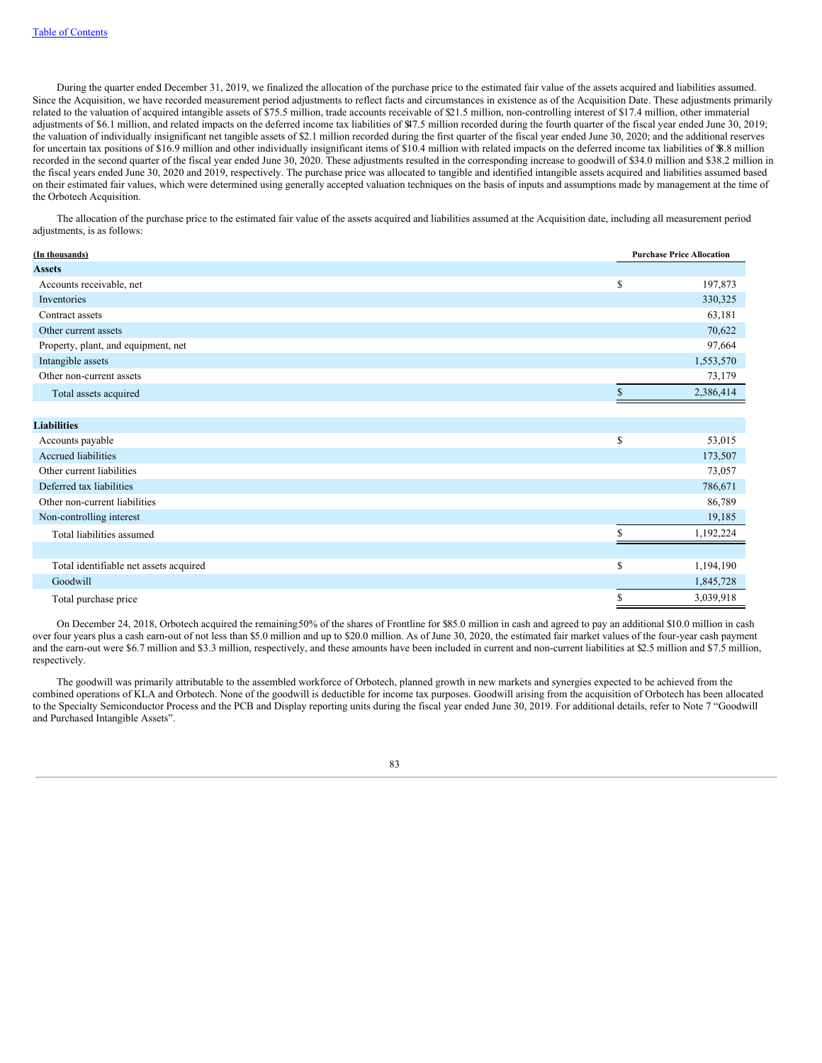During the quarter ended December 31, 2019, we finalized the allocation of the purchase price to the estimated fair value of the assets acquired and liabilities assumed. Since the Acquisition, we have recorded measurement period adjustments to reflect facts and circumstances in existence as of the Acquisition Date. These adjustments primarily related to the valuation of acquired intangible assets of $75.5 million, trade accounts receivable of $21.5 million, non-controlling interest of $17.4 million, other immaterial adjustments of $6.1 million, and related impacts on the deferred income tax liabilities of $47.5 million recorded during the fourth quarter of the fiscal year ended June 30, 2019; the valuation of individually insignificant net tangible assets of $2.1 million recorded during the first quarter of the fiscal year ended June 30, 2020; and the additional reserves for uncertain tax positions of $16.9 million and other individually insignificant items of $10.4 million with related impacts on the deferred income tax liabilities of $8.8 million recorded in the second quarter of the fiscal year ended June 30, 2020. These adjustments resulted in the corresponding increase to goodwill of $34.0 million and $38.2 million in the fiscal years ended June 30, 2020 and 2019, respectively. The purchase price was allocated to tangible and identified intangible assets acquired and liabilities assumed based on their estimated fair values, which were determined using generally accepted valuation techniques on the basis of inputs and assumptions made by management at the time of the Orbotech Acquisition.

The allocation of the purchase price to the estimated fair value of the assets acquired and liabilities assumed at the Acquisition date, including all measurement period adjustments, is as follows:

| (In thousands) | Purchase Price Allocation |
|---|---|
| **Assets** | |
| Accounts receivable, net | $ 197,873 |
| Inventories | 330,325 |
| Contract assets | 63,181 |
| Other current assets | 70,622 |
| Property, plant, and equipment, net | 97,664 |
| Intangible assets | 1,553,570 |
| Other non-current assets | 73,179 |
| Total assets acquired | $ 2,386,414 |
| | |
| **Liabilities** | |
| Accounts payable | $ 53,015 |
| Accrued liabilities | 173,507 |
| Other current liabilities | 73,057 |
| Deferred tax liabilities | 786,671 |
| Other non-current liabilities | 86,789 |
| Non-controlling interest | 19,185 |
| Total liabilities assumed | $ 1,192,224 |
| | |
| Total identifiable net assets acquired | $ 1,194,190 |
| Goodwill | 1,845,728 |
| Total purchase price | $ 3,039,918 |

On December 24, 2018, Orbotech acquired the remaining 50% of the shares of Frontline for $85.0 million in cash and agreed to pay an additional $10.0 million in cash over four years plus a cash earn-out of not less than $5.0 million and up to $20.0 million. As of June 30, 2020, the estimated fair market values of the four-year cash payment and the earn-out were $6.7 million and $3.3 million, respectively, and these amounts have been included in current and non-current liabilities at $2.5 million and $7.5 million, respectively.

The goodwill was primarily attributable to the assembled workforce of Orbotech, planned growth in new markets and synergies expected to be achieved from the combined operations of KLA and Orbotech. None of the goodwill is deductible for income tax purposes. Goodwill arising from the acquisition of Orbotech has been allocated to the Specialty Semiconductor Process and the PCB and Display reporting units during the fiscal year ended June 30, 2019. For additional details, refer to Note 7 "Goodwill and Purchased Intangible Assets".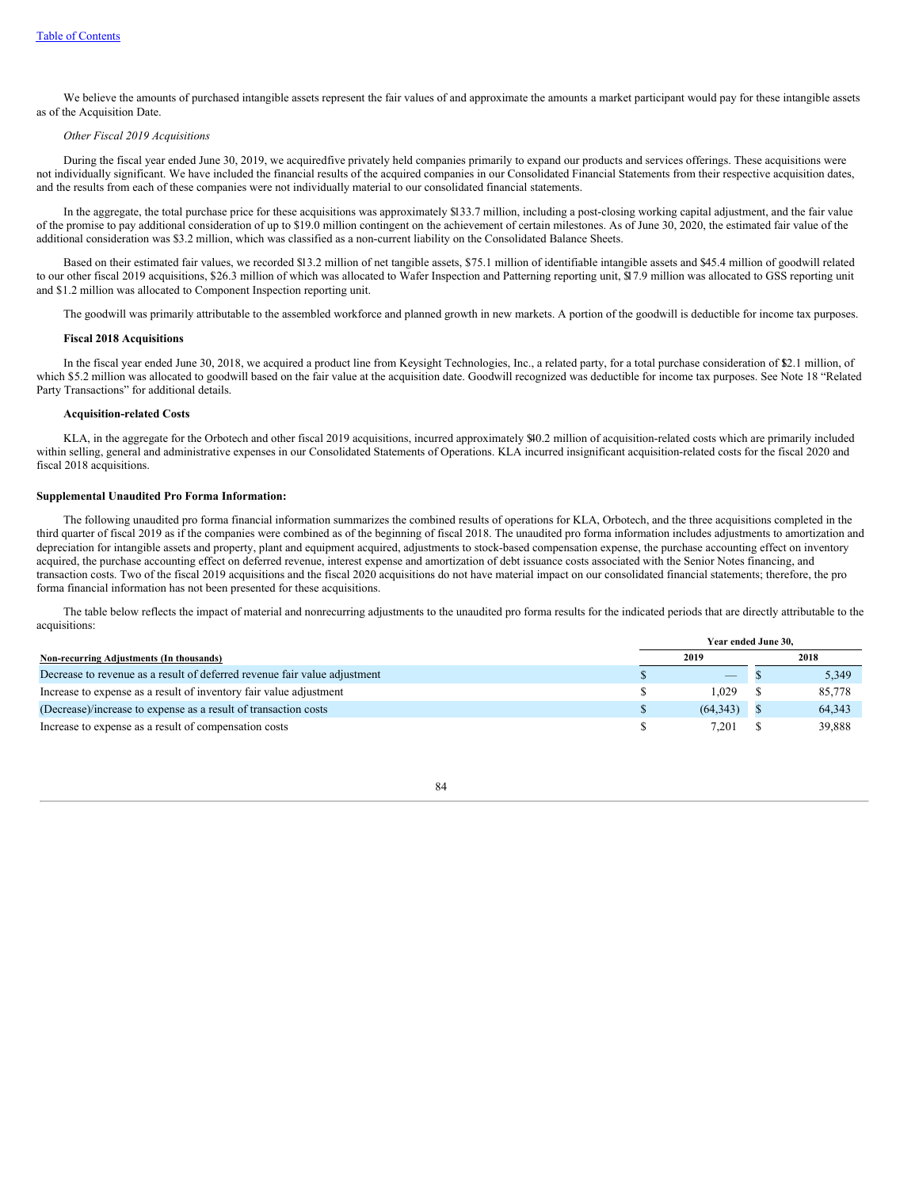We believe the amounts of purchased intangible assets represent the fair values of and approximate the amounts a market participant would pay for these intangible assets as of the Acquisition Date.

*Other Fiscal 2019 Acquisitions*

During the fiscal year ended June 30, 2019, we acquiredfive privately held companies primarily to expand our products and services offerings. These acquisitions were not individually significant. We have included the financial results of the acquired companies in our Consolidated Financial Statements from their respective acquisition dates, and the results from each of these companies were not individually material to our consolidated financial statements.

In the aggregate, the total purchase price for these acquisitions was approximately $133.7 million, including a post-closing working capital adjustment, and the fair value of the promise to pay additional consideration of up to $19.0 million contingent on the achievement of certain milestones. As of June 30, 2020, the estimated fair value of the additional consideration was $3.2 million, which was classified as a non-current liability on the Consolidated Balance Sheets.

Based on their estimated fair values, we recorded $13.2 million of net tangible assets, $75.1 million of identifiable intangible assets and $45.4 million of goodwill related to our other fiscal 2019 acquisitions, $26.3 million of which was allocated to Wafer Inspection and Patterning reporting unit, $17.9 million was allocated to GSS reporting unit and $1.2 million was allocated to Component Inspection reporting unit.

The goodwill was primarily attributable to the assembled workforce and planned growth in new markets. A portion of the goodwill is deductible for income tax purposes.

**Fiscal 2018 Acquisitions**

In the fiscal year ended June 30, 2018, we acquired a product line from Keysight Technologies, Inc., a related party, for a total purchase consideration of $12.1 million, of which $5.2 million was allocated to goodwill based on the fair value at the acquisition date. Goodwill recognized was deductible for income tax purposes. See Note 18 "Related Party Transactions" for additional details.

**Acquisition-related Costs**

KLA, in the aggregate for the Orbotech and other fiscal 2019 acquisitions, incurred approximately $40.2 million of acquisition-related costs which are primarily included within selling, general and administrative expenses in our Consolidated Statements of Operations. KLA incurred insignificant acquisition-related costs for the fiscal 2020 and fiscal 2018 acquisitions.

**Supplemental Unaudited Pro Forma Information:**

The following unaudited pro forma financial information summarizes the combined results of operations for KLA, Orbotech, and the three acquisitions completed in the third quarter of fiscal 2019 as if the companies were combined as of the beginning of fiscal 2018. The unaudited pro forma information includes adjustments to amortization and depreciation for intangible assets and property, plant and equipment acquired, adjustments to stock-based compensation expense, the purchase accounting effect on inventory acquired, the purchase accounting effect on deferred revenue, interest expense and amortization of debt issuance costs associated with the Senior Notes financing, and transaction costs. Two of the fiscal 2019 acquisitions and the fiscal 2020 acquisitions do not have material impact on our consolidated financial statements; therefore, the pro forma financial information has not been presented for these acquisitions.

The table below reflects the impact of material and nonrecurring adjustments to the unaudited pro forma results for the indicated periods that are directly attributable to the acquisitions:

| Non-recurring Adjustments (In thousands) | Year ended June 30, 2019 | Year ended June 30, 2018 |
|---|---|---|
| Decrease to revenue as a result of deferred revenue fair value adjustment | $ — | $ 5,349 |
| Increase to expense as a result of inventory fair value adjustment | $ 1,029 | $ 85,778 |
| (Decrease)/increase to expense as a result of transaction costs | $ (64,343) | $ 64,343 |
| Increase to expense as a result of compensation costs | $ 7,201 | $ 39,888 |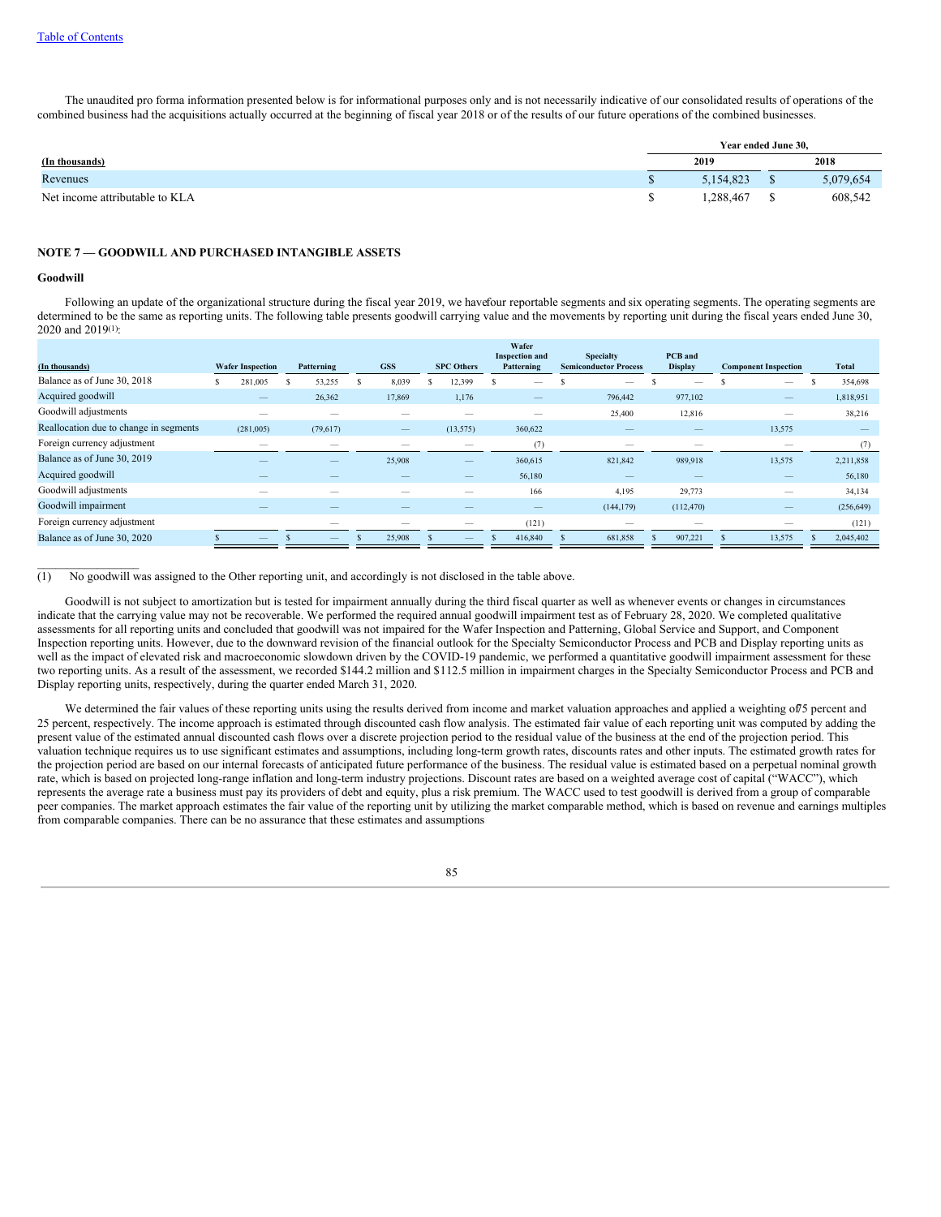The unaudited pro forma information presented below is for informational purposes only and is not necessarily indicative of our consolidated results of operations of the combined business had the acquisitions actually occurred at the beginning of fiscal year 2018 or of the results of our future operations of the combined businesses.

| | Year ended June 30, | |
|---|---|---|
| (In thousands) | 2019 | 2018 |
| Revenues | $ 5,154,823 | $ 5,079,654 |
| Net income attributable to KLA | $ 1,288,467 | $ 608,542 |

## NOTE 7 — GOODWILL AND PURCHASED INTANGIBLE ASSETS

### Goodwill

Following an update of the organizational structure during the fiscal year 2019, we have four reportable segments and six operating segments. The operating segments are determined to be the same as reporting units. The following table presents goodwill carrying value and the movements by reporting unit during the fiscal years ended June 30, 2020 and 2019[1]:

| (In thousands) | Wafer Inspection | Patterning | GSS | SPC Others | Wafer Inspection and Patterning | Specialty Semiconductor Process | PCB and Display | Component Inspection | Total |
|---|---|---|---|---|---|---|---|---|---|
| Balance as of June 30, 2018 | $ 281,005 | $ 53,255 | $ 8,039 | $ 12,399 | $ — | $ — | $ — | $ — | $ 354,698 |
| Acquired goodwill | — | 26,362 | 17,869 | 1,176 | — | 796,442 | 977,102 | — | 1,818,951 |
| Goodwill adjustments | — | — | — | — | — | 25,400 | 12,816 | — | 38,216 |
| Reallocation due to change in segments | (281,005) | (79,617) | — | (13,575) | 360,622 | — | — | 13,575 | — |
| Foreign currency adjustment | — | — | — | — | (7) | — | — | — | (7) |
| Balance as of June 30, 2019 | — | — | 25,908 | — | 360,615 | 821,842 | 989,918 | 13,575 | 2,211,858 |
| Acquired goodwill | — | — | — | — | 56,180 | — | — | — | 56,180 |
| Goodwill adjustments | — | — | — | — | 166 | 4,195 | 29,773 | — | 34,134 |
| Goodwill impairment | — | — | — | — | — | (144,179) | (112,470) | — | (256,649) |
| Foreign currency adjustment | | — | — | — | (121) | — | — | — | (121) |
| Balance as of June 30, 2020 | $ — | $ — | $ 25,908 | $ — | $ 416,840 | $ 681,858 | $ 907,221 | $ 13,575 | $ 2,045,402 |

(1) No goodwill was assigned to the Other reporting unit, and accordingly is not disclosed in the table above.

Goodwill is not subject to amortization but is tested for impairment annually during the third fiscal quarter as well as whenever events or changes in circumstances indicate that the carrying value may not be recoverable. We performed the required annual goodwill impairment test as of February 28, 2020. We completed qualitative assessments for all reporting units and concluded that goodwill was not impaired for the Wafer Inspection and Patterning, Global Service and Support, and Component Inspection reporting units. However, due to the downward revision of the financial outlook for the Specialty Semiconductor Process and PCB and Display reporting units as well as the impact of elevated risk and macroeconomic slowdown driven by the COVID-19 pandemic, we performed a quantitative goodwill impairment assessment for these two reporting units. As a result of the assessment, we recorded $144.2 million and $112.5 million in impairment charges in the Specialty Semiconductor Process and PCB and Display reporting units, respectively, during the quarter ended March 31, 2020.

We determined the fair values of these reporting units using the results derived from income and market valuation approaches and applied a weighting of 75 percent and 25 percent, respectively. The income approach is estimated through discounted cash flow analysis. The estimated fair value of each reporting unit was computed by adding the present value of the estimated annual discounted cash flows over a discrete projection period to the residual value of the business at the end of the projection period. This valuation technique requires us to use significant estimates and assumptions, including long-term growth rates, discounts rates and other inputs. The estimated growth rates for the projection period are based on our internal forecasts of anticipated future performance of the business. The residual value is estimated based on a perpetual nominal growth rate, which is based on projected long-range inflation and long-term industry projections. Discount rates are based on a weighted average cost of capital ("WACC"), which represents the average rate a business must pay its providers of debt and equity, plus a risk premium. The WACC used to test goodwill is derived from a group of comparable peer companies. The market approach estimates the fair value of the reporting unit by utilizing the market comparable method, which is based on revenue and earnings multiples from comparable companies. There can be no assurance that these estimates and assumptions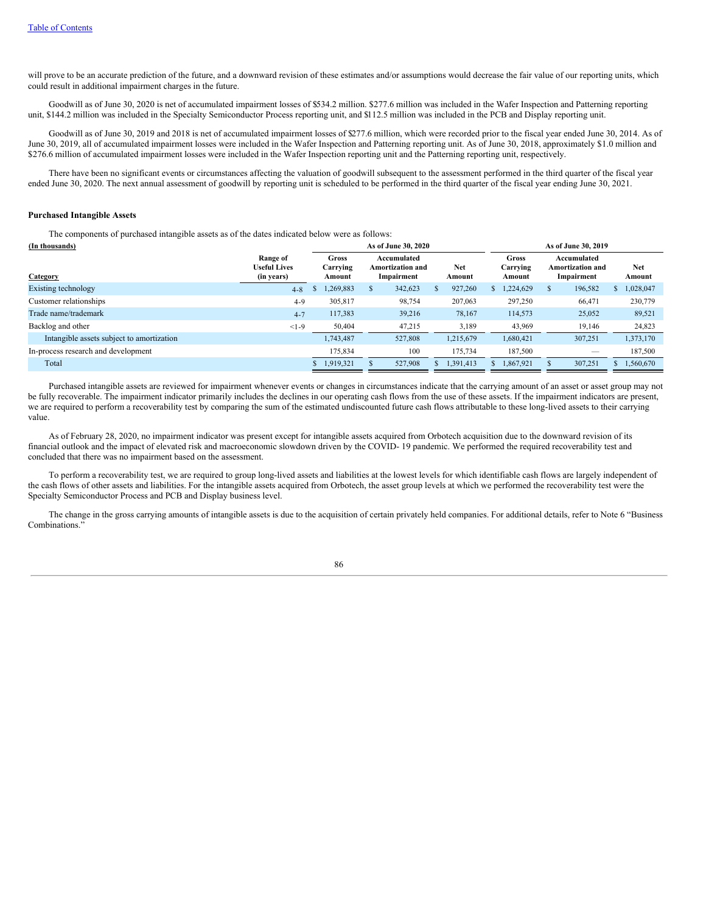will prove to be an accurate prediction of the future, and a downward revision of these estimates and/or assumptions would decrease the fair value of our reporting units, which could result in additional impairment charges in the future.

Goodwill as of June 30, 2020 is net of accumulated impairment losses of $534.2 million. $277.6 million was included in the Wafer Inspection and Patterning reporting unit, $144.2 million was included in the Specialty Semiconductor Process reporting unit, and $112.5 million was included in the PCB and Display reporting unit.

Goodwill as of June 30, 2019 and 2018 is net of accumulated impairment losses of $277.6 million, which were recorded prior to the fiscal year ended June 30, 2014. As of June 30, 2019, all of accumulated impairment losses were included in the Wafer Inspection and Patterning reporting unit. As of June 30, 2018, approximately $1.0 million and $276.6 million of accumulated impairment losses were included in the Wafer Inspection reporting unit and the Patterning reporting unit, respectively.

There have been no significant events or circumstances affecting the valuation of goodwill subsequent to the assessment performed in the third quarter of the fiscal year ended June 30, 2020. The next annual assessment of goodwill by reporting unit is scheduled to be performed in the third quarter of the fiscal year ending June 30, 2021.

**Purchased Intangible Assets**

The components of purchased intangible assets as of the dates indicated below were as follows:

| (In thousands) | | As of June 30, 2020 | | | As of June 30, 2019 | | |
|---|---|---|---|---|---|---|---|
| Category | Range of Useful Lives (in years) | Gross Carrying Amount | Accumulated Amortization and Impairment | Net Amount | Gross Carrying Amount | Accumulated Amortization and Impairment | Net Amount |
| Existing technology | 4-8 | $ 1,269,883 | $ 342,623 | $ 927,260 | $ 1,224,629 | $ 196,582 | $ 1,028,047 |
| Customer relationships | 4-9 | 305,817 | 98,754 | 207,063 | 297,250 | 66,471 | 230,779 |
| Trade name/trademark | 4-7 | 117,383 | 39,216 | 78,167 | 114,573 | 25,052 | 89,521 |
| Backlog and other | <1-9 | 50,404 | 47,215 | 3,189 | 43,969 | 19,146 | 24,823 |
| Intangible assets subject to amortization | | 1,743,487 | 527,808 | 1,215,679 | 1,680,421 | 307,251 | 1,373,170 |
| In-process research and development | | 175,834 | 100 | 175,734 | 187,500 | — | 187,500 |
| Total | | $ 1,919,321 | $ 527,908 | $ 1,391,413 | $ 1,867,921 | $ 307,251 | $ 1,560,670 |

Purchased intangible assets are reviewed for impairment whenever events or changes in circumstances indicate that the carrying amount of an asset or asset group may not be fully recoverable. The impairment indicator primarily includes the declines in our operating cash flows from the use of these assets. If the impairment indicators are present, we are required to perform a recoverability test by comparing the sum of the estimated undiscounted future cash flows attributable to these long-lived assets to their carrying value.

As of February 28, 2020, no impairment indicator was present except for intangible assets acquired from Orbotech acquisition due to the downward revision of its financial outlook and the impact of elevated risk and macroeconomic slowdown driven by the COVID- 19 pandemic. We performed the required recoverability test and concluded that there was no impairment based on the assessment.

To perform a recoverability test, we are required to group long-lived assets and liabilities at the lowest levels for which identifiable cash flows are largely independent of the cash flows of other assets and liabilities. For the intangible assets acquired from Orbotech, the asset group levels at which we performed the recoverability test were the Specialty Semiconductor Process and PCB and Display business level.

The change in the gross carrying amounts of intangible assets is due to the acquisition of certain privately held companies. For additional details, refer to Note 6 "Business Combinations."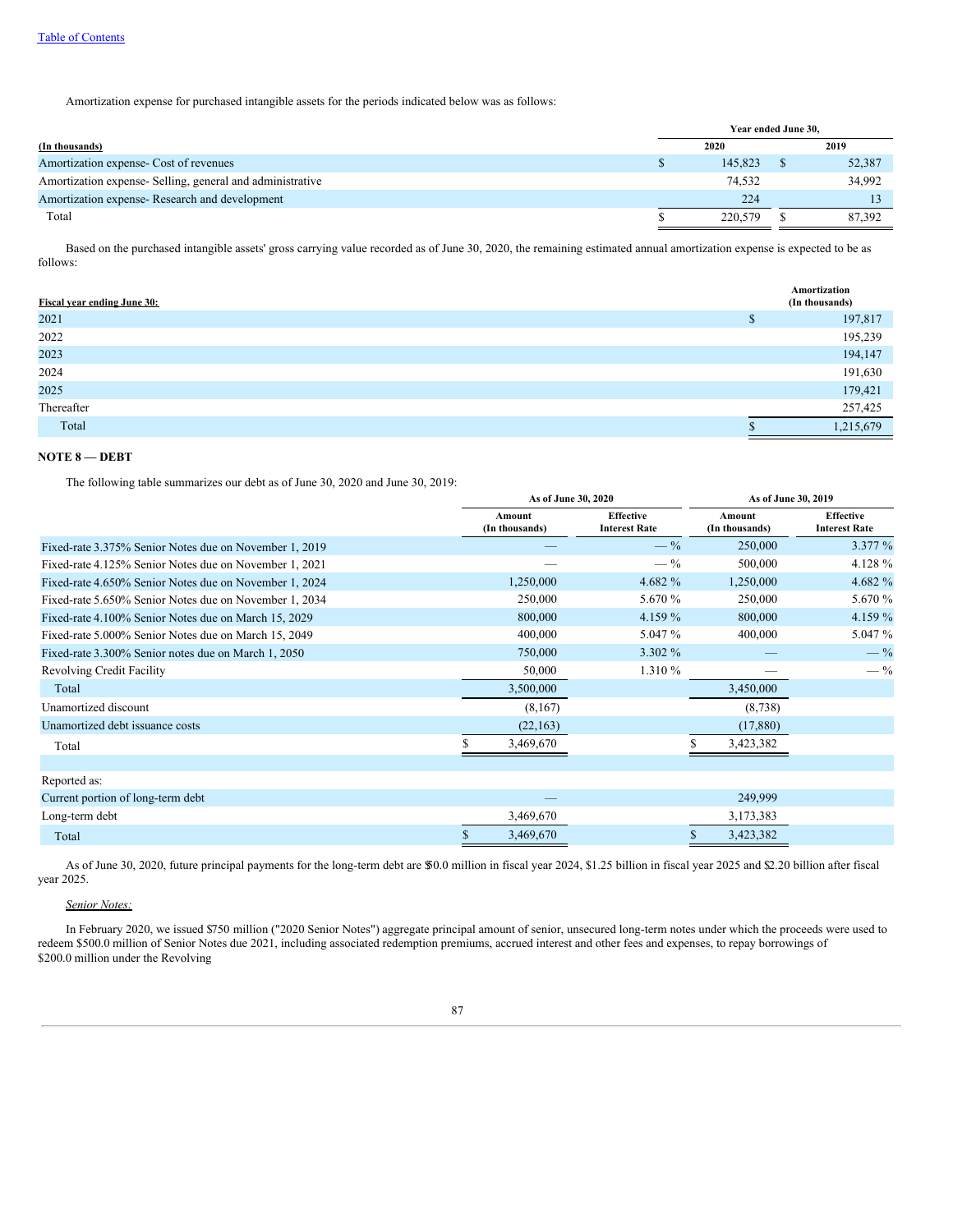Amortization expense for purchased intangible assets for the periods indicated below was as follows:

| (In thousands) | Year ended June 30, 2020 | Year ended June 30, 2019 |
|---|---|---|
| Amortization expense- Cost of revenues | $ 145,823 | $ 52,387 |
| Amortization expense- Selling, general and administrative | 74,532 | 34,992 |
| Amortization expense- Research and development | 224 | 13 |
| Total | $ 220,579 | $ 87,392 |

Based on the purchased intangible assets' gross carrying value recorded as of June 30, 2020, the remaining estimated annual amortization expense is expected to be as follows:

| Fiscal year ending June 30: | Amortization (In thousands) |
|---|---|
| 2021 | $ 197,817 |
| 2022 | 195,239 |
| 2023 | 194,147 |
| 2024 | 191,630 |
| 2025 | 179,421 |
| Thereafter | 257,425 |
| Total | $ 1,215,679 |

**NOTE 8 — DEBT**

The following table summarizes our debt as of June 30, 2020 and June 30, 2019:

| | As of June 30, 2020 | | As of June 30, 2019 | |
|---|---|---|---|---|
| | Amount (In thousands) | Effective Interest Rate | Amount (In thousands) | Effective Interest Rate |
| Fixed-rate 3.375% Senior Notes due on November 1, 2019 | — | — % | 250,000 | 3.377 % |
| Fixed-rate 4.125% Senior Notes due on November 1, 2021 | — | — % | 500,000 | 4.128 % |
| Fixed-rate 4.650% Senior Notes due on November 1, 2024 | 1,250,000 | 4.682 % | 1,250,000 | 4.682 % |
| Fixed-rate 5.650% Senior Notes due on November 1, 2034 | 250,000 | 5.670 % | 250,000 | 5.670 % |
| Fixed-rate 4.100% Senior Notes due on March 15, 2029 | 800,000 | 4.159 % | 800,000 | 4.159 % |
| Fixed-rate 5.000% Senior Notes due on March 15, 2049 | 400,000 | 5.047 % | 400,000 | 5.047 % |
| Fixed-rate 3.300% Senior notes due on March 1, 2050 | 750,000 | 3.302 % | — | — % |
| Revolving Credit Facility | 50,000 | 1.310 % | — | — % |
| Total | 3,500,000 | | 3,450,000 | |
| Unamortized discount | (8,167) | | (8,738) | |
| Unamortized debt issuance costs | (22,163) | | (17,880) | |
| Total | $ 3,469,670 | | $ 3,423,382 | |
| | | | | |
| Reported as: | | | | |
| Current portion of long-term debt | — | | 249,999 | |
| Long-term debt | 3,469,670 | | 3,173,383 | |
| Total | $ 3,469,670 | | $ 3,423,382 | |

As of June 30, 2020, future principal payments for the long-term debt are $50.0 million in fiscal year 2024, $1.25 billion in fiscal year 2025 and $2.20 billion after fiscal year 2025.

*Senior Notes:*

In February 2020, we issued $750 million ("2020 Senior Notes") aggregate principal amount of senior, unsecured long-term notes under which the proceeds were used to redeem $500.0 million of Senior Notes due 2021, including associated redemption premiums, accrued interest and other fees and expenses, to repay borrowings of $200.0 million under the Revolving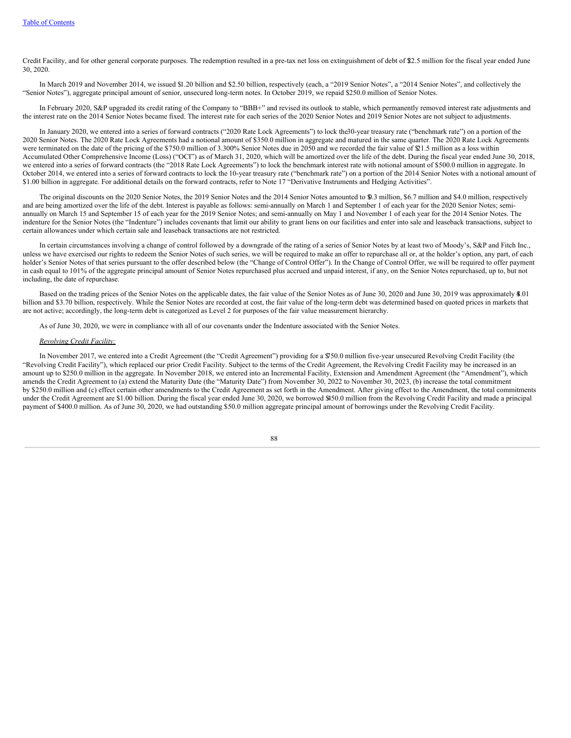Credit Facility, and for other general corporate purposes. The redemption resulted in a pre-tax net loss on extinguishment of debt of $2.5 million for the fiscal year ended June 30, 2020.

In March 2019 and November 2014, we issued $1.20 billion and $2.50 billion, respectively (each, a "2019 Senior Notes", a "2014 Senior Notes", and collectively the "Senior Notes"), aggregate principal amount of senior, unsecured long-term notes. In October 2019, we repaid $250.0 million of Senior Notes.

In February 2020, S&P upgraded its credit rating of the Company to "BBB+" and revised its outlook to stable, which permanently removed interest rate adjustments and the interest rate on the 2014 Senior Notes became fixed. The interest rate for each series of the 2020 Senior Notes and 2019 Senior Notes are not subject to adjustments.

In January 2020, we entered into a series of forward contracts ("2020 Rate Lock Agreements") to lock the 30-year treasury rate ("benchmark rate") on a portion of the 2020 Senior Notes. The 2020 Rate Lock Agreements had a notional amount of $350.0 million in aggregate and matured in the same quarter. The 2020 Rate Lock Agreements were terminated on the date of the pricing of the $750.0 million of 3.300% Senior Notes due in 2050 and we recorded the fair value of $21.5 million as a loss within Accumulated Other Comprehensive Income (Loss) ("OCI") as of March 31, 2020, which will be amortized over the life of the debt. During the fiscal year ended June 30, 2018, we entered into a series of forward contracts (the "2018 Rate Lock Agreements") to lock the benchmark interest rate with notional amount of $500.0 million in aggregate. In October 2014, we entered into a series of forward contracts to lock the 10-year treasury rate ("benchmark rate") on a portion of the 2014 Senior Notes with a notional amount of $1.00 billion in aggregate. For additional details on the forward contracts, refer to Note 17 "Derivative Instruments and Hedging Activities".

The original discounts on the 2020 Senior Notes, the 2019 Senior Notes and the 2014 Senior Notes amounted to $0.3 million, $6.7 million and $4.0 million, respectively and are being amortized over the life of the debt. Interest is payable as follows: semi-annually on March 1 and September 1 of each year for the 2020 Senior Notes; semi-annually on March 15 and September 15 of each year for the 2019 Senior Notes; and semi-annually on May 1 and November 1 of each year for the 2014 Senior Notes. The indenture for the Senior Notes (the "Indenture") includes covenants that limit our ability to grant liens on our facilities and enter into sale and leaseback transactions, subject to certain allowances under which certain sale and leaseback transactions are not restricted.

In certain circumstances involving a change of control followed by a downgrade of the rating of a series of Senior Notes by at least two of Moody's, S&P and Fitch Inc., unless we have exercised our rights to redeem the Senior Notes of such series, we will be required to make an offer to repurchase all or, at the holder's option, any part, of each holder's Senior Notes of that series pursuant to the offer described below (the "Change of Control Offer"). In the Change of Control Offer, we will be required to offer payment in cash equal to 101% of the aggregate principal amount of Senior Notes repurchased plus accrued and unpaid interest, if any, on the Senior Notes repurchased, up to, but not including, the date of repurchase.

Based on the trading prices of the Senior Notes on the applicable dates, the fair value of the Senior Notes as of June 30, 2020 and June 30, 2019 was approximately $5.01 billion and $3.70 billion, respectively. While the Senior Notes are recorded at cost, the fair value of the long-term debt was determined based on quoted prices in markets that are not active; accordingly, the long-term debt is categorized as Level 2 for purposes of the fair value measurement hierarchy.

As of June 30, 2020, we were in compliance with all of our covenants under the Indenture associated with the Senior Notes.

*Revolving Credit Facility:*

In November 2017, we entered into a Credit Agreement (the "Credit Agreement") providing for a $750.0 million five-year unsecured Revolving Credit Facility (the "Revolving Credit Facility"), which replaced our prior Credit Facility. Subject to the terms of the Credit Agreement, the Revolving Credit Facility may be increased in an amount up to $250.0 million in the aggregate. In November 2018, we entered into an Incremental Facility, Extension and Amendment Agreement (the "Amendment"), which amends the Credit Agreement to (a) extend the Maturity Date (the "Maturity Date") from November 30, 2022 to November 30, 2023, (b) increase the total commitment by $250.0 million and (c) effect certain other amendments to the Credit Agreement as set forth in the Amendment. After giving effect to the Amendment, the total commitments under the Credit Agreement are $1.00 billion. During the fiscal year ended June 30, 2020, we borrowed $450.0 million from the Revolving Credit Facility and made a principal payment of $400.0 million. As of June 30, 2020, we had outstanding $50.0 million aggregate principal amount of borrowings under the Revolving Credit Facility.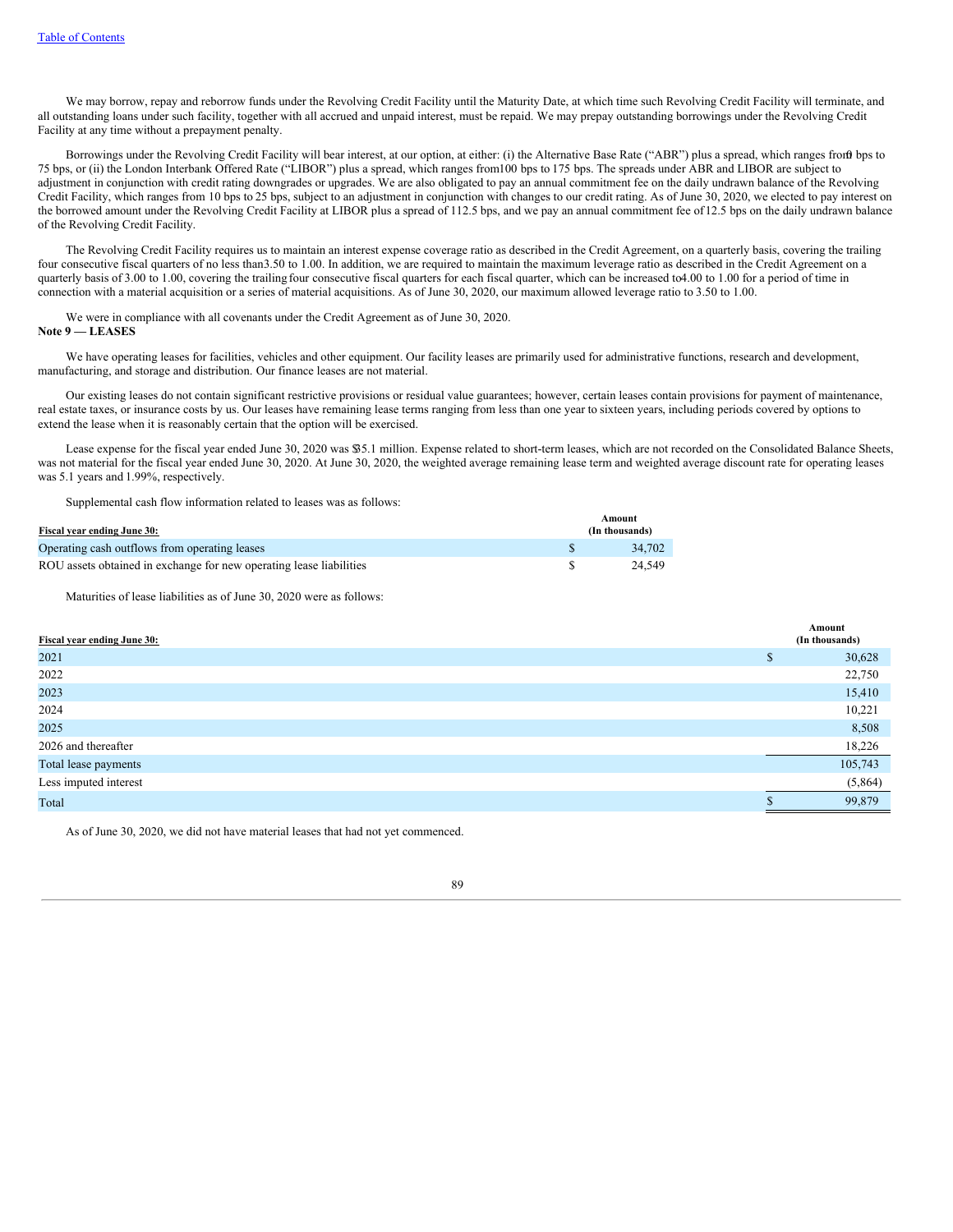We may borrow, repay and reborrow funds under the Revolving Credit Facility until the Maturity Date, at which time such Revolving Credit Facility will terminate, and all outstanding loans under such facility, together with all accrued and unpaid interest, must be repaid. We may prepay outstanding borrowings under the Revolving Credit Facility at any time without a prepayment penalty.

Borrowings under the Revolving Credit Facility will bear interest, at our option, at either: (i) the Alternative Base Rate ("ABR") plus a spread, which ranges from 0 bps to 75 bps, or (ii) the London Interbank Offered Rate ("LIBOR") plus a spread, which ranges from 100 bps to 175 bps. The spreads under ABR and LIBOR are subject to adjustment in conjunction with credit rating downgrades or upgrades. We are also obligated to pay an annual commitment fee on the daily undrawn balance of the Revolving Credit Facility, which ranges from 10 bps to 25 bps, subject to an adjustment in conjunction with changes to our credit rating. As of June 30, 2020, we elected to pay interest on the borrowed amount under the Revolving Credit Facility at LIBOR plus a spread of 112.5 bps, and we pay an annual commitment fee of 12.5 bps on the daily undrawn balance of the Revolving Credit Facility.

The Revolving Credit Facility requires us to maintain an interest expense coverage ratio as described in the Credit Agreement, on a quarterly basis, covering the trailing four consecutive fiscal quarters of no less than 3.50 to 1.00. In addition, we are required to maintain the maximum leverage ratio as described in the Credit Agreement on a quarterly basis of 3.00 to 1.00, covering the trailing four consecutive fiscal quarters for each fiscal quarter, which can be increased to 4.00 to 1.00 for a period of time in connection with a material acquisition or a series of material acquisitions. As of June 30, 2020, our maximum allowed leverage ratio to 3.50 to 1.00.

We were in compliance with all covenants under the Credit Agreement as of June 30, 2020.

**Note 9 — LEASES**

We have operating leases for facilities, vehicles and other equipment. Our facility leases are primarily used for administrative functions, research and development, manufacturing, and storage and distribution. Our finance leases are not material.

Our existing leases do not contain significant restrictive provisions or residual value guarantees; however, certain leases contain provisions for payment of maintenance, real estate taxes, or insurance costs by us. Our leases have remaining lease terms ranging from less than one year to sixteen years, including periods covered by options to extend the lease when it is reasonably certain that the option will be exercised.

Lease expense for the fiscal year ended June 30, 2020 was $35.1 million. Expense related to short-term leases, which are not recorded on the Consolidated Balance Sheets, was not material for the fiscal year ended June 30, 2020. At June 30, 2020, the weighted average remaining lease term and weighted average discount rate for operating leases was 5.1 years and 1.99%, respectively.

Supplemental cash flow information related to leases was as follows:

| Fiscal year ending June 30: | Amount (In thousands) |
|---|---|
| Operating cash outflows from operating leases | $ 34,702 |
| ROU assets obtained in exchange for new operating lease liabilities | $ 24,549 |

Maturities of lease liabilities as of June 30, 2020 were as follows:

| Fiscal year ending June 30: | Amount (In thousands) |
|---|---|
| 2021 | $ 30,628 |
| 2022 | 22,750 |
| 2023 | 15,410 |
| 2024 | 10,221 |
| 2025 | 8,508 |
| 2026 and thereafter | 18,226 |
| Total lease payments | 105,743 |
| Less imputed interest | (5,864) |
| Total | $ 99,879 |

As of June 30, 2020, we did not have material leases that had not yet commenced.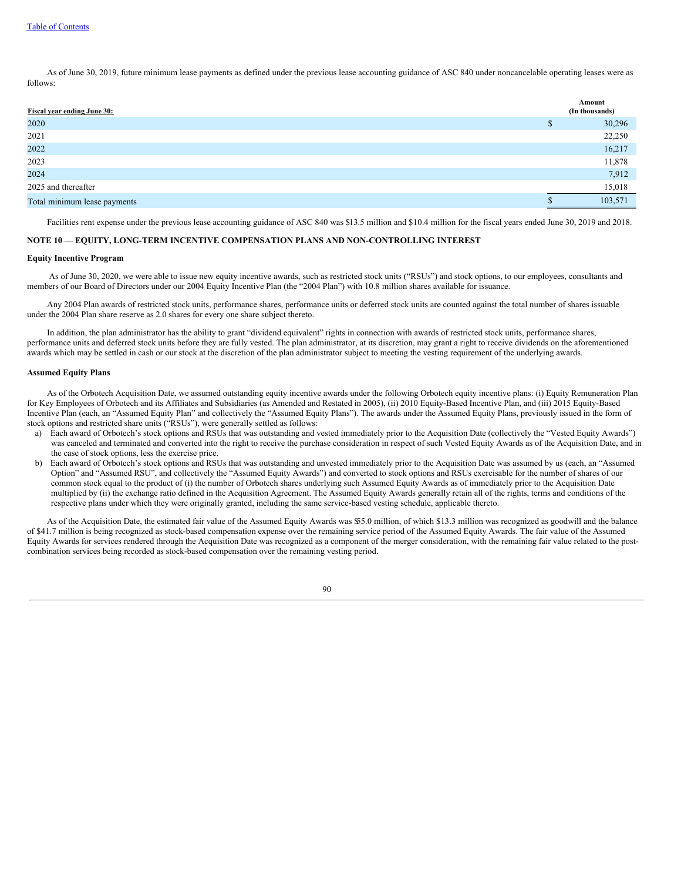As of June 30, 2019, future minimum lease payments as defined under the previous lease accounting guidance of ASC 840 under noncancelable operating leases were as follows:

| Fiscal year ending June 30: | Amount (In thousands) |
|---|---|
| 2020 | $ 30,296 |
| 2021 | 22,250 |
| 2022 | 16,217 |
| 2023 | 11,878 |
| 2024 | 7,912 |
| 2025 and thereafter | 15,018 |
| Total minimum lease payments | $ 103,571 |

Facilities rent expense under the previous lease accounting guidance of ASC 840 was $13.5 million and $10.4 million for the fiscal years ended June 30, 2019 and 2018.

## NOTE 10 — EQUITY, LONG-TERM INCENTIVE COMPENSATION PLANS AND NON-CONTROLLING INTEREST

### Equity Incentive Program

As of June 30, 2020, we were able to issue new equity incentive awards, such as restricted stock units ("RSUs") and stock options, to our employees, consultants and members of our Board of Directors under our 2004 Equity Incentive Plan (the "2004 Plan") with 10.8 million shares available for issuance.

Any 2004 Plan awards of restricted stock units, performance shares, performance units or deferred stock units are counted against the total number of shares issuable under the 2004 Plan share reserve as 2.0 shares for every one share subject thereto.

In addition, the plan administrator has the ability to grant "dividend equivalent" rights in connection with awards of restricted stock units, performance shares, performance units and deferred stock units before they are fully vested. The plan administrator, at its discretion, may grant a right to receive dividends on the aforementioned awards which may be settled in cash or our stock at the discretion of the plan administrator subject to meeting the vesting requirement of the underlying awards.

### Assumed Equity Plans

As of the Orbotech Acquisition Date, we assumed outstanding equity incentive awards under the following Orbotech equity incentive plans: (i) Equity Remuneration Plan for Key Employees of Orbotech and its Affiliates and Subsidiaries (as Amended and Restated in 2005), (ii) 2010 Equity-Based Incentive Plan, and (iii) 2015 Equity-Based Incentive Plan (each, an "Assumed Equity Plan" and collectively the "Assumed Equity Plans"). The awards under the Assumed Equity Plans, previously issued in the form of stock options and restricted share units ("RSUs"), were generally settled as follows:

a) Each award of Orbotech's stock options and RSUs that was outstanding and vested immediately prior to the Acquisition Date (collectively the "Vested Equity Awards") was canceled and terminated and converted into the right to receive the purchase consideration in respect of such Vested Equity Awards as of the Acquisition Date, and in the case of stock options, less the exercise price.
b) Each award of Orbotech's stock options and RSUs that was outstanding and unvested immediately prior to the Acquisition Date was assumed by us (each, an "Assumed Option" and "Assumed RSU", and collectively the "Assumed Equity Awards") and converted to stock options and RSUs exercisable for the number of shares of our common stock equal to the product of (i) the number of Orbotech shares underlying such Assumed Equity Awards as of immediately prior to the Acquisition Date multiplied by (ii) the exchange ratio defined in the Acquisition Agreement. The Assumed Equity Awards generally retain all of the rights, terms and conditions of the respective plans under which they were originally granted, including the same service-based vesting schedule, applicable thereto.

As of the Acquisition Date, the estimated fair value of the Assumed Equity Awards was $55.0 million, of which $13.3 million was recognized as goodwill and the balance of $41.7 million is being recognized as stock-based compensation expense over the remaining service period of the Assumed Equity Awards. The fair value of the Assumed Equity Awards for services rendered through the Acquisition Date was recognized as a component of the merger consideration, with the remaining fair value related to the post-combination services being recorded as stock-based compensation over the remaining vesting period.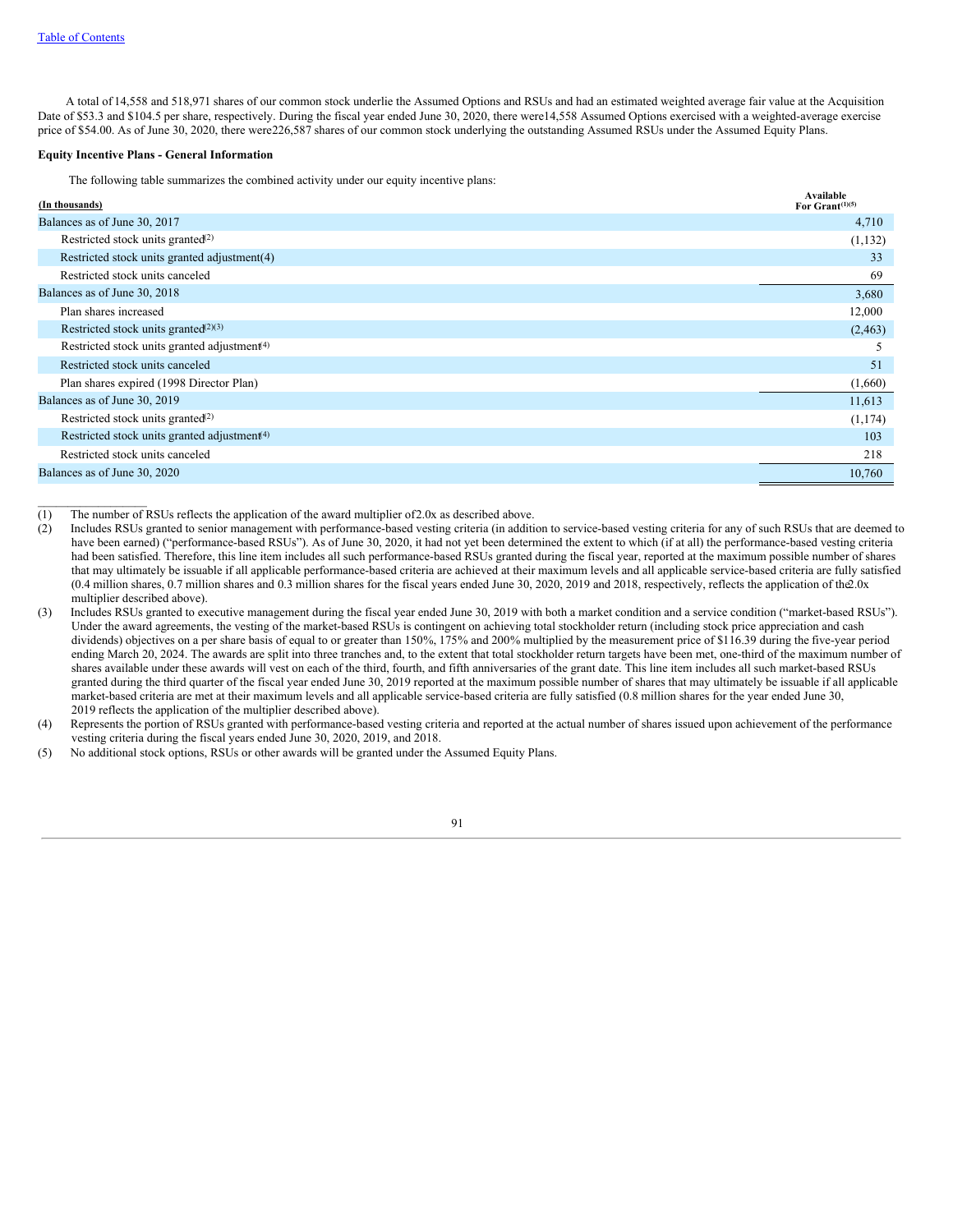A total of 14,558 and 518,971 shares of our common stock underlie the Assumed Options and RSUs and had an estimated weighted average fair value at the Acquisition Date of $53.3 and $104.5 per share, respectively. During the fiscal year ended June 30, 2020, there were 14,558 Assumed Options exercised with a weighted-average exercise price of $54.00. As of June 30, 2020, there were 226,587 shares of our common stock underlying the outstanding Assumed RSUs under the Assumed Equity Plans.

**Equity Incentive Plans - General Information**

The following table summarizes the combined activity under our equity incentive plans:

| (In thousands) | Available For Grant[(1)(5)] |
|---|---|
| Balances as of June 30, 2017 | 4,710 |
| Restricted stock units granted[(2)] | (1,132) |
| Restricted stock units granted adjustment(4) | 33 |
| Restricted stock units canceled | 69 |
| Balances as of June 30, 2018 | 3,680 |
| Plan shares increased | 12,000 |
| Restricted stock units granted[(2)(3)] | (2,463) |
| Restricted stock units granted adjustment[(4)] | 5 |
| Restricted stock units canceled | 51 |
| Plan shares expired (1998 Director Plan) | (1,660) |
| Balances as of June 30, 2019 | 11,613 |
| Restricted stock units granted[(2)] | (1,174) |
| Restricted stock units granted adjustment[(4)] | 103 |
| Restricted stock units canceled | 218 |
| Balances as of June 30, 2020 | 10,760 |

(1) The number of RSUs reflects the application of the award multiplier of 2.0x as described above.

(2) Includes RSUs granted to senior management with performance-based vesting criteria (in addition to service-based vesting criteria for any of such RSUs that are deemed to have been earned) ("performance-based RSUs"). As of June 30, 2020, it had not yet been determined the extent to which (if at all) the performance-based vesting criteria had been satisfied. Therefore, this line item includes all such performance-based RSUs granted during the fiscal year, reported at the maximum possible number of shares that may ultimately be issuable if all applicable performance-based criteria are achieved at their maximum levels and all applicable service-based criteria are fully satisfied (0.4 million shares, 0.7 million shares and 0.3 million shares for the fiscal years ended June 30, 2020, 2019 and 2018, respectively, reflects the application of the 2.0x multiplier described above).

(3) Includes RSUs granted to executive management during the fiscal year ended June 30, 2019 with both a market condition and a service condition ("market-based RSUs"). Under the award agreements, the vesting of the market-based RSUs is contingent on achieving total stockholder return (including stock price appreciation and cash dividends) objectives on a per share basis of equal to or greater than 150%, 175% and 200% multiplied by the measurement price of $116.39 during the five-year period ending March 20, 2024. The awards are split into three tranches and, to the extent that total stockholder return targets have been met, one-third of the maximum number of shares available under these awards will vest on each of the third, fourth, and fifth anniversaries of the grant date. This line item includes all such market-based RSUs granted during the third quarter of the fiscal year ended June 30, 2019 reported at the maximum possible number of shares that may ultimately be issuable if all applicable market-based criteria are met at their maximum levels and all applicable service-based criteria are fully satisfied (0.8 million shares for the year ended June 30, 2019 reflects the application of the multiplier described above).

(4) Represents the portion of RSUs granted with performance-based vesting criteria and reported at the actual number of shares issued upon achievement of the performance vesting criteria during the fiscal years ended June 30, 2020, 2019, and 2018.

(5) No additional stock options, RSUs or other awards will be granted under the Assumed Equity Plans.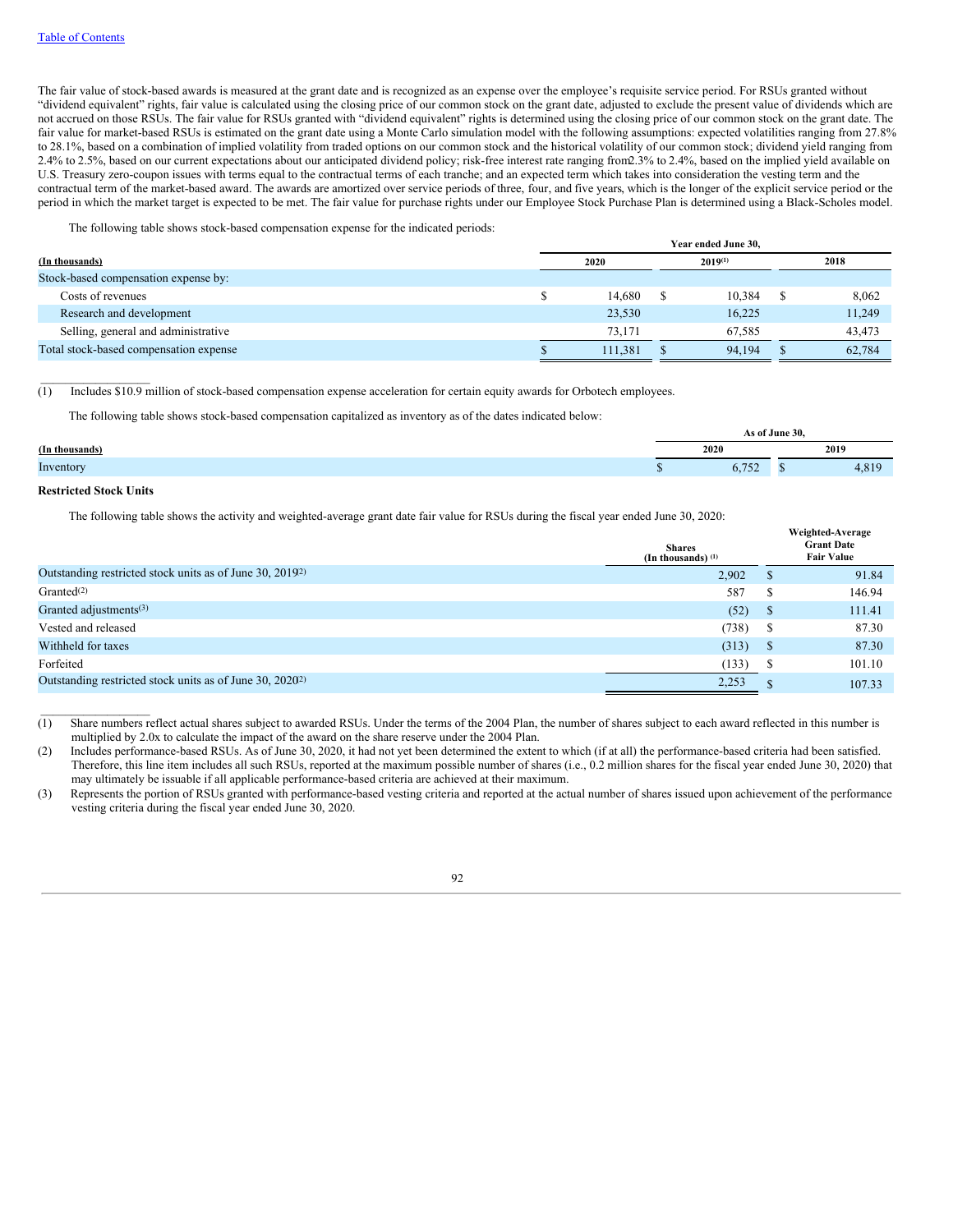The fair value of stock-based awards is measured at the grant date and is recognized as an expense over the employee's requisite service period. For RSUs granted without "dividend equivalent" rights, fair value is calculated using the closing price of our common stock on the grant date, adjusted to exclude the present value of dividends which are not accrued on those RSUs. The fair value for RSUs granted with "dividend equivalent" rights is determined using the closing price of our common stock on the grant date. The fair value for market-based RSUs is estimated on the grant date using a Monte Carlo simulation model with the following assumptions: expected volatilities ranging from 27.8% to 28.1%, based on a combination of implied volatility from traded options on our common stock and the historical volatility of our common stock; dividend yield ranging from 2.4% to 2.5%, based on our current expectations about our anticipated dividend policy; risk-free interest rate ranging from 2.3% to 2.4%, based on the implied yield available on U.S. Treasury zero-coupon issues with terms equal to the contractual terms of each tranche; and an expected term which takes into consideration the vesting term and the contractual term of the market-based award. The awards are amortized over service periods of three, four, and five years, which is the longer of the explicit service period or the period in which the market target is expected to be met. The fair value for purchase rights under our Employee Stock Purchase Plan is determined using a Black-Scholes model.

The following table shows stock-based compensation expense for the indicated periods:

| (In thousands) | Year ended June 30, 2020 | 2019[(1)] | 2018 |
|---|---|---|---|
| Stock-based compensation expense by: | | | |
| Costs of revenues | $ 14,680 | $ 10,384 | $ 8,062 |
| Research and development | 23,530 | 16,225 | 11,249 |
| Selling, general and administrative | 73,171 | 67,585 | 43,473 |
| Total stock-based compensation expense | $ 111,381 | $ 94,194 | $ 62,784 |

(1) Includes $10.9 million of stock-based compensation expense acceleration for certain equity awards for Orbotech employees.

The following table shows stock-based compensation capitalized as inventory as of the dates indicated below:

| (In thousands) | As of June 30, 2020 | 2019 |
|---|---|---|
| Inventory | $ 6,752 | $ 4,819 |

**Restricted Stock Units**

The following table shows the activity and weighted-average grant date fair value for RSUs during the fiscal year ended June 30, 2020:

| | Shares (In thousands) [(1)] | Weighted-Average Grant Date Fair Value |
|---|---|---|
| Outstanding restricted stock units as of June 30, 2019[(2)] | 2,902 | $ 91.84 |
| Granted[(2)] | 587 | $ 146.94 |
| Granted adjustments[(3)] | (52) | $ 111.41 |
| Vested and released | (738) | $ 87.30 |
| Withheld for taxes | (313) | $ 87.30 |
| Forfeited | (133) | $ 101.10 |
| Outstanding restricted stock units as of June 30, 2020[(2)] | 2,253 | $ 107.33 |

(1) Share numbers reflect actual shares subject to awarded RSUs. Under the terms of the 2004 Plan, the number of shares subject to each award reflected in this number is multiplied by 2.0x to calculate the impact of the award on the share reserve under the 2004 Plan.

(2) Includes performance-based RSUs. As of June 30, 2020, it had not yet been determined the extent to which (if at all) the performance-based criteria had been satisfied. Therefore, this line item includes all such RSUs, reported at the maximum possible number of shares (i.e., 0.2 million shares for the fiscal year ended June 30, 2020) that may ultimately be issuable if all applicable performance-based criteria are achieved at their maximum.

(3) Represents the portion of RSUs granted with performance-based vesting criteria and reported at the actual number of shares issued upon achievement of the performance vesting criteria during the fiscal year ended June 30, 2020.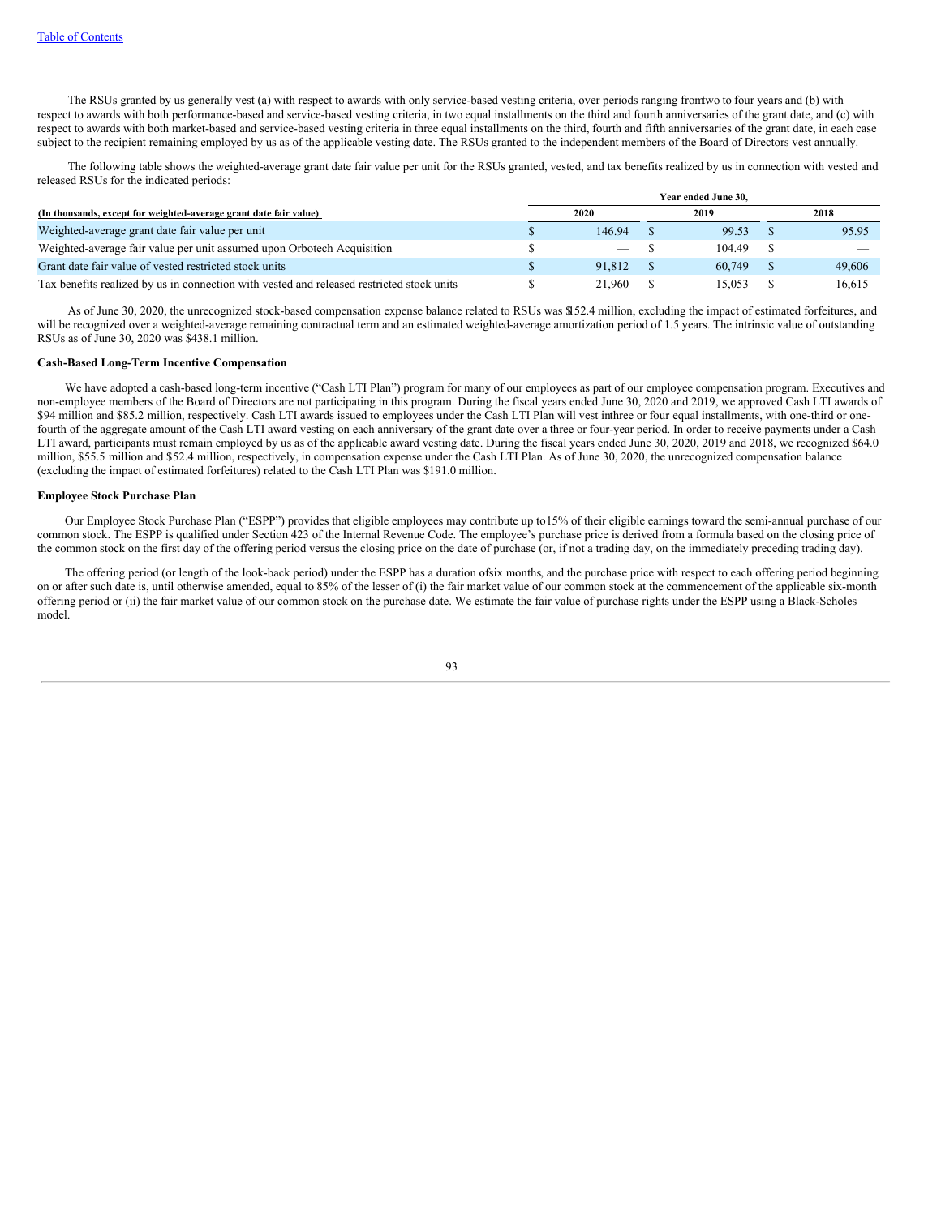The RSUs granted by us generally vest (a) with respect to awards with only service-based vesting criteria, over periods ranging from two to four years and (b) with respect to awards with both performance-based and service-based vesting criteria, in two equal installments on the third and fourth anniversaries of the grant date, and (c) with respect to awards with both market-based and service-based vesting criteria in three equal installments on the third, fourth and fifth anniversaries of the grant date, in each case subject to the recipient remaining employed by us as of the applicable vesting date. The RSUs granted to the independent members of the Board of Directors vest annually.

The following table shows the weighted-average grant date fair value per unit for the RSUs granted, vested, and tax benefits realized by us in connection with vested and released RSUs for the indicated periods:

| (In thousands, except for weighted-average grant date fair value) | Year ended June 30, 2020 | 2019 | 2018 |
|---|---|---|---|
| Weighted-average grant date fair value per unit | $ 146.94 | $ 99.53 | $ 95.95 |
| Weighted-average fair value per unit assumed upon Orbotech Acquisition | $ — | $ 104.49 | $ — |
| Grant date fair value of vested restricted stock units | $ 91,812 | $ 60,749 | $ 49,606 |
| Tax benefits realized by us in connection with vested and released restricted stock units | $ 21,960 | $ 15,053 | $ 16,615 |

As of June 30, 2020, the unrecognized stock-based compensation expense balance related to RSUs was $152.4 million, excluding the impact of estimated forfeitures, and will be recognized over a weighted-average remaining contractual term and an estimated weighted-average amortization period of 1.5 years. The intrinsic value of outstanding RSUs as of June 30, 2020 was $438.1 million.

**Cash-Based Long-Term Incentive Compensation**

We have adopted a cash-based long-term incentive ("Cash LTI Plan") program for many of our employees as part of our employee compensation program. Executives and non-employee members of the Board of Directors are not participating in this program. During the fiscal years ended June 30, 2020 and 2019, we approved Cash LTI awards of $94 million and $85.2 million, respectively. Cash LTI awards issued to employees under the Cash LTI Plan will vest in three or four equal installments, with one-third or one-fourth of the aggregate amount of the Cash LTI award vesting on each anniversary of the grant date over a three or four-year period. In order to receive payments under a Cash LTI award, participants must remain employed by us as of the applicable award vesting date. During the fiscal years ended June 30, 2020, 2019 and 2018, we recognized $64.0 million, $55.5 million and $52.4 million, respectively, in compensation expense under the Cash LTI Plan. As of June 30, 2020, the unrecognized compensation balance (excluding the impact of estimated forfeitures) related to the Cash LTI Plan was $191.0 million.

**Employee Stock Purchase Plan**

Our Employee Stock Purchase Plan ("ESPP") provides that eligible employees may contribute up to 15% of their eligible earnings toward the semi-annual purchase of our common stock. The ESPP is qualified under Section 423 of the Internal Revenue Code. The employee's purchase price is derived from a formula based on the closing price of the common stock on the first day of the offering period versus the closing price on the date of purchase (or, if not a trading day, on the immediately preceding trading day).

The offering period (or length of the look-back period) under the ESPP has a duration of six months, and the purchase price with respect to each offering period beginning on or after such date is, until otherwise amended, equal to 85% of the lesser of (i) the fair market value of our common stock at the commencement of the applicable six-month offering period or (ii) the fair market value of our common stock on the purchase date. We estimate the fair value of purchase rights under the ESPP using a Black-Scholes model.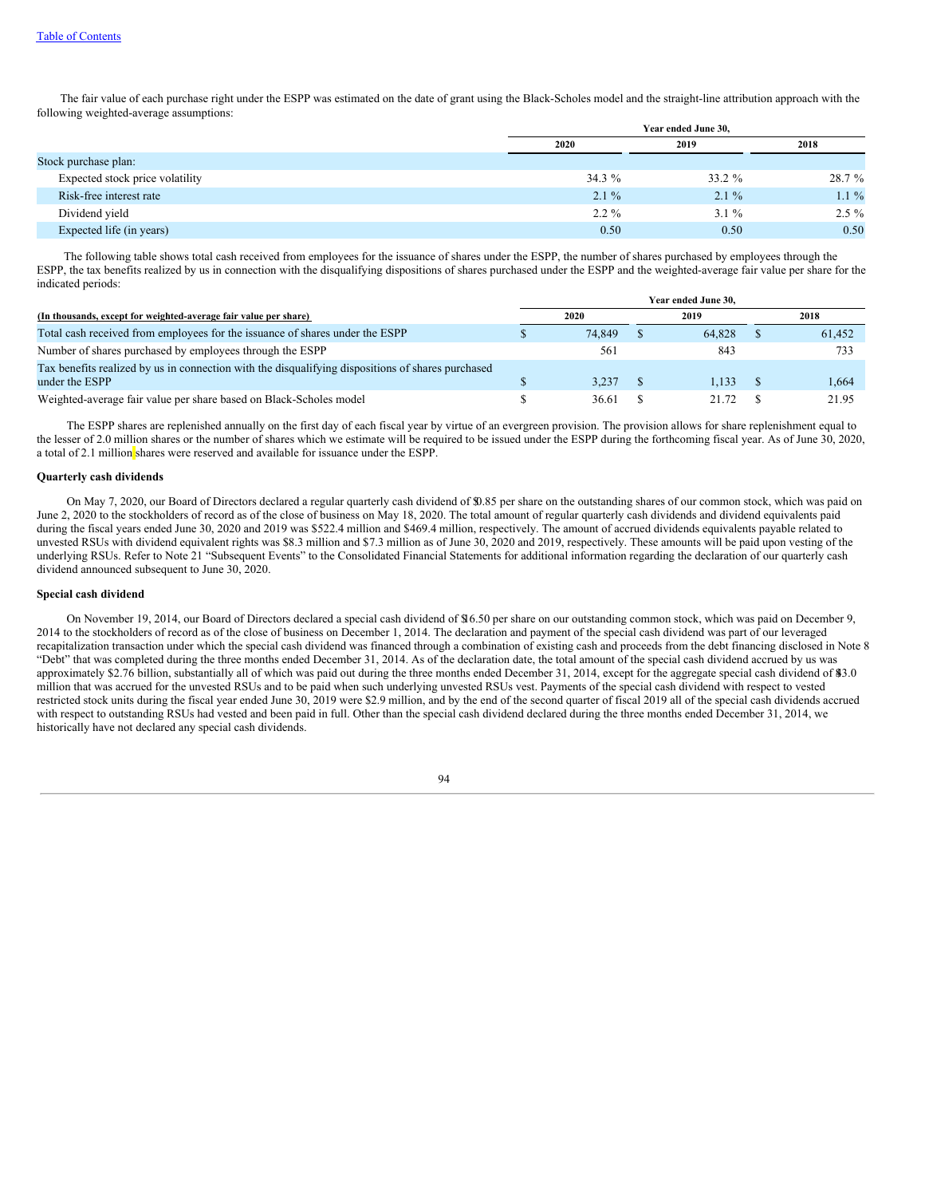The fair value of each purchase right under the ESPP was estimated on the date of grant using the Black-Scholes model and the straight-line attribution approach with the following weighted-average assumptions:

| | Year ended June 30, | | |
|---|---|---|---|
| | 2020 | 2019 | 2018 |
| Stock purchase plan: | | | |
| Expected stock price volatility | 34.3 % | 33.2 % | 28.7 % |
| Risk-free interest rate | 2.1 % | 2.1 % | 1.1 % |
| Dividend yield | 2.2 % | 3.1 % | 2.5 % |
| Expected life (in years) | 0.50 | 0.50 | 0.50 |

The following table shows total cash received from employees for the issuance of shares under the ESPP, the number of shares purchased by employees through the ESPP, the tax benefits realized by us in connection with the disqualifying dispositions of shares purchased under the ESPP and the weighted-average fair value per share for the indicated periods:

| | Year ended June 30, | | |
|---|---|---|---|
| **(In thousands, except for weighted-average fair value per share)** | 2020 | 2019 | 2018 |
| Total cash received from employees for the issuance of shares under the ESPP | $ 74,849 | $ 64,828 | $ 61,452 |
| Number of shares purchased by employees through the ESPP | 561 | 843 | 733 |
| Tax benefits realized by us in connection with the disqualifying dispositions of shares purchased under the ESPP | $ 3,237 | $ 1,133 | $ 1,664 |
| Weighted-average fair value per share based on Black-Scholes model | $ 36.61 | $ 21.72 | $ 21.95 |

The ESPP shares are replenished annually on the first day of each fiscal year by virtue of an evergreen provision. The provision allows for share replenishment equal to the lesser of 2.0 million shares or the number of shares which we estimate will be required to be issued under the ESPP during the forthcoming fiscal year. As of June 30, 2020, a total of 2.1 million shares were reserved and available for issuance under the ESPP.

**Quarterly cash dividends**

On May 7, 2020, our Board of Directors declared a regular quarterly cash dividend of $0.85 per share on the outstanding shares of our common stock, which was paid on June 2, 2020 to the stockholders of record as of the close of business on May 18, 2020. The total amount of regular quarterly cash dividends and dividend equivalents paid during the fiscal years ended June 30, 2020 and 2019 was $522.4 million and $469.4 million, respectively. The amount of accrued dividends equivalents payable related to unvested RSUs with dividend equivalent rights was $8.3 million and $7.3 million as of June 30, 2020 and 2019, respectively. These amounts will be paid upon vesting of the underlying RSUs. Refer to Note 21 "Subsequent Events" to the Consolidated Financial Statements for additional information regarding the declaration of our quarterly cash dividend announced subsequent to June 30, 2020.

**Special cash dividend**

On November 19, 2014, our Board of Directors declared a special cash dividend of $16.50 per share on our outstanding common stock, which was paid on December 9, 2014 to the stockholders of record as of the close of business on December 1, 2014. The declaration and payment of the special cash dividend was part of our leveraged recapitalization transaction under which the special cash dividend was financed through a combination of existing cash and proceeds from the debt financing disclosed in Note 8 "Debt" that was completed during the three months ended December 31, 2014. As of the declaration date, the total amount of the special cash dividend accrued by us was approximately $2.76 billion, substantially all of which was paid out during the three months ended December 31, 2014, except for the aggregate special cash dividend of $43.0 million that was accrued for the unvested RSUs and to be paid when such underlying unvested RSUs vest. Payments of the special cash dividend with respect to vested restricted stock units during the fiscal year ended June 30, 2019 were $2.9 million, and by the end of the second quarter of fiscal 2019 all of the special cash dividends accrued with respect to outstanding RSUs had vested and been paid in full. Other than the special cash dividend declared during the three months ended December 31, 2014, we historically have not declared any special cash dividends.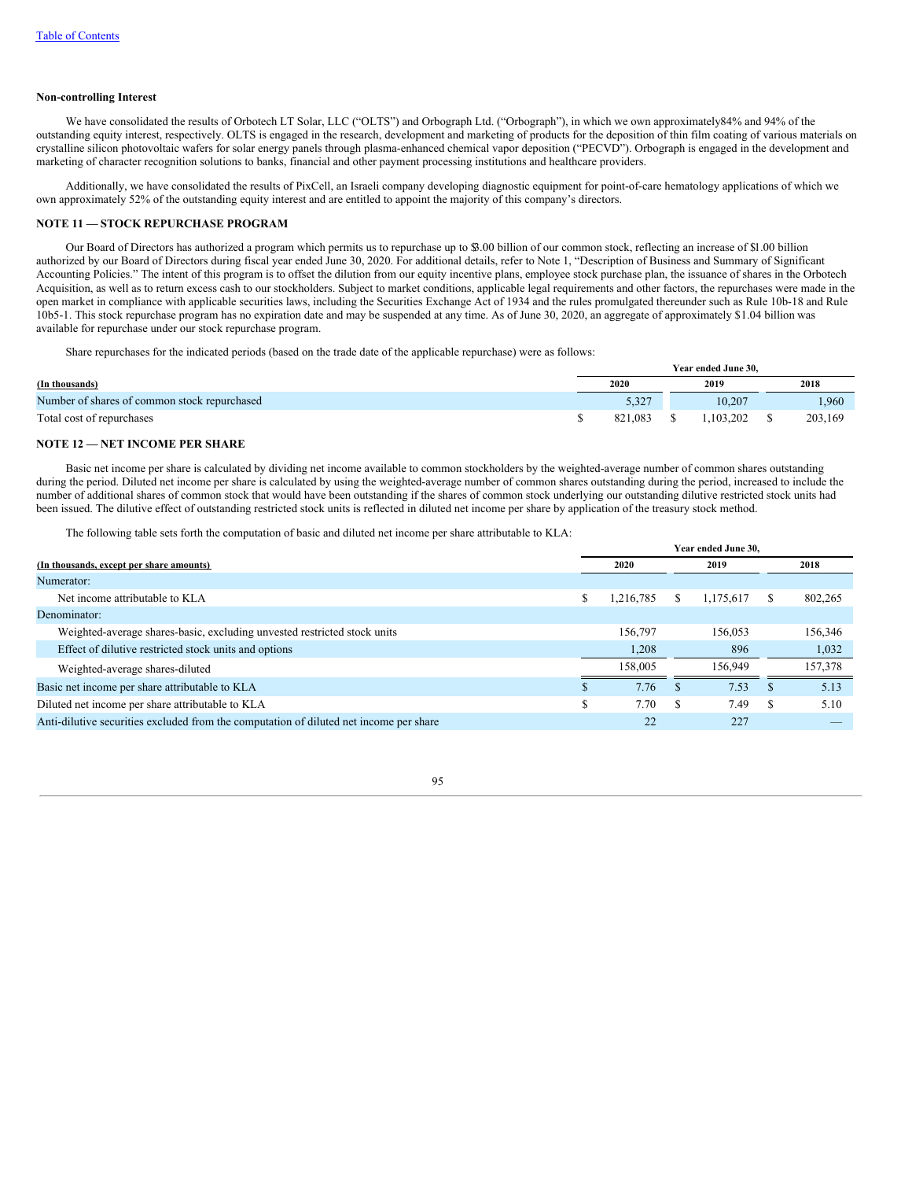**Non-controlling Interest**

We have consolidated the results of Orbotech LT Solar, LLC ("OLTS") and Orbograph Ltd. ("Orbograph"), in which we own approximately84% and 94% of the outstanding equity interest, respectively. OLTS is engaged in the research, development and marketing of products for the deposition of thin film coating of various materials on crystalline silicon photovoltaic wafers for solar energy panels through plasma-enhanced chemical vapor deposition ("PECVD"). Orbograph is engaged in the development and marketing of character recognition solutions to banks, financial and other payment processing institutions and healthcare providers.

Additionally, we have consolidated the results of PixCell, an Israeli company developing diagnostic equipment for point-of-care hematology applications of which we own approximately 52% of the outstanding equity interest and are entitled to appoint the majority of this company's directors.

## NOTE 11 — STOCK REPURCHASE PROGRAM

Our Board of Directors has authorized a program which permits us to repurchase up to $3.00 billion of our common stock, reflecting an increase of $1.00 billion authorized by our Board of Directors during fiscal year ended June 30, 2020. For additional details, refer to Note 1, "Description of Business and Summary of Significant Accounting Policies." The intent of this program is to offset the dilution from our equity incentive plans, employee stock purchase plan, the issuance of shares in the Orbotech Acquisition, as well as to return excess cash to our stockholders. Subject to market conditions, applicable legal requirements and other factors, the repurchases were made in the open market in compliance with applicable securities laws, including the Securities Exchange Act of 1934 and the rules promulgated thereunder such as Rule 10b-18 and Rule 10b5-1. This stock repurchase program has no expiration date and may be suspended at any time. As of June 30, 2020, an aggregate of approximately $1.04 billion was available for repurchase under our stock repurchase program.

Share repurchases for the indicated periods (based on the trade date of the applicable repurchase) were as follows:

| | Year ended June 30, | | |
|---|---|---|---|
| (In thousands) | 2020 | 2019 | 2018 |
| Number of shares of common stock repurchased | 5,327 | 10,207 | 1,960 |
| Total cost of repurchases | $ 821,083 | $ 1,103,202 | $ 203,169 |

## NOTE 12 — NET INCOME PER SHARE

Basic net income per share is calculated by dividing net income available to common stockholders by the weighted-average number of common shares outstanding during the period. Diluted net income per share is calculated by using the weighted-average number of common shares outstanding during the period, increased to include the number of additional shares of common stock that would have been outstanding if the shares of common stock underlying our outstanding dilutive restricted stock units had been issued. The dilutive effect of outstanding restricted stock units is reflected in diluted net income per share by application of the treasury stock method.

The following table sets forth the computation of basic and diluted net income per share attributable to KLA:

| | Year ended June 30, | | |
|---|---|---|---|
| (In thousands, except per share amounts) | 2020 | 2019 | 2018 |
| Numerator: | | | |
| Net income attributable to KLA | $ 1,216,785 | $ 1,175,617 | $ 802,265 |
| Denominator: | | | |
| Weighted-average shares-basic, excluding unvested restricted stock units | 156,797 | 156,053 | 156,346 |
| Effect of dilutive restricted stock units and options | 1,208 | 896 | 1,032 |
| Weighted-average shares-diluted | 158,005 | 156,949 | 157,378 |
| Basic net income per share attributable to KLA | $ 7.76 | $ 7.53 | $ 5.13 |
| Diluted net income per share attributable to KLA | $ 7.70 | $ 7.49 | $ 5.10 |
| Anti-dilutive securities excluded from the computation of diluted net income per share | 22 | 227 | — |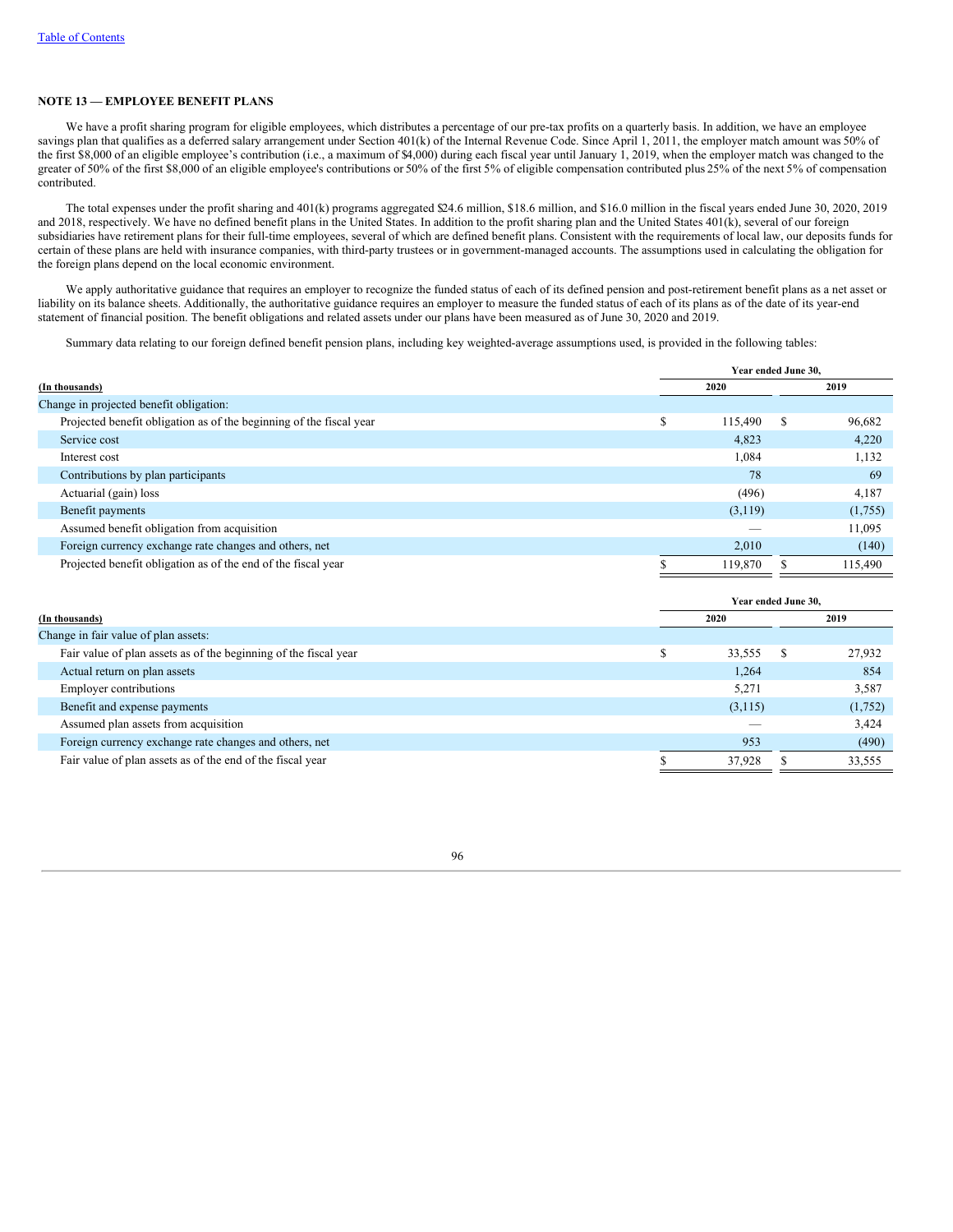## NOTE 13 — EMPLOYEE BENEFIT PLANS

We have a profit sharing program for eligible employees, which distributes a percentage of our pre-tax profits on a quarterly basis. In addition, we have an employee savings plan that qualifies as a deferred salary arrangement under Section 401(k) of the Internal Revenue Code. Since April 1, 2011, the employer match amount was 50% of the first $8,000 of an eligible employee's contribution (i.e., a maximum of $4,000) during each fiscal year until January 1, 2019, when the employer match was changed to the greater of 50% of the first $8,000 of an eligible employee's contributions or 50% of the first 5% of eligible compensation contributed plus 25% of the next 5% of compensation contributed.

The total expenses under the profit sharing and 401(k) programs aggregated $24.6 million, $18.6 million, and $16.0 million in the fiscal years ended June 30, 2020, 2019 and 2018, respectively. We have no defined benefit plans in the United States. In addition to the profit sharing plan and the United States 401(k), several of our foreign subsidiaries have retirement plans for their full-time employees, several of which are defined benefit plans. Consistent with the requirements of local law, our deposits funds for certain of these plans are held with insurance companies, with third-party trustees or in government-managed accounts. The assumptions used in calculating the obligation for the foreign plans depend on the local economic environment.

We apply authoritative guidance that requires an employer to recognize the funded status of each of its defined pension and post-retirement benefit plans as a net asset or liability on its balance sheets. Additionally, the authoritative guidance requires an employer to measure the funded status of each of its plans as of the date of its year-end statement of financial position. The benefit obligations and related assets under our plans have been measured as of June 30, 2020 and 2019.

Summary data relating to our foreign defined benefit pension plans, including key weighted-average assumptions used, is provided in the following tables:

| (In thousands) | Year ended June 30, 2020 | Year ended June 30, 2019 |
|---|---|---|
| Change in projected benefit obligation: | | |
| Projected benefit obligation as of the beginning of the fiscal year | $ 115,490 | $ 96,682 |
| Service cost | 4,823 | 4,220 |
| Interest cost | 1,084 | 1,132 |
| Contributions by plan participants | 78 | 69 |
| Actuarial (gain) loss | (496) | 4,187 |
| Benefit payments | (3,119) | (1,755) |
| Assumed benefit obligation from acquisition | — | 11,095 |
| Foreign currency exchange rate changes and others, net | 2,010 | (140) |
| Projected benefit obligation as of the end of the fiscal year | $ 119,870 | $ 115,490 |

| (In thousands) | Year ended June 30, 2020 | Year ended June 30, 2019 |
|---|---|---|
| Change in fair value of plan assets: | | |
| Fair value of plan assets as of the beginning of the fiscal year | $ 33,555 | $ 27,932 |
| Actual return on plan assets | 1,264 | 854 |
| Employer contributions | 5,271 | 3,587 |
| Benefit and expense payments | (3,115) | (1,752) |
| Assumed plan assets from acquisition | — | 3,424 |
| Foreign currency exchange rate changes and others, net | 953 | (490) |
| Fair value of plan assets as of the end of the fiscal year | $ 37,928 | $ 33,555 |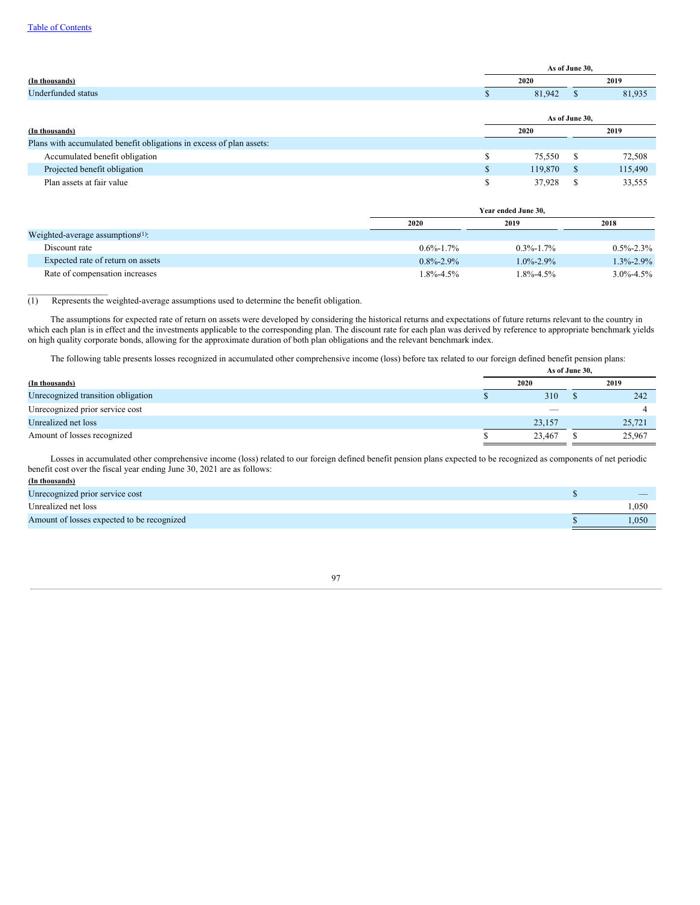| (In thousands) | As of June 30, 2020 | 2019 |
|---|---|---|
| Underfunded status | $ 81,942 | $ 81,935 |

| (In thousands) | As of June 30, 2020 | 2019 |
|---|---|---|
| Plans with accumulated benefit obligations in excess of plan assets: | | |
| Accumulated benefit obligation | $ 75,550 | $ 72,508 |
| Projected benefit obligation | $ 119,870 | $ 115,490 |
| Plan assets at fair value | $ 37,928 | $ 33,555 |

| | Year ended June 30, 2020 | 2019 | 2018 |
|---|---|---|---|
| Weighted-average assumptions[1]: | | | |
| Discount rate | 0.6%-1.7% | 0.3%-1.7% | 0.5%-2.3% |
| Expected rate of return on assets | 0.8%-2.9% | 1.0%-2.9% | 1.3%-2.9% |
| Rate of compensation increases | 1.8%-4.5% | 1.8%-4.5% | 3.0%-4.5% |

(1) Represents the weighted-average assumptions used to determine the benefit obligation.

The assumptions for expected rate of return on assets were developed by considering the historical returns and expectations of future returns relevant to the country in which each plan is in effect and the investments applicable to the corresponding plan. The discount rate for each plan was derived by reference to appropriate benchmark yields on high quality corporate bonds, allowing for the approximate duration of both plan obligations and the relevant benchmark index.

The following table presents losses recognized in accumulated other comprehensive income (loss) before tax related to our foreign defined benefit pension plans:

| (In thousands) | As of June 30, 2020 | 2019 |
|---|---|---|
| Unrecognized transition obligation | $ 310 | $ 242 |
| Unrecognized prior service cost | — | 4 |
| Unrealized net loss | 23,157 | 25,721 |
| Amount of losses recognized | $ 23,467 | $ 25,967 |

Losses in accumulated other comprehensive income (loss) related to our foreign defined benefit pension plans expected to be recognized as components of net periodic benefit cost over the fiscal year ending June 30, 2021 are as follows:

| (In thousands) | |
|---|---|
| Unrecognized prior service cost | $ — |
| Unrealized net loss | 1,050 |
| Amount of losses expected to be recognized | $ 1,050 |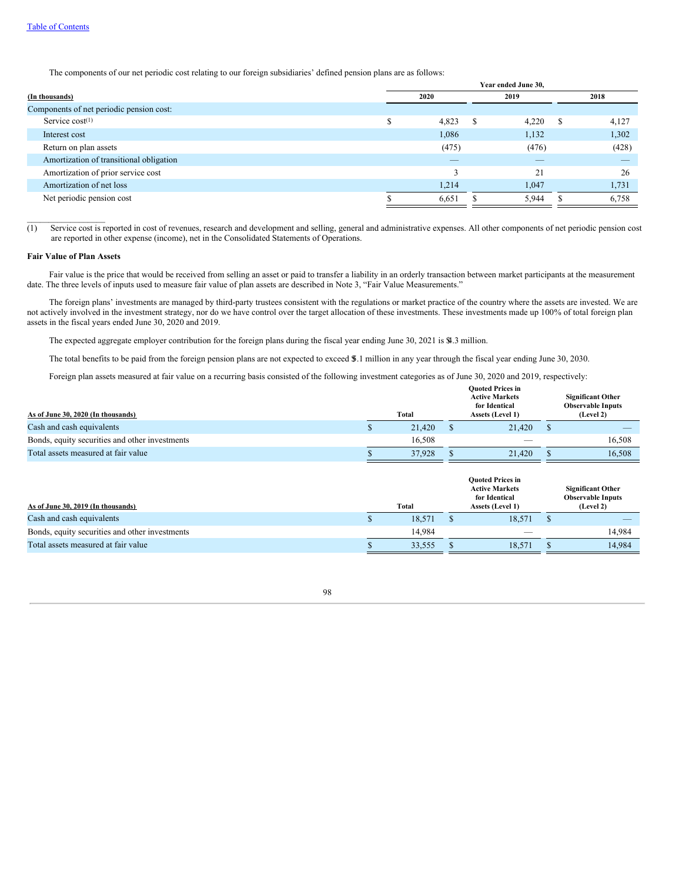The components of our net periodic cost relating to our foreign subsidiaries' defined pension plans are as follows:

| (In thousands) | Year ended June 30, 2020 | 2019 | 2018 |
|---|---|---|---|
| Components of net periodic pension cost: | | | |
| Service cost[1] | $ 4,823 | $ 4,220 | $ 4,127 |
| Interest cost | 1,086 | 1,132 | 1,302 |
| Return on plan assets | (475) | (476) | (428) |
| Amortization of transitional obligation | — | — | — |
| Amortization of prior service cost | 3 | 21 | 26 |
| Amortization of net loss | 1,214 | 1,047 | 1,731 |
| Net periodic pension cost | $ 6,651 | $ 5,944 | $ 6,758 |

(1) Service cost is reported in cost of revenues, research and development and selling, general and administrative expenses. All other components of net periodic pension cost are reported in other expense (income), net in the Consolidated Statements of Operations.

**Fair Value of Plan Assets**

Fair value is the price that would be received from selling an asset or paid to transfer a liability in an orderly transaction between market participants at the measurement date. The three levels of inputs used to measure fair value of plan assets are described in Note 3, "Fair Value Measurements."

The foreign plans' investments are managed by third-party trustees consistent with the regulations or market practice of the country where the assets are invested. We are not actively involved in the investment strategy, nor do we have control over the target allocation of these investments. These investments made up 100% of total foreign plan assets in the fiscal years ended June 30, 2020 and 2019.

The expected aggregate employer contribution for the foreign plans during the fiscal year ending June 30, 2021 is $4.3 million.

The total benefits to be paid from the foreign pension plans are not expected to exceed $5.1 million in any year through the fiscal year ending June 30, 2030.

Foreign plan assets measured at fair value on a recurring basis consisted of the following investment categories as of June 30, 2020 and 2019, respectively:

| As of June 30, 2020 (In thousands) | Total | Quoted Prices in Active Markets for Identical Assets (Level 1) | Significant Other Observable Inputs (Level 2) |
|---|---|---|---|
| Cash and cash equivalents | $ 21,420 | $ 21,420 | $ — |
| Bonds, equity securities and other investments | 16,508 | — | 16,508 |
| Total assets measured at fair value | $ 37,928 | $ 21,420 | $ 16,508 |

| As of June 30, 2019 (In thousands) | Total | Quoted Prices in Active Markets for Identical Assets (Level 1) | Significant Other Observable Inputs (Level 2) |
|---|---|---|---|
| Cash and cash equivalents | $ 18,571 | $ 18,571 | $ — |
| Bonds, equity securities and other investments | 14,984 | — | 14,984 |
| Total assets measured at fair value | $ 33,555 | $ 18,571 | $ 14,984 |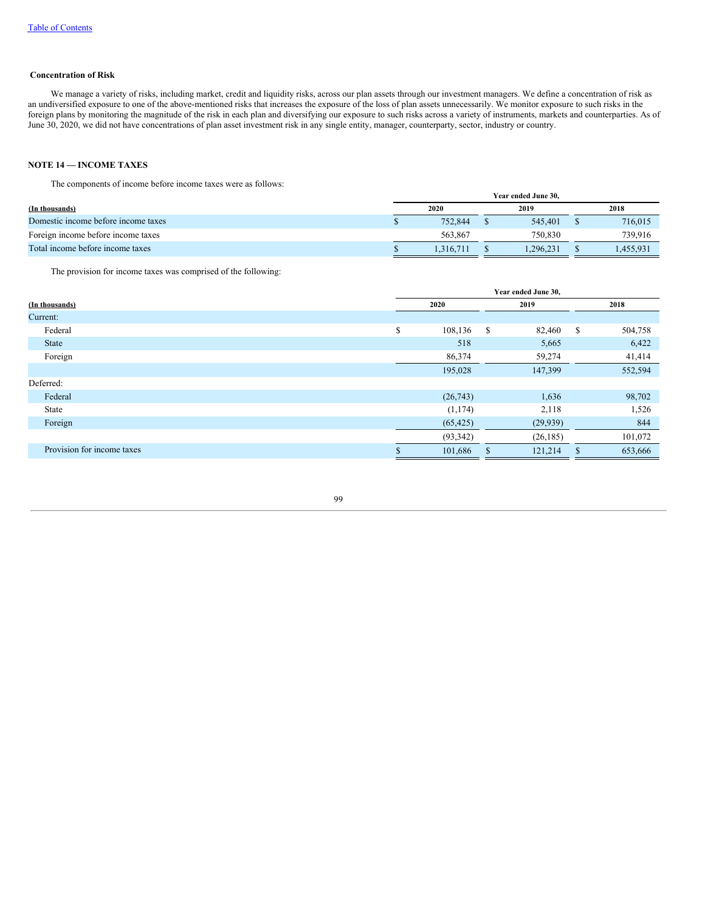### Concentration of Risk

We manage a variety of risks, including market, credit and liquidity risks, across our plan assets through our investment managers. We define a concentration of risk as an undiversified exposure to one of the above-mentioned risks that increases the exposure of the loss of plan assets unnecessarily. We monitor exposure to such risks in the foreign plans by monitoring the magnitude of the risk in each plan and diversifying our exposure to such risks across a variety of instruments, markets and counterparties. As of June 30, 2020, we did not have concentrations of plan asset investment risk in any single entity, manager, counterparty, sector, industry or country.

## NOTE 14 — INCOME TAXES

The components of income before income taxes were as follows:

| | Year ended June 30, | | |
|---|---|---|---|
| (In thousands) | 2020 | 2019 | 2018 |
| Domestic income before income taxes | $ 752,844 | $ 545,401 | $ 716,015 |
| Foreign income before income taxes | 563,867 | 750,830 | 739,916 |
| Total income before income taxes | $ 1,316,711 | $ 1,296,231 | $ 1,455,931 |

The provision for income taxes was comprised of the following:

| | Year ended June 30, | | |
|---|---|---|---|
| (In thousands) | 2020 | 2019 | 2018 |
| Current: | | | |
| Federal | $ 108,136 | $ 82,460 | $ 504,758 |
| State | 518 | 5,665 | 6,422 |
| Foreign | 86,374 | 59,274 | 41,414 |
| | 195,028 | 147,399 | 552,594 |
| Deferred: | | | |
| Federal | (26,743) | 1,636 | 98,702 |
| State | (1,174) | 2,118 | 1,526 |
| Foreign | (65,425) | (29,939) | 844 |
| | (93,342) | (26,185) | 101,072 |
| Provision for income taxes | $ 101,686 | $ 121,214 | $ 653,666 |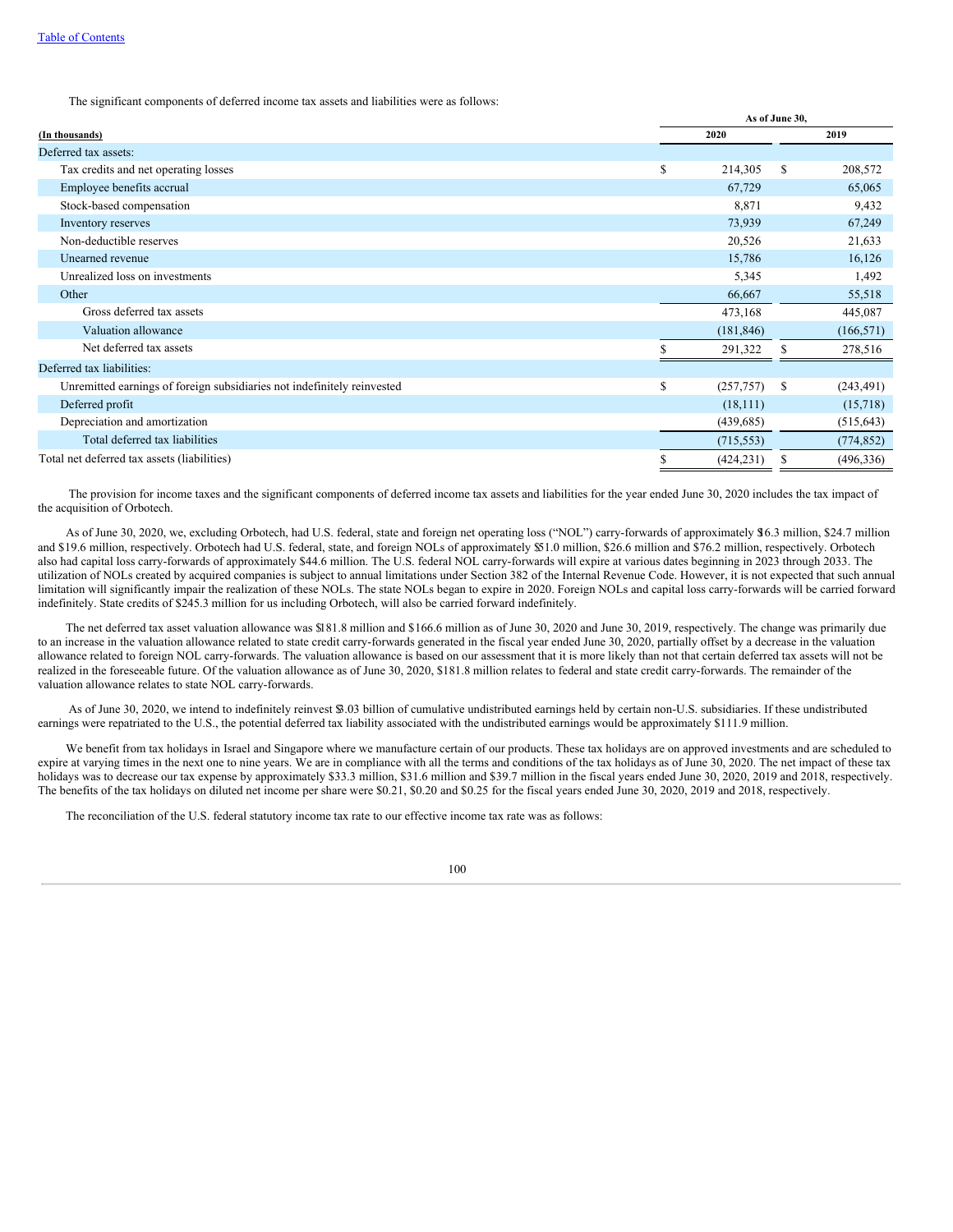The significant components of deferred income tax assets and liabilities were as follows:

| | As of June 30, | |
|---|---|---|
| (In thousands) | 2020 | 2019 |
| Deferred tax assets: | | |
| Tax credits and net operating losses | $ 214,305 | $ 208,572 |
| Employee benefits accrual | 67,729 | 65,065 |
| Stock-based compensation | 8,871 | 9,432 |
| Inventory reserves | 73,939 | 67,249 |
| Non-deductible reserves | 20,526 | 21,633 |
| Unearned revenue | 15,786 | 16,126 |
| Unrealized loss on investments | 5,345 | 1,492 |
| Other | 66,667 | 55,518 |
| Gross deferred tax assets | 473,168 | 445,087 |
| Valuation allowance | (181,846) | (166,571) |
| Net deferred tax assets | $ 291,322 | $ 278,516 |
| Deferred tax liabilities: | | |
| Unremitted earnings of foreign subsidiaries not indefinitely reinvested | $ (257,757) | $ (243,491) |
| Deferred profit | (18,111) | (15,718) |
| Depreciation and amortization | (439,685) | (515,643) |
| Total deferred tax liabilities | (715,553) | (774,852) |
| Total net deferred tax assets (liabilities) | $ (424,231) | $ (496,336) |

The provision for income taxes and the significant components of deferred income tax assets and liabilities for the year ended June 30, 2020 includes the tax impact of the acquisition of Orbotech.

As of June 30, 2020, we, excluding Orbotech, had U.S. federal, state and foreign net operating loss ("NOL") carry-forwards of approximately $16.3 million, $24.7 million and $19.6 million, respectively. Orbotech had U.S. federal, state, and foreign NOLs of approximately $51.0 million, $26.6 million and $76.2 million, respectively. Orbotech also had capital loss carry-forwards of approximately $44.6 million. The U.S. federal NOL carry-forwards will expire at various dates beginning in 2023 through 2033. The utilization of NOLs created by acquired companies is subject to annual limitations under Section 382 of the Internal Revenue Code. However, it is not expected that such annual limitation will significantly impair the realization of these NOLs. The state NOLs began to expire in 2020. Foreign NOLs and capital loss carry-forwards will be carried forward indefinitely. State credits of $245.3 million for us including Orbotech, will also be carried forward indefinitely.

The net deferred tax asset valuation allowance was $181.8 million and $166.6 million as of June 30, 2020 and June 30, 2019, respectively. The change was primarily due to an increase in the valuation allowance related to state credit carry-forwards generated in the fiscal year ended June 30, 2020, partially offset by a decrease in the valuation allowance related to foreign NOL carry-forwards. The valuation allowance is based on our assessment that it is more likely than not that certain deferred tax assets will not be realized in the foreseeable future. Of the valuation allowance as of June 30, 2020, $181.8 million relates to federal and state credit carry-forwards. The remainder of the valuation allowance relates to state NOL carry-forwards.

As of June 30, 2020, we intend to indefinitely reinvest $3.03 billion of cumulative undistributed earnings held by certain non-U.S. subsidiaries. If these undistributed earnings were repatriated to the U.S., the potential deferred tax liability associated with the undistributed earnings would be approximately $111.9 million.

We benefit from tax holidays in Israel and Singapore where we manufacture certain of our products. These tax holidays are on approved investments and are scheduled to expire at varying times in the next one to nine years. We are in compliance with all the terms and conditions of the tax holidays as of June 30, 2020. The net impact of these tax holidays was to decrease our tax expense by approximately $33.3 million, $31.6 million and $39.7 million in the fiscal years ended June 30, 2020, 2019 and 2018, respectively. The benefits of the tax holidays on diluted net income per share were $0.21, $0.20 and $0.25 for the fiscal years ended June 30, 2020, 2019 and 2018, respectively.

The reconciliation of the U.S. federal statutory income tax rate to our effective income tax rate was as follows: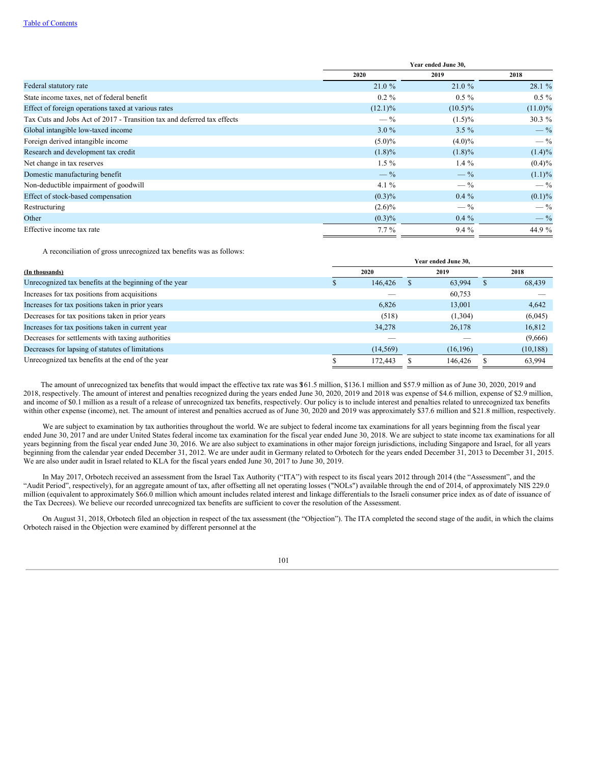| | Year ended June 30, | | |
|---|---|---|---|
| | 2020 | 2019 | 2018 |
| Federal statutory rate | 21.0 % | 21.0 % | 28.1 % |
| State income taxes, net of federal benefit | 0.2 % | 0.5 % | 0.5 % |
| Effect of foreign operations taxed at various rates | (12.1)% | (10.5)% | (11.0)% |
| Tax Cuts and Jobs Act of 2017 - Transition tax and deferred tax effects | — % | (1.5)% | 30.3 % |
| Global intangible low-taxed income | 3.0 % | 3.5 % | — % |
| Foreign derived intangible income | (5.0)% | (4.0)% | — % |
| Research and development tax credit | (1.8)% | (1.8)% | (1.4)% |
| Net change in tax reserves | 1.5 % | 1.4 % | (0.4)% |
| Domestic manufacturing benefit | — % | — % | (1.1)% |
| Non-deductible impairment of goodwill | 4.1 % | — % | — % |
| Effect of stock-based compensation | (0.3)% | 0.4 % | (0.1)% |
| Restructuring | (2.6)% | — % | — % |
| Other | (0.3)% | 0.4 % | — % |
| Effective income tax rate | 7.7 % | 9.4 % | 44.9 % |

A reconciliation of gross unrecognized tax benefits was as follows:

| | Year ended June 30, | | |
|---|---|---|---|
| (In thousands) | 2020 | 2019 | 2018 |
| Unrecognized tax benefits at the beginning of the year | $ 146,426 | $ 63,994 | $ 68,439 |
| Increases for tax positions from acquisitions | — | 60,753 | — |
| Increases for tax positions taken in prior years | 6,826 | 13,001 | 4,642 |
| Decreases for tax positions taken in prior years | (518) | (1,304) | (6,045) |
| Increases for tax positions taken in current year | 34,278 | 26,178 | 16,812 |
| Decreases for settlements with taxing authorities | — | — | (9,666) |
| Decreases for lapsing of statutes of limitations | (14,569) | (16,196) | (10,188) |
| Unrecognized tax benefits at the end of the year | $ 172,443 | $ 146,426 | $ 63,994 |

The amount of unrecognized tax benefits that would impact the effective tax rate was $161.5 million, $136.1 million and $57.9 million as of June 30, 2020, 2019 and 2018, respectively. The amount of interest and penalties recognized during the years ended June 30, 2020, 2019 and 2018 was expense of $4.6 million, expense of $2.9 million, and income of $0.1 million as a result of a release of unrecognized tax benefits, respectively. Our policy is to include interest and penalties related to unrecognized tax benefits within other expense (income), net. The amount of interest and penalties accrued as of June 30, 2020 and 2019 was approximately $37.6 million and $21.8 million, respectively.

We are subject to examination by tax authorities throughout the world. We are subject to federal income tax examinations for all years beginning from the fiscal year ended June 30, 2017 and are under United States federal income tax examination for the fiscal year ended June 30, 2018. We are subject to state income tax examinations for all years beginning from the fiscal year ended June 30, 2016. We are also subject to examinations in other major foreign jurisdictions, including Singapore and Israel, for all years beginning from the calendar year ended December 31, 2012. We are under audit in Germany related to Orbotech for the years ended December 31, 2013 to December 31, 2015. We are also under audit in Israel related to KLA for the fiscal years ended June 30, 2017 to June 30, 2019.

In May 2017, Orbotech received an assessment from the Israel Tax Authority ("ITA") with respect to its fiscal years 2012 through 2014 (the "Assessment", and the "Audit Period", respectively), for an aggregate amount of tax, after offsetting all net operating losses ("NOLs") available through the end of 2014, of approximately NIS 229.0 million (equivalent to approximately $66.0 million which amount includes related interest and linkage differentials to the Israeli consumer price index as of date of issuance of the Tax Decrees). We believe our recorded unrecognized tax benefits are sufficient to cover the resolution of the Assessment.

On August 31, 2018, Orbotech filed an objection in respect of the tax assessment (the "Objection"). The ITA completed the second stage of the audit, in which the claims Orbotech raised in the Objection were examined by different personnel at the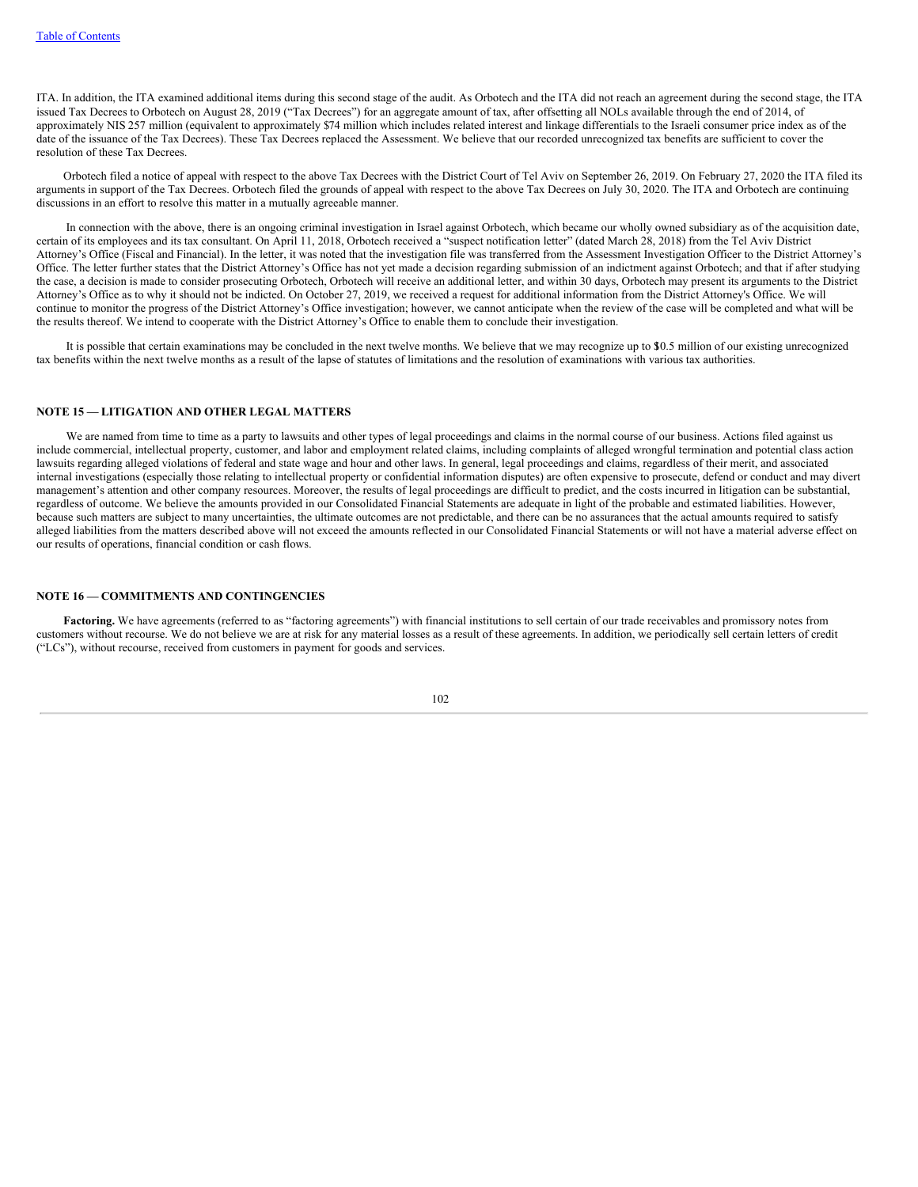ITA. In addition, the ITA examined additional items during this second stage of the audit. As Orbotech and the ITA did not reach an agreement during the second stage, the ITA issued Tax Decrees to Orbotech on August 28, 2019 ("Tax Decrees") for an aggregate amount of tax, after offsetting all NOLs available through the end of 2014, of approximately NIS 257 million (equivalent to approximately $74 million which includes related interest and linkage differentials to the Israeli consumer price index as of the date of the issuance of the Tax Decrees). These Tax Decrees replaced the Assessment. We believe that our recorded unrecognized tax benefits are sufficient to cover the resolution of these Tax Decrees.

Orbotech filed a notice of appeal with respect to the above Tax Decrees with the District Court of Tel Aviv on September 26, 2019. On February 27, 2020 the ITA filed its arguments in support of the Tax Decrees. Orbotech filed the grounds of appeal with respect to the above Tax Decrees on July 30, 2020. The ITA and Orbotech are continuing discussions in an effort to resolve this matter in a mutually agreeable manner.

In connection with the above, there is an ongoing criminal investigation in Israel against Orbotech, which became our wholly owned subsidiary as of the acquisition date, certain of its employees and its tax consultant. On April 11, 2018, Orbotech received a "suspect notification letter" (dated March 28, 2018) from the Tel Aviv District Attorney's Office (Fiscal and Financial). In the letter, it was noted that the investigation file was transferred from the Assessment Investigation Officer to the District Attorney's Office. The letter further states that the District Attorney's Office has not yet made a decision regarding submission of an indictment against Orbotech; and that if after studying the case, a decision is made to consider prosecuting Orbotech, Orbotech will receive an additional letter, and within 30 days, Orbotech may present its arguments to the District Attorney's Office as to why it should not be indicted. On October 27, 2019, we received a request for additional information from the District Attorney's Office. We will continue to monitor the progress of the District Attorney's Office investigation; however, we cannot anticipate when the review of the case will be completed and what will be the results thereof. We intend to cooperate with the District Attorney's Office to enable them to conclude their investigation.

It is possible that certain examinations may be concluded in the next twelve months. We believe that we may recognize up to $0.5 million of our existing unrecognized tax benefits within the next twelve months as a result of the lapse of statutes of limitations and the resolution of examinations with various tax authorities.

## NOTE 15 — LITIGATION AND OTHER LEGAL MATTERS

We are named from time to time as a party to lawsuits and other types of legal proceedings and claims in the normal course of our business. Actions filed against us include commercial, intellectual property, customer, and labor and employment related claims, including complaints of alleged wrongful termination and potential class action lawsuits regarding alleged violations of federal and state wage and hour and other laws. In general, legal proceedings and claims, regardless of their merit, and associated internal investigations (especially those relating to intellectual property or confidential information disputes) are often expensive to prosecute, defend or conduct and may divert management's attention and other company resources. Moreover, the results of legal proceedings are difficult to predict, and the costs incurred in litigation can be substantial, regardless of outcome. We believe the amounts provided in our Consolidated Financial Statements are adequate in light of the probable and estimated liabilities. However, because such matters are subject to many uncertainties, the ultimate outcomes are not predictable, and there can be no assurances that the actual amounts required to satisfy alleged liabilities from the matters described above will not exceed the amounts reflected in our Consolidated Financial Statements or will not have a material adverse effect on our results of operations, financial condition or cash flows.

## NOTE 16 — COMMITMENTS AND CONTINGENCIES

**Factoring.** We have agreements (referred to as "factoring agreements") with financial institutions to sell certain of our trade receivables and promissory notes from customers without recourse. We do not believe we are at risk for any material losses as a result of these agreements. In addition, we periodically sell certain letters of credit ("LCs"), without recourse, received from customers in payment for goods and services.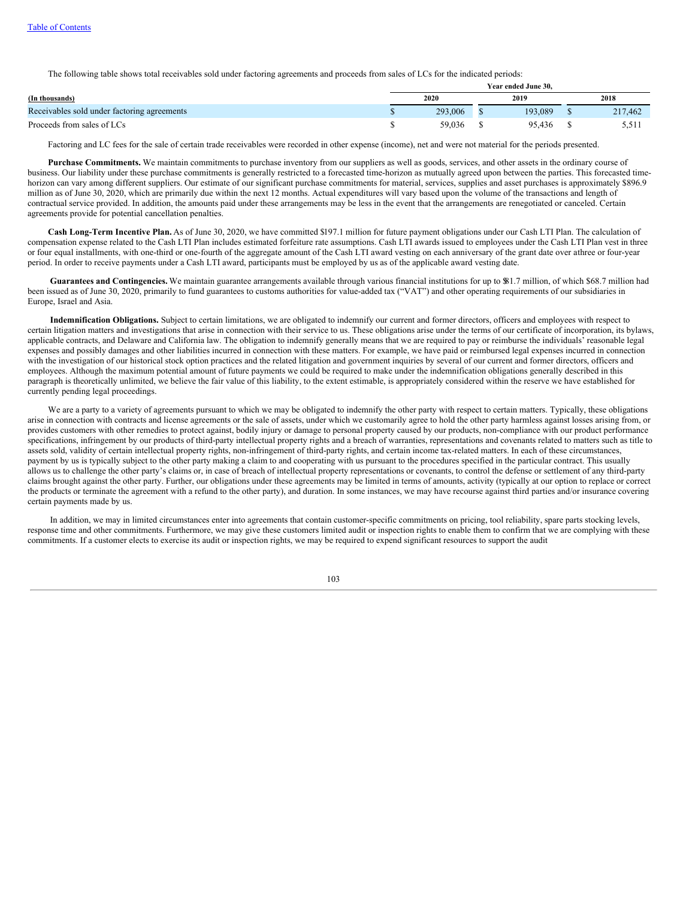The following table shows total receivables sold under factoring agreements and proceeds from sales of LCs for the indicated periods:

| (In thousands) | Year ended June 30, 2020 | 2019 | 2018 |
|---|---|---|---|
| Receivables sold under factoring agreements | $ 293,006 | $ 193,089 | $ 217,462 |
| Proceeds from sales of LCs | $ 59,036 | $ 95,436 | $ 5,511 |

Factoring and LC fees for the sale of certain trade receivables were recorded in other expense (income), net and were not material for the periods presented.

**Purchase Commitments.** We maintain commitments to purchase inventory from our suppliers as well as goods, services, and other assets in the ordinary course of business. Our liability under these purchase commitments is generally restricted to a forecasted time-horizon as mutually agreed upon between the parties. This forecasted time-horizon can vary among different suppliers. Our estimate of our significant purchase commitments for material, services, supplies and asset purchases is approximately $896.9 million as of June 30, 2020, which are primarily due within the next 12 months. Actual expenditures will vary based upon the volume of the transactions and length of contractual service provided. In addition, the amounts paid under these arrangements may be less in the event that the arrangements are renegotiated or canceled. Certain agreements provide for potential cancellation penalties.

**Cash Long-Term Incentive Plan.** As of June 30, 2020, we have committed $197.1 million for future payment obligations under our Cash LTI Plan. The calculation of compensation expense related to the Cash LTI Plan includes estimated forfeiture rate assumptions. Cash LTI awards issued to employees under the Cash LTI Plan vest in three or four equal installments, with one-third or one-fourth of the aggregate amount of the Cash LTI award vesting on each anniversary of the grant date over athree or four-year period. In order to receive payments under a Cash LTI award, participants must be employed by us as of the applicable award vesting date.

**Guarantees and Contingencies.** We maintain guarantee arrangements available through various financial institutions for up to $81.7 million, of which $68.7 million had been issued as of June 30, 2020, primarily to fund guarantees to customs authorities for value-added tax ("VAT") and other operating requirements of our subsidiaries in Europe, Israel and Asia.

**Indemnification Obligations.** Subject to certain limitations, we are obligated to indemnify our current and former directors, officers and employees with respect to certain litigation matters and investigations that arise in connection with their service to us. These obligations arise under the terms of our certificate of incorporation, its bylaws, applicable contracts, and Delaware and California law. The obligation to indemnify generally means that we are required to pay or reimburse the individuals' reasonable legal expenses and possibly damages and other liabilities incurred in connection with these matters. For example, we have paid or reimbursed legal expenses incurred in connection with the investigation of our historical stock option practices and the related litigation and government inquiries by several of our current and former directors, officers and employees. Although the maximum potential amount of future payments we could be required to make under the indemnification obligations generally described in this paragraph is theoretically unlimited, we believe the fair value of this liability, to the extent estimable, is appropriately considered within the reserve we have established for currently pending legal proceedings.

We are a party to a variety of agreements pursuant to which we may be obligated to indemnify the other party with respect to certain matters. Typically, these obligations arise in connection with contracts and license agreements or the sale of assets, under which we customarily agree to hold the other party harmless against losses arising from, or provides customers with other remedies to protect against, bodily injury or damage to personal property caused by our products, non-compliance with our product performance specifications, infringement by our products of third-party intellectual property rights and a breach of warranties, representations and covenants related to matters such as title to assets sold, validity of certain intellectual property rights, non-infringement of third-party rights, and certain income tax-related matters. In each of these circumstances, payment by us is typically subject to the other party making a claim to and cooperating with us pursuant to the procedures specified in the particular contract. This usually allows us to challenge the other party's claims or, in case of breach of intellectual property representations or covenants, to control the defense or settlement of any third-party claims brought against the other party. Further, our obligations under these agreements may be limited in terms of amounts, activity (typically at our option to replace or correct the products or terminate the agreement with a refund to the other party), and duration. In some instances, we may have recourse against third parties and/or insurance covering certain payments made by us.

In addition, we may in limited circumstances enter into agreements that contain customer-specific commitments on pricing, tool reliability, spare parts stocking levels, response time and other commitments. Furthermore, we may give these customers limited audit or inspection rights to enable them to confirm that we are complying with these commitments. If a customer elects to exercise its audit or inspection rights, we may be required to expend significant resources to support the audit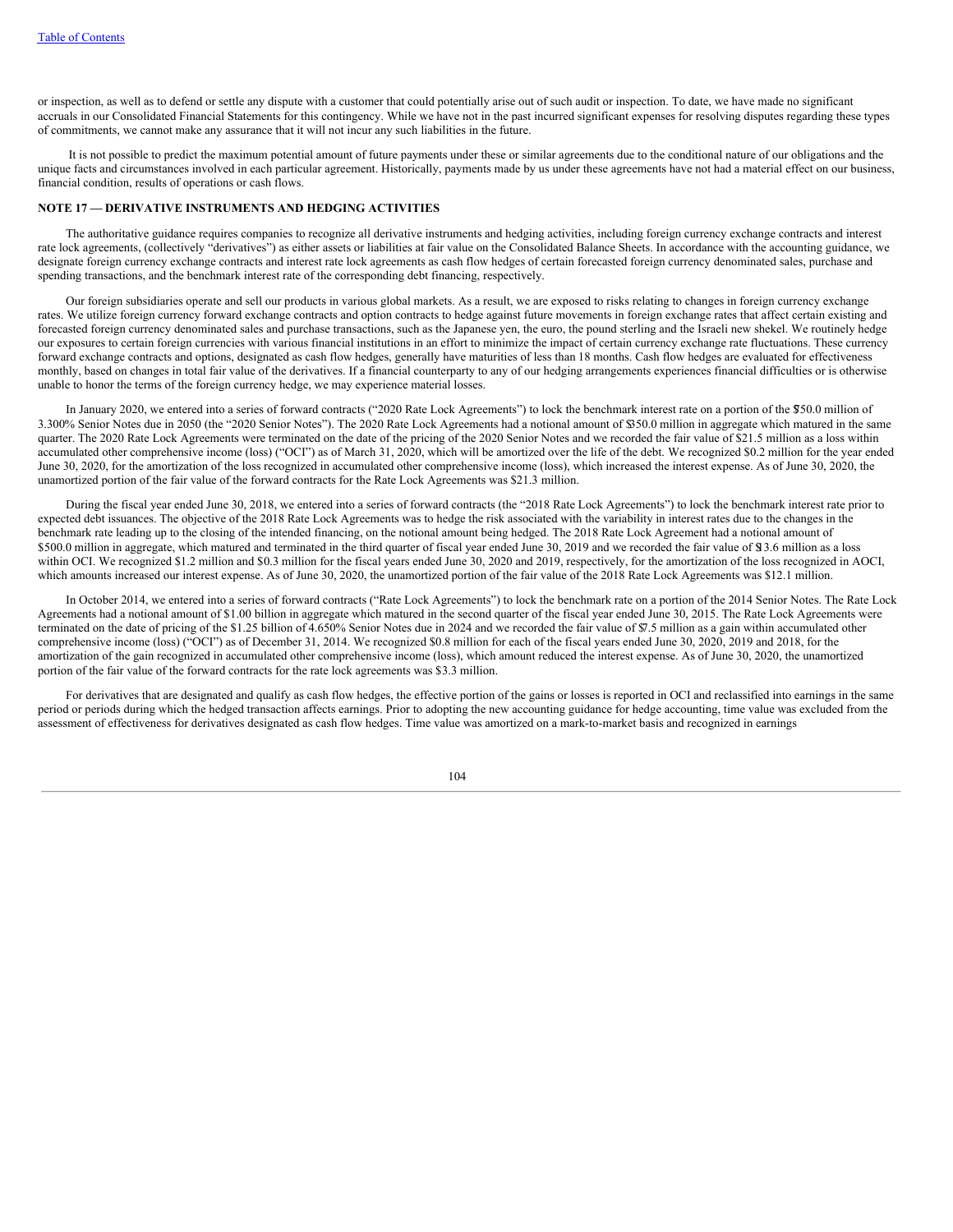or inspection, as well as to defend or settle any dispute with a customer that could potentially arise out of such audit or inspection. To date, we have made no significant accruals in our Consolidated Financial Statements for this contingency. While we have not in the past incurred significant expenses for resolving disputes regarding these types of commitments, we cannot make any assurance that it will not incur any such liabilities in the future.

It is not possible to predict the maximum potential amount of future payments under these or similar agreements due to the conditional nature of our obligations and the unique facts and circumstances involved in each particular agreement. Historically, payments made by us under these agreements have not had a material effect on our business, financial condition, results of operations or cash flows.

## NOTE 17 — DERIVATIVE INSTRUMENTS AND HEDGING ACTIVITIES

The authoritative guidance requires companies to recognize all derivative instruments and hedging activities, including foreign currency exchange contracts and interest rate lock agreements, (collectively "derivatives") as either assets or liabilities at fair value on the Consolidated Balance Sheets. In accordance with the accounting guidance, we designate foreign currency exchange contracts and interest rate lock agreements as cash flow hedges of certain forecasted foreign currency denominated sales, purchase and spending transactions, and the benchmark interest rate of the corresponding debt financing, respectively.

Our foreign subsidiaries operate and sell our products in various global markets. As a result, we are exposed to risks relating to changes in foreign currency exchange rates. We utilize foreign currency forward exchange contracts and option contracts to hedge against future movements in foreign exchange rates that affect certain existing and forecasted foreign currency denominated sales and purchase transactions, such as the Japanese yen, the euro, the pound sterling and the Israeli new shekel. We routinely hedge our exposures to certain foreign currencies with various financial institutions in an effort to minimize the impact of certain currency exchange rate fluctuations. These currency forward exchange contracts and options, designated as cash flow hedges, generally have maturities of less than 18 months. Cash flow hedges are evaluated for effectiveness monthly, based on changes in total fair value of the derivatives. If a financial counterparty to any of our hedging arrangements experiences financial difficulties or is otherwise unable to honor the terms of the foreign currency hedge, we may experience material losses.

In January 2020, we entered into a series of forward contracts ("2020 Rate Lock Agreements") to lock the benchmark interest rate on a portion of the $750.0 million of 3.300% Senior Notes due in 2050 (the "2020 Senior Notes"). The 2020 Rate Lock Agreements had a notional amount of $350.0 million in aggregate which matured in the same quarter. The 2020 Rate Lock Agreements were terminated on the date of the pricing of the 2020 Senior Notes and we recorded the fair value of $21.5 million as a loss within accumulated other comprehensive income (loss) ("OCI") as of March 31, 2020, which will be amortized over the life of the debt. We recognized $0.2 million for the year ended June 30, 2020, for the amortization of the loss recognized in accumulated other comprehensive income (loss), which increased the interest expense. As of June 30, 2020, the unamortized portion of the fair value of the forward contracts for the Rate Lock Agreements was $21.3 million.

During the fiscal year ended June 30, 2018, we entered into a series of forward contracts (the "2018 Rate Lock Agreements") to lock the benchmark interest rate prior to expected debt issuances. The objective of the 2018 Rate Lock Agreements was to hedge the risk associated with the variability in interest rates due to the changes in the benchmark rate leading up to the closing of the intended financing, on the notional amount being hedged. The 2018 Rate Lock Agreement had a notional amount of $500.0 million in aggregate, which matured and terminated in the third quarter of fiscal year ended June 30, 2019 and we recorded the fair value of $13.6 million as a loss within OCI. We recognized $1.2 million and $0.3 million for the fiscal years ended June 30, 2020 and 2019, respectively, for the amortization of the loss recognized in AOCI, which amounts increased our interest expense. As of June 30, 2020, the unamortized portion of the fair value of the 2018 Rate Lock Agreements was $12.1 million.

In October 2014, we entered into a series of forward contracts ("Rate Lock Agreements") to lock the benchmark rate on a portion of the 2014 Senior Notes. The Rate Lock Agreements had a notional amount of $1.00 billion in aggregate which matured in the second quarter of the fiscal year ended June 30, 2015. The Rate Lock Agreements were terminated on the date of pricing of the $1.25 billion of 4.650% Senior Notes due in 2024 and we recorded the fair value of $7.5 million as a gain within accumulated other comprehensive income (loss) ("OCI") as of December 31, 2014. We recognized $0.8 million for each of the fiscal years ended June 30, 2020, 2019 and 2018, for the amortization of the gain recognized in accumulated other comprehensive income (loss), which amount reduced the interest expense. As of June 30, 2020, the unamortized portion of the fair value of the forward contracts for the rate lock agreements was $3.3 million.

For derivatives that are designated and qualify as cash flow hedges, the effective portion of the gains or losses is reported in OCI and reclassified into earnings in the same period or periods during which the hedged transaction affects earnings. Prior to adopting the new accounting guidance for hedge accounting, time value was excluded from the assessment of effectiveness for derivatives designated as cash flow hedges. Time value was amortized on a mark-to-market basis and recognized in earnings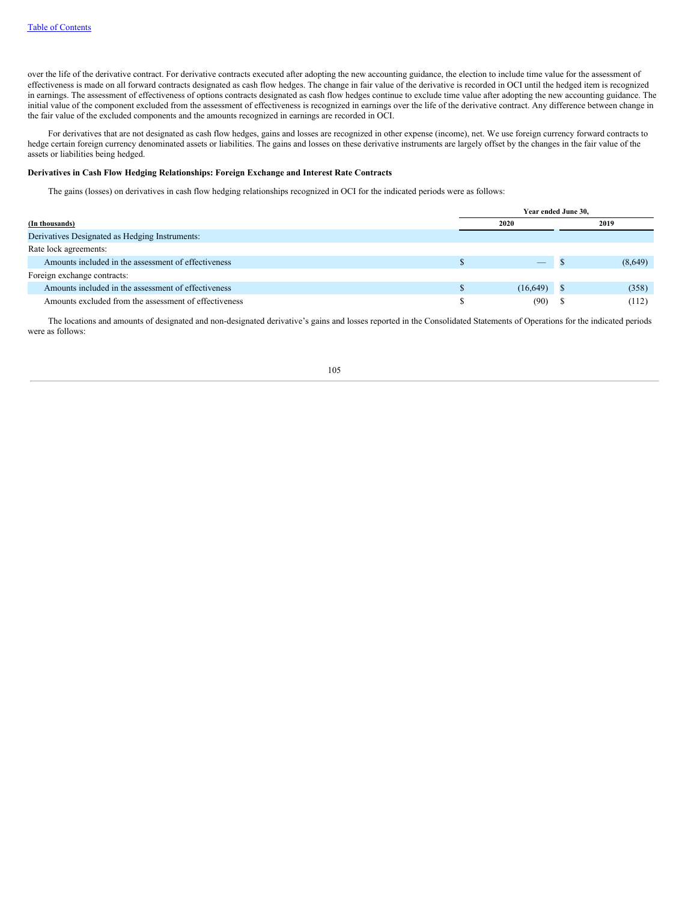over the life of the derivative contract. For derivative contracts executed after adopting the new accounting guidance, the election to include time value for the assessment of effectiveness is made on all forward contracts designated as cash flow hedges. The change in fair value of the derivative is recorded in OCI until the hedged item is recognized in earnings. The assessment of effectiveness of options contracts designated as cash flow hedges continue to exclude time value after adopting the new accounting guidance. The initial value of the component excluded from the assessment of effectiveness is recognized in earnings over the life of the derivative contract. Any difference between change in the fair value of the excluded components and the amounts recognized in earnings are recorded in OCI.

For derivatives that are not designated as cash flow hedges, gains and losses are recognized in other expense (income), net. We use foreign currency forward contracts to hedge certain foreign currency denominated assets or liabilities. The gains and losses on these derivative instruments are largely offset by the changes in the fair value of the assets or liabilities being hedged.

**Derivatives in Cash Flow Hedging Relationships: Foreign Exchange and Interest Rate Contracts**

The gains (losses) on derivatives in cash flow hedging relationships recognized in OCI for the indicated periods were as follows:

| (In thousands) | Year ended June 30, 2020 | 2019 |
|---|---|---|
| Derivatives Designated as Hedging Instruments: | | |
| Rate lock agreements: | | |
| Amounts included in the assessment of effectiveness | $ — | $ (8,649) |
| Foreign exchange contracts: | | |
| Amounts included in the assessment of effectiveness | $ (16,649) | $ (358) |
| Amounts excluded from the assessment of effectiveness | $ (90) | $ (112) |

The locations and amounts of designated and non-designated derivative's gains and losses reported in the Consolidated Statements of Operations for the indicated periods were as follows: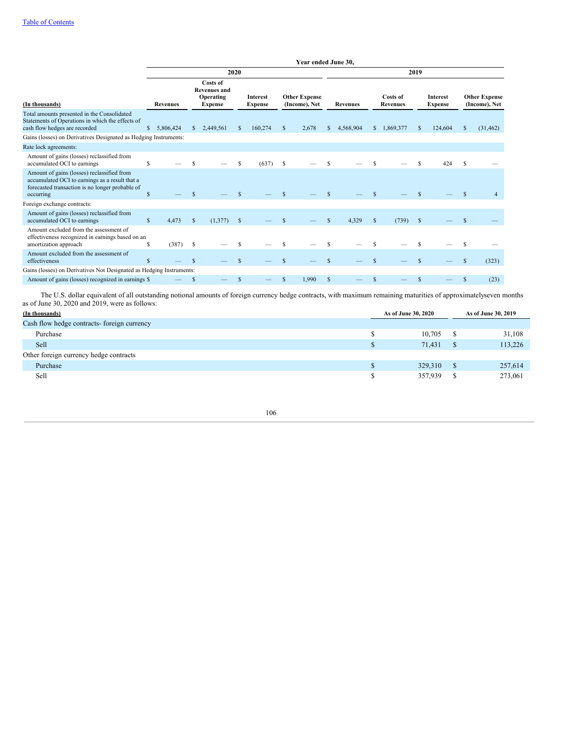| (In thousands) | Year ended June 30, 2020 | | | | 2019 | | | |
|---|---|---|---|---|---|---|---|---|
| | Revenues | Costs of Revenues and Operating Expense | Interest Expense | Other Expense (Income), Net | Revenues | Costs of Revenues | Interest Expense | Other Expense (Income), Net |
| Total amounts presented in the Consolidated Statements of Operations in which the effects of cash flow hedges are recorded | $ 5,806,424 | $ 2,449,561 | $ 160,274 | $ 2,678 | $ 4,568,904 | $ 1,869,377 | $ 124,604 | $ (31,462) |
| Gains (losses) on Derivatives Designated as Hedging Instruments: | | | | | | | | |
| Rate lock agreements: | | | | | | | | |
| Amount of gains (losses) reclassified from accumulated OCI to earnings | $ — | $ — | $ (637) | $ — | $ — | $ — | $ 424 | $ — |
| Amount of gains (losses) reclassified from accumulated OCI to earnings as a result that a forecasted transaction is no longer probable of occurring | $ — | $ — | $ — | $ — | $ — | $ — | $ — | $ 4 |
| Foreign exchange contracts: | | | | | | | | |
| Amount of gains (losses) reclassified from accumulated OCI to earnings | $ 4,473 | $ (1,377) | $ — | $ — | $ 4,329 | $ (739) | $ — | $ — |
| Amount excluded from the assessment of effectiveness recognized in earnings based on an amortization approach | $ (387) | $ — | $ — | $ — | $ — | $ — | $ — | $ — |
| Amount excluded from the assessment of effectiveness | $ — | $ — | $ — | $ — | $ — | $ — | $ — | $ (323) |
| Gains (losses) on Derivatives Not Designated as Hedging Instruments: | | | | | | | | |
| Amount of gains (losses) recognized in earnings | $ — | $ — | $ — | $ 1,990 | $ — | $ — | $ — | $ (23) |

The U.S. dollar equivalent of all outstanding notional amounts of foreign currency hedge contracts, with maximum remaining maturities of approximatelyseven months as of June 30, 2020 and 2019, were as follows:

| (In thousands) | As of June 30, 2020 | As of June 30, 2019 |
|---|---|---|
| Cash flow hedge contracts- foreign currency | | |
| Purchase | $ 10,705 | $ 31,108 |
| Sell | $ 71,431 | $ 113,226 |
| Other foreign currency hedge contracts | | |
| Purchase | $ 329,310 | $ 257,614 |
| Sell | $ 357,939 | $ 273,061 |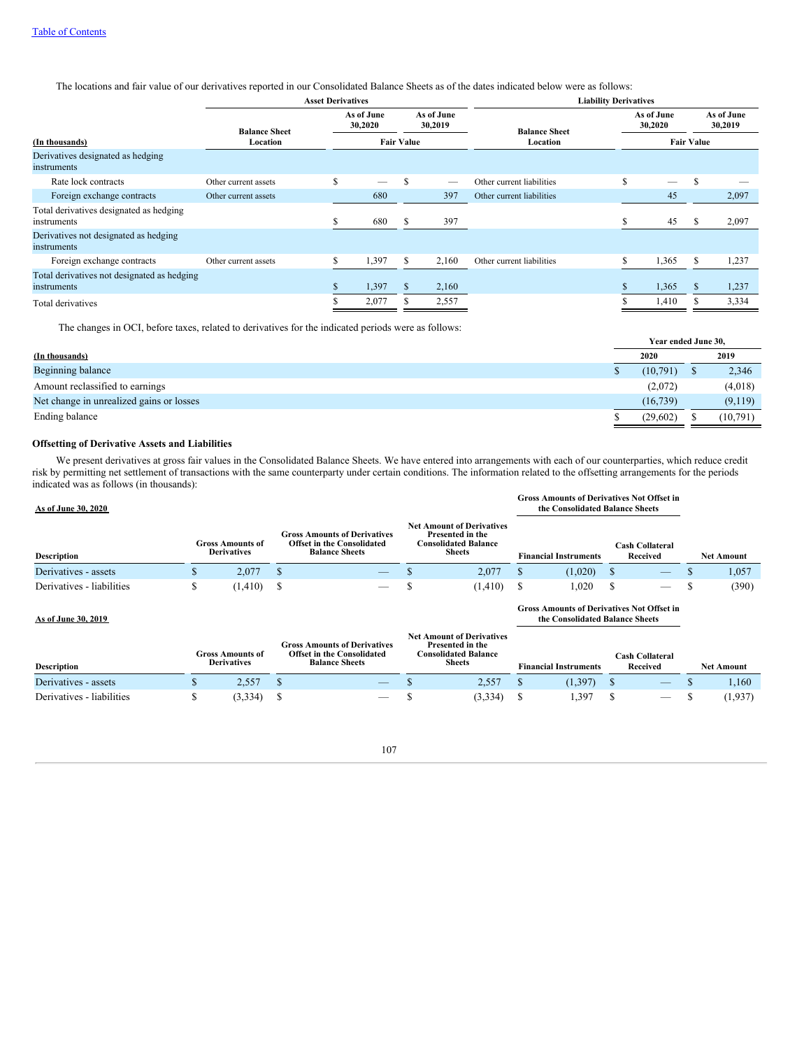The locations and fair value of our derivatives reported in our Consolidated Balance Sheets as of the dates indicated below were as follows:

| | Asset Derivatives | | | Liability Derivatives | | |
|---|---|---|---|---|---|---|
| | Balance Sheet Location | As of June 30,2020 | As of June 30,2019 | Balance Sheet Location | As of June 30,2020 | As of June 30,2019 |
| (In thousands) | | Fair Value | | | Fair Value | |
| Derivatives designated as hedging instruments | | | | | | |
| Rate lock contracts | Other current assets | $ — | $ — | Other current liabilities | $ — | $ — |
| Foreign exchange contracts | Other current assets | 680 | 397 | Other current liabilities | 45 | 2,097 |
| Total derivatives designated as hedging instruments | | $ 680 | $ 397 | | $ 45 | $ 2,097 |
| Derivatives not designated as hedging instruments | | | | | | |
| Foreign exchange contracts | Other current assets | $ 1,397 | $ 2,160 | Other current liabilities | $ 1,365 | $ 1,237 |
| Total derivatives not designated as hedging instruments | | $ 1,397 | $ 2,160 | | $ 1,365 | $ 1,237 |
| Total derivatives | | $ 2,077 | $ 2,557 | | $ 1,410 | $ 3,334 |

The changes in OCI, before taxes, related to derivatives for the indicated periods were as follows:

| | Year ended June 30, | |
|---|---|---|
| (In thousands) | 2020 | 2019 |
| Beginning balance | $ (10,791) | $ 2,346 |
| Amount reclassified to earnings | (2,072) | (4,018) |
| Net change in unrealized gains or losses | (16,739) | (9,119) |
| Ending balance | $ (29,602) | $ (10,791) |

**Offsetting of Derivative Assets and Liabilities**

We present derivatives at gross fair values in the Consolidated Balance Sheets. We have entered into arrangements with each of our counterparties, which reduce credit risk by permitting net settlement of transactions with the same counterparty under certain conditions. The information related to the offsetting arrangements for the periods indicated was as follows (in thousands):

**As of June 30, 2020**

| | | | | Gross Amounts of Derivatives Not Offset in the Consolidated Balance Sheets | | |
|---|---|---|---|---|---|---|
| Description | Gross Amounts of Derivatives | Gross Amounts of Derivatives Offset in the Consolidated Balance Sheets | Net Amount of Derivatives Presented in the Consolidated Balance Sheets | Financial Instruments | Cash Collateral Received | Net Amount |
| Derivatives - assets | $ 2,077 | $ — | $ 2,077 | $ (1,020) | $ — | $ 1,057 |
| Derivatives - liabilities | $ (1,410) | $ — | $ (1,410) | $ 1,020 | $ — | $ (390) |

**As of June 30, 2019**

| | | | | Gross Amounts of Derivatives Not Offset in the Consolidated Balance Sheets | | |
|---|---|---|---|---|---|---|
| Description | Gross Amounts of Derivatives | Gross Amounts of Derivatives Offset in the Consolidated Balance Sheets | Net Amount of Derivatives Presented in the Consolidated Balance Sheets | Financial Instruments | Cash Collateral Received | Net Amount |
| Derivatives - assets | $ 2,557 | $ — | $ 2,557 | $ (1,397) | $ — | $ 1,160 |
| Derivatives - liabilities | $ (3,334) | $ — | $ (3,334) | $ 1,397 | $ — | $ (1,937) |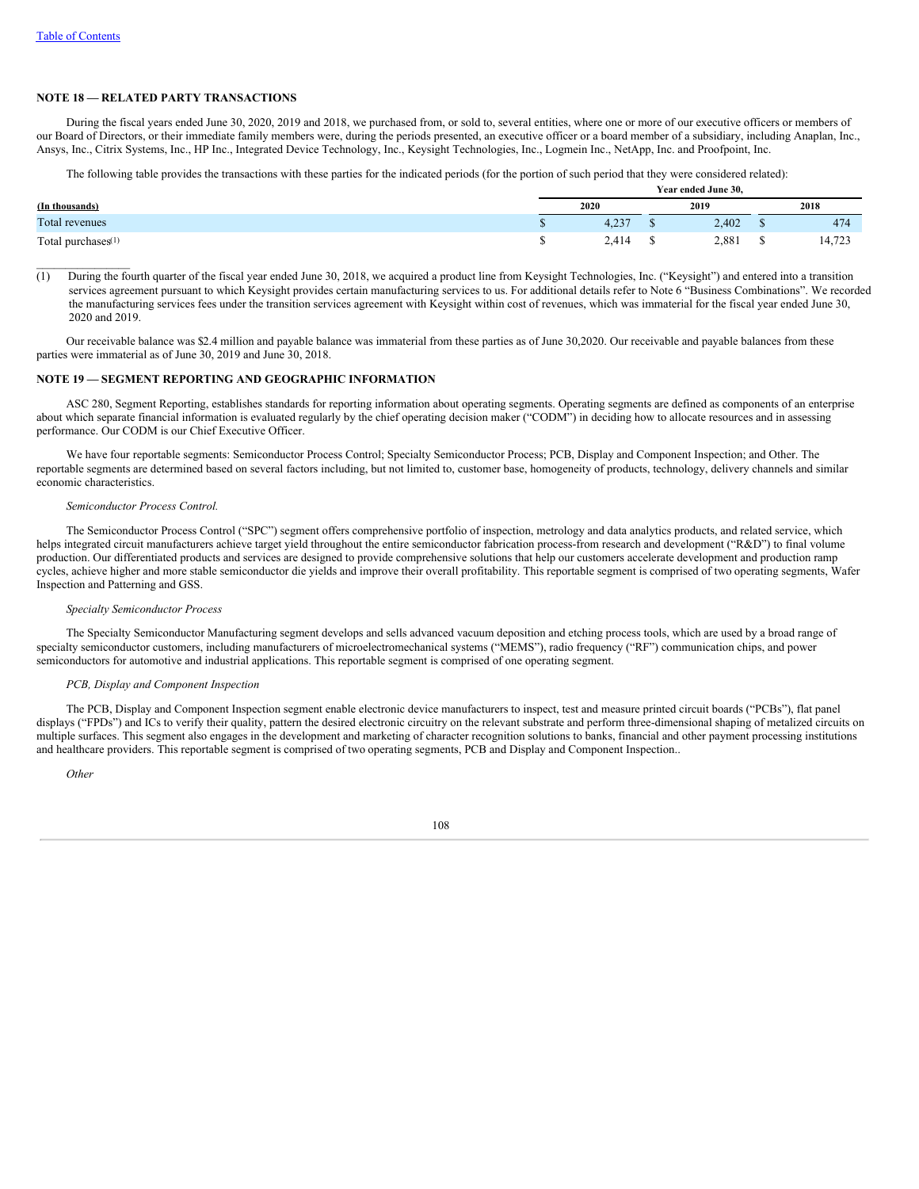## NOTE 18 — RELATED PARTY TRANSACTIONS

During the fiscal years ended June 30, 2020, 2019 and 2018, we purchased from, or sold to, several entities, where one or more of our executive officers or members of our Board of Directors, or their immediate family members were, during the periods presented, an executive officer or a board member of a subsidiary, including Anaplan, Inc., Ansys, Inc., Citrix Systems, Inc., HP Inc., Integrated Device Technology, Inc., Keysight Technologies, Inc., Logmein Inc., NetApp, Inc. and Proofpoint, Inc.

The following table provides the transactions with these parties for the indicated periods (for the portion of such period that they were considered related):

| (In thousands) | Year ended June 30, 2020 | 2019 | 2018 |
|---|---|---|---|
| Total revenues | $ 4,237 | $ 2,402 | $ 474 |
| Total purchases(1) | $ 2,414 | $ 2,881 | $ 14,723 |

(1) During the fourth quarter of the fiscal year ended June 30, 2018, we acquired a product line from Keysight Technologies, Inc. ("Keysight") and entered into a transition services agreement pursuant to which Keysight provides certain manufacturing services to us. For additional details refer to Note 6 "Business Combinations". We recorded the manufacturing services fees under the transition services agreement with Keysight within cost of revenues, which was immaterial for the fiscal year ended June 30, 2020 and 2019.

Our receivable balance was $2.4 million and payable balance was immaterial from these parties as of June 30,2020. Our receivable and payable balances from these parties were immaterial as of June 30, 2019 and June 30, 2018.

## NOTE 19 — SEGMENT REPORTING AND GEOGRAPHIC INFORMATION

ASC 280, Segment Reporting, establishes standards for reporting information about operating segments. Operating segments are defined as components of an enterprise about which separate financial information is evaluated regularly by the chief operating decision maker ("CODM") in deciding how to allocate resources and in assessing performance. Our CODM is our Chief Executive Officer.

We have four reportable segments: Semiconductor Process Control; Specialty Semiconductor Process; PCB, Display and Component Inspection; and Other. The reportable segments are determined based on several factors including, but not limited to, customer base, homogeneity of products, technology, delivery channels and similar economic characteristics.

*Semiconductor Process Control.*

The Semiconductor Process Control ("SPC") segment offers comprehensive portfolio of inspection, metrology and data analytics products, and related service, which helps integrated circuit manufacturers achieve target yield throughout the entire semiconductor fabrication process-from research and development ("R&D") to final volume production. Our differentiated products and services are designed to provide comprehensive solutions that help our customers accelerate development and production ramp cycles, achieve higher and more stable semiconductor die yields and improve their overall profitability. This reportable segment is comprised of two operating segments, Wafer Inspection and Patterning and GSS.

*Specialty Semiconductor Process*

The Specialty Semiconductor Manufacturing segment develops and sells advanced vacuum deposition and etching process tools, which are used by a broad range of specialty semiconductor customers, including manufacturers of microelectromechanical systems ("MEMS"), radio frequency ("RF") communication chips, and power semiconductors for automotive and industrial applications. This reportable segment is comprised of one operating segment.

*PCB, Display and Component Inspection*

The PCB, Display and Component Inspection segment enable electronic device manufacturers to inspect, test and measure printed circuit boards ("PCBs"), flat panel displays ("FPDs") and ICs to verify their quality, pattern the desired electronic circuitry on the relevant substrate and perform three-dimensional shaping of metalized circuits on multiple surfaces. This segment also engages in the development and marketing of character recognition solutions to banks, financial and other payment processing institutions and healthcare providers. This reportable segment is comprised of two operating segments, PCB and Display and Component Inspection..

*Other*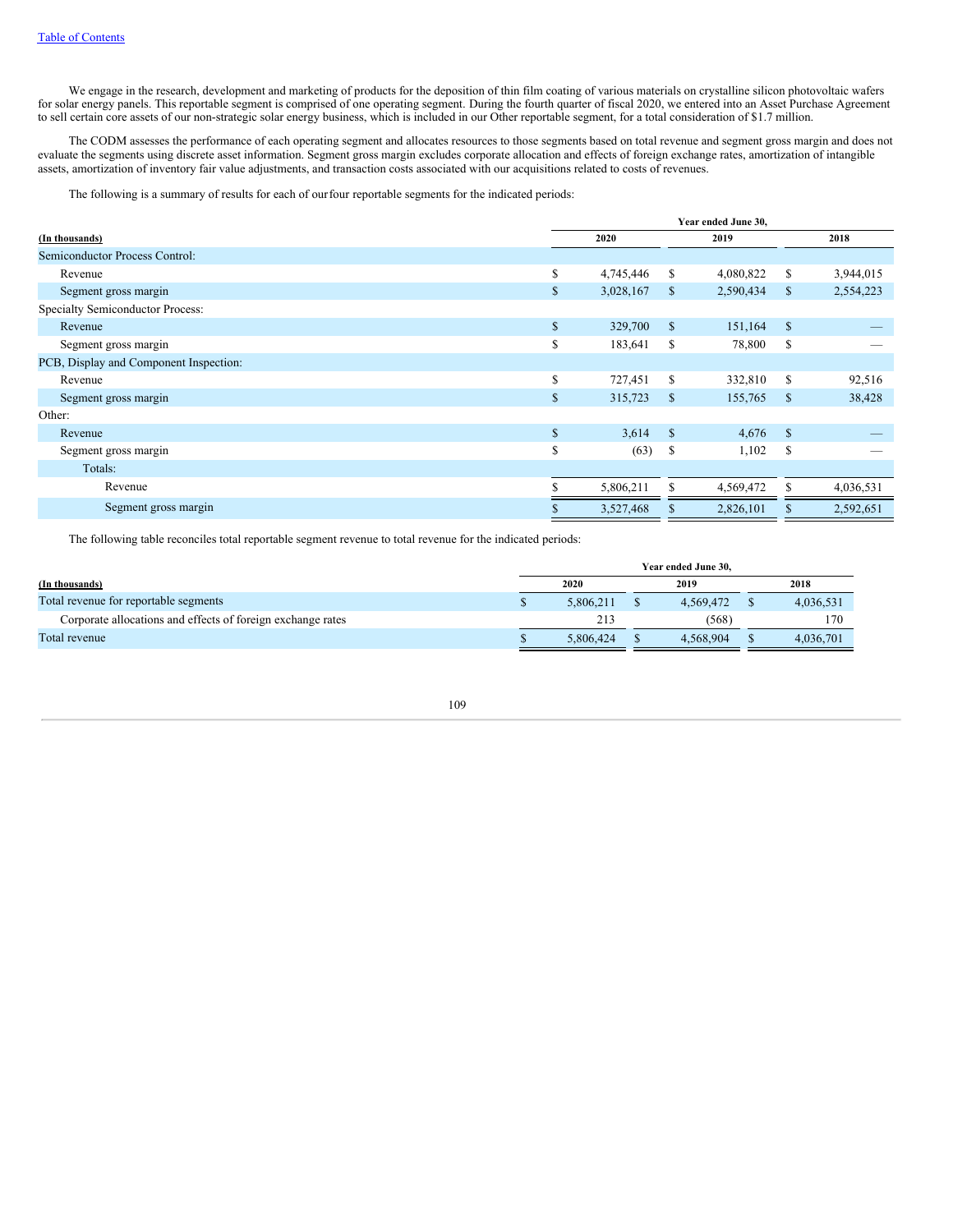We engage in the research, development and marketing of products for the deposition of thin film coating of various materials on crystalline silicon photovoltaic wafers for solar energy panels. This reportable segment is comprised of one operating segment. During the fourth quarter of fiscal 2020, we entered into an Asset Purchase Agreement to sell certain core assets of our non-strategic solar energy business, which is included in our Other reportable segment, for a total consideration of $1.7 million.

The CODM assesses the performance of each operating segment and allocates resources to those segments based on total revenue and segment gross margin and does not evaluate the segments using discrete asset information. Segment gross margin excludes corporate allocation and effects of foreign exchange rates, amortization of intangible assets, amortization of inventory fair value adjustments, and transaction costs associated with our acquisitions related to costs of revenues.

The following is a summary of results for each of our four reportable segments for the indicated periods:

| (In thousands) | Year ended June 30, 2020 | 2019 | 2018 |
|---|---|---|---|
| Semiconductor Process Control: | | | |
| Revenue | $ 4,745,446 | $ 4,080,822 | $ 3,944,015 |
| Segment gross margin | $ 3,028,167 | $ 2,590,434 | $ 2,554,223 |
| Specialty Semiconductor Process: | | | |
| Revenue | $ 329,700 | $ 151,164 | $ — |
| Segment gross margin | $ 183,641 | $ 78,800 | $ — |
| PCB, Display and Component Inspection: | | | |
| Revenue | $ 727,451 | $ 332,810 | $ 92,516 |
| Segment gross margin | $ 315,723 | $ 155,765 | $ 38,428 |
| Other: | | | |
| Revenue | $ 3,614 | $ 4,676 | $ — |
| Segment gross margin | $ (63) | $ 1,102 | $ — |
| Totals: | | | |
| Revenue | $ 5,806,211 | $ 4,569,472 | $ 4,036,531 |
| Segment gross margin | $ 3,527,468 | $ 2,826,101 | $ 2,592,651 |

The following table reconciles total reportable segment revenue to total revenue for the indicated periods:

| (In thousands) | Year ended June 30, 2020 | 2019 | 2018 |
|---|---|---|---|
| Total revenue for reportable segments | $ 5,806,211 | $ 4,569,472 | $ 4,036,531 |
| Corporate allocations and effects of foreign exchange rates | 213 | (568) | 170 |
| Total revenue | $ 5,806,424 | $ 4,568,904 | $ 4,036,701 |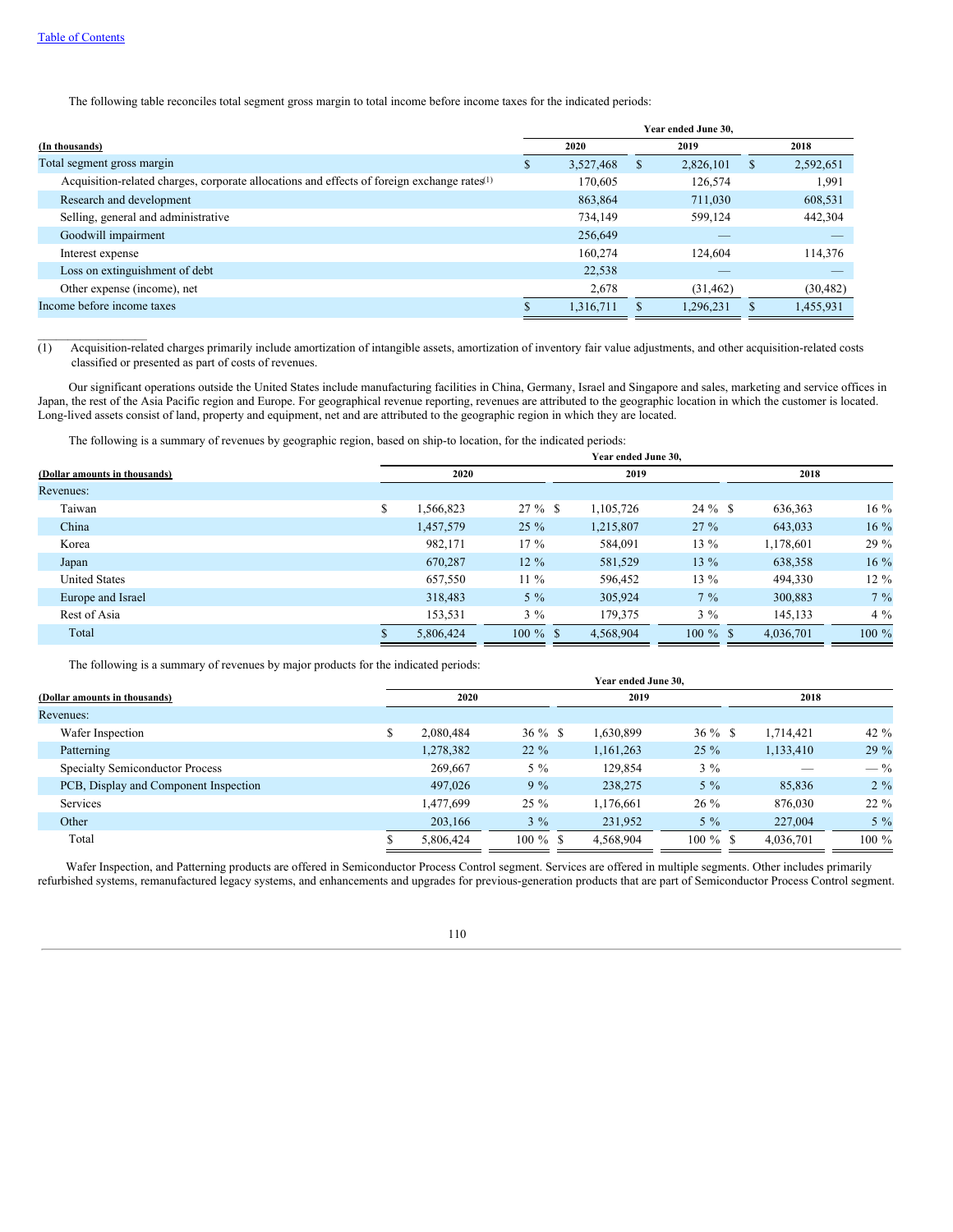[Table of Contents](#)

The following table reconciles total segment gross margin to total income before income taxes for the indicated periods:

| (In thousands) | Year ended June 30, 2020 | 2019 | 2018 |
|---|---|---|---|
| Total segment gross margin | $ 3,527,468 | $ 2,826,101 | $ 2,592,651 |
| Acquisition-related charges, corporate allocations and effects of foreign exchange rates(1) | 170,605 | 126,574 | 1,991 |
| Research and development | 863,864 | 711,030 | 608,531 |
| Selling, general and administrative | 734,149 | 599,124 | 442,304 |
| Goodwill impairment | 256,649 | — | — |
| Interest expense | 160,274 | 124,604 | 114,376 |
| Loss on extinguishment of debt | 22,538 | — | — |
| Other expense (income), net | 2,678 | (31,462) | (30,482) |
| Income before income taxes | $ 1,316,711 | $ 1,296,231 | $ 1,455,931 |

(1) Acquisition-related charges primarily include amortization of intangible assets, amortization of inventory fair value adjustments, and other acquisition-related costs classified or presented as part of costs of revenues.

Our significant operations outside the United States include manufacturing facilities in China, Germany, Israel and Singapore and sales, marketing and service offices in Japan, the rest of the Asia Pacific region and Europe. For geographical revenue reporting, revenues are attributed to the geographic location in which the customer is located. Long-lived assets consist of land, property and equipment, net and are attributed to the geographic region in which they are located.

The following is a summary of revenues by geographic region, based on ship-to location, for the indicated periods:

| (Dollar amounts in thousands) | Year ended June 30, 2020 | | 2019 | | 2018 | |
|---|---|---|---|---|---|---|
| Revenues: | | | | | | |
| Taiwan | $ 1,566,823 | 27 % | $ 1,105,726 | 24 % | $ 636,363 | 16 % |
| China | 1,457,579 | 25 % | 1,215,807 | 27 % | 643,033 | 16 % |
| Korea | 982,171 | 17 % | 584,091 | 13 % | 1,178,601 | 29 % |
| Japan | 670,287 | 12 % | 581,529 | 13 % | 638,358 | 16 % |
| United States | 657,550 | 11 % | 596,452 | 13 % | 494,330 | 12 % |
| Europe and Israel | 318,483 | 5 % | 305,924 | 7 % | 300,883 | 7 % |
| Rest of Asia | 153,531 | 3 % | 179,375 | 3 % | 145,133 | 4 % |
| Total | $ 5,806,424 | 100 % | $ 4,568,904 | 100 % | $ 4,036,701 | 100 % |

The following is a summary of revenues by major products for the indicated periods:

| (Dollar amounts in thousands) | Year ended June 30, 2020 | | 2019 | | 2018 | |
|---|---|---|---|---|---|---|
| Revenues: | | | | | | |
| Wafer Inspection | $ 2,080,484 | 36 % | $ 1,630,899 | 36 % | $ 1,714,421 | 42 % |
| Patterning | 1,278,382 | 22 % | 1,161,263 | 25 % | 1,133,410 | 29 % |
| Specialty Semiconductor Process | 269,667 | 5 % | 129,854 | 3 % | — | — % |
| PCB, Display and Component Inspection | 497,026 | 9 % | 238,275 | 5 % | 85,836 | 2 % |
| Services | 1,477,699 | 25 % | 1,176,661 | 26 % | 876,030 | 22 % |
| Other | 203,166 | 3 % | 231,952 | 5 % | 227,004 | 5 % |
| Total | $ 5,806,424 | 100 % | $ 4,568,904 | 100 % | $ 4,036,701 | 100 % |

Wafer Inspection, and Patterning products are offered in Semiconductor Process Control segment. Services are offered in multiple segments. Other includes primarily refurbished systems, remanufactured legacy systems, and enhancements and upgrades for previous-generation products that are part of Semiconductor Process Control segment.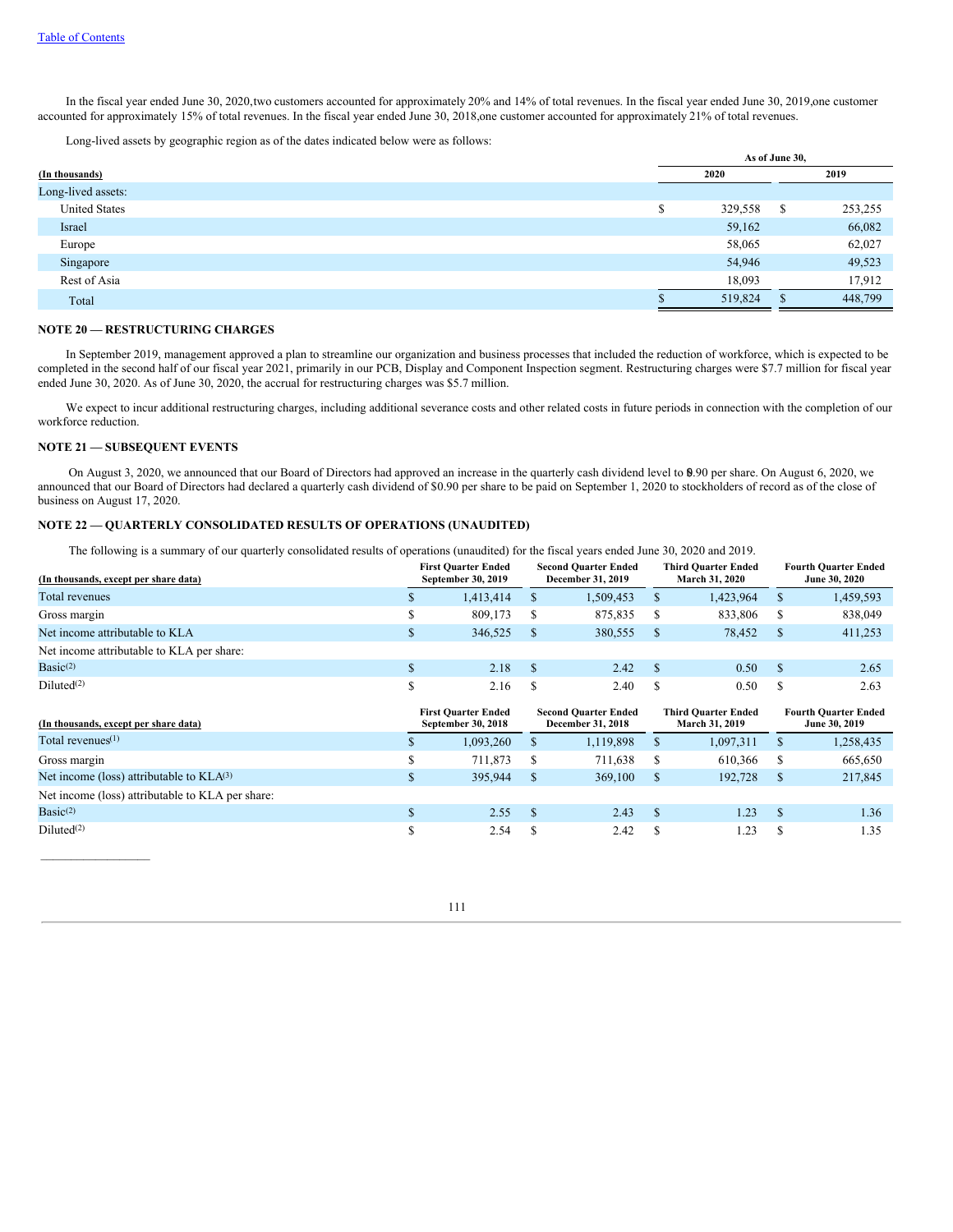In the fiscal year ended June 30, 2020,two customers accounted for approximately 20% and 14% of total revenues. In the fiscal year ended June 30, 2019,one customer accounted for approximately 15% of total revenues. In the fiscal year ended June 30, 2018,one customer accounted for approximately 21% of total revenues.

Long-lived assets by geographic region as of the dates indicated below were as follows:

| (In thousands) | As of June 30, 2020 | As of June 30, 2019 |
|---|---|---|
| Long-lived assets: | | |
| United States | $ 329,558 | $ 253,255 |
| Israel | 59,162 | 66,082 |
| Europe | 58,065 | 62,027 |
| Singapore | 54,946 | 49,523 |
| Rest of Asia | 18,093 | 17,912 |
| Total | $ 519,824 | $ 448,799 |

**NOTE 20 — RESTRUCTURING CHARGES**

In September 2019, management approved a plan to streamline our organization and business processes that included the reduction of workforce, which is expected to be completed in the second half of our fiscal year 2021, primarily in our PCB, Display and Component Inspection segment. Restructuring charges were $7.7 million for fiscal year ended June 30, 2020. As of June 30, 2020, the accrual for restructuring charges was $5.7 million.

We expect to incur additional restructuring charges, including additional severance costs and other related costs in future periods in connection with the completion of our workforce reduction.

**NOTE 21 — SUBSEQUENT EVENTS**

On August 3, 2020, we announced that our Board of Directors had approved an increase in the quarterly cash dividend level to $0.90 per share. On August 6, 2020, we announced that our Board of Directors had declared a quarterly cash dividend of $0.90 per share to be paid on September 1, 2020 to stockholders of record as of the close of business on August 17, 2020.

**NOTE 22 — QUARTERLY CONSOLIDATED RESULTS OF OPERATIONS (UNAUDITED)**

The following is a summary of our quarterly consolidated results of operations (unaudited) for the fiscal years ended June 30, 2020 and 2019.

| (In thousands, except per share data) | First Quarter Ended September 30, 2019 | Second Quarter Ended December 31, 2019 | Third Quarter Ended March 31, 2020 | Fourth Quarter Ended June 30, 2020 |
|---|---|---|---|---|
| Total revenues | $ 1,413,414 | $ 1,509,453 | $ 1,423,964 | $ 1,459,593 |
| Gross margin | $ 809,173 | $ 875,835 | $ 833,806 | $ 838,049 |
| Net income attributable to KLA | $ 346,525 | $ 380,555 | $ 78,452 | $ 411,253 |
| Net income attributable to KLA per share: | | | | |
| Basic[(2)] | $ 2.18 | $ 2.42 | $ 0.50 | $ 2.65 |
| Diluted[(2)] | $ 2.16 | $ 2.40 | $ 0.50 | $ 2.63 |

| (In thousands, except per share data) | First Quarter Ended September 30, 2018 | Second Quarter Ended December 31, 2018 | Third Quarter Ended March 31, 2019 | Fourth Quarter Ended June 30, 2019 |
|---|---|---|---|---|
| Total revenues[(1)] | $ 1,093,260 | $ 1,119,898 | $ 1,097,311 | $ 1,258,435 |
| Gross margin | $ 711,873 | $ 711,638 | $ 610,366 | $ 665,650 |
| Net income (loss) attributable to KLA[(3)] | $ 395,944 | $ 369,100 | $ 192,728 | $ 217,845 |
| Net income (loss) attributable to KLA per share: | | | | |
| Basic[(2)] | $ 2.55 | $ 2.43 | $ 1.23 | $ 1.36 |
| Diluted[(2)] | $ 2.54 | $ 2.42 | $ 1.23 | $ 1.35 |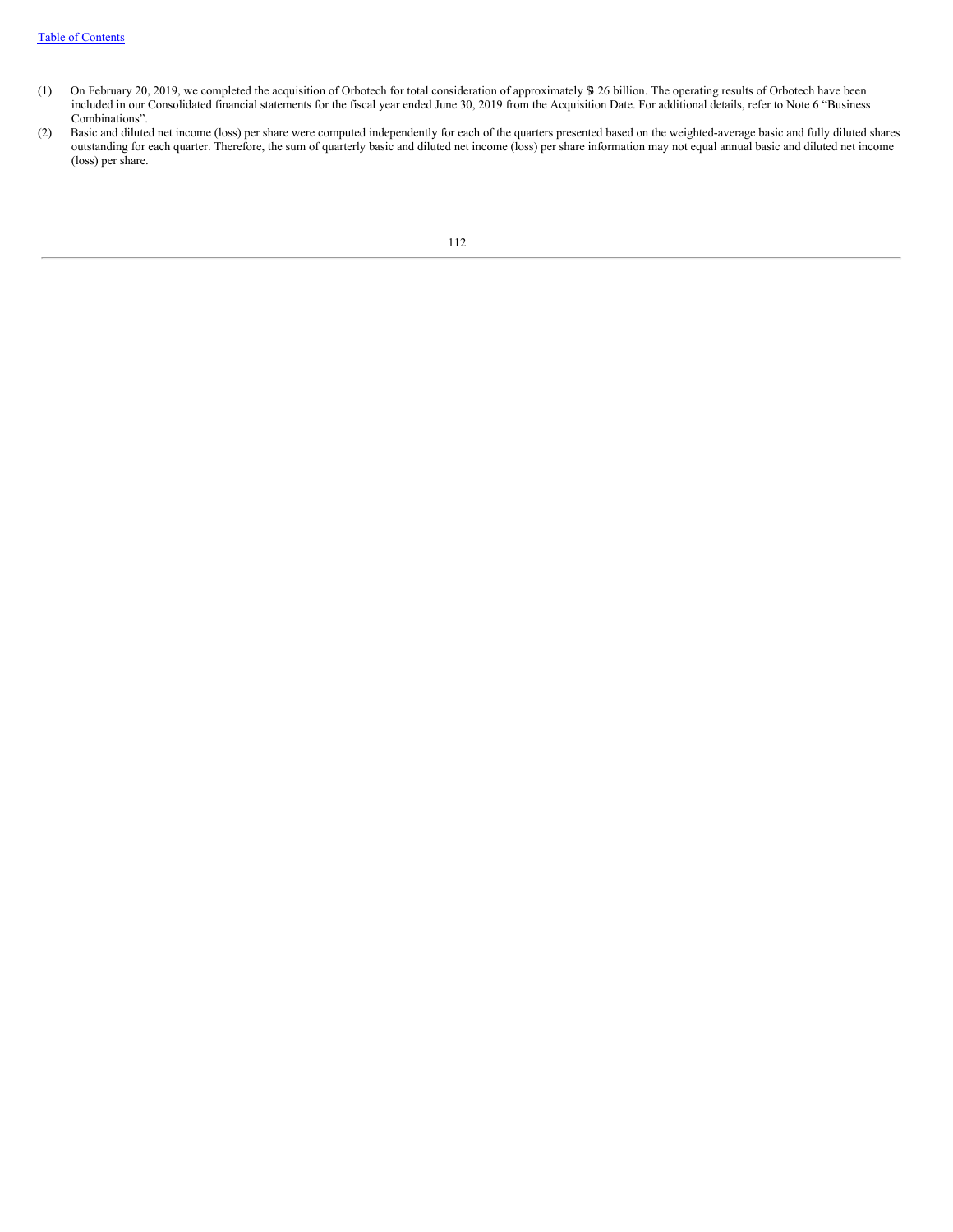(1) On February 20, 2019, we completed the acquisition of Orbotech for total consideration of approximately $3.26 billion. The operating results of Orbotech have been included in our Consolidated financial statements for the fiscal year ended June 30, 2019 from the Acquisition Date. For additional details, refer to Note 6 "Business Combinations".

(2) Basic and diluted net income (loss) per share were computed independently for each of the quarters presented based on the weighted-average basic and fully diluted shares outstanding for each quarter. Therefore, the sum of quarterly basic and diluted net income (loss) per share information may not equal annual basic and diluted net income (loss) per share.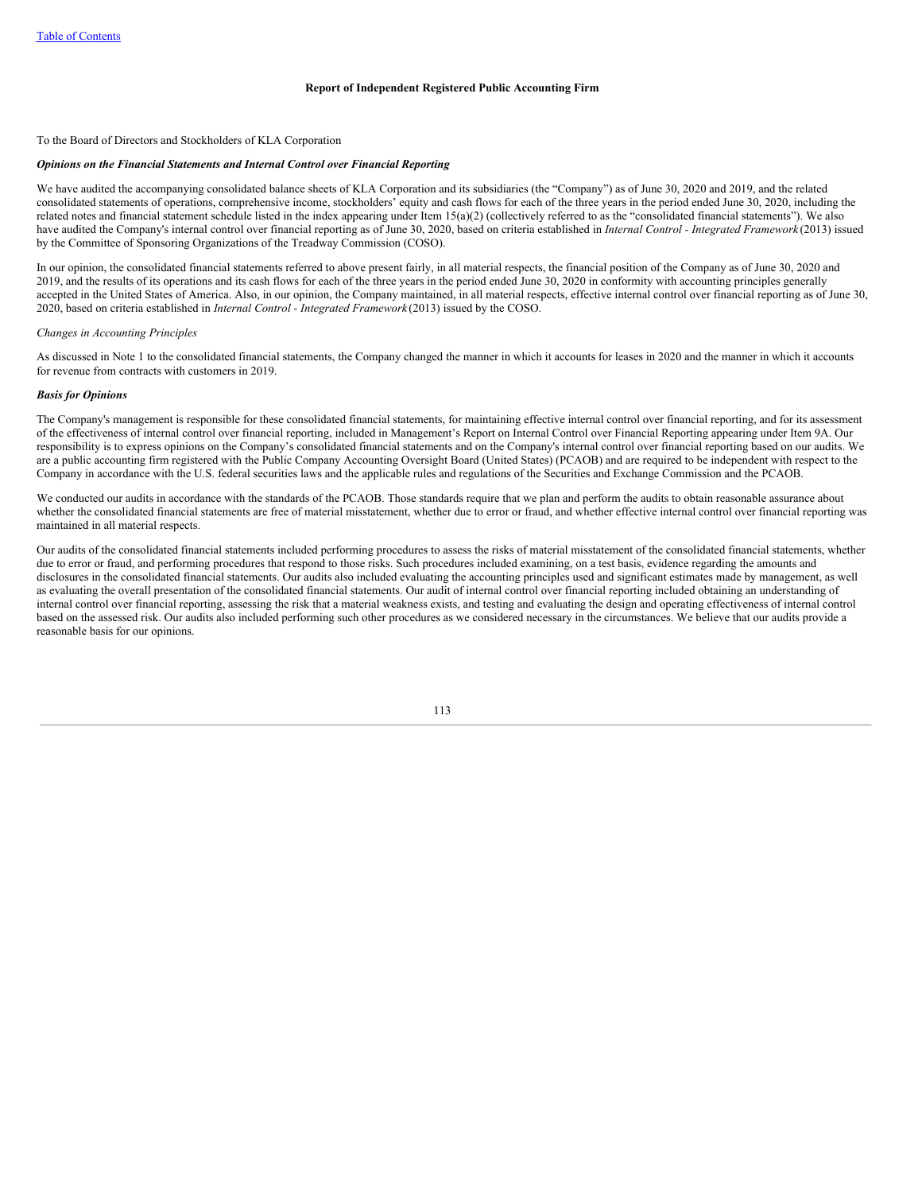[Table of Contents](#)

## Report of Independent Registered Public Accounting Firm

To the Board of Directors and Stockholders of KLA Corporation

***Opinions on the Financial Statements and Internal Control over Financial Reporting***

We have audited the accompanying consolidated balance sheets of KLA Corporation and its subsidiaries (the "Company") as of June 30, 2020 and 2019, and the related consolidated statements of operations, comprehensive income, stockholders' equity and cash flows for each of the three years in the period ended June 30, 2020, including the related notes and financial statement schedule listed in the index appearing under Item 15(a)(2) (collectively referred to as the "consolidated financial statements"). We also have audited the Company's internal control over financial reporting as of June 30, 2020, based on criteria established in *Internal Control - Integrated Framework* (2013) issued by the Committee of Sponsoring Organizations of the Treadway Commission (COSO).

In our opinion, the consolidated financial statements referred to above present fairly, in all material respects, the financial position of the Company as of June 30, 2020 and 2019, and the results of its operations and its cash flows for each of the three years in the period ended June 30, 2020 in conformity with accounting principles generally accepted in the United States of America. Also, in our opinion, the Company maintained, in all material respects, effective internal control over financial reporting as of June 30, 2020, based on criteria established in *Internal Control - Integrated Framework* (2013) issued by the COSO.

*Changes in Accounting Principles*

As discussed in Note 1 to the consolidated financial statements, the Company changed the manner in which it accounts for leases in 2020 and the manner in which it accounts for revenue from contracts with customers in 2019.

***Basis for Opinions***

The Company's management is responsible for these consolidated financial statements, for maintaining effective internal control over financial reporting, and for its assessment of the effectiveness of internal control over financial reporting, included in Management's Report on Internal Control over Financial Reporting appearing under Item 9A. Our responsibility is to express opinions on the Company's consolidated financial statements and on the Company's internal control over financial reporting based on our audits. We are a public accounting firm registered with the Public Company Accounting Oversight Board (United States) (PCAOB) and are required to be independent with respect to the Company in accordance with the U.S. federal securities laws and the applicable rules and regulations of the Securities and Exchange Commission and the PCAOB.

We conducted our audits in accordance with the standards of the PCAOB. Those standards require that we plan and perform the audits to obtain reasonable assurance about whether the consolidated financial statements are free of material misstatement, whether due to error or fraud, and whether effective internal control over financial reporting was maintained in all material respects.

Our audits of the consolidated financial statements included performing procedures to assess the risks of material misstatement of the consolidated financial statements, whether due to error or fraud, and performing procedures that respond to those risks. Such procedures included examining, on a test basis, evidence regarding the amounts and disclosures in the consolidated financial statements. Our audits also included evaluating the accounting principles used and significant estimates made by management, as well as evaluating the overall presentation of the consolidated financial statements. Our audit of internal control over financial reporting included obtaining an understanding of internal control over financial reporting, assessing the risk that a material weakness exists, and testing and evaluating the design and operating effectiveness of internal control based on the assessed risk. Our audits also included performing such other procedures as we considered necessary in the circumstances. We believe that our audits provide a reasonable basis for our opinions.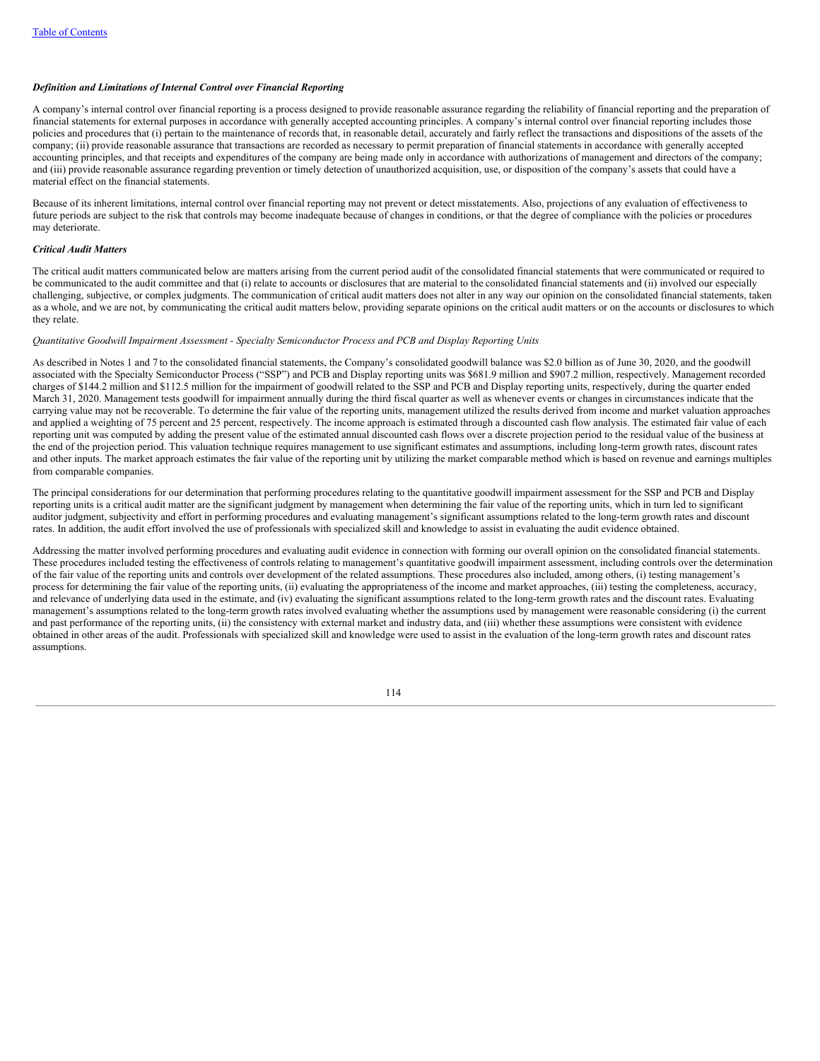***Definition and Limitations of Internal Control over Financial Reporting***

A company's internal control over financial reporting is a process designed to provide reasonable assurance regarding the reliability of financial reporting and the preparation of financial statements for external purposes in accordance with generally accepted accounting principles. A company's internal control over financial reporting includes those policies and procedures that (i) pertain to the maintenance of records that, in reasonable detail, accurately and fairly reflect the transactions and dispositions of the assets of the company; (ii) provide reasonable assurance that transactions are recorded as necessary to permit preparation of financial statements in accordance with generally accepted accounting principles, and that receipts and expenditures of the company are being made only in accordance with authorizations of management and directors of the company; and (iii) provide reasonable assurance regarding prevention or timely detection of unauthorized acquisition, use, or disposition of the company's assets that could have a material effect on the financial statements.

Because of its inherent limitations, internal control over financial reporting may not prevent or detect misstatements. Also, projections of any evaluation of effectiveness to future periods are subject to the risk that controls may become inadequate because of changes in conditions, or that the degree of compliance with the policies or procedures may deteriorate.

***Critical Audit Matters***

The critical audit matters communicated below are matters arising from the current period audit of the consolidated financial statements that were communicated or required to be communicated to the audit committee and that (i) relate to accounts or disclosures that are material to the consolidated financial statements and (ii) involved our especially challenging, subjective, or complex judgments. The communication of critical audit matters does not alter in any way our opinion on the consolidated financial statements, taken as a whole, and we are not, by communicating the critical audit matters below, providing separate opinions on the critical audit matters or on the accounts or disclosures to which they relate.

*Quantitative Goodwill Impairment Assessment - Specialty Semiconductor Process and PCB and Display Reporting Units*

As described in Notes 1 and 7 to the consolidated financial statements, the Company's consolidated goodwill balance was $2.0 billion as of June 30, 2020, and the goodwill associated with the Specialty Semiconductor Process ("SSP") and PCB and Display reporting units was $681.9 million and $907.2 million, respectively. Management recorded charges of $144.2 million and $112.5 million for the impairment of goodwill related to the SSP and PCB and Display reporting units, respectively, during the quarter ended March 31, 2020. Management tests goodwill for impairment annually during the third fiscal quarter as well as whenever events or changes in circumstances indicate that the carrying value may not be recoverable. To determine the fair value of the reporting units, management utilized the results derived from income and market valuation approaches and applied a weighting of 75 percent and 25 percent, respectively. The income approach is estimated through a discounted cash flow analysis. The estimated fair value of each reporting unit was computed by adding the present value of the estimated annual discounted cash flows over a discrete projection period to the residual value of the business at the end of the projection period. This valuation technique requires management to use significant estimates and assumptions, including long-term growth rates, discount rates and other inputs. The market approach estimates the fair value of the reporting unit by utilizing the market comparable method which is based on revenue and earnings multiples from comparable companies.

The principal considerations for our determination that performing procedures relating to the quantitative goodwill impairment assessment for the SSP and PCB and Display reporting units is a critical audit matter are the significant judgment by management when determining the fair value of the reporting units, which in turn led to significant auditor judgment, subjectivity and effort in performing procedures and evaluating management's significant assumptions related to the long-term growth rates and discount rates. In addition, the audit effort involved the use of professionals with specialized skill and knowledge to assist in evaluating the audit evidence obtained.

Addressing the matter involved performing procedures and evaluating audit evidence in connection with forming our overall opinion on the consolidated financial statements. These procedures included testing the effectiveness of controls relating to management's quantitative goodwill impairment assessment, including controls over the determination of the fair value of the reporting units and controls over development of the related assumptions. These procedures also included, among others, (i) testing management's process for determining the fair value of the reporting units, (ii) evaluating the appropriateness of the income and market approaches, (iii) testing the completeness, accuracy, and relevance of underlying data used in the estimate, and (iv) evaluating the significant assumptions related to the long-term growth rates and the discount rates. Evaluating management's assumptions related to the long-term growth rates involved evaluating whether the assumptions used by management were reasonable considering (i) the current and past performance of the reporting units, (ii) the consistency with external market and industry data, and (iii) whether these assumptions were consistent with evidence obtained in other areas of the audit. Professionals with specialized skill and knowledge were used to assist in the evaluation of the long-term growth rates and discount rates assumptions.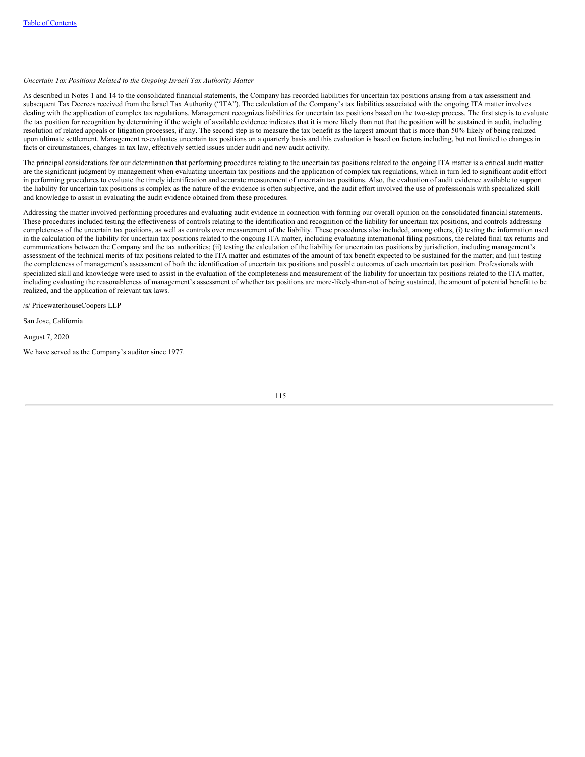*Uncertain Tax Positions Related to the Ongoing Israeli Tax Authority Matter*

As described in Notes 1 and 14 to the consolidated financial statements, the Company has recorded liabilities for uncertain tax positions arising from a tax assessment and subsequent Tax Decrees received from the Israel Tax Authority ("ITA"). The calculation of the Company's tax liabilities associated with the ongoing ITA matter involves dealing with the application of complex tax regulations. Management recognizes liabilities for uncertain tax positions based on the two-step process. The first step is to evaluate the tax position for recognition by determining if the weight of available evidence indicates that it is more likely than not that the position will be sustained in audit, including resolution of related appeals or litigation processes, if any. The second step is to measure the tax benefit as the largest amount that is more than 50% likely of being realized upon ultimate settlement. Management re-evaluates uncertain tax positions on a quarterly basis and this evaluation is based on factors including, but not limited to changes in facts or circumstances, changes in tax law, effectively settled issues under audit and new audit activity.

The principal considerations for our determination that performing procedures relating to the uncertain tax positions related to the ongoing ITA matter is a critical audit matter are the significant judgment by management when evaluating uncertain tax positions and the application of complex tax regulations, which in turn led to significant audit effort in performing procedures to evaluate the timely identification and accurate measurement of uncertain tax positions. Also, the evaluation of audit evidence available to support the liability for uncertain tax positions is complex as the nature of the evidence is often subjective, and the audit effort involved the use of professionals with specialized skill and knowledge to assist in evaluating the audit evidence obtained from these procedures.

Addressing the matter involved performing procedures and evaluating audit evidence in connection with forming our overall opinion on the consolidated financial statements. These procedures included testing the effectiveness of controls relating to the identification and recognition of the liability for uncertain tax positions, and controls addressing completeness of the uncertain tax positions, as well as controls over measurement of the liability. These procedures also included, among others, (i) testing the information used in the calculation of the liability for uncertain tax positions related to the ongoing ITA matter, including evaluating international filing positions, the related final tax returns and communications between the Company and the tax authorities; (ii) testing the calculation of the liability for uncertain tax positions by jurisdiction, including management's assessment of the technical merits of tax positions related to the ITA matter and estimates of the amount of tax benefit expected to be sustained for the matter; and (iii) testing the completeness of management's assessment of both the identification of uncertain tax positions and possible outcomes of each uncertain tax position. Professionals with specialized skill and knowledge were used to assist in the evaluation of the completeness and measurement of the liability for uncertain tax positions related to the ITA matter, including evaluating the reasonableness of management's assessment of whether tax positions are more-likely-than-not of being sustained, the amount of potential benefit to be realized, and the application of relevant tax laws.

/s/ PricewaterhouseCoopers LLP

San Jose, California

August 7, 2020

We have served as the Company's auditor since 1977.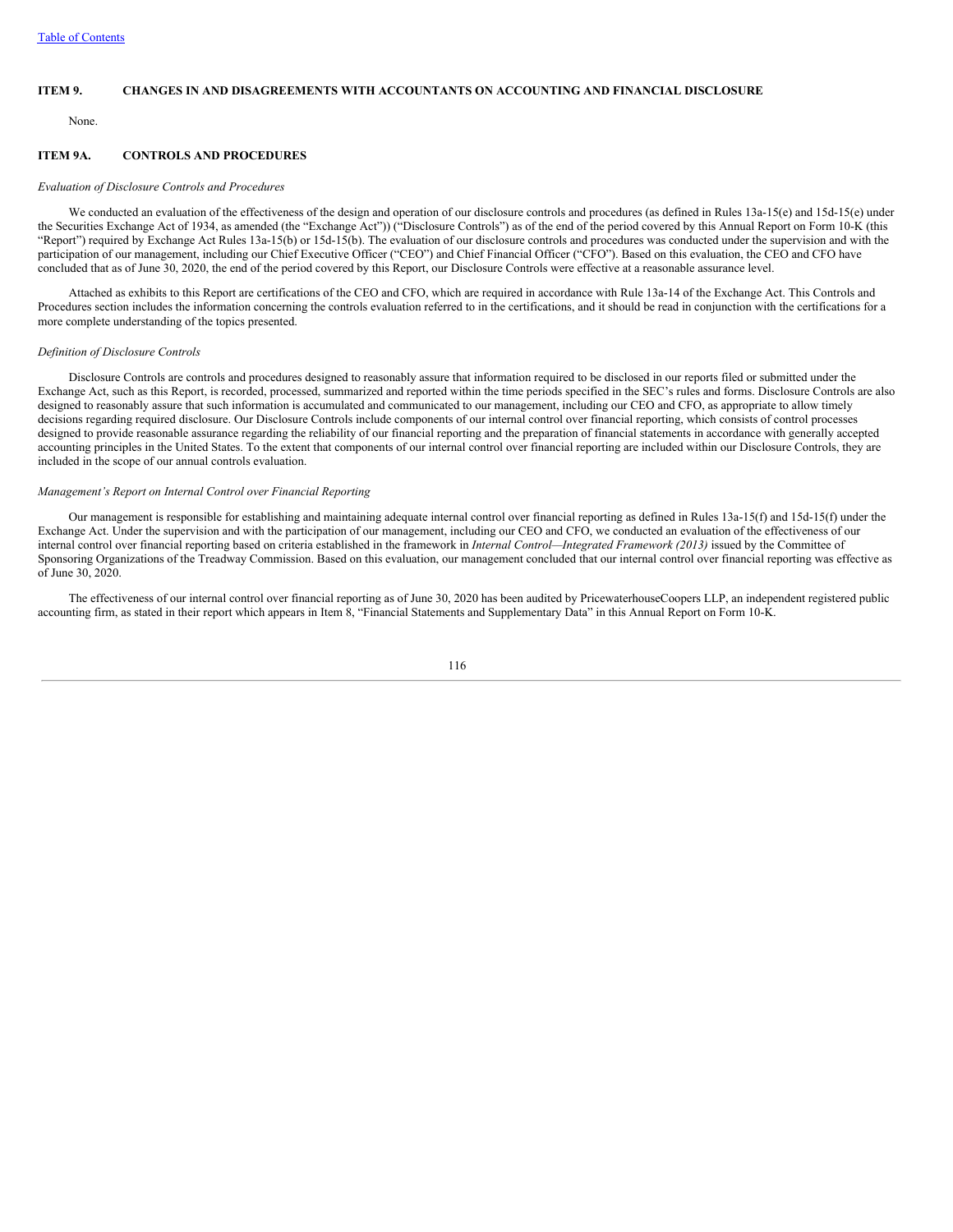## ITEM 9. CHANGES IN AND DISAGREEMENTS WITH ACCOUNTANTS ON ACCOUNTING AND FINANCIAL DISCLOSURE

None.

## ITEM 9A. CONTROLS AND PROCEDURES

*Evaluation of Disclosure Controls and Procedures*

We conducted an evaluation of the effectiveness of the design and operation of our disclosure controls and procedures (as defined in Rules 13a-15(e) and 15d-15(e) under the Securities Exchange Act of 1934, as amended (the "Exchange Act")) ("Disclosure Controls") as of the end of the period covered by this Annual Report on Form 10-K (this "Report") required by Exchange Act Rules 13a-15(b) or 15d-15(b). The evaluation of our disclosure controls and procedures was conducted under the supervision and with the participation of our management, including our Chief Executive Officer ("CEO") and Chief Financial Officer ("CFO"). Based on this evaluation, the CEO and CFO have concluded that as of June 30, 2020, the end of the period covered by this Report, our Disclosure Controls were effective at a reasonable assurance level.

Attached as exhibits to this Report are certifications of the CEO and CFO, which are required in accordance with Rule 13a-14 of the Exchange Act. This Controls and Procedures section includes the information concerning the controls evaluation referred to in the certifications, and it should be read in conjunction with the certifications for a more complete understanding of the topics presented.

*Definition of Disclosure Controls*

Disclosure Controls are controls and procedures designed to reasonably assure that information required to be disclosed in our reports filed or submitted under the Exchange Act, such as this Report, is recorded, processed, summarized and reported within the time periods specified in the SEC's rules and forms. Disclosure Controls are also designed to reasonably assure that such information is accumulated and communicated to our management, including our CEO and CFO, as appropriate to allow timely decisions regarding required disclosure. Our Disclosure Controls include components of our internal control over financial reporting, which consists of control processes designed to provide reasonable assurance regarding the reliability of our financial reporting and the preparation of financial statements in accordance with generally accepted accounting principles in the United States. To the extent that components of our internal control over financial reporting are included within our Disclosure Controls, they are included in the scope of our annual controls evaluation.

*Management's Report on Internal Control over Financial Reporting*

Our management is responsible for establishing and maintaining adequate internal control over financial reporting as defined in Rules 13a-15(f) and 15d-15(f) under the Exchange Act. Under the supervision and with the participation of our management, including our CEO and CFO, we conducted an evaluation of the effectiveness of our internal control over financial reporting based on criteria established in the framework in *Internal Control—Integrated Framework (2013)* issued by the Committee of Sponsoring Organizations of the Treadway Commission. Based on this evaluation, our management concluded that our internal control over financial reporting was effective as of June 30, 2020.

The effectiveness of our internal control over financial reporting as of June 30, 2020 has been audited by PricewaterhouseCoopers LLP, an independent registered public accounting firm, as stated in their report which appears in Item 8, "Financial Statements and Supplementary Data" in this Annual Report on Form 10-K.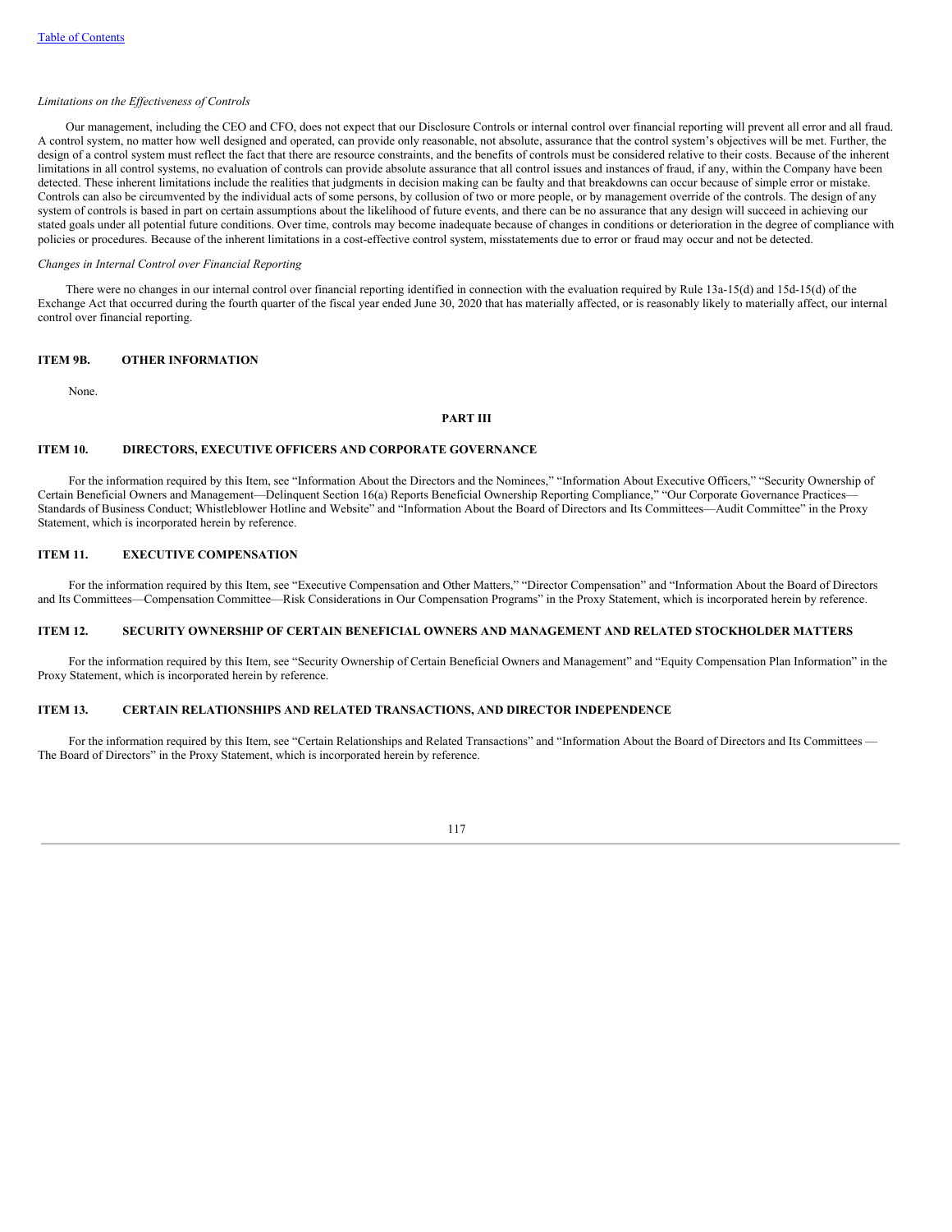*Limitations on the Effectiveness of Controls*

Our management, including the CEO and CFO, does not expect that our Disclosure Controls or internal control over financial reporting will prevent all error and all fraud. A control system, no matter how well designed and operated, can provide only reasonable, not absolute, assurance that the control system's objectives will be met. Further, the design of a control system must reflect the fact that there are resource constraints, and the benefits of controls must be considered relative to their costs. Because of the inherent limitations in all control systems, no evaluation of controls can provide absolute assurance that all control issues and instances of fraud, if any, within the Company have been detected. These inherent limitations include the realities that judgments in decision making can be faulty and that breakdowns can occur because of simple error or mistake. Controls can also be circumvented by the individual acts of some persons, by collusion of two or more people, or by management override of the controls. The design of any system of controls is based in part on certain assumptions about the likelihood of future events, and there can be no assurance that any design will succeed in achieving our stated goals under all potential future conditions. Over time, controls may become inadequate because of changes in conditions or deterioration in the degree of compliance with policies or procedures. Because of the inherent limitations in a cost-effective control system, misstatements due to error or fraud may occur and not be detected.

*Changes in Internal Control over Financial Reporting*

There were no changes in our internal control over financial reporting identified in connection with the evaluation required by Rule 13a-15(d) and 15d-15(d) of the Exchange Act that occurred during the fourth quarter of the fiscal year ended June 30, 2020 that has materially affected, or is reasonably likely to materially affect, our internal control over financial reporting.

## ITEM 9B. OTHER INFORMATION

None.

# PART III

## ITEM 10. DIRECTORS, EXECUTIVE OFFICERS AND CORPORATE GOVERNANCE

For the information required by this Item, see "Information About the Directors and the Nominees," "Information About Executive Officers," "Security Ownership of Certain Beneficial Owners and Management—Delinquent Section 16(a) Reports Beneficial Ownership Reporting Compliance," "Our Corporate Governance Practices—Standards of Business Conduct; Whistleblower Hotline and Website" and "Information About the Board of Directors and Its Committees—Audit Committee" in the Proxy Statement, which is incorporated herein by reference.

## ITEM 11. EXECUTIVE COMPENSATION

For the information required by this Item, see "Executive Compensation and Other Matters," "Director Compensation" and "Information About the Board of Directors and Its Committees—Compensation Committee—Risk Considerations in Our Compensation Programs" in the Proxy Statement, which is incorporated herein by reference.

## ITEM 12. SECURITY OWNERSHIP OF CERTAIN BENEFICIAL OWNERS AND MANAGEMENT AND RELATED STOCKHOLDER MATTERS

For the information required by this Item, see "Security Ownership of Certain Beneficial Owners and Management" and "Equity Compensation Plan Information" in the Proxy Statement, which is incorporated herein by reference.

## ITEM 13. CERTAIN RELATIONSHIPS AND RELATED TRANSACTIONS, AND DIRECTOR INDEPENDENCE

For the information required by this Item, see "Certain Relationships and Related Transactions" and "Information About the Board of Directors and Its Committees — The Board of Directors" in the Proxy Statement, which is incorporated herein by reference.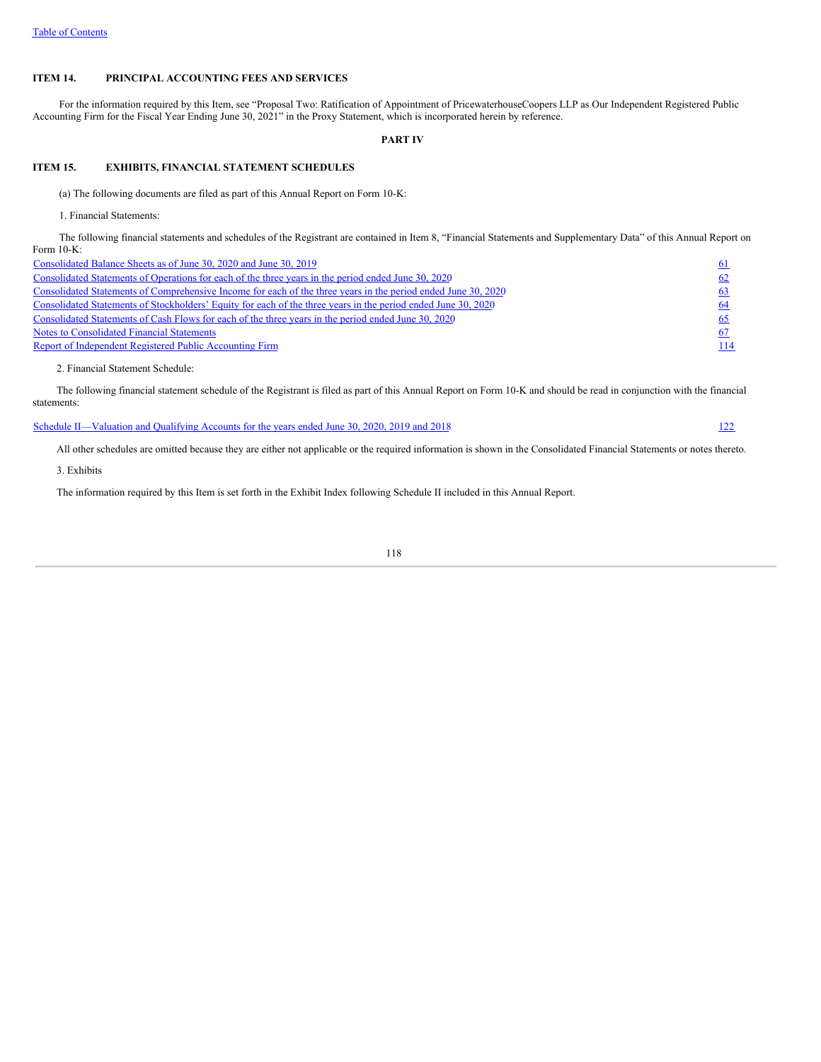## ITEM 14. PRINCIPAL ACCOUNTING FEES AND SERVICES

For the information required by this Item, see "Proposal Two: Ratification of Appointment of PricewaterhouseCoopers LLP as Our Independent Registered Public Accounting Firm for the Fiscal Year Ending June 30, 2021" in the Proxy Statement, which is incorporated herein by reference.

# PART IV

## ITEM 15. EXHIBITS, FINANCIAL STATEMENT SCHEDULES

(a) The following documents are filed as part of this Annual Report on Form 10-K:

1. Financial Statements:

The following financial statements and schedules of the Registrant are contained in Item 8, "Financial Statements and Supplementary Data" of this Annual Report on Form 10-K:

| | |
|---|---|
| Consolidated Balance Sheets as of June 30, 2020 and June 30, 2019 | 61 |
| Consolidated Statements of Operations for each of the three years in the period ended June 30, 2020 | 62 |
| Consolidated Statements of Comprehensive Income for each of the three years in the period ended June 30, 2020 | 63 |
| Consolidated Statements of Stockholders' Equity for each of the three years in the period ended June 30, 2020 | 64 |
| Consolidated Statements of Cash Flows for each of the three years in the period ended June 30, 2020 | 65 |
| Notes to Consolidated Financial Statements | 67 |
| Report of Independent Registered Public Accounting Firm | 114 |

2. Financial Statement Schedule:

The following financial statement schedule of the Registrant is filed as part of this Annual Report on Form 10-K and should be read in conjunction with the financial statements:

| | |
|---|---|
| Schedule II—Valuation and Qualifying Accounts for the years ended June 30, 2020, 2019 and 2018 | 122 |

All other schedules are omitted because they are either not applicable or the required information is shown in the Consolidated Financial Statements or notes thereto.

3. Exhibits

The information required by this Item is set forth in the Exhibit Index following Schedule II included in this Annual Report.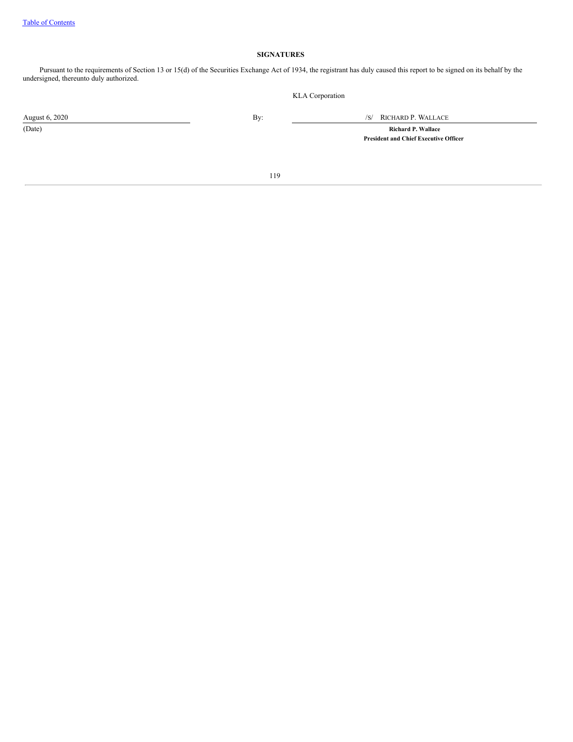## SIGNATURES

Pursuant to the requirements of Section 13 or 15(d) of the Securities Exchange Act of 1934, the registrant has duly caused this report to be signed on its behalf by the undersigned, thereunto duly authorized.

KLA Corporation

| | | |
|---|---|---|
| August 6, 2020 | By: | /S/ RICHARD P. WALLACE |
| (Date) | | **Richard P. Wallace** |
| | | **President and Chief Executive Officer** |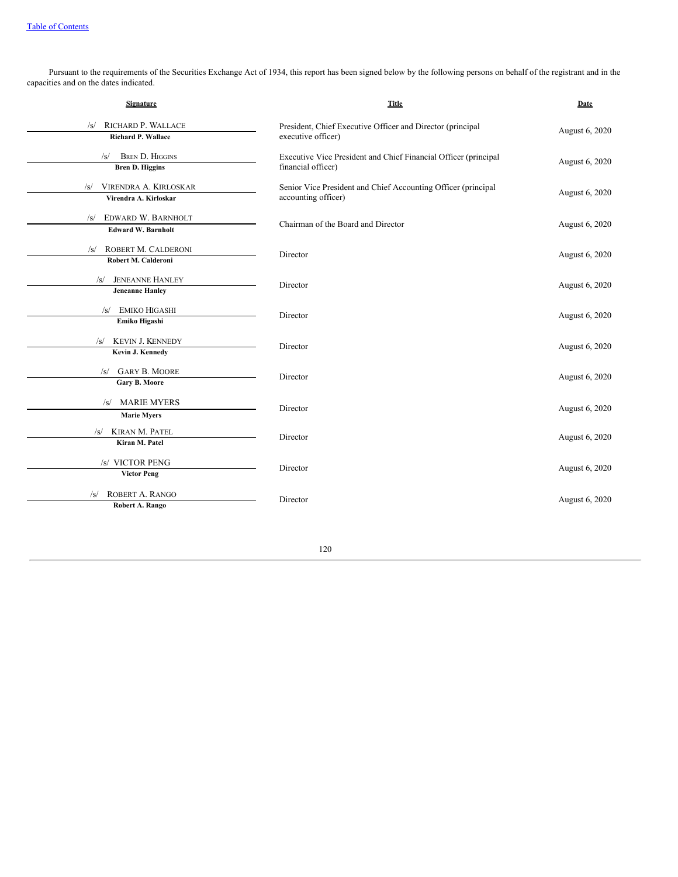Pursuant to the requirements of the Securities Exchange Act of 1934, this report has been signed below by the following persons on behalf of the registrant and in the capacities and on the dates indicated.

| Signature | Title | Date |
|---|---|---|
| /s/ RICHARD P. WALLACE<br>**Richard P. Wallace** | President, Chief Executive Officer and Director (principal executive officer) | August 6, 2020 |
| /s/ BREN D. HIGGINS<br>**Bren D. Higgins** | Executive Vice President and Chief Financial Officer (principal financial officer) | August 6, 2020 |
| /s/ VIRENDRA A. KIRLOSKAR<br>**Virendra A. Kirloskar** | Senior Vice President and Chief Accounting Officer (principal accounting officer) | August 6, 2020 |
| /s/ EDWARD W. BARNHOLT<br>**Edward W. Barnholt** | Chairman of the Board and Director | August 6, 2020 |
| /s/ ROBERT M. CALDERONI<br>**Robert M. Calderoni** | Director | August 6, 2020 |
| /s/ JENEANNE HANLEY<br>**Jeneanne Hanley** | Director | August 6, 2020 |
| /s/ EMIKO HIGASHI<br>**Emiko Higashi** | Director | August 6, 2020 |
| /s/ KEVIN J. KENNEDY<br>**Kevin J. Kennedy** | Director | August 6, 2020 |
| /s/ GARY B. MOORE<br>**Gary B. Moore** | Director | August 6, 2020 |
| /s/ MARIE MYERS<br>**Marie Myers** | Director | August 6, 2020 |
| /s/ KIRAN M. PATEL<br>**Kiran M. Patel** | Director | August 6, 2020 |
| /s/ VICTOR PENG<br>**Victor Peng** | Director | August 6, 2020 |
| /s/ ROBERT A. RANGO<br>**Robert A. Rango** | Director | August 6, 2020 |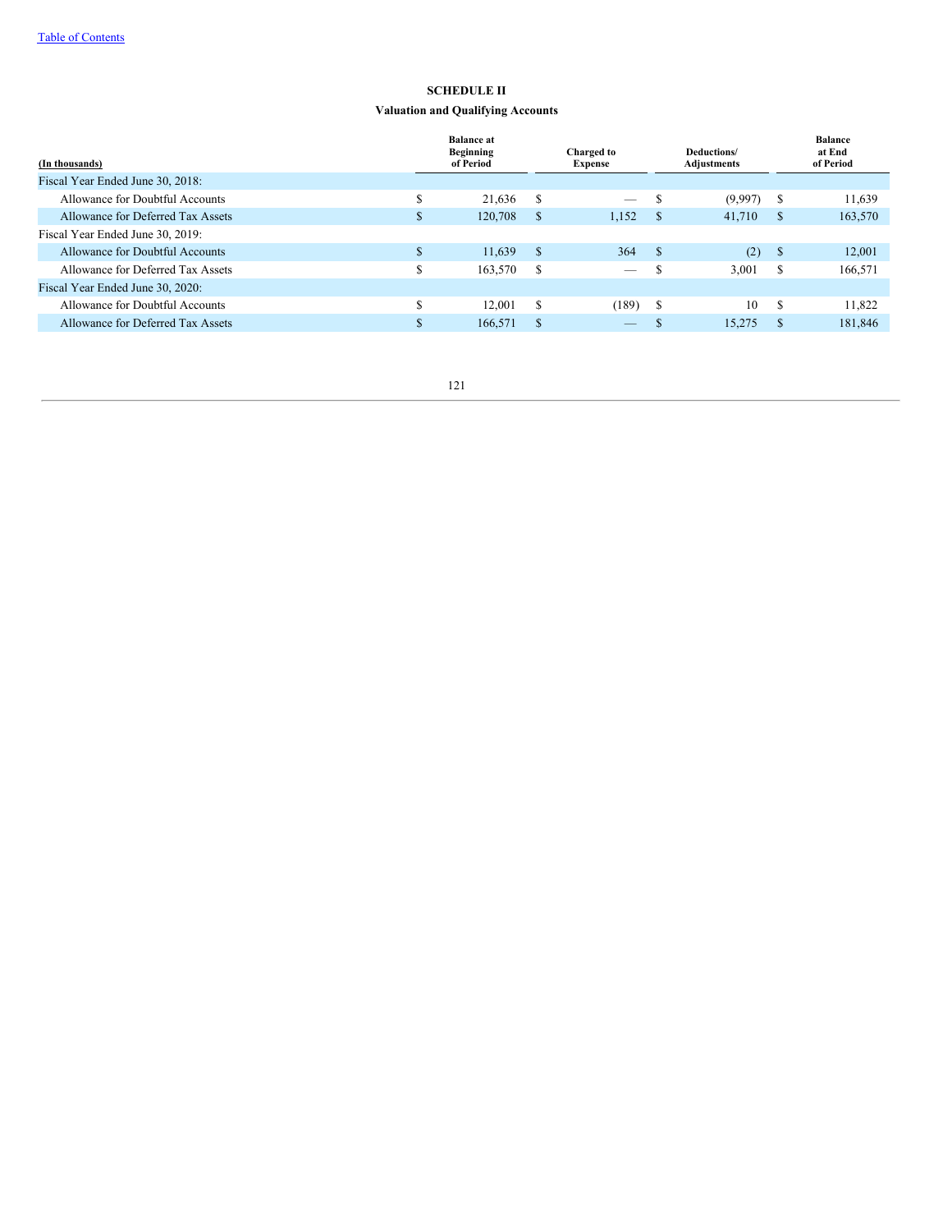[Table of Contents](#)

**SCHEDULE II**

**Valuation and Qualifying Accounts**

| (In thousands) | Balance at Beginning of Period | Charged to Expense | Deductions/ Adjustments | Balance at End of Period |
|---|---|---|---|---|
| Fiscal Year Ended June 30, 2018: | | | | |
| Allowance for Doubtful Accounts | $ 21,636 | $ — | $ (9,997) | $ 11,639 |
| Allowance for Deferred Tax Assets | $ 120,708 | $ 1,152 | $ 41,710 | $ 163,570 |
| Fiscal Year Ended June 30, 2019: | | | | |
| Allowance for Doubtful Accounts | $ 11,639 | $ 364 | $ (2) | $ 12,001 |
| Allowance for Deferred Tax Assets | $ 163,570 | $ — | $ 3,001 | $ 166,571 |
| Fiscal Year Ended June 30, 2020: | | | | |
| Allowance for Doubtful Accounts | $ 12,001 | $ (189) | $ 10 | $ 11,822 |
| Allowance for Deferred Tax Assets | $ 166,571 | $ — | $ 15,275 | $ 181,846 |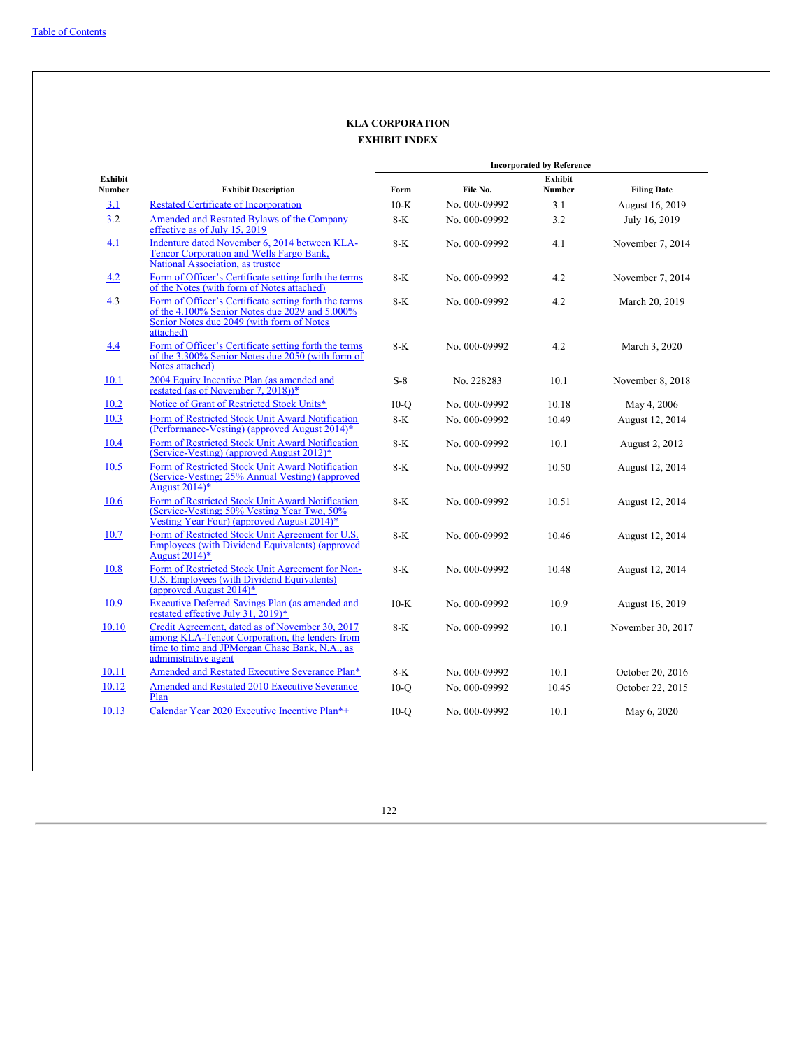**KLA CORPORATION**

**EXHIBIT INDEX**

| Exhibit Number | Exhibit Description | Incorporated by Reference | | | |
|---|---|---|---|---|---|
| | | Form | File No. | Exhibit Number | Filing Date |
| 3.1 | Restated Certificate of Incorporation | 10-K | No. 000-09992 | 3.1 | August 16, 2019 |
| 3.2 | Amended and Restated Bylaws of the Company effective as of July 15, 2019 | 8-K | No. 000-09992 | 3.2 | July 16, 2019 |
| 4.1 | Indenture dated November 6, 2014 between KLA-Tencor Corporation and Wells Fargo Bank, National Association, as trustee | 8-K | No. 000-09992 | 4.1 | November 7, 2014 |
| 4.2 | Form of Officer's Certificate setting forth the terms of the Notes (with form of Notes attached) | 8-K | No. 000-09992 | 4.2 | November 7, 2014 |
| 4.3 | Form of Officer's Certificate setting forth the terms of the 4.100% Senior Notes due 2029 and 5.000% Senior Notes due 2049 (with form of Notes attached) | 8-K | No. 000-09992 | 4.2 | March 20, 2019 |
| 4.4 | Form of Officer's Certificate setting forth the terms of the 3.300% Senior Notes due 2050 (with form of Notes attached) | 8-K | No. 000-09992 | 4.2 | March 3, 2020 |
| 10.1 | 2004 Equity Incentive Plan (as amended and restated (as of November 7, 2018))* | S-8 | No. 228283 | 10.1 | November 8, 2018 |
| 10.2 | Notice of Grant of Restricted Stock Units* | 10-Q | No. 000-09992 | 10.18 | May 4, 2006 |
| 10.3 | Form of Restricted Stock Unit Award Notification (Performance-Vesting) (approved August 2014)* | 8-K | No. 000-09992 | 10.49 | August 12, 2014 |
| 10.4 | Form of Restricted Stock Unit Award Notification (Service-Vesting) (approved August 2012)* | 8-K | No. 000-09992 | 10.1 | August 2, 2012 |
| 10.5 | Form of Restricted Stock Unit Award Notification (Service-Vesting; 25% Annual Vesting) (approved August 2014)* | 8-K | No. 000-09992 | 10.50 | August 12, 2014 |
| 10.6 | Form of Restricted Stock Unit Award Notification (Service-Vesting; 50% Vesting Year Two, 50% Vesting Year Four) (approved August 2014)* | 8-K | No. 000-09992 | 10.51 | August 12, 2014 |
| 10.7 | Form of Restricted Stock Unit Agreement for U.S. Employees (with Dividend Equivalents) (approved August 2014)* | 8-K | No. 000-09992 | 10.46 | August 12, 2014 |
| 10.8 | Form of Restricted Stock Unit Agreement for Non-U.S. Employees (with Dividend Equivalents) (approved August 2014)* | 8-K | No. 000-09992 | 10.48 | August 12, 2014 |
| 10.9 | Executive Deferred Savings Plan (as amended and restated effective July 31, 2019)* | 10-K | No. 000-09992 | 10.9 | August 16, 2019 |
| 10.10 | Credit Agreement, dated as of November 30, 2017 among KLA-Tencor Corporation, the lenders from time to time and JPMorgan Chase Bank, N.A., as administrative agent | 8-K | No. 000-09992 | 10.1 | November 30, 2017 |
| 10.11 | Amended and Restated Executive Severance Plan* | 8-K | No. 000-09992 | 10.1 | October 20, 2016 |
| 10.12 | Amended and Restated 2010 Executive Severance Plan | 10-Q | No. 000-09992 | 10.45 | October 22, 2015 |
| 10.13 | Calendar Year 2020 Executive Incentive Plan*+ | 10-Q | No. 000-09992 | 10.1 | May 6, 2020 |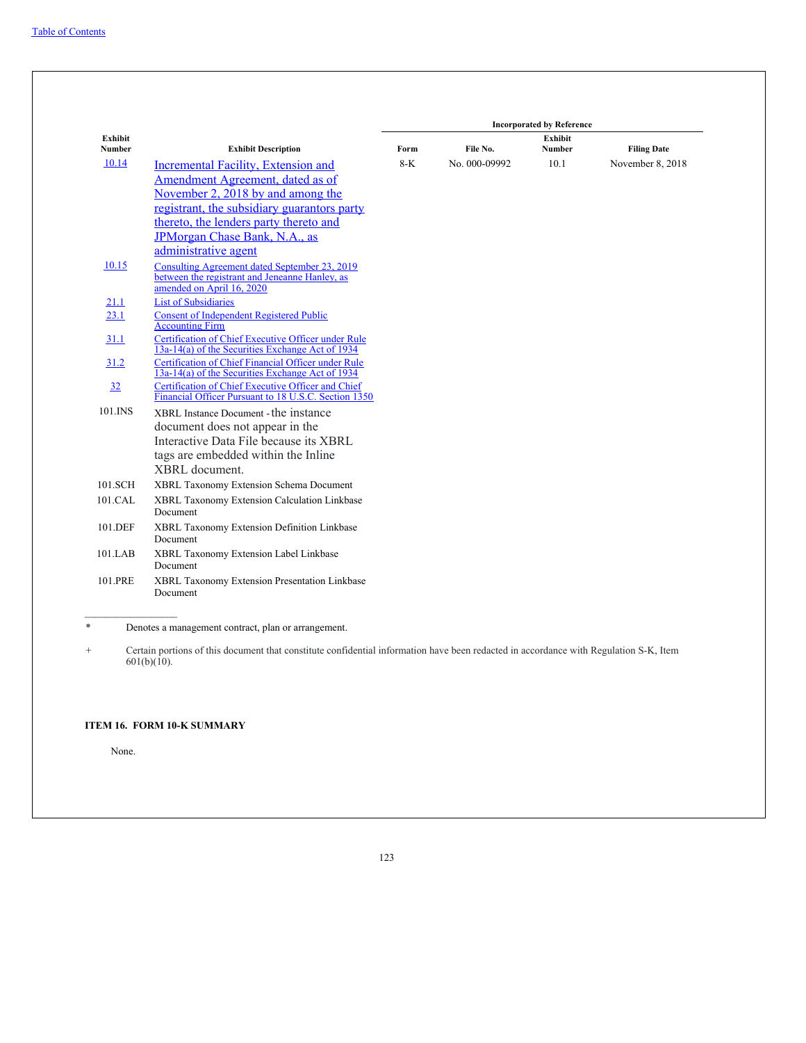| Exhibit Number | Exhibit Description | Incorporated by Reference | | | |
|---|---|---|---|---|---|
| | | Form | File No. | Exhibit Number | Filing Date |
| 10.14 | Incremental Facility, Extension and Amendment Agreement, dated as of November 2, 2018 by and among the registrant, the subsidiary guarantors party thereto, the lenders party thereto and JPMorgan Chase Bank, N.A., as administrative agent | 8-K | No. 000-09992 | 10.1 | November 8, 2018 |
| 10.15 | Consulting Agreement dated September 23, 2019 between the registrant and Jeneanne Hanley, as amended on April 16, 2020 | | | | |
| 21.1 | List of Subsidiaries | | | | |
| 23.1 | Consent of Independent Registered Public Accounting Firm | | | | |
| 31.1 | Certification of Chief Executive Officer under Rule 13a-14(a) of the Securities Exchange Act of 1934 | | | | |
| 31.2 | Certification of Chief Financial Officer under Rule 13a-14(a) of the Securities Exchange Act of 1934 | | | | |
| 32 | Certification of Chief Executive Officer and Chief Financial Officer Pursuant to 18 U.S.C. Section 1350 | | | | |
| 101.INS | XBRL Instance Document - the instance document does not appear in the Interactive Data File because its XBRL tags are embedded within the Inline XBRL document. | | | | |
| 101.SCH | XBRL Taxonomy Extension Schema Document | | | | |
| 101.CAL | XBRL Taxonomy Extension Calculation Linkbase Document | | | | |
| 101.DEF | XBRL Taxonomy Extension Definition Linkbase Document | | | | |
| 101.LAB | XBRL Taxonomy Extension Label Linkbase Document | | | | |
| 101.PRE | XBRL Taxonomy Extension Presentation Linkbase Document | | | | |

\* Denotes a management contract, plan or arrangement.

\+ Certain portions of this document that constitute confidential information have been redacted in accordance with Regulation S-K, Item 601(b)(10).

**ITEM 16. FORM 10-K SUMMARY**

None.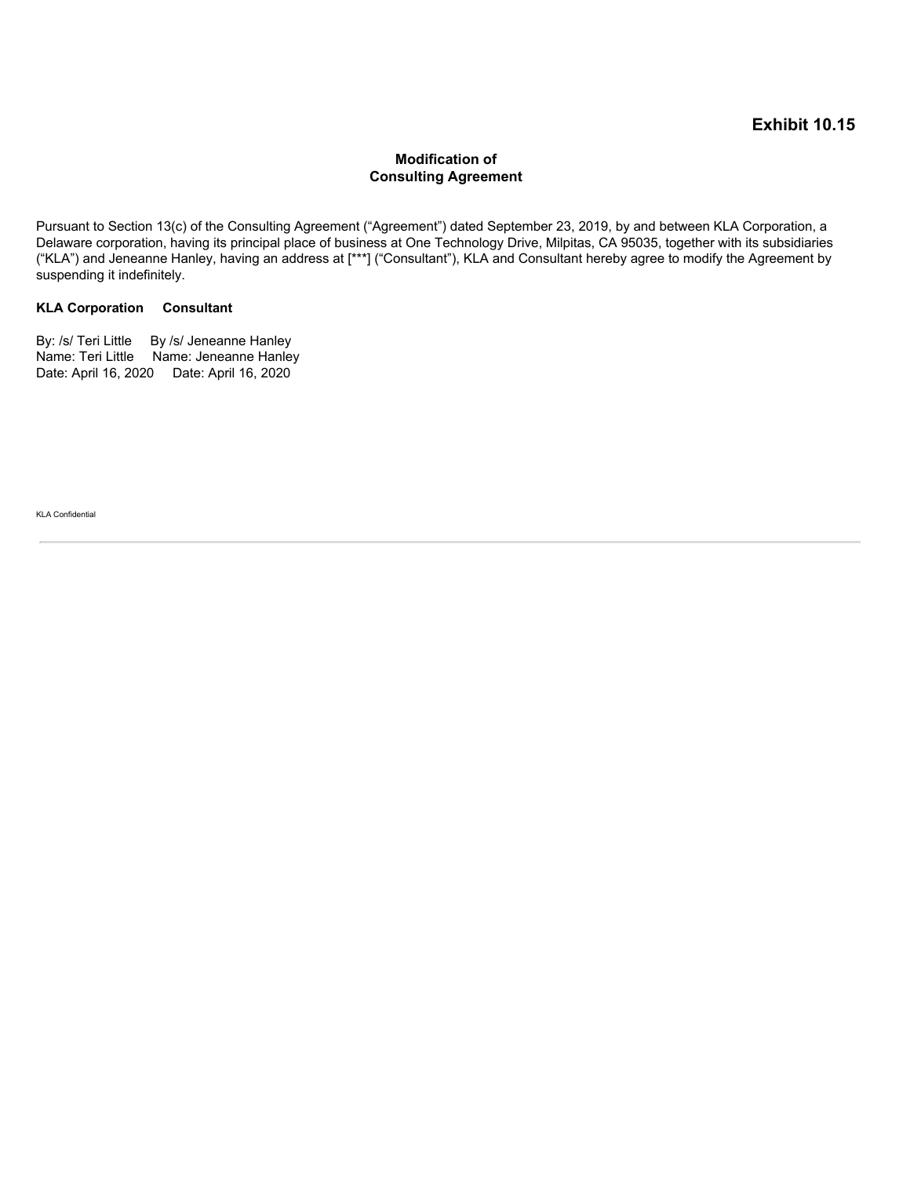**Exhibit 10.15**

**Modification of**
**Consulting Agreement**

Pursuant to Section 13(c) of the Consulting Agreement ("Agreement") dated September 23, 2019, by and between KLA Corporation, a Delaware corporation, having its principal place of business at One Technology Drive, Milpitas, CA 95035, together with its subsidiaries ("KLA") and Jeneanne Hanley, having an address at [***] ("Consultant"), KLA and Consultant hereby agree to modify the Agreement by suspending it indefinitely.

| **KLA Corporation** | **Consultant** |
| --- | --- |
| By: /s/ Teri Little | By /s/ Jeneanne Hanley |
| Name: Teri Little | Name: Jeneanne Hanley |
| Date: April 16, 2020 | Date: April 16, 2020 |

KLA Confidential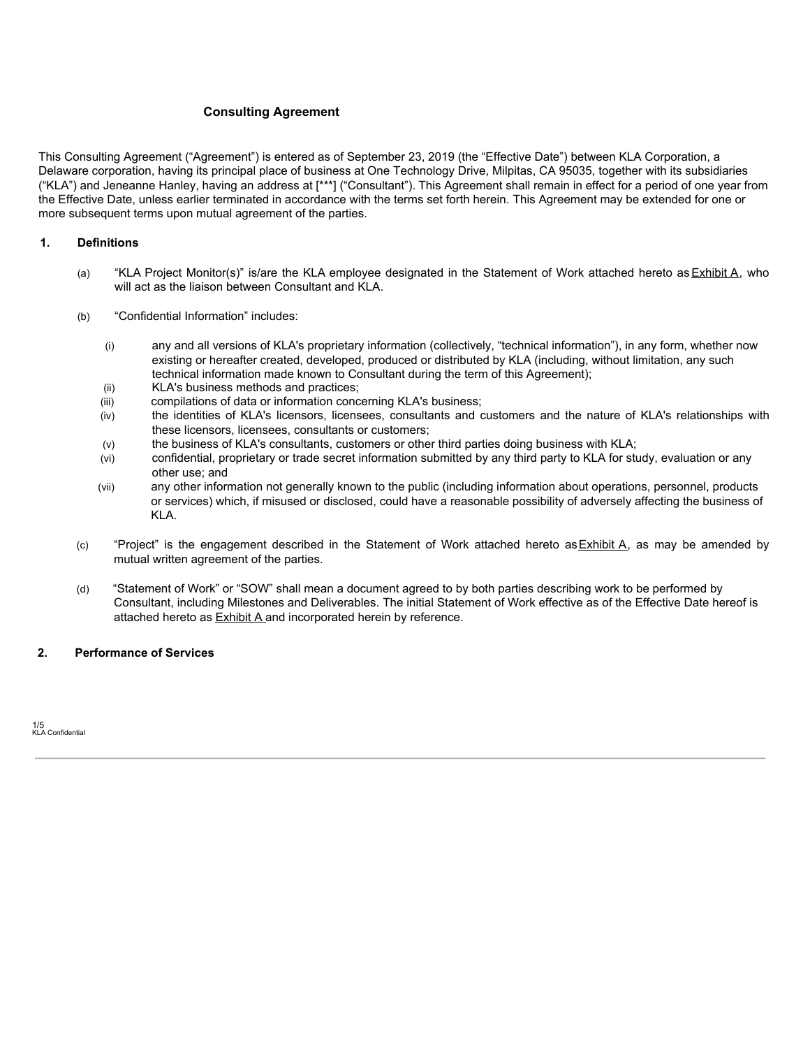## Consulting Agreement

This Consulting Agreement ("Agreement") is entered as of September 23, 2019 (the "Effective Date") between KLA Corporation, a Delaware corporation, having its principal place of business at One Technology Drive, Milpitas, CA 95035, together with its subsidiaries ("KLA") and Jeneanne Hanley, having an address at [***] ("Consultant"). This Agreement shall remain in effect for a period of one year from the Effective Date, unless earlier terminated in accordance with the terms set forth herein. This Agreement may be extended for one or more subsequent terms upon mutual agreement of the parties.

### 1. Definitions

(a) "KLA Project Monitor(s)" is/are the KLA employee designated in the Statement of Work attached hereto as Exhibit A, who will act as the liaison between Consultant and KLA.

(b) "Confidential Information" includes:

(i) any and all versions of KLA's proprietary information (collectively, "technical information"), in any form, whether now existing or hereafter created, developed, produced or distributed by KLA (including, without limitation, any such technical information made known to Consultant during the term of this Agreement);

(ii) KLA's business methods and practices;

(iii) compilations of data or information concerning KLA's business;

(iv) the identities of KLA's licensors, licensees, consultants and customers and the nature of KLA's relationships with these licensors, licensees, consultants or customers;

(v) the business of KLA's consultants, customers or other third parties doing business with KLA;

(vi) confidential, proprietary or trade secret information submitted by any third party to KLA for study, evaluation or any other use; and

(vii) any other information not generally known to the public (including information about operations, personnel, products or services) which, if misused or disclosed, could have a reasonable possibility of adversely affecting the business of KLA.

(c) "Project" is the engagement described in the Statement of Work attached hereto as Exhibit A, as may be amended by mutual written agreement of the parties.

(d) "Statement of Work" or "SOW" shall mean a document agreed to by both parties describing work to be performed by Consultant, including Milestones and Deliverables. The initial Statement of Work effective as of the Effective Date hereof is attached hereto as Exhibit A and incorporated herein by reference.

### 2. Performance of Services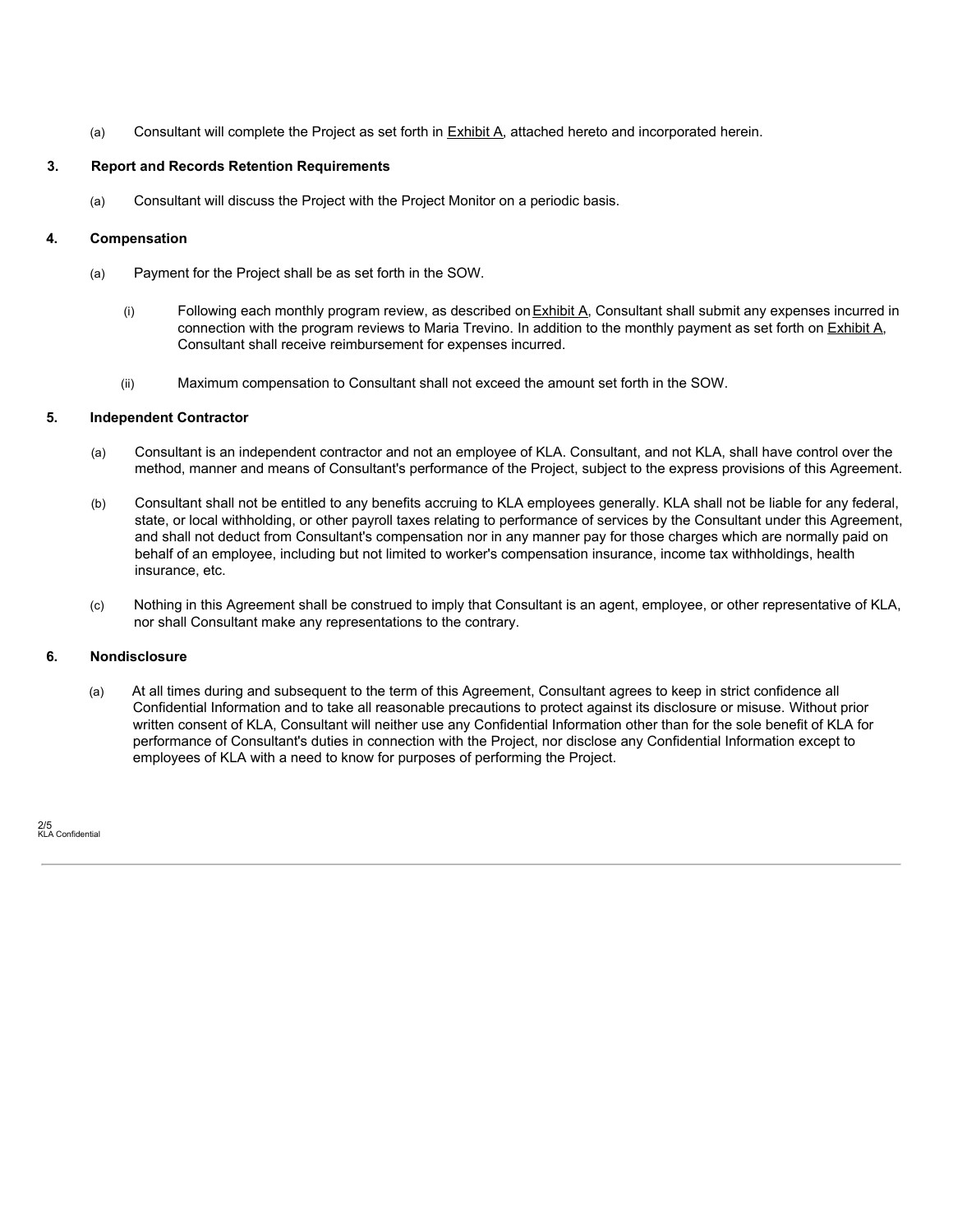(a) Consultant will complete the Project as set forth in Exhibit A, attached hereto and incorporated herein.

**3. Report and Records Retention Requirements**

(a) Consultant will discuss the Project with the Project Monitor on a periodic basis.

**4. Compensation**

(a) Payment for the Project shall be as set forth in the SOW.

(i) Following each monthly program review, as described on Exhibit A, Consultant shall submit any expenses incurred in connection with the program reviews to Maria Trevino. In addition to the monthly payment as set forth on Exhibit A, Consultant shall receive reimbursement for expenses incurred.

(ii) Maximum compensation to Consultant shall not exceed the amount set forth in the SOW.

**5. Independent Contractor**

(a) Consultant is an independent contractor and not an employee of KLA. Consultant, and not KLA, shall have control over the method, manner and means of Consultant's performance of the Project, subject to the express provisions of this Agreement.

(b) Consultant shall not be entitled to any benefits accruing to KLA employees generally. KLA shall not be liable for any federal, state, or local withholding, or other payroll taxes relating to performance of services by the Consultant under this Agreement, and shall not deduct from Consultant's compensation nor in any manner pay for those charges which are normally paid on behalf of an employee, including but not limited to worker's compensation insurance, income tax withholdings, health insurance, etc.

(c) Nothing in this Agreement shall be construed to imply that Consultant is an agent, employee, or other representative of KLA, nor shall Consultant make any representations to the contrary.

**6. Nondisclosure**

(a) At all times during and subsequent to the term of this Agreement, Consultant agrees to keep in strict confidence all Confidential Information and to take all reasonable precautions to protect against its disclosure or misuse. Without prior written consent of KLA, Consultant will neither use any Confidential Information other than for the sole benefit of KLA for performance of Consultant's duties in connection with the Project, nor disclose any Confidential Information except to employees of KLA with a need to know for purposes of performing the Project.

KLA Confidential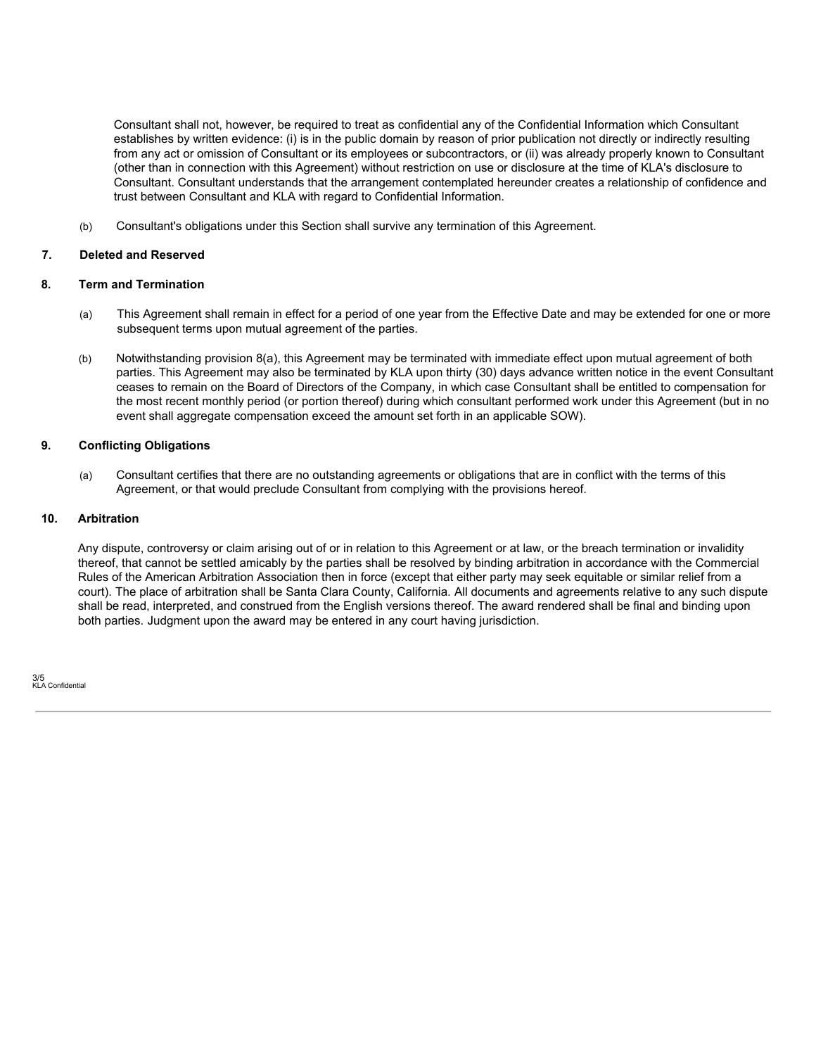Consultant shall not, however, be required to treat as confidential any of the Confidential Information which Consultant establishes by written evidence: (i) is in the public domain by reason of prior publication not directly or indirectly resulting from any act or omission of Consultant or its employees or subcontractors, or (ii) was already properly known to Consultant (other than in connection with this Agreement) without restriction on use or disclosure at the time of KLA's disclosure to Consultant. Consultant understands that the arrangement contemplated hereunder creates a relationship of confidence and trust between Consultant and KLA with regard to Confidential Information.

(b) Consultant's obligations under this Section shall survive any termination of this Agreement.

**7. Deleted and Reserved**

**8. Term and Termination**

(a) This Agreement shall remain in effect for a period of one year from the Effective Date and may be extended for one or more subsequent terms upon mutual agreement of the parties.

(b) Notwithstanding provision 8(a), this Agreement may be terminated with immediate effect upon mutual agreement of both parties. This Agreement may also be terminated by KLA upon thirty (30) days advance written notice in the event Consultant ceases to remain on the Board of Directors of the Company, in which case Consultant shall be entitled to compensation for the most recent monthly period (or portion thereof) during which consultant performed work under this Agreement (but in no event shall aggregate compensation exceed the amount set forth in an applicable SOW).

**9. Conflicting Obligations**

(a) Consultant certifies that there are no outstanding agreements or obligations that are in conflict with the terms of this Agreement, or that would preclude Consultant from complying with the provisions hereof.

**10. Arbitration**

Any dispute, controversy or claim arising out of or in relation to this Agreement or at law, or the breach termination or invalidity thereof, that cannot be settled amicably by the parties shall be resolved by binding arbitration in accordance with the Commercial Rules of the American Arbitration Association then in force (except that either party may seek equitable or similar relief from a court). The place of arbitration shall be Santa Clara County, California. All documents and agreements relative to any such dispute shall be read, interpreted, and construed from the English versions thereof. The award rendered shall be final and binding upon both parties. Judgment upon the award may be entered in any court having jurisdiction.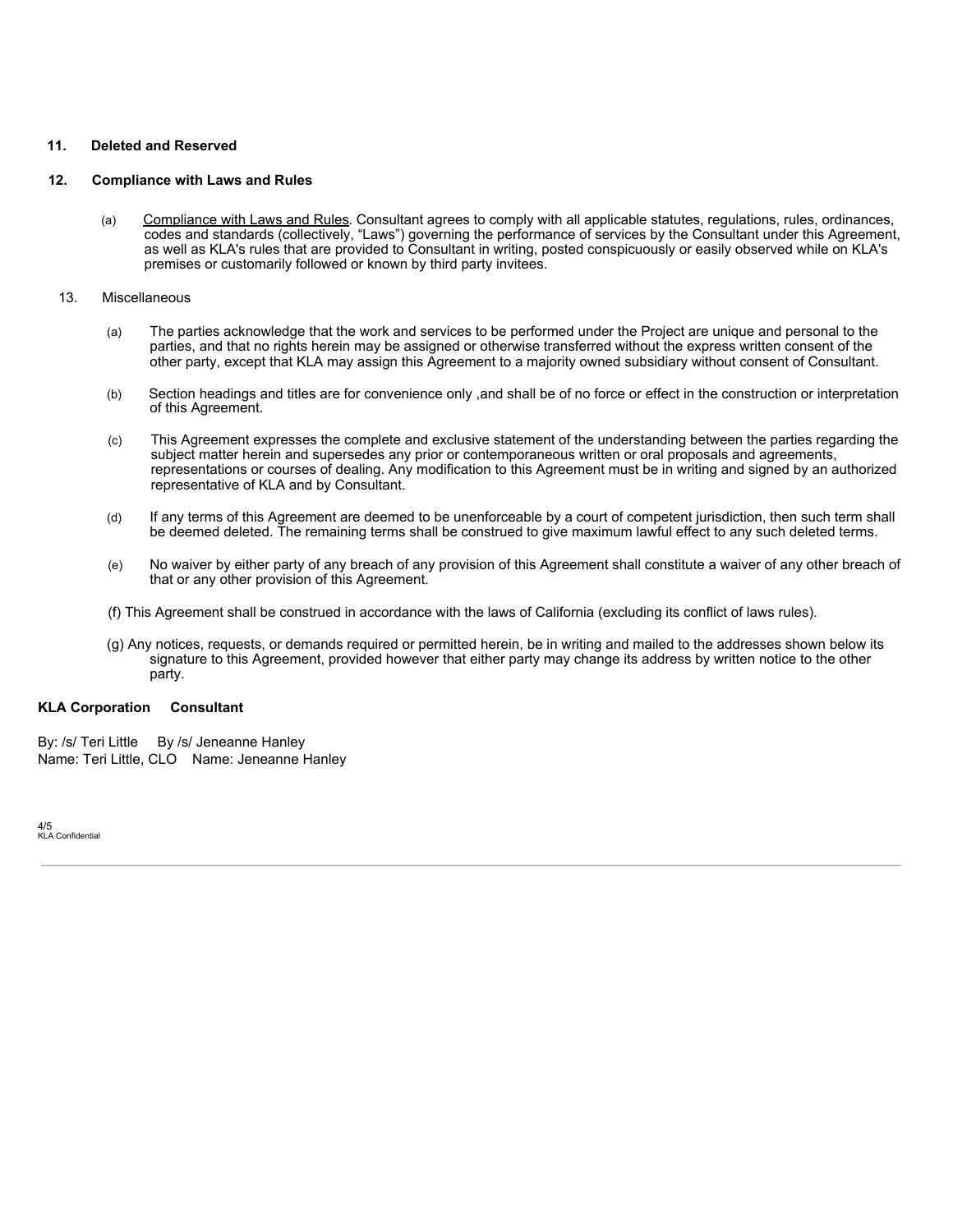**11. Deleted and Reserved**

**12. Compliance with Laws and Rules**

(a) Compliance with Laws and Rules. Consultant agrees to comply with all applicable statutes, regulations, rules, ordinances, codes and standards (collectively, “Laws”) governing the performance of services by the Consultant under this Agreement, as well as KLA's rules that are provided to Consultant in writing, posted conspicuously or easily observed while on KLA's premises or customarily followed or known by third party invitees.

13. Miscellaneous

(a) The parties acknowledge that the work and services to be performed under the Project are unique and personal to the parties, and that no rights herein may be assigned or otherwise transferred without the express written consent of the other party, except that KLA may assign this Agreement to a majority owned subsidiary without consent of Consultant.

(b) Section headings and titles are for convenience only ,and shall be of no force or effect in the construction or interpretation of this Agreement.

(c) This Agreement expresses the complete and exclusive statement of the understanding between the parties regarding the subject matter herein and supersedes any prior or contemporaneous written or oral proposals and agreements, representations or courses of dealing. Any modification to this Agreement must be in writing and signed by an authorized representative of KLA and by Consultant.

(d) If any terms of this Agreement are deemed to be unenforceable by a court of competent jurisdiction, then such term shall be deemed deleted. The remaining terms shall be construed to give maximum lawful effect to any such deleted terms.

(e) No waiver by either party of any breach of any provision of this Agreement shall constitute a waiver of any other breach of that or any other provision of this Agreement.

(f) This Agreement shall be construed in accordance with the laws of California (excluding its conflict of laws rules).

(g) Any notices, requests, or demands required or permitted herein, be in writing and mailed to the addresses shown below its signature to this Agreement, provided however that either party may change its address by written notice to the other party.

**KLA Corporation** **Consultant**

By: /s/ Teri Little By /s/ Jeneanne Hanley
Name: Teri Little, CLO Name: Jeneanne Hanley

KLA Confidential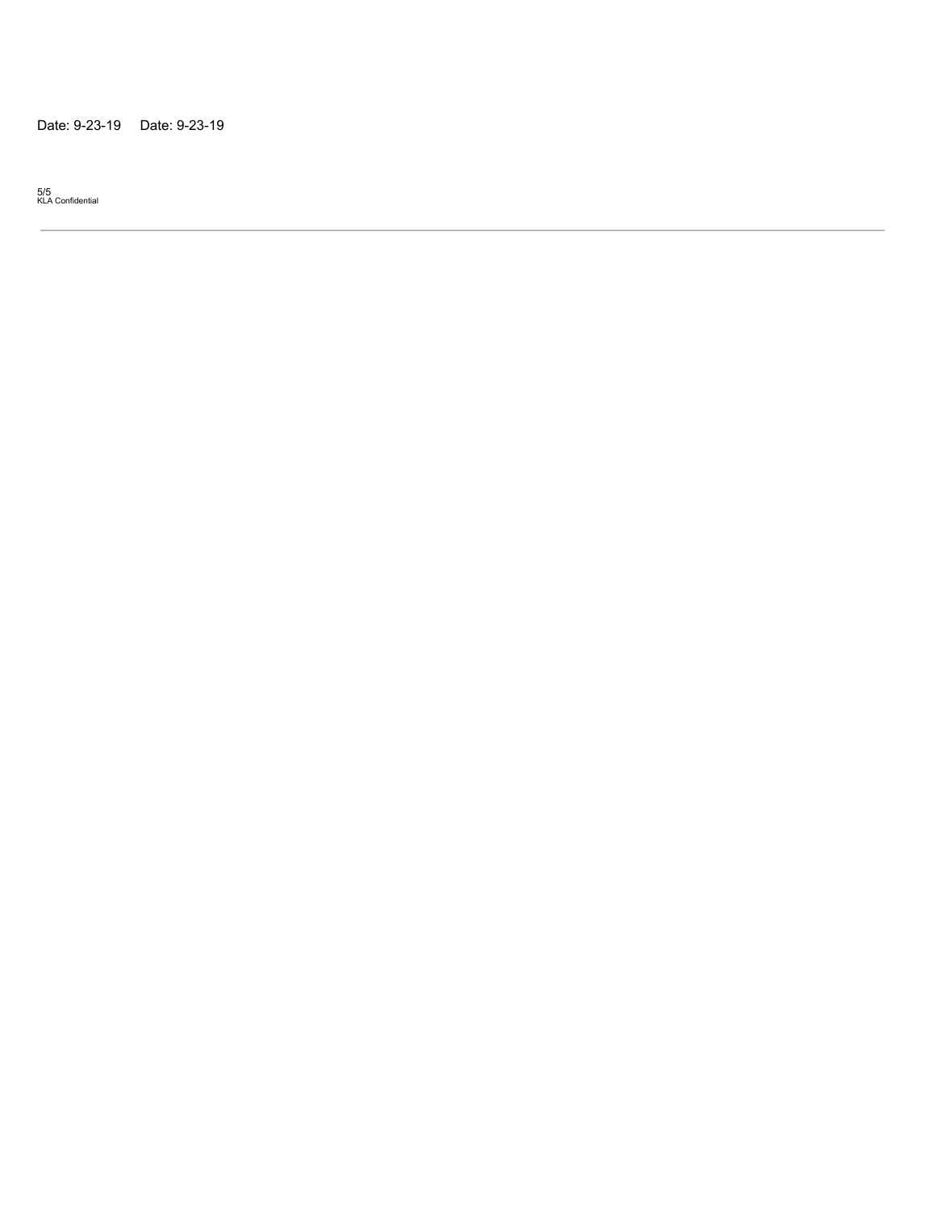Date: 9-23-19 Date: 9-23-19

KLA Confidential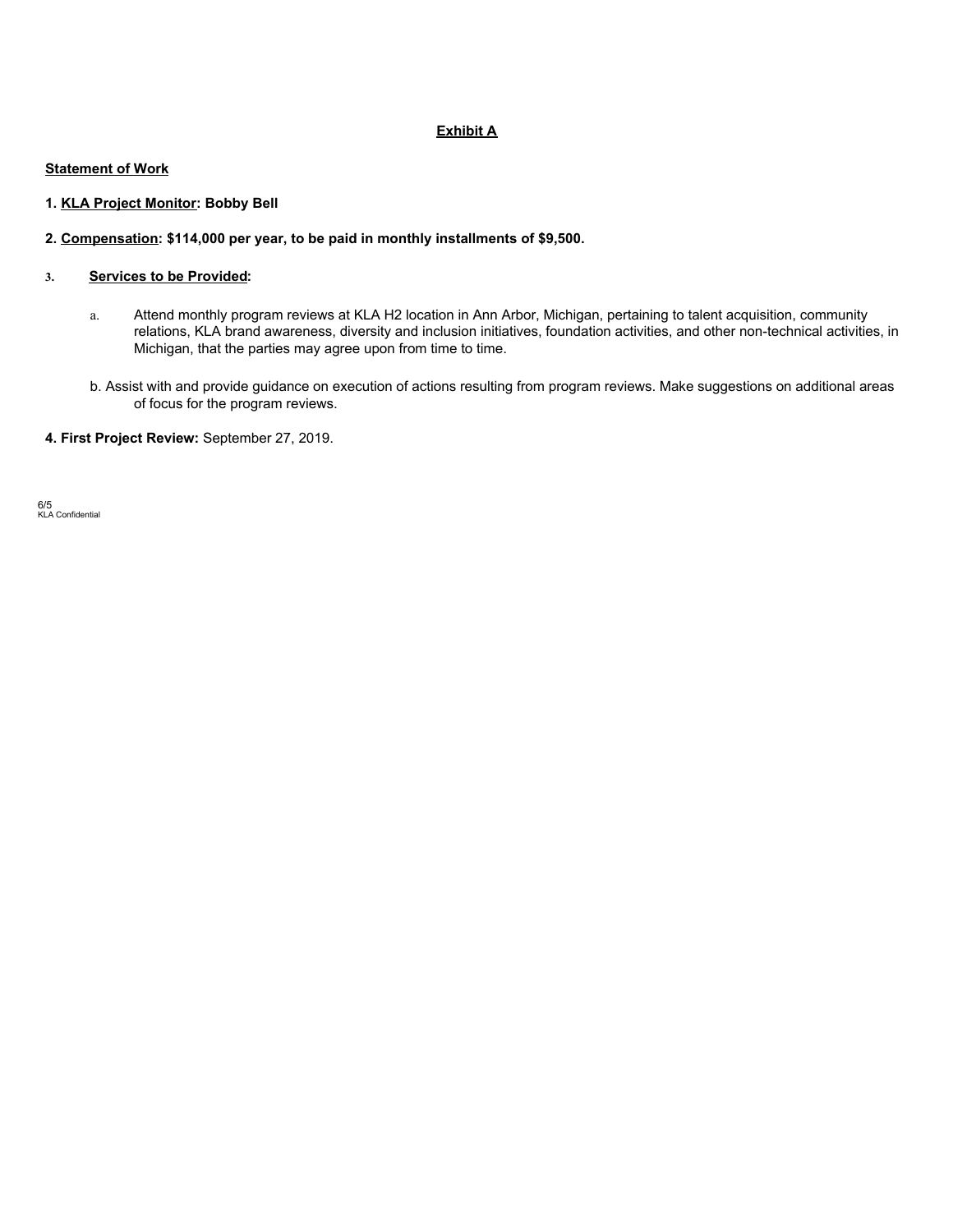**Exhibit A**

**Statement of Work**

**1. KLA Project Monitor: Bobby Bell**

**2. Compensation: $114,000 per year, to be paid in monthly installments of $9,500.**

**3. Services to be Provided:**

a. Attend monthly program reviews at KLA H2 location in Ann Arbor, Michigan, pertaining to talent acquisition, community relations, KLA brand awareness, diversity and inclusion initiatives, foundation activities, and other non-technical activities, in Michigan, that the parties may agree upon from time to time.

b. Assist with and provide guidance on execution of actions resulting from program reviews. Make suggestions on additional areas of focus for the program reviews.

**4. First Project Review:** September 27, 2019.

6/5
KLA Confidential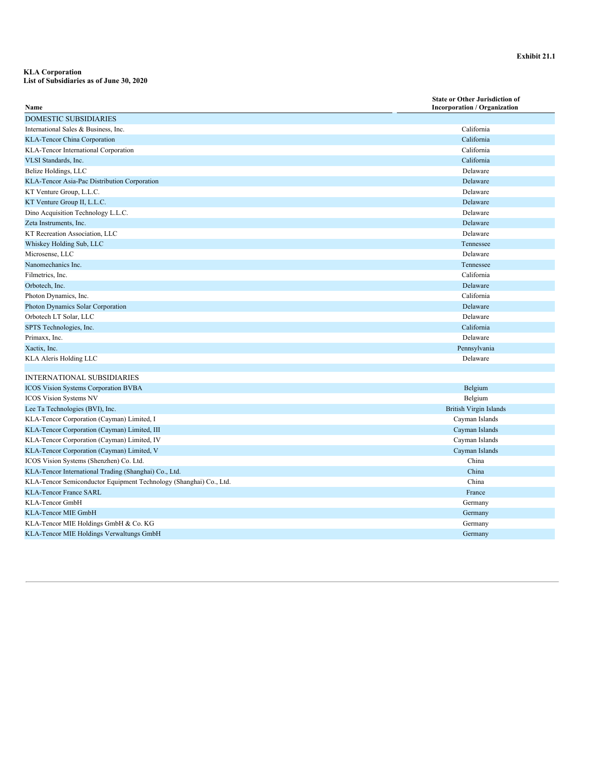Exhibit 21.1

**KLA Corporation**
**List of Subsidiaries as of June 30, 2020**

| Name | State or Other Jurisdiction of Incorporation / Organization |
|---|---|
| DOMESTIC SUBSIDIARIES | |
| International Sales & Business, Inc. | California |
| KLA-Tencor China Corporation | California |
| KLA-Tencor International Corporation | California |
| VLSI Standards, Inc. | California |
| Belize Holdings, LLC | Delaware |
| KLA-Tencor Asia-Pac Distribution Corporation | Delaware |
| KT Venture Group, L.L.C. | Delaware |
| KT Venture Group II, L.L.C. | Delaware |
| Dino Acquisition Technology L.L.C. | Delaware |
| Zeta Instruments, Inc. | Delaware |
| KT Recreation Association, LLC | Delaware |
| Whiskey Holding Sub, LLC | Tennessee |
| Microsense, LLC | Delaware |
| Nanomechanics Inc. | Tennessee |
| Filmetrics, Inc. | California |
| Orbotech, Inc. | Delaware |
| Photon Dynamics, Inc. | California |
| Photon Dynamics Solar Corporation | Delaware |
| Orbotech LT Solar, LLC | Delaware |
| SPTS Technologies, Inc. | California |
| Primaxx, Inc. | Delaware |
| Xactix, Inc. | Pennsylvania |
| KLA Aleris Holding LLC | Delaware |
| | |
| INTERNATIONAL SUBSIDIARIES | |
| ICOS Vision Systems Corporation BVBA | Belgium |
| ICOS Vision Systems NV | Belgium |
| Lee Ta Technologies (BVI), Inc. | British Virgin Islands |
| KLA-Tencor Corporation (Cayman) Limited, I | Cayman Islands |
| KLA-Tencor Corporation (Cayman) Limited, III | Cayman Islands |
| KLA-Tencor Corporation (Cayman) Limited, IV | Cayman Islands |
| KLA-Tencor Corporation (Cayman) Limited, V | Cayman Islands |
| ICOS Vision Systems (Shenzhen) Co. Ltd. | China |
| KLA-Tencor International Trading (Shanghai) Co., Ltd. | China |
| KLA-Tencor Semiconductor Equipment Technology (Shanghai) Co., Ltd. | China |
| KLA-Tencor France SARL | France |
| KLA-Tencor GmbH | Germany |
| KLA-Tencor MIE GmbH | Germany |
| KLA-Tencor MIE Holdings GmbH & Co. KG | Germany |
| KLA-Tencor MIE Holdings Verwaltungs GmbH | Germany |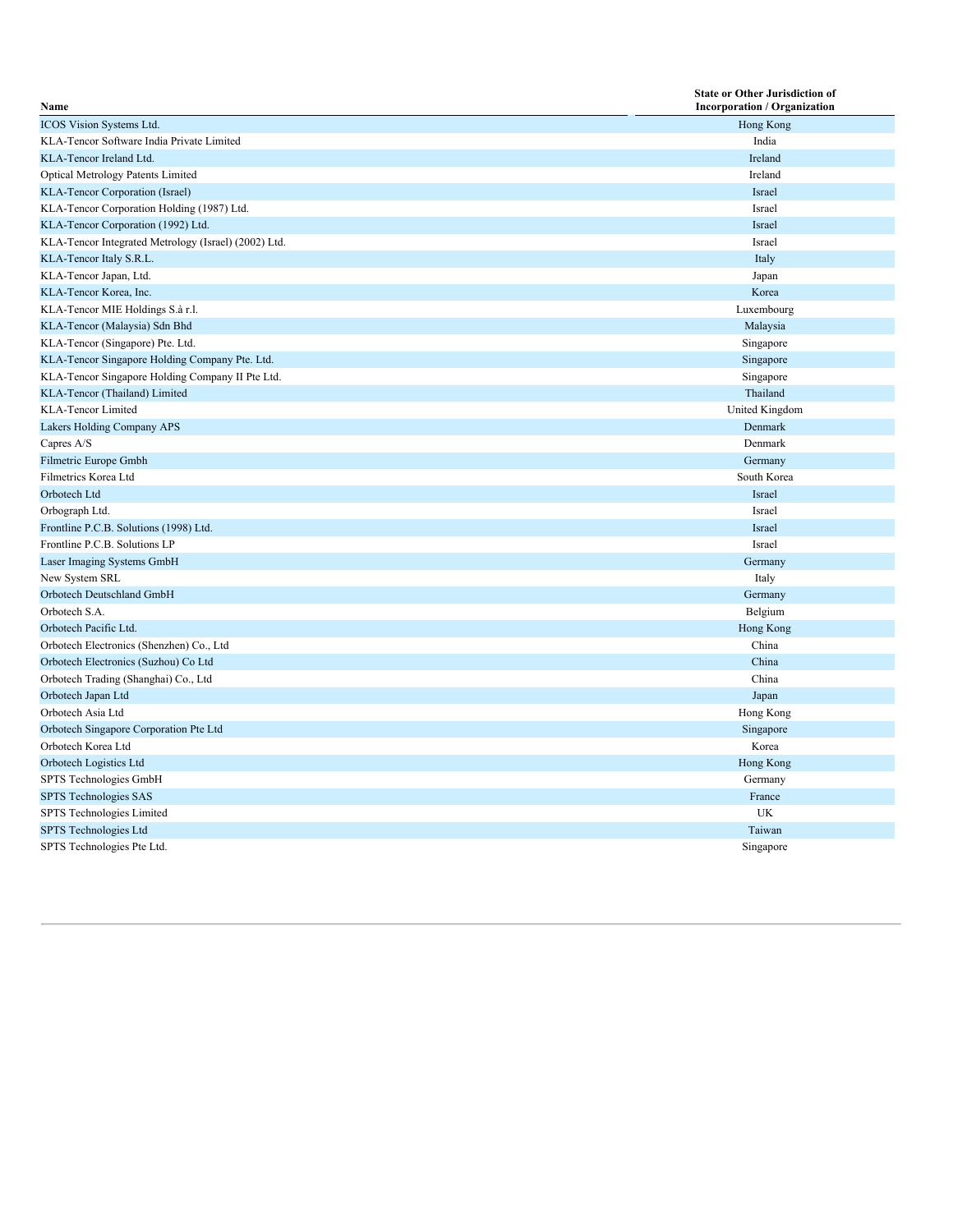| Name | State or Other Jurisdiction of Incorporation / Organization |
|---|---|
| ICOS Vision Systems Ltd. | Hong Kong |
| KLA-Tencor Software India Private Limited | India |
| KLA-Tencor Ireland Ltd. | Ireland |
| Optical Metrology Patents Limited | Ireland |
| KLA-Tencor Corporation (Israel) | Israel |
| KLA-Tencor Corporation Holding (1987) Ltd. | Israel |
| KLA-Tencor Corporation (1992) Ltd. | Israel |
| KLA-Tencor Integrated Metrology (Israel) (2002) Ltd. | Israel |
| KLA-Tencor Italy S.R.L. | Italy |
| KLA-Tencor Japan, Ltd. | Japan |
| KLA-Tencor Korea, Inc. | Korea |
| KLA-Tencor MIE Holdings S.à r.l. | Luxembourg |
| KLA-Tencor (Malaysia) Sdn Bhd | Malaysia |
| KLA-Tencor (Singapore) Pte. Ltd. | Singapore |
| KLA-Tencor Singapore Holding Company Pte. Ltd. | Singapore |
| KLA-Tencor Singapore Holding Company II Pte Ltd. | Singapore |
| KLA-Tencor (Thailand) Limited | Thailand |
| KLA-Tencor Limited | United Kingdom |
| Lakers Holding Company APS | Denmark |
| Capres A/S | Denmark |
| Filmetric Europe Gmbh | Germany |
| Filmetrics Korea Ltd | South Korea |
| Orbotech Ltd | Israel |
| Orbograph Ltd. | Israel |
| Frontline P.C.B. Solutions (1998) Ltd. | Israel |
| Frontline P.C.B. Solutions LP | Israel |
| Laser Imaging Systems GmbH | Germany |
| New System SRL | Italy |
| Orbotech Deutschland GmbH | Germany |
| Orbotech S.A. | Belgium |
| Orbotech Pacific Ltd. | Hong Kong |
| Orbotech Electronics (Shenzhen) Co., Ltd | China |
| Orbotech Electronics (Suzhou) Co Ltd | China |
| Orbotech Trading (Shanghai) Co., Ltd | China |
| Orbotech Japan Ltd | Japan |
| Orbotech Asia Ltd | Hong Kong |
| Orbotech Singapore Corporation Pte Ltd | Singapore |
| Orbotech Korea Ltd | Korea |
| Orbotech Logistics Ltd | Hong Kong |
| SPTS Technologies GmbH | Germany |
| SPTS Technologies SAS | France |
| SPTS Technologies Limited | UK |
| SPTS Technologies Ltd | Taiwan |
| SPTS Technologies Pte Ltd. | Singapore |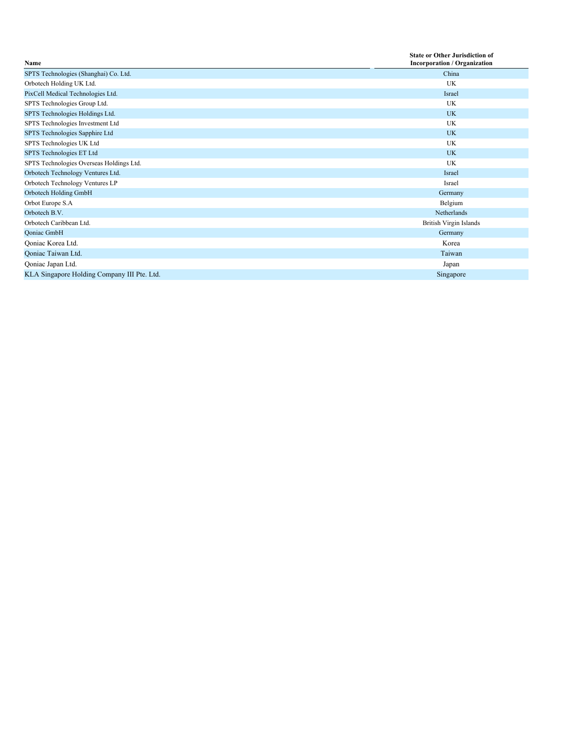| Name | State or Other Jurisdiction of Incorporation / Organization |
|---|---|
| SPTS Technologies (Shanghai) Co. Ltd. | China |
| Orbotech Holding UK Ltd. | UK |
| PixCell Medical Technologies Ltd. | Israel |
| SPTS Technologies Group Ltd. | UK |
| SPTS Technologies Holdings Ltd. | UK |
| SPTS Technologies Investment Ltd | UK |
| SPTS Technologies Sapphire Ltd | UK |
| SPTS Technologies UK Ltd | UK |
| SPTS Technologies ET Ltd | UK |
| SPTS Technologies Overseas Holdings Ltd. | UK |
| Orbotech Technology Ventures Ltd. | Israel |
| Orbotech Technology Ventures LP | Israel |
| Orbotech Holding GmbH | Germany |
| Orbot Europe S.A | Belgium |
| Orbotech B.V. | Netherlands |
| Orbotech Caribbean Ltd. | British Virgin Islands |
| Qoniac GmbH | Germany |
| Qoniac Korea Ltd. | Korea |
| Qoniac Taiwan Ltd. | Taiwan |
| Qoniac Japan Ltd. | Japan |
| KLA Singapore Holding Company III Pte. Ltd. | Singapore |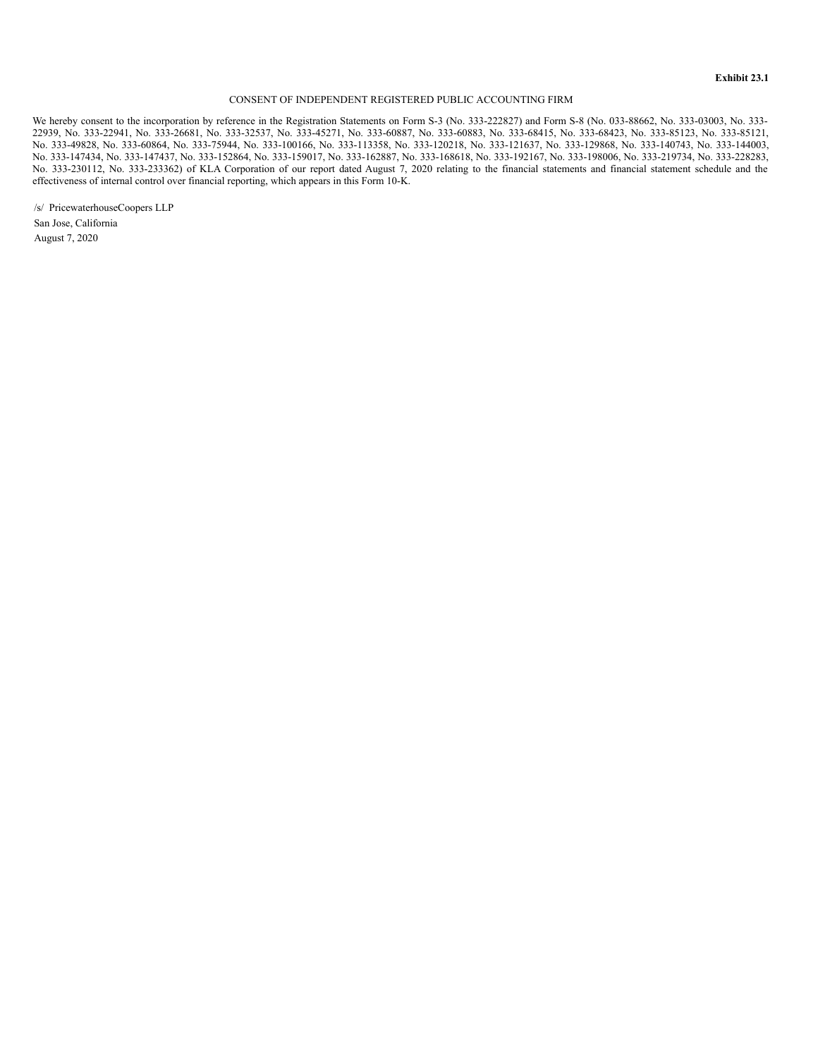**Exhibit 23.1**

CONSENT OF INDEPENDENT REGISTERED PUBLIC ACCOUNTING FIRM

We hereby consent to the incorporation by reference in the Registration Statements on Form S-3 (No. 333-222827) and Form S-8 (No. 033-88662, No. 333-03003, No. 333-22939, No. 333-22941, No. 333-26681, No. 333-32537, No. 333-45271, No. 333-60887, No. 333-60883, No. 333-68415, No. 333-68423, No. 333-85123, No. 333-85121, No. 333-49828, No. 333-60864, No. 333-75944, No. 333-100166, No. 333-113358, No. 333-120218, No. 333-121637, No. 333-129868, No. 333-140743, No. 333-144003, No. 333-147434, No. 333-147437, No. 333-152864, No. 333-159017, No. 333-162887, No. 333-168618, No. 333-192167, No. 333-198006, No. 333-219734, No. 333-228283, No. 333-230112, No. 333-233362) of KLA Corporation of our report dated August 7, 2020 relating to the financial statements and financial statement schedule and the effectiveness of internal control over financial reporting, which appears in this Form 10-K.

/s/ PricewaterhouseCoopers LLP
San Jose, California
August 7, 2020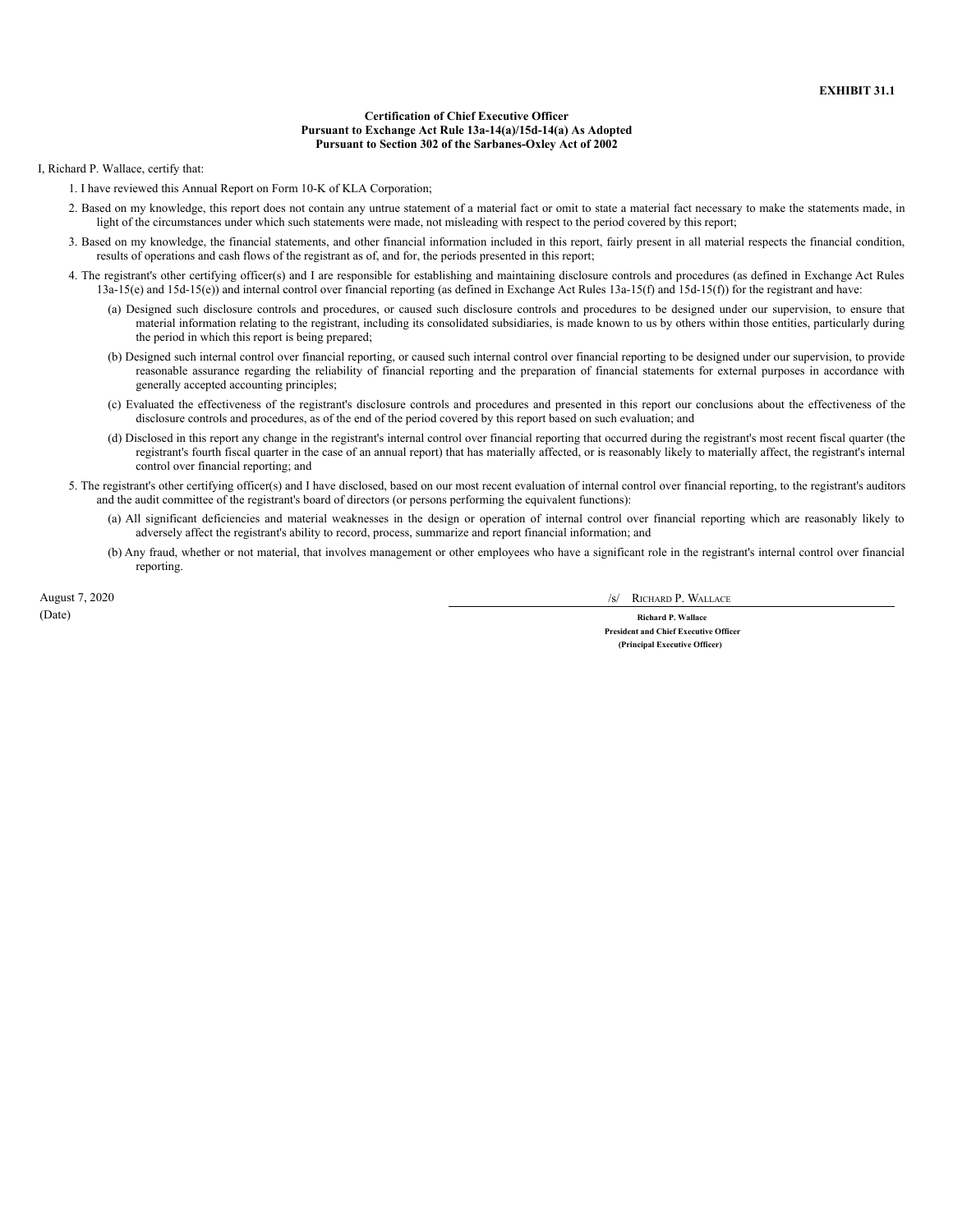**EXHIBIT 31.1**

**Certification of Chief Executive Officer**
**Pursuant to Exchange Act Rule 13a-14(a)/15d-14(a) As Adopted**
**Pursuant to Section 302 of the Sarbanes-Oxley Act of 2002**

I, Richard P. Wallace, certify that:

1. I have reviewed this Annual Report on Form 10-K of KLA Corporation;
2. Based on my knowledge, this report does not contain any untrue statement of a material fact or omit to state a material fact necessary to make the statements made, in light of the circumstances under which such statements were made, not misleading with respect to the period covered by this report;
3. Based on my knowledge, the financial statements, and other financial information included in this report, fairly present in all material respects the financial condition, results of operations and cash flows of the registrant as of, and for, the periods presented in this report;
4. The registrant's other certifying officer(s) and I are responsible for establishing and maintaining disclosure controls and procedures (as defined in Exchange Act Rules 13a-15(e) and 15d-15(e)) and internal control over financial reporting (as defined in Exchange Act Rules 13a-15(f) and 15d-15(f)) for the registrant and have:
   (a) Designed such disclosure controls and procedures, or caused such disclosure controls and procedures to be designed under our supervision, to ensure that material information relating to the registrant, including its consolidated subsidiaries, is made known to us by others within those entities, particularly during the period in which this report is being prepared;
   (b) Designed such internal control over financial reporting, or caused such internal control over financial reporting to be designed under our supervision, to provide reasonable assurance regarding the reliability of financial reporting and the preparation of financial statements for external purposes in accordance with generally accepted accounting principles;
   (c) Evaluated the effectiveness of the registrant's disclosure controls and procedures and presented in this report our conclusions about the effectiveness of the disclosure controls and procedures, as of the end of the period covered by this report based on such evaluation; and
   (d) Disclosed in this report any change in the registrant's internal control over financial reporting that occurred during the registrant's most recent fiscal quarter (the registrant's fourth fiscal quarter in the case of an annual report) that has materially affected, or is reasonably likely to materially affect, the registrant's internal control over financial reporting; and
5. The registrant's other certifying officer(s) and I have disclosed, based on our most recent evaluation of internal control over financial reporting, to the registrant's auditors and the audit committee of the registrant's board of directors (or persons performing the equivalent functions):
   (a) All significant deficiencies and material weaknesses in the design or operation of internal control over financial reporting which are reasonably likely to adversely affect the registrant's ability to record, process, summarize and report financial information; and
   (b) Any fraud, whether or not material, that involves management or other employees who have a significant role in the registrant's internal control over financial reporting.

August 7, 2020
(Date)

/s/ RICHARD P. WALLACE

**Richard P. Wallace**
**President and Chief Executive Officer**
**(Principal Executive Officer)**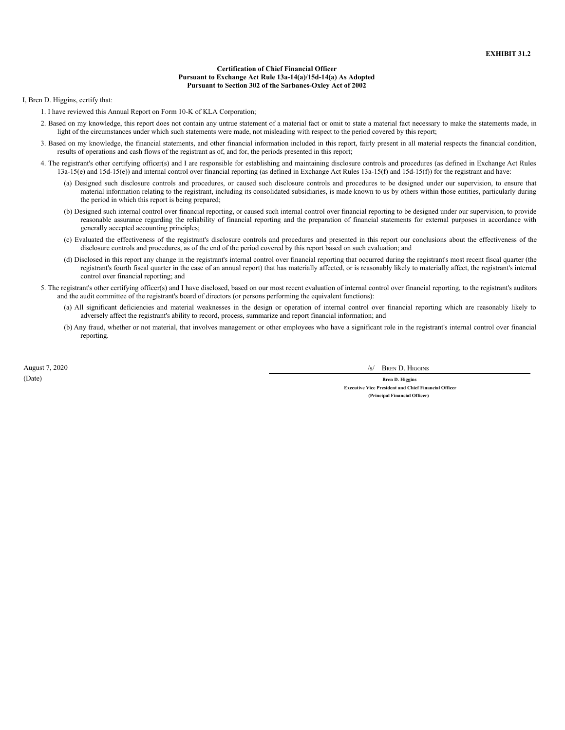**EXHIBIT 31.2**

**Certification of Chief Financial Officer**
**Pursuant to Exchange Act Rule 13a-14(a)/15d-14(a) As Adopted**
**Pursuant to Section 302 of the Sarbanes-Oxley Act of 2002**

I, Bren D. Higgins, certify that:

1. I have reviewed this Annual Report on Form 10-K of KLA Corporation;
2. Based on my knowledge, this report does not contain any untrue statement of a material fact or omit to state a material fact necessary to make the statements made, in light of the circumstances under which such statements were made, not misleading with respect to the period covered by this report;
3. Based on my knowledge, the financial statements, and other financial information included in this report, fairly present in all material respects the financial condition, results of operations and cash flows of the registrant as of, and for, the periods presented in this report;
4. The registrant's other certifying officer(s) and I are responsible for establishing and maintaining disclosure controls and procedures (as defined in Exchange Act Rules 13a-15(e) and 15d-15(e)) and internal control over financial reporting (as defined in Exchange Act Rules 13a-15(f) and 15d-15(f)) for the registrant and have:
   - (a) Designed such disclosure controls and procedures, or caused such disclosure controls and procedures to be designed under our supervision, to ensure that material information relating to the registrant, including its consolidated subsidiaries, is made known to us by others within those entities, particularly during the period in which this report is being prepared;
   - (b) Designed such internal control over financial reporting, or caused such internal control over financial reporting to be designed under our supervision, to provide reasonable assurance regarding the reliability of financial reporting and the preparation of financial statements for external purposes in accordance with generally accepted accounting principles;
   - (c) Evaluated the effectiveness of the registrant's disclosure controls and procedures and presented in this report our conclusions about the effectiveness of the disclosure controls and procedures, as of the end of the period covered by this report based on such evaluation; and
   - (d) Disclosed in this report any change in the registrant's internal control over financial reporting that occurred during the registrant's most recent fiscal quarter (the registrant's fourth fiscal quarter in the case of an annual report) that has materially affected, or is reasonably likely to materially affect, the registrant's internal control over financial reporting; and
5. The registrant's other certifying officer(s) and I have disclosed, based on our most recent evaluation of internal control over financial reporting, to the registrant's auditors and the audit committee of the registrant's board of directors (or persons performing the equivalent functions):
   - (a) All significant deficiencies and material weaknesses in the design or operation of internal control over financial reporting which are reasonably likely to adversely affect the registrant's ability to record, process, summarize and report financial information; and
   - (b) Any fraud, whether or not material, that involves management or other employees who have a significant role in the registrant's internal control over financial reporting.

August 7, 2020
(Date)

/s/ BREN D. HIGGINS

**Bren D. Higgins**
**Executive Vice President and Chief Financial Officer**
**(Principal Financial Officer)**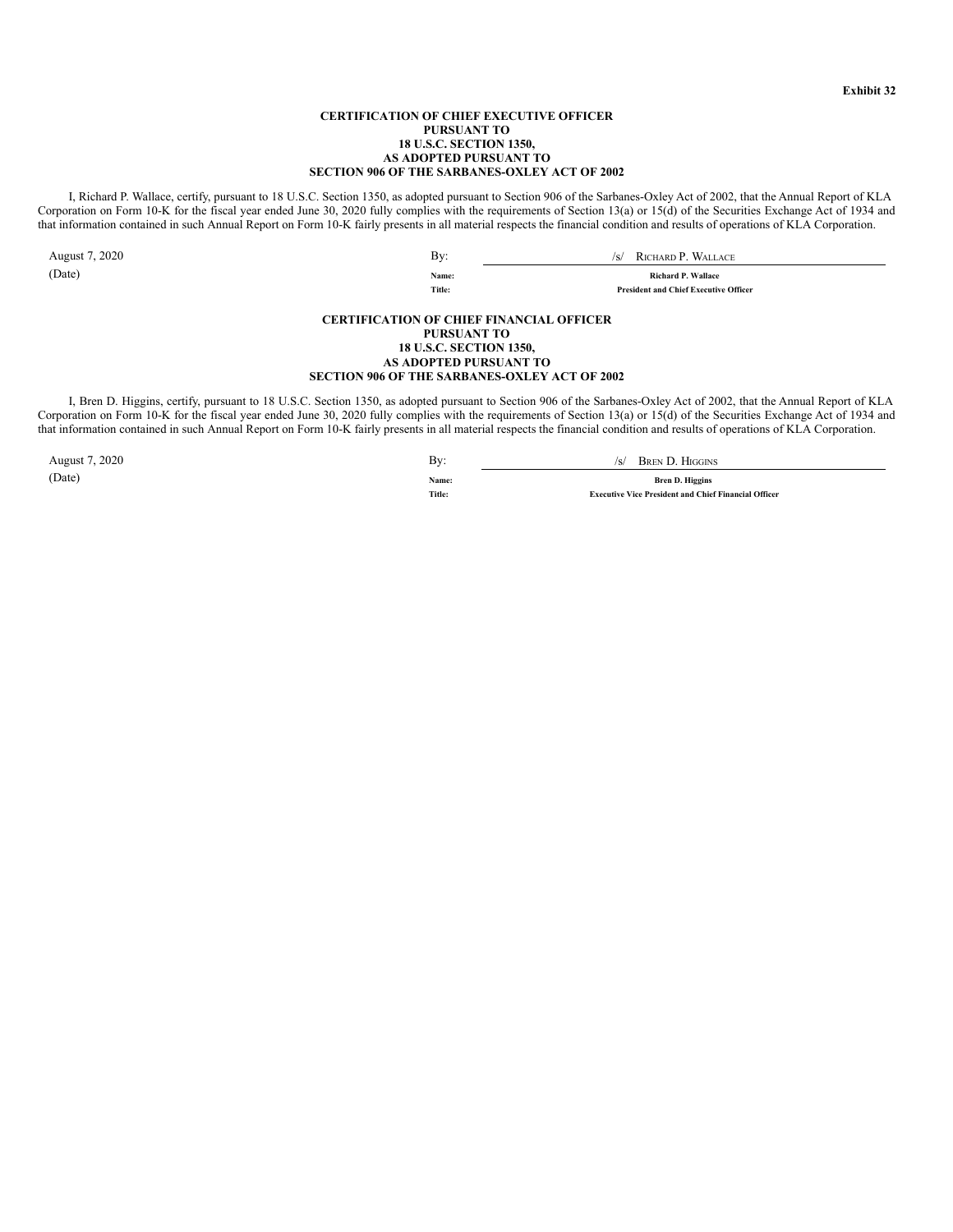Exhibit 32

**CERTIFICATION OF CHIEF EXECUTIVE OFFICER**
**PURSUANT TO**
**18 U.S.C. SECTION 1350,**
**AS ADOPTED PURSUANT TO**
**SECTION 906 OF THE SARBANES-OXLEY ACT OF 2002**

I, Richard P. Wallace, certify, pursuant to 18 U.S.C. Section 1350, as adopted pursuant to Section 906 of the Sarbanes-Oxley Act of 2002, that the Annual Report of KLA Corporation on Form 10-K for the fiscal year ended June 30, 2020 fully complies with the requirements of Section 13(a) or 15(d) of the Securities Exchange Act of 1934 and that information contained in such Annual Report on Form 10-K fairly presents in all material respects the financial condition and results of operations of KLA Corporation.

| | | |
|---|---|---|
| August 7, 2020 | By: | /s/ RICHARD P. WALLACE |
| (Date) | **Name:** | **Richard P. Wallace** |
| | **Title:** | **President and Chief Executive Officer** |

**CERTIFICATION OF CHIEF FINANCIAL OFFICER**
**PURSUANT TO**
**18 U.S.C. SECTION 1350,**
**AS ADOPTED PURSUANT TO**
**SECTION 906 OF THE SARBANES-OXLEY ACT OF 2002**

I, Bren D. Higgins, certify, pursuant to 18 U.S.C. Section 1350, as adopted pursuant to Section 906 of the Sarbanes-Oxley Act of 2002, that the Annual Report of KLA Corporation on Form 10-K for the fiscal year ended June 30, 2020 fully complies with the requirements of Section 13(a) or 15(d) of the Securities Exchange Act of 1934 and that information contained in such Annual Report on Form 10-K fairly presents in all material respects the financial condition and results of operations of KLA Corporation.

| | | |
|---|---|---|
| August 7, 2020 | By: | /s/ BREN D. HIGGINS |
| (Date) | **Name:** | **Bren D. Higgins** |
| | **Title:** | **Executive Vice President and Chief Financial Officer** |